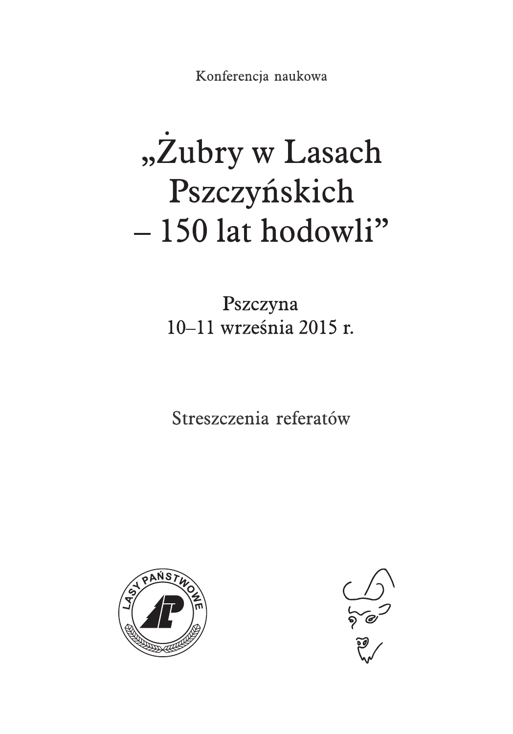Konferencja naukowa

# „Żubry w Lasach Pszczyńskich – 150 lat hodowli”

Pszczyna
10–11 września 2015 r.

Streszczenia referatów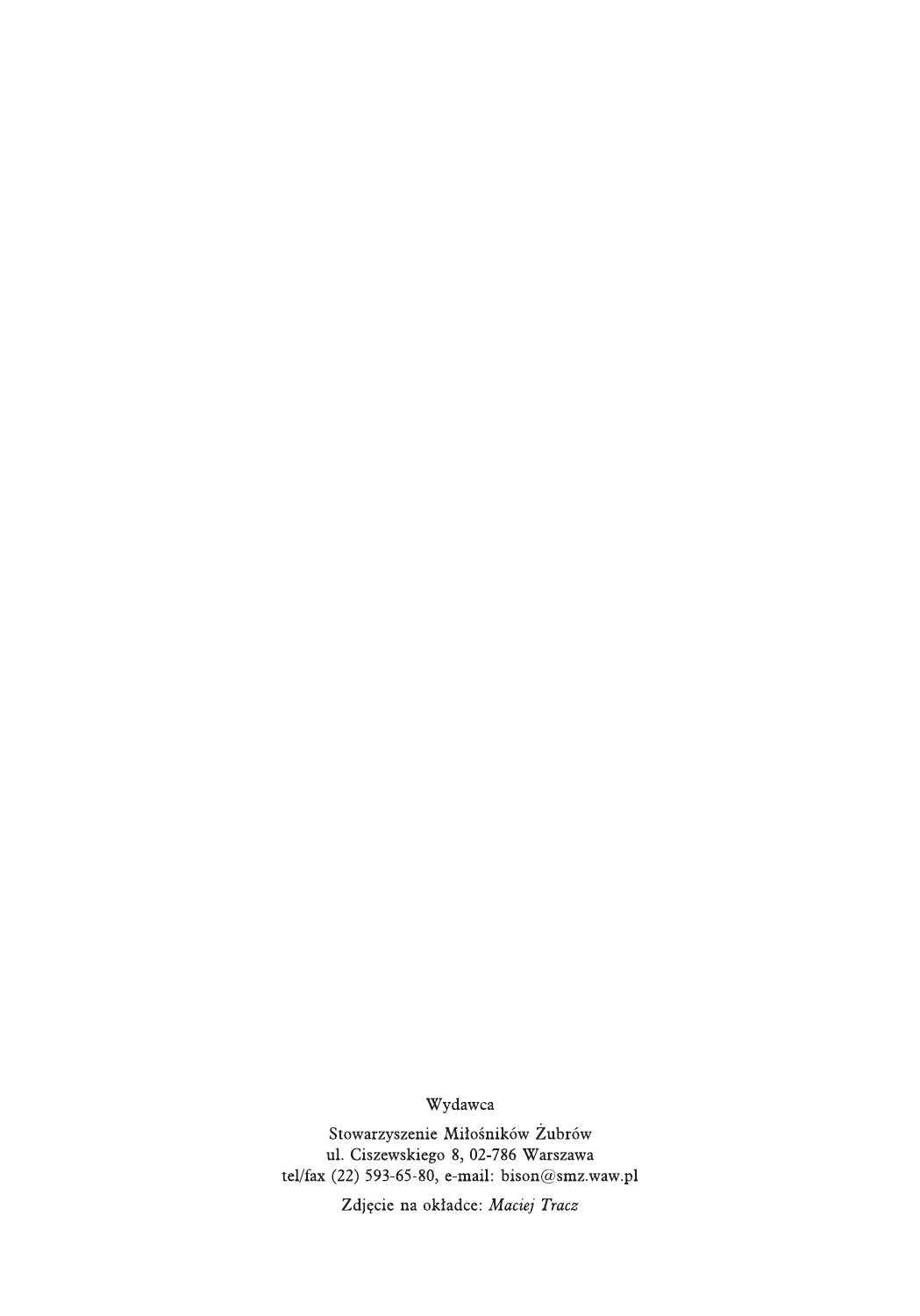Wydawca

Stowarzyszenie Miłośników Żubrów
ul. Ciszewskiego 8, 02-786 Warszawa
tel/fax (22) 593-65-80, e-mail: bison@smz.waw.pl

Zdjęcie na okładce: *Maciej Tracz*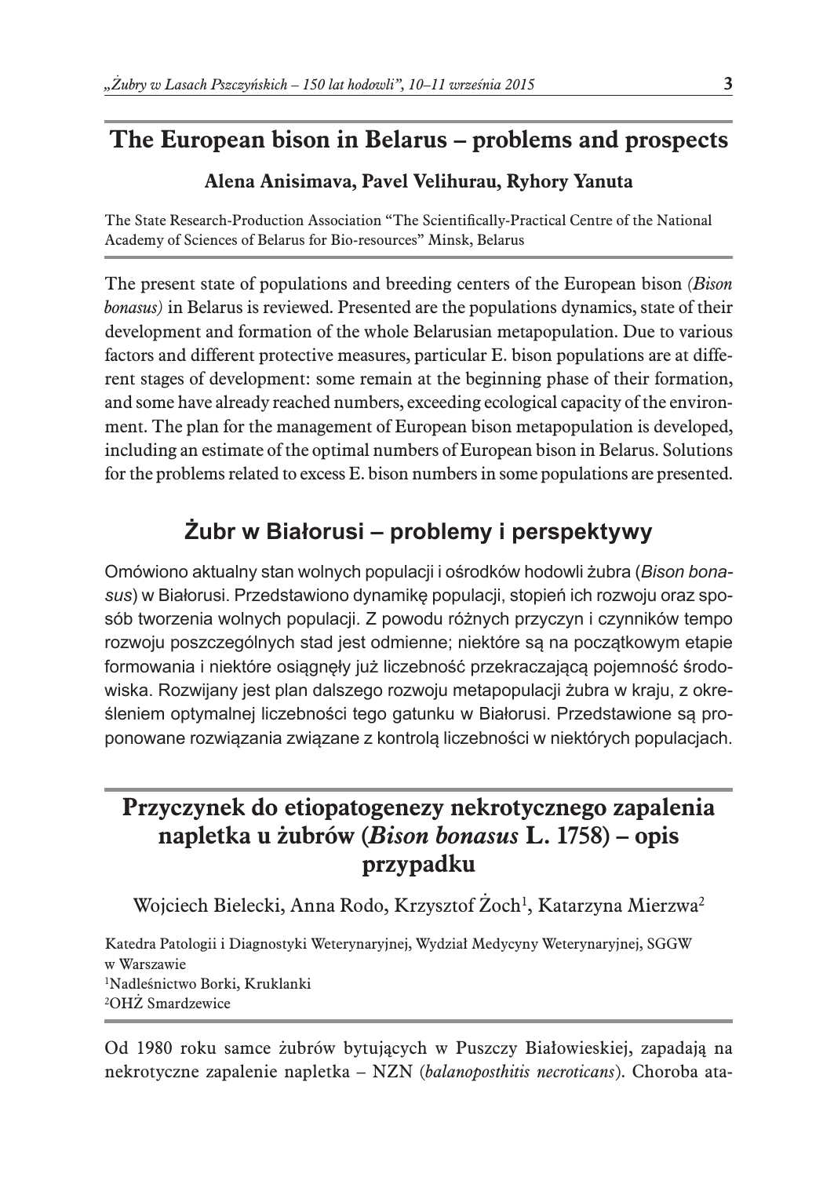# The European bison in Belarus – problems and prospects

**Alena Anisimava, Pavel Velihurau, Ryhory Yanuta**

The State Research-Production Association "The Scientifically-Practical Centre of the National Academy of Sciences of Belarus for Bio-resources" Minsk, Belarus

The present state of populations and breeding centers of the European bison *(Bison bonasus)* in Belarus is reviewed. Presented are the populations dynamics, state of their development and formation of the whole Belarusian metapopulation. Due to various factors and different protective measures, particular E. bison populations are at different stages of development: some remain at the beginning phase of their formation, and some have already reached numbers, exceeding ecological capacity of the environment. The plan for the management of European bison metapopulation is developed, including an estimate of the optimal numbers of European bison in Belarus. Solutions for the problems related to excess E. bison numbers in some populations are presented.

## Żubr w Białorusi – problemy i perspektywy

Omówiono aktualny stan wolnych populacji i ośrodków hodowli żubra (*Bison bonasus*) w Białorusi. Przedstawiono dynamikę populacji, stopień ich rozwoju oraz sposób tworzenia wolnych populacji. Z powodu różnych przyczyn i czynników tempo rozwoju poszczególnych stad jest odmienne; niektóre są na początkowym etapie formowania i niektóre osiągnęły już liczebność przekraczającą pojemność środowiska. Rozwijany jest plan dalszego rozwoju metapopulacji żubra w kraju, z określeniem optymalnej liczebności tego gatunku w Białorusi. Przedstawione są proponowane rozwiązania związane z kontrolą liczebności w niektórych populacjach.

# Przyczynek do etiopatogenezy nekrotycznego zapalenia napletka u żubrów (*Bison bonasus* L. 1758) – opis przypadku

Wojciech Bielecki, Anna Rodo, Krzysztof Żoch[1], Katarzyna Mierzwa[2]

Katedra Patologii i Diagnostyki Weterynaryjnej, Wydział Medycyny Weterynaryjnej, SGGW w Warszawie
[1]Nadleśnictwo Borki, Kruklanki
[2]OHŻ Smardzewice

Od 1980 roku samce żubrów bytujących w Puszczy Białowieskiej, zapadają na nekrotyczne zapalenie napletka – NZN (*balanoposthitis necroticans*). Choroba ata-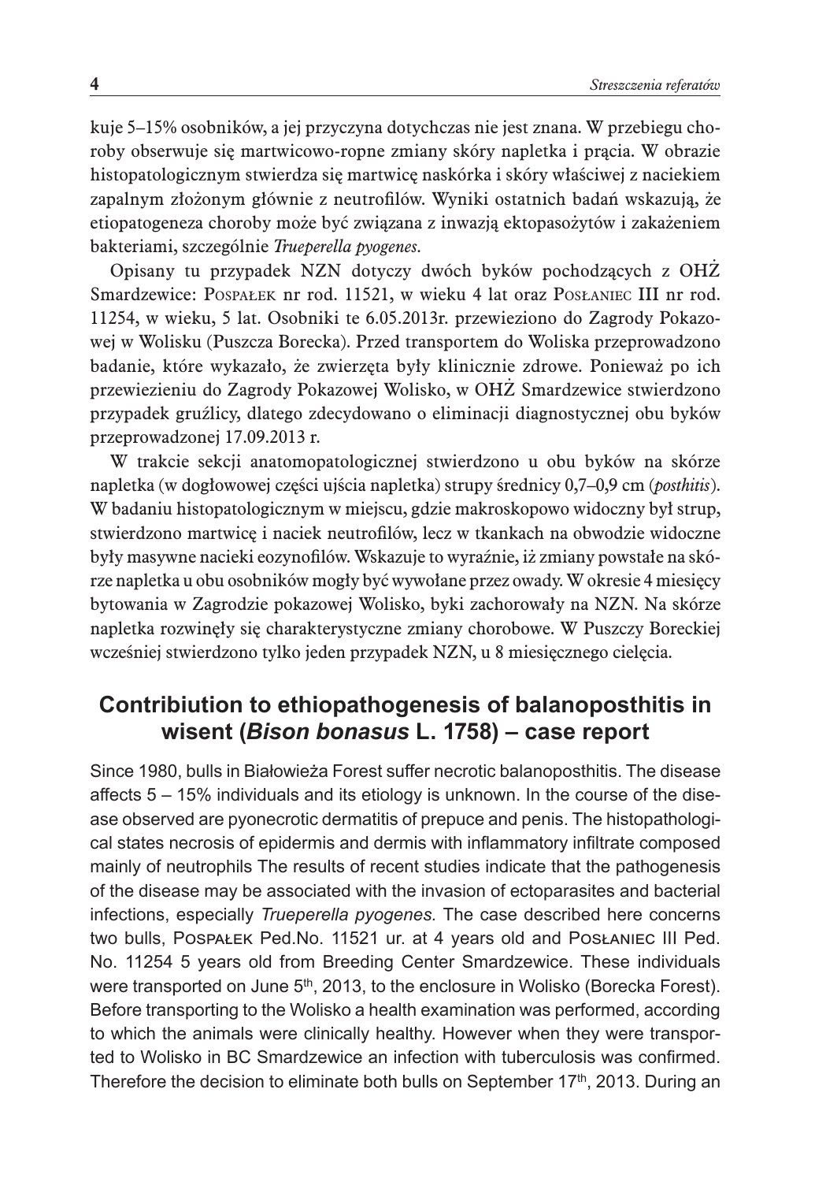kuje 5–15% osobników, a jej przyczyna dotychczas nie jest znana. W przebiegu choroby obserwuje się martwicowo-ropne zmiany skóry napletka i prącia. W obrazie histopatologicznym stwierdza się martwicę naskórka i skóry właściwej z naciekiem zapalnym złożonym głównie z neutrofilów. Wyniki ostatnich badań wskazują, że etiopatogeneza choroby może być związana z inwazją ektopasożytów i zakażeniem bakteriami, szczególnie *Trueperella pyogenes*.

Opisany tu przypadek NZN dotyczy dwóch byków pochodzących z OHŻ Smardzewice: Pospałek nr rod. 11521, w wieku 4 lat oraz Posłaniec III nr rod. 11254, w wieku, 5 lat. Osobniki te 6.05.2013r. przewieziono do Zagrody Pokazowej w Wolisku (Puszcza Borecka). Przed transportem do Woliska przeprowadzono badanie, które wykazało, że zwierzęta były klinicznie zdrowe. Ponieważ po ich przewiezieniu do Zagrody Pokazowej Wolisko, w OHŻ Smardzewice stwierdzono przypadek gruźlicy, dlatego zdecydowano o eliminacji diagnostycznej obu byków przeprowadzonej 17.09.2013 r.

W trakcie sekcji anatomopatologicznej stwierdzono u obu byków na skórze napletka (w dogłowowej części ujścia napletka) strupy średnicy 0,7–0,9 cm (*posthitis*). W badaniu histopatologicznym w miejscu, gdzie makroskopowo widoczny był strup, stwierdzono martwicę i naciek neutrofilów, lecz w tkankach na obwodzie widoczne były masywne nacieki eozynofilów. Wskazuje to wyraźnie, iż zmiany powstałe na skórze napletka u obu osobników mogły być wywołane przez owady. W okresie 4 miesięcy bytowania w Zagrodzie pokazowej Wolisko, byki zachorowały na NZN. Na skórze napletka rozwinęły się charakterystyczne zmiany chorobowe. W Puszczy Boreckiej wcześniej stwierdzono tylko jeden przypadek NZN, u 8 miesięcznego cielęcia.

## Contribiution to ethiopathogenesis of balanoposthitis in wisent (*Bison bonasus* L. 1758) – case report

Since 1980, bulls in Białowieża Forest suffer necrotic balanoposthitis. The disease affects 5 – 15% individuals and its etiology is unknown. In the course of the disease observed are pyonecrotic dermatitis of prepuce and penis. The histopathological states necrosis of epidermis and dermis with inflammatory infiltrate composed mainly of neutrophils The results of recent studies indicate that the pathogenesis of the disease may be associated with the invasion of ectoparasites and bacterial infections, especially *Trueperella pyogenes*. The case described here concerns two bulls, Pospałek Ped.No. 11521 ur. at 4 years old and Posłaniec III Ped. No. 11254 5 years old from Breeding Center Smardzewice. These individuals were transported on June 5th, 2013, to the enclosure in Wolisko (Borecka Forest). Before transporting to the Wolisko a health examination was performed, according to which the animals were clinically healthy. However when they were transported to Wolisko in BC Smardzewice an infection with tuberculosis was confirmed. Therefore the decision to eliminate both bulls on September 17th, 2013. During an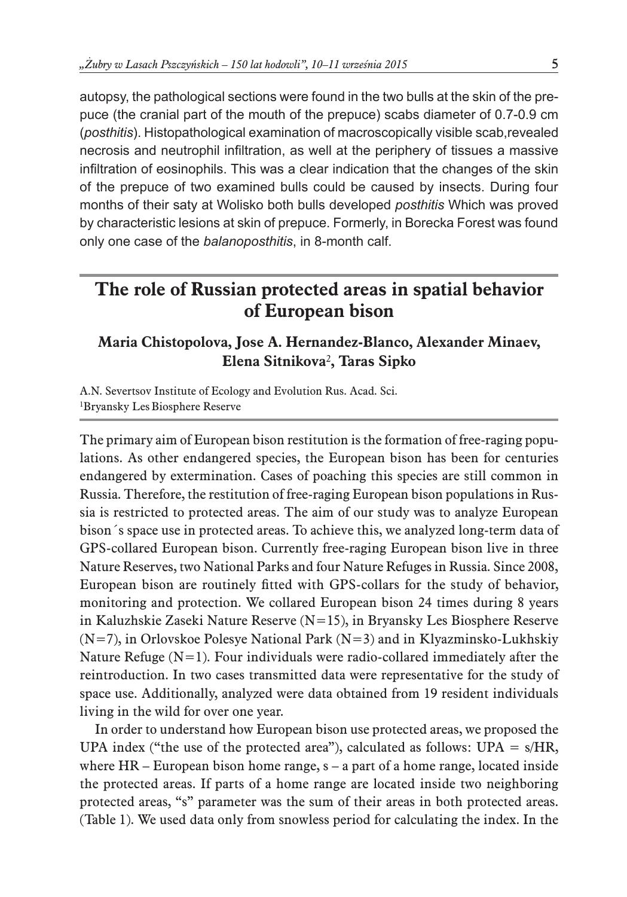autopsy, the pathological sections were found in the two bulls at the skin of the prepuce (the cranial part of the mouth of the prepuce) scabs diameter of 0.7-0.9 cm (*posthitis*). Histopathological examination of macroscopically visible scab,revealed necrosis and neutrophil infiltration, as well at the periphery of tissues a massive infiltration of eosinophils. This was a clear indication that the changes of the skin of the prepuce of two examined bulls could be caused by insects. During four months of their saty at Wolisko both bulls developed *posthitis* Which was proved by characteristic lesions at skin of prepuce. Formerly, in Borecka Forest was found only one case of the *balanoposthitis*, in 8-month calf.

## The role of Russian protected areas in spatial behavior of European bison

**Maria Chistopolova, Jose A. Hernandez-Blanco, Alexander Minaev, Elena Sitnikova[2], Taras Sipko**

A.N. Severtsov Institute of Ecology and Evolution Rus. Acad. Sci.
[1]Bryansky Les Biosphere Reserve

The primary aim of European bison restitution is the formation of free-raging populations. As other endangered species, the European bison has been for centuries endangered by extermination. Cases of poaching this species are still common in Russia. Therefore, the restitution of free-raging European bison populations in Russia is restricted to protected areas. The aim of our study was to analyze European bison´s space use in protected areas. To achieve this, we analyzed long-term data of GPS-collared European bison. Currently free-raging European bison live in three Nature Reserves, two National Parks and four Nature Refuges in Russia. Since 2008, European bison are routinely fitted with GPS-collars for the study of behavior, monitoring and protection. We collared European bison 24 times during 8 years in Kaluzhskie Zaseki Nature Reserve (N=15), in Bryansky Les Biosphere Reserve (N=7), in Orlovskoe Polesye National Park (N=3) and in Klyazminsko-Lukhskiy Nature Refuge (N=1). Four individuals were radio-collared immediately after the reintroduction. In two cases transmitted data were representative for the study of space use. Additionally, analyzed were data obtained from 19 resident individuals living in the wild for over one year.

In order to understand how European bison use protected areas, we proposed the UPA index ("the use of the protected area"), calculated as follows: $UPA = s/HR$, where HR – European bison home range, s – a part of a home range, located inside the protected areas. If parts of a home range are located inside two neighboring protected areas, "s" parameter was the sum of their areas in both protected areas. (Table 1). We used data only from snowless period for calculating the index. In the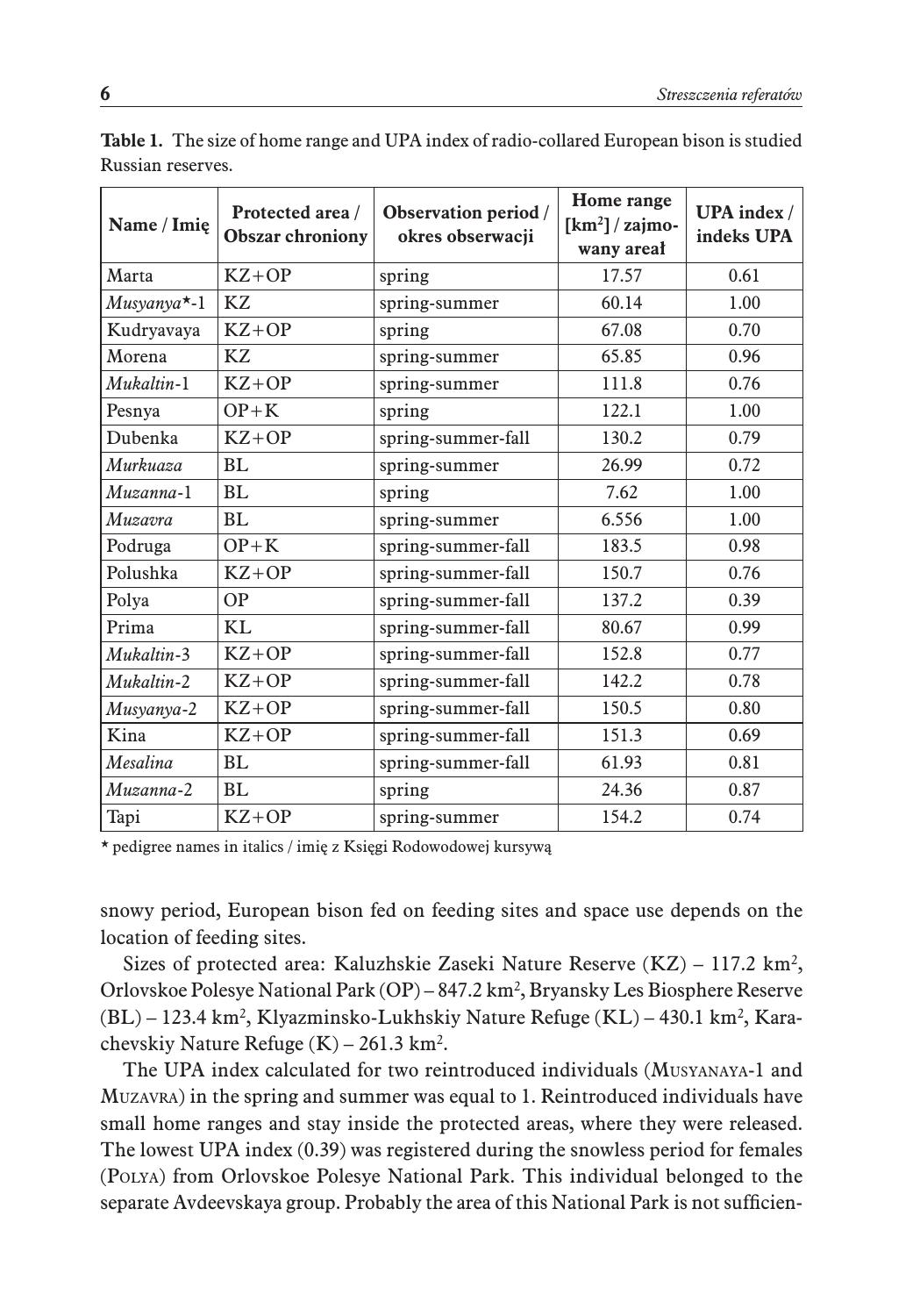**Table 1.** The size of home range and UPA index of radio-collared European bison is studied Russian reserves.

| Name / Imię | Protected area / Obszar chroniony | Observation period / okres obserwacji | Home range [km²] / zajmowany areał | UPA index / indeks UPA |
|---|---|---|---|---|
| Marta | KZ+OP | spring | 17.57 | 0.61 |
| *Musyanya*\*-1 | KZ | spring-summer | 60.14 | 1.00 |
| Kudryavaya | KZ+OP | spring | 67.08 | 0.70 |
| Morena | KZ | spring-summer | 65.85 | 0.96 |
| *Mukaltin*-1 | KZ+OP | spring-summer | 111.8 | 0.76 |
| Pesnya | OP+K | spring | 122.1 | 1.00 |
| Dubenka | KZ+OP | spring-summer-fall | 130.2 | 0.79 |
| *Murkuaza* | BL | spring-summer | 26.99 | 0.72 |
| *Muzanna*-1 | BL | spring | 7.62 | 1.00 |
| *Muzavra* | BL | spring-summer | 6.556 | 1.00 |
| Podruga | OP+K | spring-summer-fall | 183.5 | 0.98 |
| Polushka | KZ+OP | spring-summer-fall | 150.7 | 0.76 |
| Polya | OP | spring-summer-fall | 137.2 | 0.39 |
| Prima | KL | spring-summer-fall | 80.67 | 0.99 |
| *Mukaltin*-3 | KZ+OP | spring-summer-fall | 152.8 | 0.77 |
| *Mukaltin*-2 | KZ+OP | spring-summer-fall | 142.2 | 0.78 |
| *Musyanya*-2 | KZ+OP | spring-summer-fall | 150.5 | 0.80 |
| Kina | KZ+OP | spring-summer-fall | 151.3 | 0.69 |
| *Mesalina* | BL | spring-summer-fall | 61.93 | 0.81 |
| *Muzanna*-2 | BL | spring | 24.36 | 0.87 |
| Tapi | KZ+OP | spring-summer | 154.2 | 0.74 |

\* pedigree names in italics / imię z Księgi Rodowodowej kursywą

snowy period, European bison fed on feeding sites and space use depends on the location of feeding sites.

Sizes of protected area: Kaluzhskie Zaseki Nature Reserve (KZ) – 117.2 km², Orlovskoe Polesye National Park (OP) – 847.2 km², Bryansky Les Biosphere Reserve (BL) – 123.4 km², Klyazminsko-Lukhskiy Nature Refuge (KL) – 430.1 km², Karachevskiy Nature Refuge (K) – 261.3 km².

The UPA index calculated for two reintroduced individuals (Musyanaya-1 and Muzavra) in the spring and summer was equal to 1. Reintroduced individuals have small home ranges and stay inside the protected areas, where they were released. The lowest UPA index (0.39) was registered during the snowless period for females (Polya) from Orlovskoe Polesye National Park. This individual belonged to the separate Avdeevskaya group. Probably the area of this National Park is not sufficien-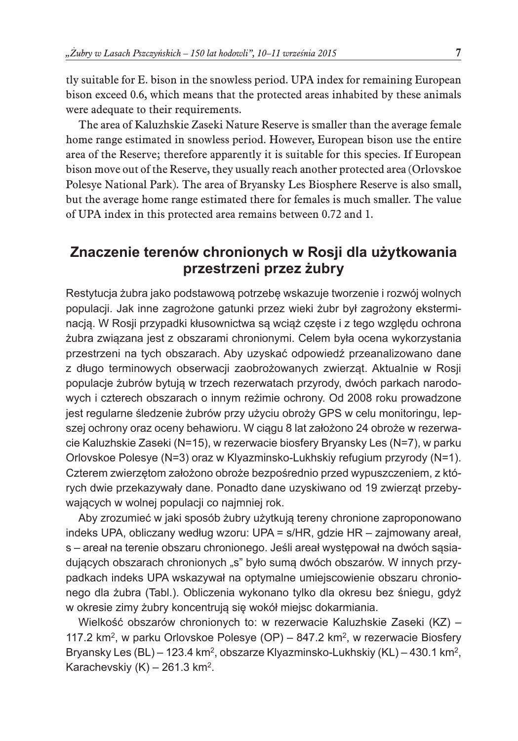tly suitable for E. bison in the snowless period. UPA index for remaining European bison exceed 0.6, which means that the protected areas inhabited by these animals were adequate to their requirements.

The area of Kaluzhskie Zaseki Nature Reserve is smaller than the average female home range estimated in snowless period. However, European bison use the entire area of the Reserve; therefore apparently it is suitable for this species. If European bison move out of the Reserve, they usually reach another protected area (Orlovskoe Polesye National Park). The area of Bryansky Les Biosphere Reserve is also small, but the average home range estimated there for females is much smaller. The value of UPA index in this protected area remains between 0.72 and 1.

## Znaczenie terenów chronionych w Rosji dla użytkowania przestrzeni przez żubry

Restytucja żubra jako podstawową potrzebę wskazuje tworzenie i rozwój wolnych populacji. Jak inne zagrożone gatunki przez wieki żubr był zagrożony eksterminacją. W Rosji przypadki kłusownictwa są wciąż częste i z tego względu ochrona żubra związana jest z obszarami chronionymi. Celem była ocena wykorzystania przestrzeni na tych obszarach. Aby uzyskać odpowiedź przeanalizowano dane z długo terminowych obserwacji zaobrożowanych zwierząt. Aktualnie w Rosji populacje żubrów bytują w trzech rezerwatach przyrody, dwóch parkach narodowych i czterech obszarach o innym reżimie ochrony. Od 2008 roku prowadzone jest regularne śledzenie żubrów przy użyciu obroży GPS w celu monitoringu, lepszej ochrony oraz oceny behawioru. W ciągu 8 lat założono 24 obroże w rezerwacie Kaluzhskie Zaseki (N=15), w rezerwacie biosfery Bryansky Les (N=7), w parku Orlovskoe Polesye (N=3) oraz w Klyazminsko-Lukhskiy refugium przyrody (N=1). Czterem zwierzętom założono obroże bezpośrednio przed wypuszczeniem, z których dwie przekazywały dane. Ponadto dane uzyskiwano od 19 zwierząt przebywających w wolnej populacji co najmniej rok.

Aby zrozumieć w jaki sposób żubry użytkują tereny chronione zaproponowano indeks UPA, obliczany według wzoru: UPA = s/HR, gdzie HR – zajmowany areał, s – areał na terenie obszaru chronionego. Jeśli areał występował na dwóch sąsiadujących obszarach chronionych „s" było sumą dwóch obszarów. W innych przypadkach indeks UPA wskazywał na optymalne umiejscowienie obszaru chronionego dla żubra (Tabl.). Obliczenia wykonano tylko dla okresu bez śniegu, gdyż w okresie zimy żubry koncentrują się wokół miejsc dokarmiania.

Wielkość obszarów chronionych to: w rezerwacie Kaluzhskie Zaseki (KZ) – 117.2 km$^2$, w parku Orlovskoe Polesye (OP) – 847.2 km$^2$, w rezerwacie Biosfery Bryansky Les (BL) – 123.4 km$^2$, obszarze Klyazminsko-Lukhskiy (KL) – 430.1 km$^2$, Karachevskiy (K) – 261.3 km$^2$.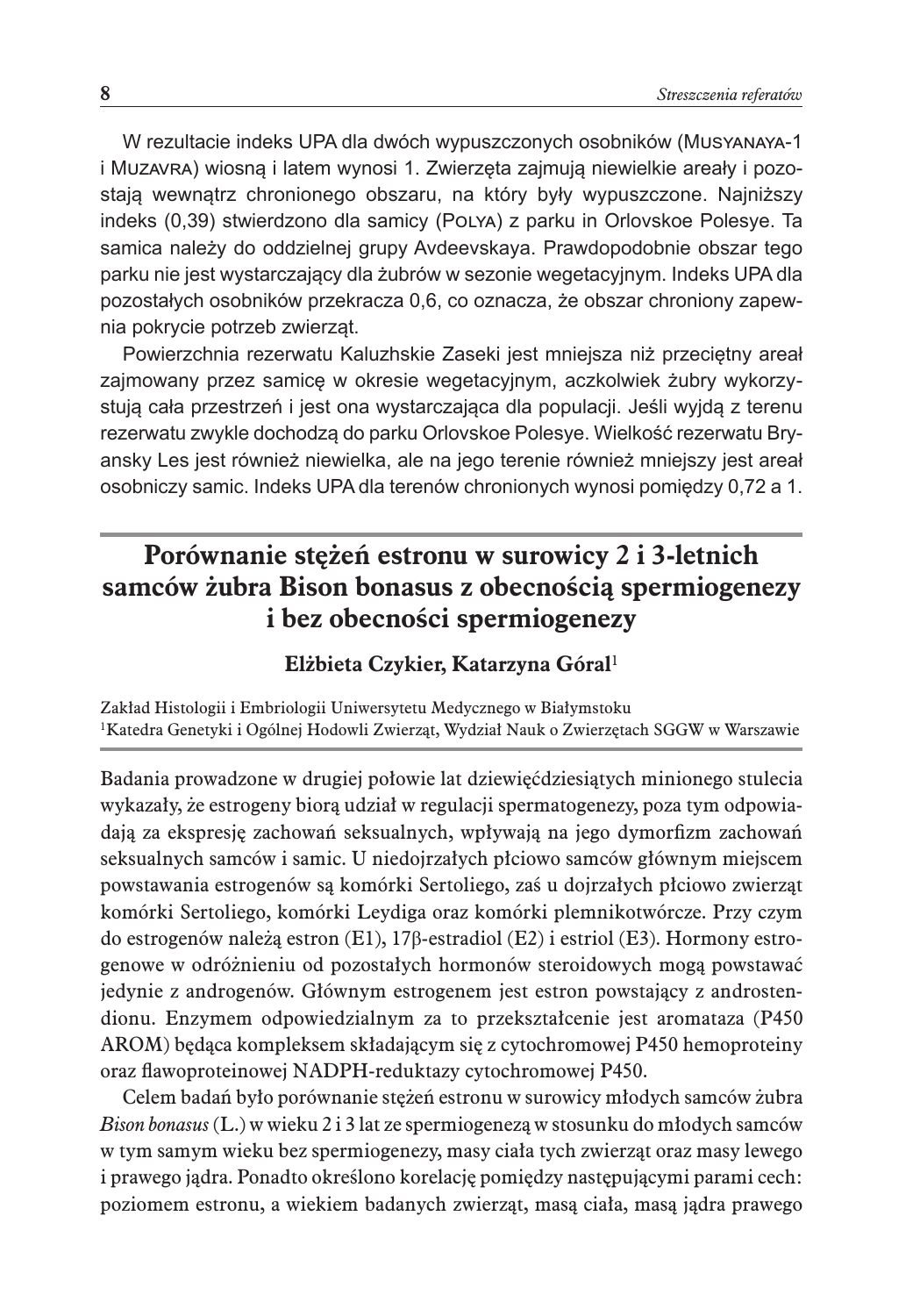W rezultacie indeks UPA dla dwóch wypuszczonych osobników (Musyanaya-1 i Muzavra) wiosną i latem wynosi 1. Zwierzęta zajmują niewielkie areały i pozostają wewnątrz chronionego obszaru, na który były wypuszczone. Najniższy indeks (0,39) stwierdzono dla samicy (Polya) z parku in Orlovskoe Polesye. Ta samica należy do oddzielnej grupy Avdeevskaya. Prawdopodobnie obszar tego parku nie jest wystarczający dla żubrów w sezonie wegetacyjnym. Indeks UPA dla pozostałych osobników przekracza 0,6, co oznacza, że obszar chroniony zapewnia pokrycie potrzeb zwierząt.

Powierzchnia rezerwatu Kaluzhskie Zaseki jest mniejsza niż przeciętny areał zajmowany przez samicę w okresie wegetacyjnym, aczkolwiek żubry wykorzystują cała przestrzeń i jest ona wystarczająca dla populacji. Jeśli wyjdą z terenu rezerwatu zwykle dochodzą do parku Orlovskoe Polesye. Wielkość rezerwatu Bryansky Les jest również niewielka, ale na jego terenie również mniejszy jest areał osobniczy samic. Indeks UPA dla terenów chronionych wynosi pomiędzy 0,72 a 1.

## Porównanie stężeń estronu w surowicy 2 i 3-letnich samców żubra Bison bonasus z obecnością spermiogenezy i bez obecności spermiogenezy

**Elżbieta Czykier, Katarzyna Góral**[1]

Zakład Histologii i Embriologii Uniwersytetu Medycznego w Białymstoku
[1]Katedra Genetyki i Ogólnej Hodowli Zwierząt, Wydział Nauk o Zwierzętach SGGW w Warszawie

Badania prowadzone w drugiej połowie lat dziewięćdziesiątych minionego stulecia wykazały, że estrogeny biorą udział w regulacji spermatogenezy, poza tym odpowiadają za ekspresję zachowań seksualnych, wpływają na jego dymorfizm zachowań seksualnych samców i samic. U niedojrzałych płciowo samców głównym miejscem powstawania estrogenów są komórki Sertoliego, zaś u dojrzałych płciowo zwierząt komórki Sertoliego, komórki Leydiga oraz komórki plemnikotwórcze. Przy czym do estrogenów należą estron (E1), 17β-estradiol (E2) i estriol (E3). Hormony estrogenowe w odróżnieniu od pozostałych hormonów steroidowych mogą powstawać jedynie z androgenów. Głównym estrogenem jest estron powstający z androstendionu. Enzymem odpowiedzialnym za to przekształcenie jest aromataza (P450 AROM) będąca kompleksem składającym się z cytochromowej P450 hemoproteiny oraz flawoproteinowej NADPH-reduktazy cytochromowej P450.

Celem badań było porównanie stężeń estronu w surowicy młodych samców żubra *Bison bonasus* (L.) w wieku 2 i 3 lat ze spermiogenezą w stosunku do młodych samców w tym samym wieku bez spermiogenezy, masy ciała tych zwierząt oraz masy lewego i prawego jądra. Ponadto określono korelację pomiędzy następującymi parami cech: poziomem estronu, a wiekiem badanych zwierząt, masą ciała, masą jądra prawego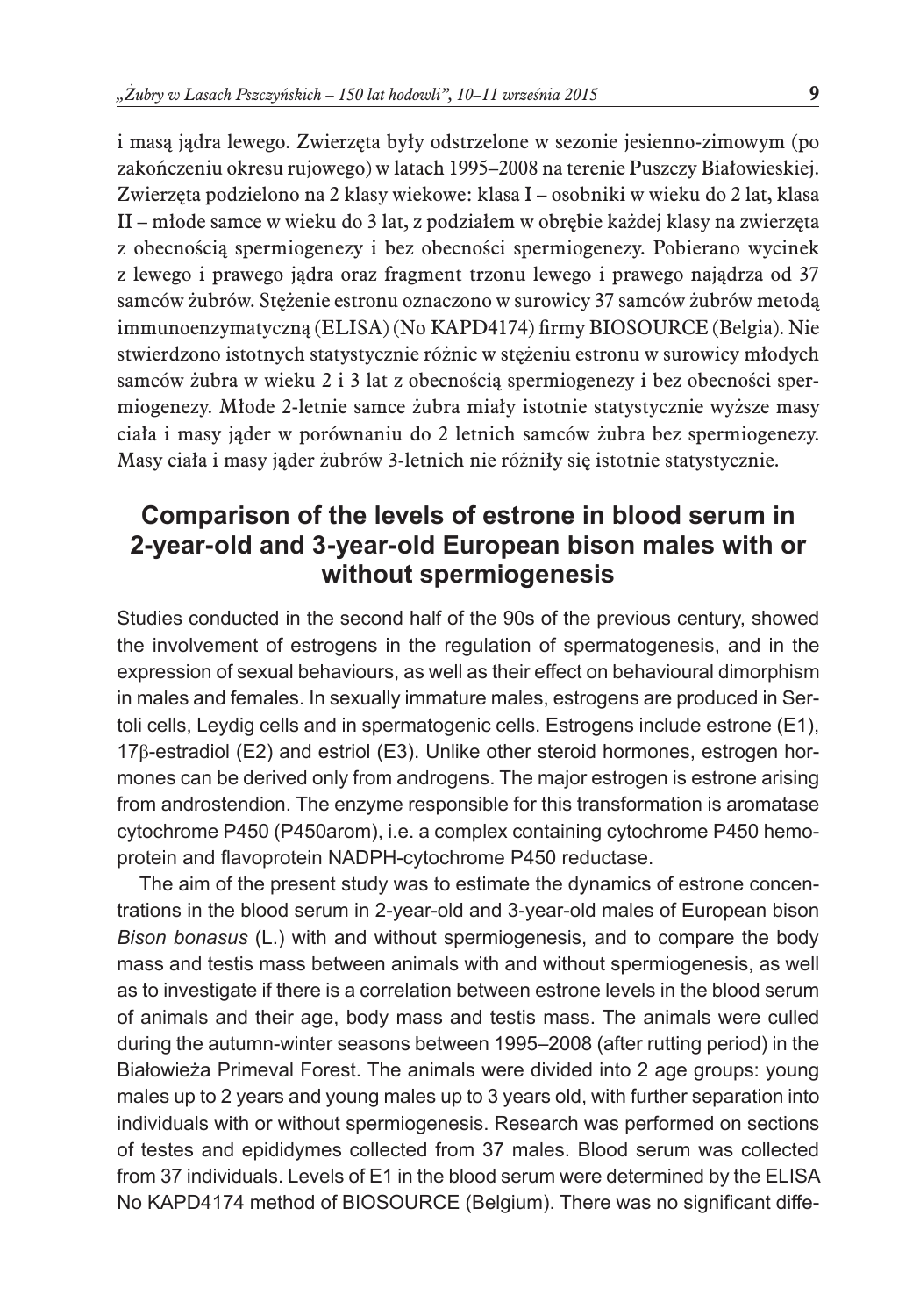i masą jądra lewego. Zwierzęta były odstrzelone w sezonie jesienno-zimowym (po zakończeniu okresu rujowego) w latach 1995–2008 na terenie Puszczy Białowieskiej. Zwierzęta podzielono na 2 klasy wiekowe: klasa I – osobniki w wieku do 2 lat, klasa II – młode samce w wieku do 3 lat, z podziałem w obrębie każdej klasy na zwierzęta z obecnością spermiogenezy i bez obecności spermiogenezy. Pobierano wycinek z lewego i prawego jądra oraz fragment trzonu lewego i prawego najądrza od 37 samców żubrów. Stężenie estronu oznaczono w surowicy 37 samców żubrów metodą immunoenzymatyczną (ELISA) (No KAPD4174) firmy BIOSOURCE (Belgia). Nie stwierdzono istotnych statystycznie różnic w stężeniu estronu w surowicy młodych samców żubra w wieku 2 i 3 lat z obecnością spermiogenezy i bez obecności spermiogenezy. Młode 2-letnie samce żubra miały istotnie statystycznie wyższe masy ciała i masy jąder w porównaniu do 2 letnich samców żubra bez spermiogenezy. Masy ciała i masy jąder żubrów 3-letnich nie różniły się istotnie statystycznie.

## Comparison of the levels of estrone in blood serum in 2-year-old and 3-year-old European bison males with or without spermiogenesis

Studies conducted in the second half of the 90s of the previous century, showed the involvement of estrogens in the regulation of spermatogenesis, and in the expression of sexual behaviours, as well as their effect on behavioural dimorphism in males and females. In sexually immature males, estrogens are produced in Sertoli cells, Leydig cells and in spermatogenic cells. Estrogens include estrone (E1), 17β-estradiol (E2) and estriol (E3). Unlike other steroid hormones, estrogen hormones can be derived only from androgens. The major estrogen is estrone arising from androstendion. The enzyme responsible for this transformation is aromatase cytochrome P450 (P450arom), i.e. a complex containing cytochrome P450 hemoprotein and flavoprotein NADPH-cytochrome P450 reductase.

The aim of the present study was to estimate the dynamics of estrone concentrations in the blood serum in 2-year-old and 3-year-old males of European bison *Bison bonasus* (L.) with and without spermiogenesis, and to compare the body mass and testis mass between animals with and without spermiogenesis, as well as to investigate if there is a correlation between estrone levels in the blood serum of animals and their age, body mass and testis mass. The animals were culled during the autumn-winter seasons between 1995–2008 (after rutting period) in the Białowieża Primeval Forest. The animals were divided into 2 age groups: young males up to 2 years and young males up to 3 years old, with further separation into individuals with or without spermiogenesis. Research was performed on sections of testes and epididymes collected from 37 males. Blood serum was collected from 37 individuals. Levels of E1 in the blood serum were determined by the ELISA No KAPD4174 method of BIOSOURCE (Belgium). There was no significant diffe-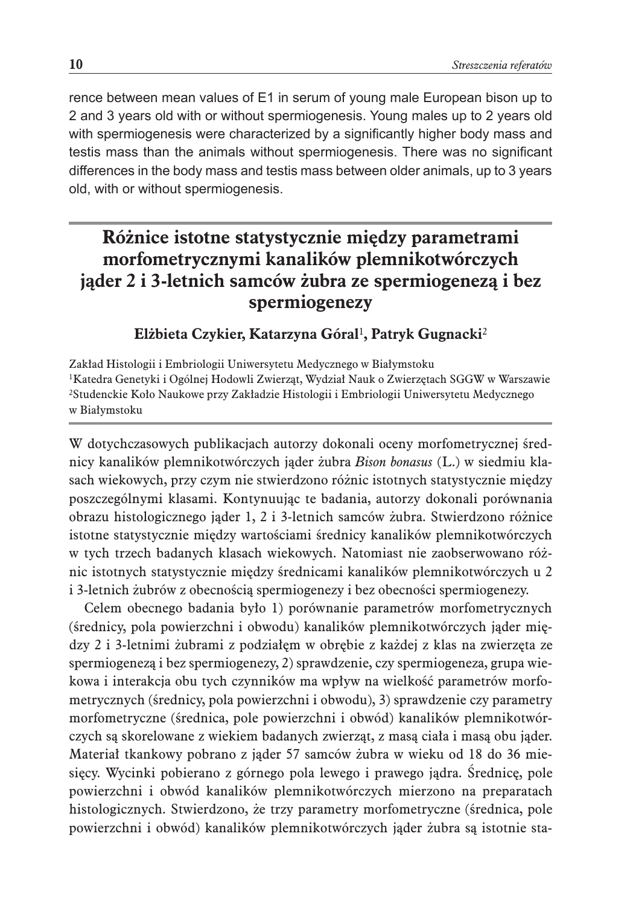rence between mean values of E1 in serum of young male European bison up to 2 and 3 years old with or without spermiogenesis. Young males up to 2 years old with spermiogenesis were characterized by a significantly higher body mass and testis mass than the animals without spermiogenesis. There was no significant differences in the body mass and testis mass between older animals, up to 3 years old, with or without spermiogenesis.

## Różnice istotne statystycznie między parametrami morfometrycznymi kanalików plemnikotwórczych jąder 2 i 3-letnich samców żubra ze spermiogenezą i bez spermiogenezy

**Elżbieta Czykier, Katarzyna Góral[1], Patryk Gugnacki[2]**

Zakład Histologii i Embriologii Uniwersytetu Medycznego w Białymstoku
[1]Katedra Genetyki i Ogólnej Hodowli Zwierząt, Wydział Nauk o Zwierzętach SGGW w Warszawie
[2]Studenckie Koło Naukowe przy Zakładzie Histologii i Embriologii Uniwersytetu Medycznego w Białymstoku

W dotychczasowych publikacjach autorzy dokonali oceny morfometrycznej średnicy kanalików plemnikotwórczych jąder żubra *Bison bonasus* (L.) w siedmiu klasach wiekowych, przy czym nie stwierdzono różnic istotnych statystycznie między poszczególnymi klasami. Kontynuując te badania, autorzy dokonali porównania obrazu histologicznego jąder 1, 2 i 3-letnich samców żubra. Stwierdzono różnice istotne statystycznie między wartościami średnicy kanalików plemnikotwórczych w tych trzech badanych klasach wiekowych. Natomiast nie zaobserwowano różnic istotnych statystycznie między średnicami kanalików plemnikotwórczych u 2 i 3-letnich żubrów z obecnością spermiogenezy i bez obecności spermiogenezy.

Celem obecnego badania było 1) porównanie parametrów morfometrycznych (średnicy, pola powierzchni i obwodu) kanalików plemnikotwórczych jąder między 2 i 3-letnimi żubrami z podziałęm w obrębie z każdej z klas na zwierzęta ze spermiogenezą i bez spermiogenezy, 2) sprawdzenie, czy spermiogeneza, grupa wiekowa i interakcja obu tych czynników ma wpływ na wielkość parametrów morfometrycznych (średnicy, pola powierzchni i obwodu), 3) sprawdzenie czy parametry morfometryczne (średnica, pole powierzchni i obwód) kanalików plemnikotwórczych są skorelowane z wiekiem badanych zwierząt, z masą ciała i masą obu jąder. Materiał tkankowy pobrano z jąder 57 samców żubra w wieku od 18 do 36 miesięcy. Wycinki pobierano z górnego pola lewego i prawego jądra. Średnicę, pole powierzchni i obwód kanalików plemnikotwórczych mierzono na preparatach histologicznych. Stwierdzono, że trzy parametry morfometryczne (średnica, pole powierzchni i obwód) kanalików plemnikotwórczych jąder żubra są istotnie sta-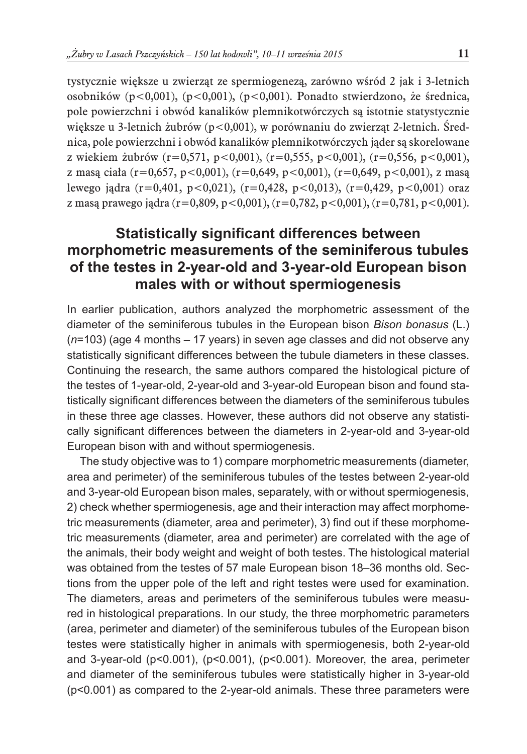tystycznie większe u zwierząt ze spermiogenezą, zarówno wśród 2 jak i 3-letnich osobników ($p<0{,}001$), ($p<0{,}001$), ($p<0{,}001$). Ponadto stwierdzono, że średnica, pole powierzchni i obwód kanalików plemnikotwórczych są istotnie statystycznie większe u 3-letnich żubrów ($p<0{,}001$), w porównaniu do zwierząt 2-letnich. Średnica, pole powierzchni i obwód kanalików plemnikotwórczych jąder są skorelowane z wiekiem żubrów ($r=0{,}571$, $p<0{,}001$), ($r=0{,}555$, $p<0{,}001$), ($r=0{,}556$, $p<0{,}001$), z masą ciała ($r=0{,}657$, $p<0{,}001$), ($r=0{,}649$, $p<0{,}001$), ($r=0{,}649$, $p<0{,}001$), z masą lewego jądra ($r=0{,}401$, $p<0{,}021$), ($r=0{,}428$, $p<0{,}013$), ($r=0{,}429$, $p<0{,}001$) oraz z masą prawego jądra ($r=0{,}809$, $p<0{,}001$), ($r=0{,}782$, $p<0{,}001$), ($r=0{,}781$, $p<0{,}001$).

## Statistically significant differences between morphometric measurements of the seminiferous tubules of the testes in 2-year-old and 3-year-old European bison males with or without spermiogenesis

In earlier publication, authors analyzed the morphometric assessment of the diameter of the seminiferous tubules in the European bison *Bison bonasus* (L.) (*n*=103) (age 4 months – 17 years) in seven age classes and did not observe any statistically significant differences between the tubule diameters in these classes. Continuing the research, the same authors compared the histological picture of the testes of 1-year-old, 2-year-old and 3-year-old European bison and found statistically significant differences between the diameters of the seminiferous tubules in these three age classes. However, these authors did not observe any statistically significant differences between the diameters in 2-year-old and 3-year-old European bison with and without spermiogenesis.

The study objective was to 1) compare morphometric measurements (diameter, area and perimeter) of the seminiferous tubules of the testes between 2-year-old and 3-year-old European bison males, separately, with or without spermiogenesis, 2) check whether spermiogenesis, age and their interaction may affect morphometric measurements (diameter, area and perimeter), 3) find out if these morphometric measurements (diameter, area and perimeter) are correlated with the age of the animals, their body weight and weight of both testes. The histological material was obtained from the testes of 57 male European bison 18–36 months old. Sections from the upper pole of the left and right testes were used for examination. The diameters, areas and perimeters of the seminiferous tubules were measured in histological preparations. In our study, the three morphometric parameters (area, perimeter and diameter) of the seminiferous tubules of the European bison testes were statistically higher in animals with spermiogenesis, both 2-year-old and 3-year-old ($p<0.001$), ($p<0.001$), ($p<0.001$). Moreover, the area, perimeter and diameter of the seminiferous tubules were statistically higher in 3-year-old ($p<0.001$) as compared to the 2-year-old animals. These three parameters were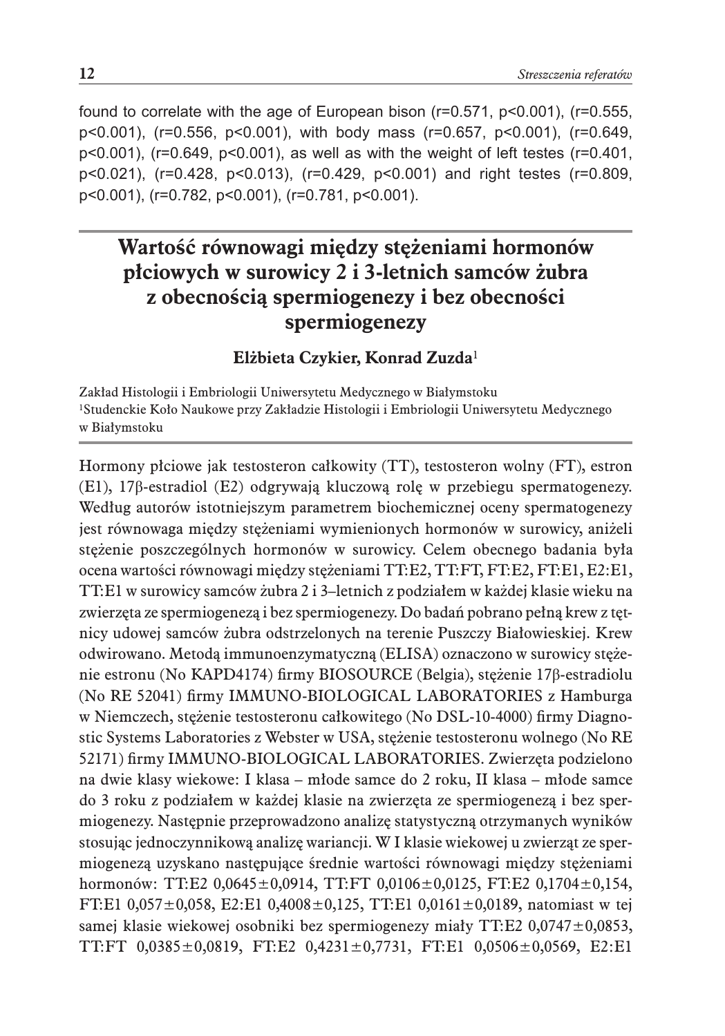found to correlate with the age of European bison ($r=0.571$, $p<0.001$), ($r=0.555$, $p<0.001$), ($r=0.556$, $p<0.001$), with body mass ($r=0.657$, $p<0.001$), ($r=0.649$, $p<0.001$), ($r=0.649$, $p<0.001$), as well as with the weight of left testes ($r=0.401$, $p<0.021$), ($r=0.428$, $p<0.013$), ($r=0.429$, $p<0.001$) and right testes ($r=0.809$, $p<0.001$), ($r=0.782$, $p<0.001$), ($r=0.781$, $p<0.001$).

## Wartość równowagi między stężeniami hormonów płciowych w surowicy 2 i 3-letnich samców żubra z obecnością spermiogenezy i bez obecności spermiogenezy

**Elżbieta Czykier, Konrad Zuzda**[1]

Zakład Histologii i Embriologii Uniwersytetu Medycznego w Białymstoku
[1]Studenckie Koło Naukowe przy Zakładzie Histologii i Embriologii Uniwersytetu Medycznego w Białymstoku

Hormony płciowe jak testosteron całkowity (TT), testosteron wolny (FT), estron (E1), 17β-estradiol (E2) odgrywają kluczową rolę w przebiegu spermatogenezy. Według autorów istotniejszym parametrem biochemicznej oceny spermatogenezy jest równowaga między stężeniami wymienionych hormonów w surowicy, aniżeli stężenie poszczególnych hormonów w surowicy. Celem obecnego badania była ocena wartości równowagi między stężeniami TT:E2, TT:FT, FT:E2, FT:E1, E2:E1, TT:E1 w surowicy samców żubra 2 i 3–letnich z podziałem w każdej klasie wieku na zwierzęta ze spermiogenezą i bez spermiogenezy. Do badań pobrano pełną krew z tętnicy udowej samców żubra odstrzelonych na terenie Puszczy Białowieskiej. Krew odwirowano. Metodą immunoenzymatyczną (ELISA) oznaczono w surowicy stężenie estronu (No KAPD4174) firmy BIOSOURCE (Belgia), stężenie 17β-estradiolu (No RE 52041) firmy IMMUNO-BIOLOGICAL LABORATORIES z Hamburga w Niemczech, stężenie testosteronu całkowitego (No DSL-10-4000) firmy Diagnostic Systems Laboratories z Webster w USA, stężenie testosteronu wolnego (No RE 52171) firmy IMMUNO-BIOLOGICAL LABORATORIES. Zwierzęta podzielono na dwie klasy wiekowe: I klasa – młode samce do 2 roku, II klasa – młode samce do 3 roku z podziałem w każdej klasie na zwierzęta ze spermiogenezą i bez spermiogenezy. Następnie przeprowadzono analizę statystyczną otrzymanych wyników stosując jednoczynnikową analizę wariancji. W I klasie wiekowej u zwierząt ze spermiogenezą uzyskano następujące średnie wartości równowagi między stężeniami hormonów: TT:E2 $0{,}0645 \pm 0{,}0914$, TT:FT $0{,}0106 \pm 0{,}0125$, FT:E2 $0{,}1704 \pm 0{,}154$, FT:E1 $0{,}057 \pm 0{,}058$, E2:E1 $0{,}4008 \pm 0{,}125$, TT:E1 $0{,}0161 \pm 0{,}0189$, natomiast w tej samej klasie wiekowej osobniki bez spermiogenezy miały TT:E2 $0{,}0747 \pm 0{,}0853$, TT:FT $0{,}0385 \pm 0{,}0819$, FT:E2 $0{,}4231 \pm 0{,}7731$, FT:E1 $0{,}0506 \pm 0{,}0569$, E2:E1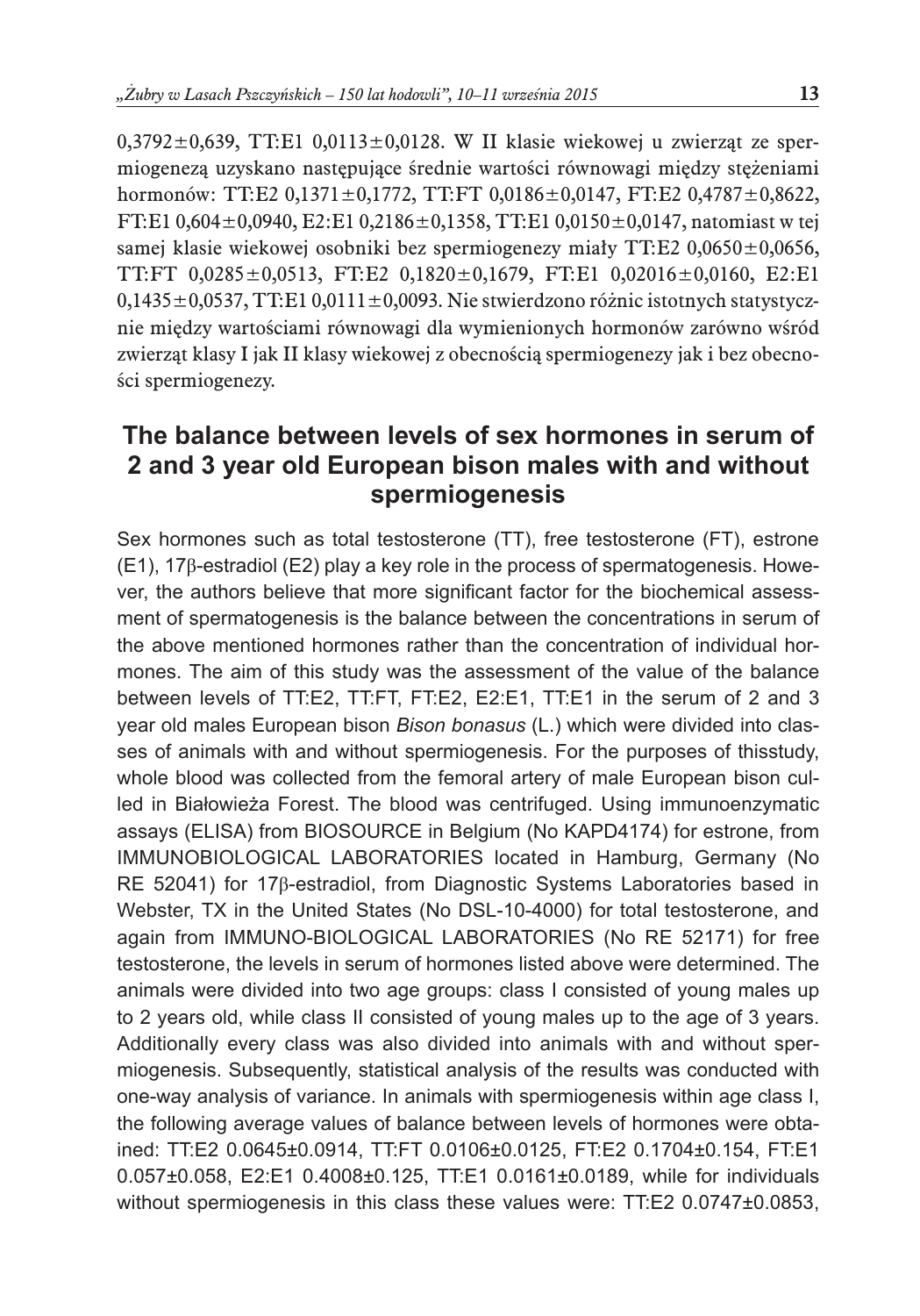0,3792±0,639, TT:E1 0,0113±0,0128. W II klasie wiekowej u zwierząt ze spermiogenezą uzyskano następujące średnie wartości równowagi między stężeniami hormonów: TT:E2 0,1371±0,1772, TT:FT 0,0186±0,0147, FT:E2 0,4787±0,8622, FT:E1 0,604±0,0940, E2:E1 0,2186±0,1358, TT:E1 0,0150±0,0147, natomiast w tej samej klasie wiekowej osobniki bez spermiogenezy miały TT:E2 0,0650±0,0656, TT:FT 0,0285±0,0513, FT:E2 0,1820±0,1679, FT:E1 0,02016±0,0160, E2:E1 0,1435±0,0537, TT:E1 0,0111±0,0093. Nie stwierdzono różnic istotnych statystycznie między wartościami równowagi dla wymienionych hormonów zarówno wśród zwierząt klasy I jak II klasy wiekowej z obecnością spermiogenezy jak i bez obecności spermiogenezy.

## The balance between levels of sex hormones in serum of 2 and 3 year old European bison males with and without spermiogenesis

Sex hormones such as total testosterone (TT), free testosterone (FT), estrone (E1), 17β-estradiol (E2) play a key role in the process of spermatogenesis. However, the authors believe that more significant factor for the biochemical assessment of spermatogenesis is the balance between the concentrations in serum of the above mentioned hormones rather than the concentration of individual hormones. The aim of this study was the assessment of the value of the balance between levels of TT:E2, TT:FT, FT:E2, E2:E1, TT:E1 in the serum of 2 and 3 year old males European bison *Bison bonasus* (L.) which were divided into classes of animals with and without spermiogenesis. For the purposes of thisstudy, whole blood was collected from the femoral artery of male European bison culled in Białowieża Forest. The blood was centrifuged. Using immunoenzymatic assays (ELISA) from BIOSOURCE in Belgium (No KAPD4174) for estrone, from IMMUNOBIOLOGICAL LABORATORIES located in Hamburg, Germany (No RE 52041) for 17β-estradiol, from Diagnostic Systems Laboratories based in Webster, TX in the United States (No DSL-10-4000) for total testosterone, and again from IMMUNO-BIOLOGICAL LABORATORIES (No RE 52171) for free testosterone, the levels in serum of hormones listed above were determined. The animals were divided into two age groups: class I consisted of young males up to 2 years old, while class II consisted of young males up to the age of 3 years. Additionally every class was also divided into animals with and without spermiogenesis. Subsequently, statistical analysis of the results was conducted with one-way analysis of variance. In animals with spermiogenesis within age class I, the following average values of balance between levels of hormones were obtained: TT:E2 0.0645±0.0914, TT:FT 0.0106±0.0125, FT:E2 0.1704±0.154, FT:E1 0.057±0.058, E2:E1 0.4008±0.125, TT:E1 0.0161±0.0189, while for individuals without spermiogenesis in this class these values were: TT:E2 0.0747±0.0853,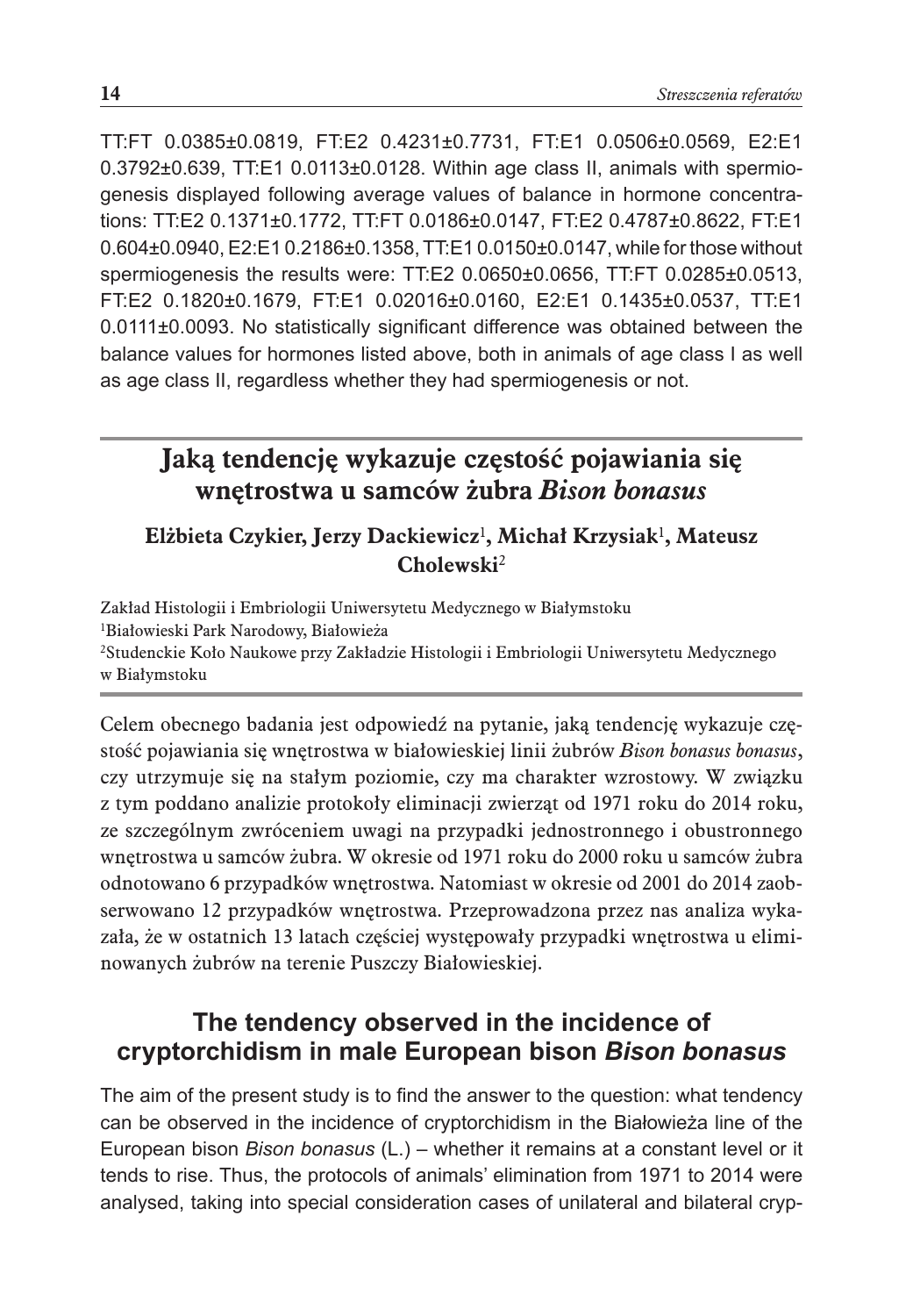TT:FT 0.0385±0.0819, FT:E2 0.4231±0.7731, FT:E1 0.0506±0.0569, E2:E1 0.3792±0.639, TT:E1 0.0113±0.0128. Within age class II, animals with spermiogenesis displayed following average values of balance in hormone concentrations: TT:E2 0.1371±0.1772, TT:FT 0.0186±0.0147, FT:E2 0.4787±0.8622, FT:E1 0.604±0.0940, E2:E1 0.2186±0.1358, TT:E1 0.0150±0.0147, while for those without spermiogenesis the results were: TT:E2 0.0650±0.0656, TT:FT 0.0285±0.0513, FT:E2 0.1820±0.1679, FT:E1 0.02016±0.0160, E2:E1 0.1435±0.0537, TT:E1 0.0111±0.0093. No statistically significant difference was obtained between the balance values for hormones listed above, both in animals of age class I as well as age class II, regardless whether they had spermiogenesis or not.

## Jaką tendencję wykazuje częstość pojawiania się wnętrostwa u samców żubra *Bison bonasus*

**Elżbieta Czykier, Jerzy Dackiewicz[1], Michał Krzysiak[1], Mateusz Cholewski[2]**

Zakład Histologii i Embriologii Uniwersytetu Medycznego w Białymstoku
[1]Białowieski Park Narodowy, Białowieża
[2]Studenckie Koło Naukowe przy Zakładzie Histologii i Embriologii Uniwersytetu Medycznego w Białymstoku

Celem obecnego badania jest odpowiedź na pytanie, jaką tendencję wykazuje częstość pojawiania się wnętrostwa w białowieskiej linii żubrów *Bison bonasus bonasus*, czy utrzymuje się na stałym poziomie, czy ma charakter wzrostowy. W związku z tym poddano analizie protokoły eliminacji zwierząt od 1971 roku do 2014 roku, ze szczególnym zwróceniem uwagi na przypadki jednostronnego i obustronnego wnętrostwa u samców żubra. W okresie od 1971 roku do 2000 roku u samców żubra odnotowano 6 przypadków wnętrostwa. Natomiast w okresie od 2001 do 2014 zaobserwowano 12 przypadków wnętrostwa. Przeprowadzona przez nas analiza wykazała, że w ostatnich 13 latach częściej występowały przypadki wnętrostwa u eliminowanych żubrów na terenie Puszczy Białowieskiej.

## The tendency observed in the incidence of cryptorchidism in male European bison *Bison bonasus*

The aim of the present study is to find the answer to the question: what tendency can be observed in the incidence of cryptorchidism in the Białowieża line of the European bison *Bison bonasus* (L.) – whether it remains at a constant level or it tends to rise. Thus, the protocols of animals' elimination from 1971 to 2014 were analysed, taking into special consideration cases of unilateral and bilateral cryp-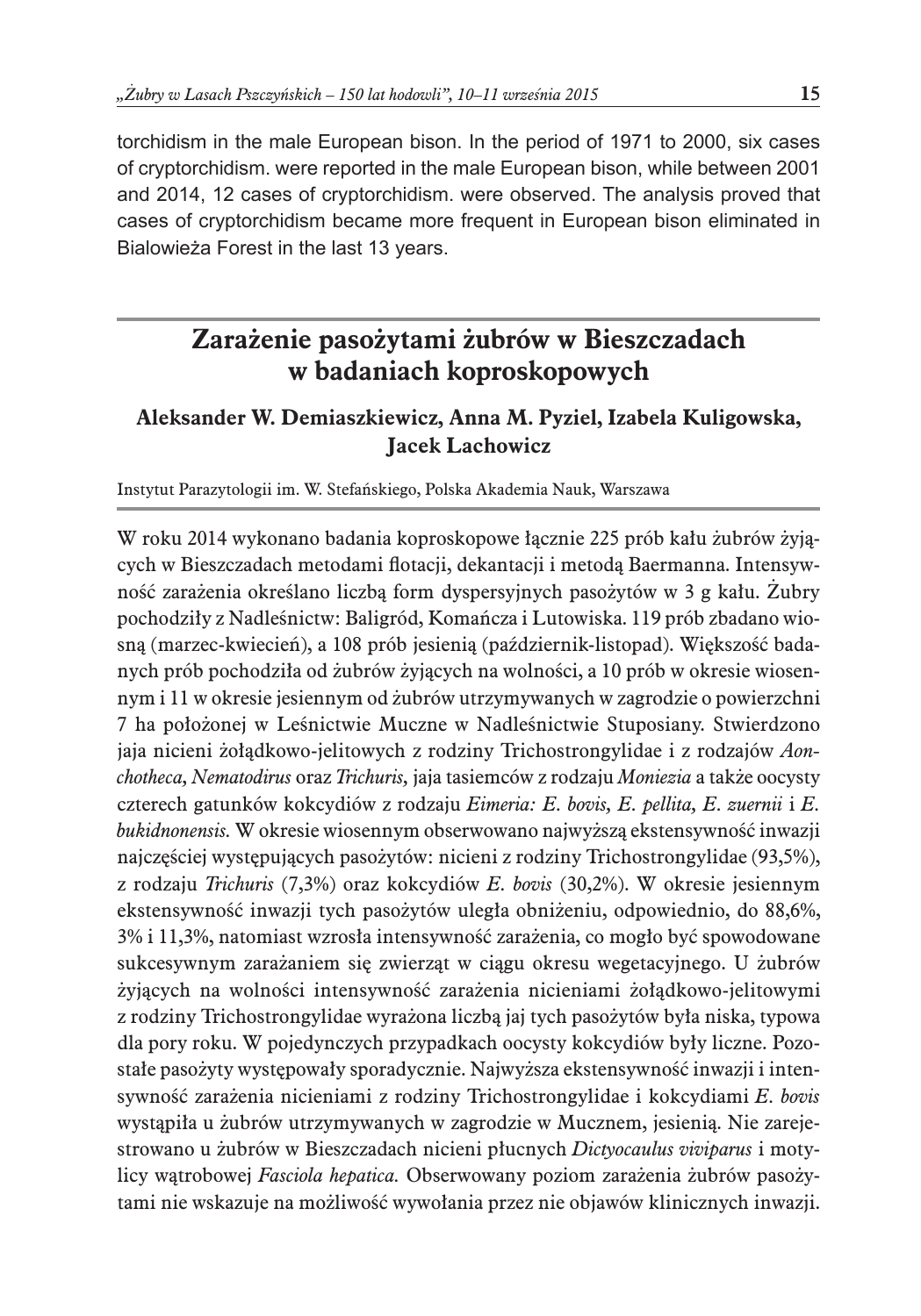torchidism in the male European bison. In the period of 1971 to 2000, six cases of cryptorchidism. were reported in the male European bison, while between 2001 and 2014, 12 cases of cryptorchidism. were observed. The analysis proved that cases of cryptorchidism became more frequent in European bison eliminated in Bialowieża Forest in the last 13 years.

## Zarażenie pasożytami żubrów w Bieszczadach w badaniach koproskopowych

**Aleksander W. Demiaszkiewicz, Anna M. Pyziel, Izabela Kuligowska, Jacek Lachowicz**

Instytut Parazytologii im. W. Stefańskiego, Polska Akademia Nauk, Warszawa

W roku 2014 wykonano badania koproskopowe łącznie 225 prób kału żubrów żyjących w Bieszczadach metodami flotacji, dekantacji i metodą Baermanna. Intensywność zarażenia określano liczbą form dyspersyjnych pasożytów w 3 g kału. Żubry pochodziły z Nadleśnictw: Baligród, Komańcza i Lutowiska. 119 prób zbadano wiosną (marzec-kwiecień), a 108 prób jesienią (październik-listopad). Większość badanych prób pochodziła od żubrów żyjących na wolności, a 10 prób w okresie wiosennym i 11 w okresie jesiennym od żubrów utrzymywanych w zagrodzie o powierzchni 7 ha położonej w Leśnictwie Muczne w Nadleśnictwie Stuposiany. Stwierdzono jaja nicieni żołądkowo-jelitowych z rodziny Trichostrongylidae i z rodzajów *Aonchotheca, Nematodirus* oraz *Trichuris,* jaja tasiemców z rodzaju *Moniezia* a także oocysty czterech gatunków kokcydiów z rodzaju *Eimeria: E. bovis, E. pellita, E. zuernii* i *E. bukidnonensis.* W okresie wiosennym obserwowano najwyższą ekstensywność inwazji najczęściej występujących pasożytów: nicieni z rodziny Trichostrongylidae (93,5%), z rodzaju *Trichuris* (7,3%) oraz kokcydiów *E. bovis* (30,2%). W okresie jesiennym ekstensywność inwazji tych pasożytów uległa obniżeniu, odpowiednio, do 88,6%, 3% i 11,3%, natomiast wzrosła intensywność zarażenia, co mogło być spowodowane sukcesywnym zarażaniem się zwierząt w ciągu okresu wegetacyjnego. U żubrów żyjących na wolności intensywność zarażenia nicieniami żołądkowo-jelitowymi z rodziny Trichostrongylidae wyrażona liczbą jaj tych pasożytów była niska, typowa dla pory roku. W pojedynczych przypadkach oocysty kokcydiów były liczne. Pozostałe pasożyty występowały sporadycznie. Najwyższa ekstensywność inwazji i intensywność zarażenia nicieniami z rodziny Trichostrongylidae i kokcydiami *E. bovis* wystąpiła u żubrów utrzymywanych w zagrodzie w Mucznem, jesienią. Nie zarejestrowano u żubrów w Bieszczadach nicieni płucnych *Dictyocaulus viviparus* i motylicy wątrobowej *Fasciola hepatica.* Obserwowany poziom zarażenia żubrów pasożytami nie wskazuje na możliwość wywołania przez nie objawów klinicznych inwazji.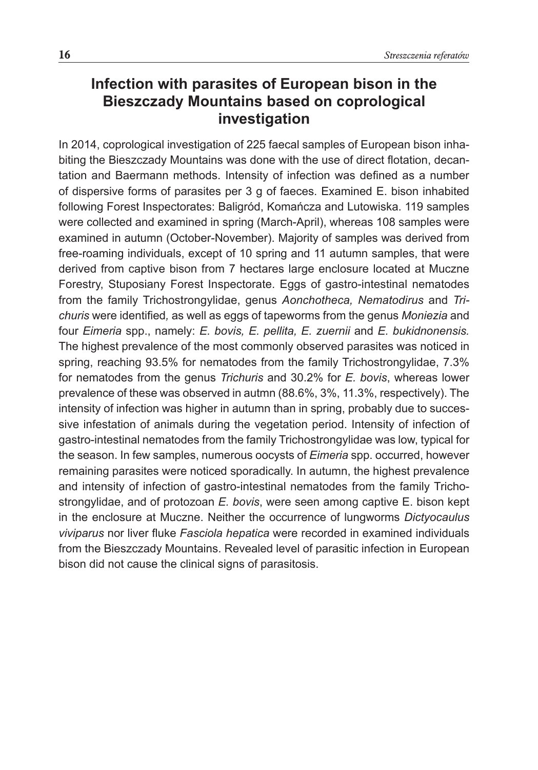# Infection with parasites of European bison in the Bieszczady Mountains based on coprological investigation

In 2014, coprological investigation of 225 faecal samples of European bison inhabiting the Bieszczady Mountains was done with the use of direct flotation, decantation and Baermann methods. Intensity of infection was defined as a number of dispersive forms of parasites per 3 g of faeces. Examined E. bison inhabited following Forest Inspectorates: Baligród, Komańcza and Lutowiska. 119 samples were collected and examined in spring (March-April), whereas 108 samples were examined in autumn (October-November). Majority of samples was derived from free-roaming individuals, except of 10 spring and 11 autumn samples, that were derived from captive bison from 7 hectares large enclosure located at Muczne Forestry, Stuposiany Forest Inspectorate. Eggs of gastro-intestinal nematodes from the family Trichostrongylidae, genus *Aonchotheca, Nematodirus* and *Trichuris* were identified*,* as well as eggs of tapeworms from the genus *Moniezia* and four *Eimeria* spp., namely: *E. bovis, E. pellita, E. zuernii* and *E. bukidnonensis.* The highest prevalence of the most commonly observed parasites was noticed in spring, reaching 93.5% for nematodes from the family Trichostrongylidae, 7.3% for nematodes from the genus *Trichuris* and 30.2% for *E. bovis*, whereas lower prevalence of these was observed in autmn (88.6%, 3%, 11.3%, respectively). The intensity of infection was higher in autumn than in spring, probably due to successive infestation of animals during the vegetation period. Intensity of infection of gastro-intestinal nematodes from the family Trichostrongylidae was low, typical for the season. In few samples, numerous oocysts of *Eimeria* spp. occurred, however remaining parasites were noticed sporadically. In autumn, the highest prevalence and intensity of infection of gastro-intestinal nematodes from the family Trichostrongylidae, and of protozoan *E. bovis*, were seen among captive E. bison kept in the enclosure at Muczne. Neither the occurrence of lungworms *Dictyocaulus viviparus* nor liver fluke *Fasciola hepatica* were recorded in examined individuals from the Bieszczady Mountains. Revealed level of parasitic infection in European bison did not cause the clinical signs of parasitosis.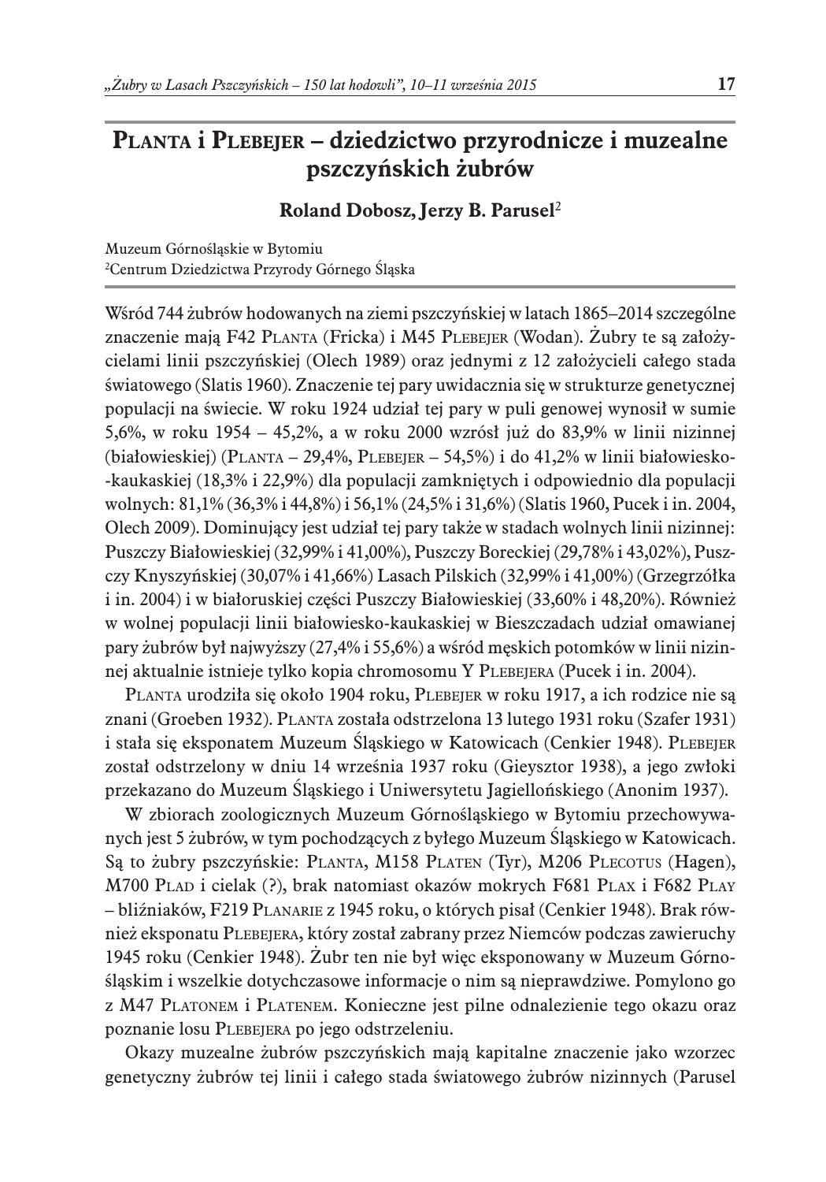# Planta i Plebejer – dziedzictwo przyrodnicze i muzealne pszczyńskich żubrów

**Roland Dobosz, Jerzy B. Parusel**[2]

Muzeum Górnośląskie w Bytomiu
[2]Centrum Dziedzictwa Przyrody Górnego Śląska

Wśród 744 żubrów hodowanych na ziemi pszczyńskiej w latach 1865–2014 szczególne znaczenie mają F42 Planta (Fricka) i M45 Plebejer (Wodan). Żubry te są założycielami linii pszczyńskiej (Olech 1989) oraz jednymi z 12 założycieli całego stada światowego (Slatis 1960). Znaczenie tej pary uwidacznia się w strukturze genetycznej populacji na świecie. W roku 1924 udział tej pary w puli genowej wynosił w sumie 5,6%, w roku 1954 – 45,2%, a w roku 2000 wzrósł już do 83,9% w linii nizinnej (białowieskiej) (Planta – 29,4%, Plebejer – 54,5%) i do 41,2% w linii białowiesko-kaukaskiej (18,3% i 22,9%) dla populacji zamkniętych i odpowiednio dla populacji wolnych: 81,1% (36,3% i 44,8%) i 56,1% (24,5% i 31,6%) (Slatis 1960, Pucek i in. 2004, Olech 2009). Dominujący jest udział tej pary także w stadach wolnych linii nizinnej: Puszczy Białowieskiej (32,99% i 41,00%), Puszczy Boreckiej (29,78% i 43,02%), Puszczy Knyszyńskiej (30,07% i 41,66%) Lasach Pilskich (32,99% i 41,00%) (Grzegrzółka i in. 2004) i w białoruskiej części Puszczy Białowieskiej (33,60% i 48,20%). Również w wolnej populacji linii białowiesko-kaukaskiej w Bieszczadach udział omawianej pary żubrów był najwyższy (27,4% i 55,6%) a wśród męskich potomków w linii nizinnej aktualnie istnieje tylko kopia chromosomu Y Plebejera (Pucek i in. 2004).

Planta urodziła się około 1904 roku, Plebejer w roku 1917, a ich rodzice nie są znani (Groeben 1932). Planta została odstrzelona 13 lutego 1931 roku (Szafer 1931) i stała się eksponatem Muzeum Śląskiego w Katowicach (Cenkier 1948). Plebejer został odstrzelony w dniu 14 września 1937 roku (Gieysztor 1938), a jego zwłoki przekazano do Muzeum Śląskiego i Uniwersytetu Jagiellońskiego (Anonim 1937).

W zbiorach zoologicznych Muzeum Górnośląskiego w Bytomiu przechowywanych jest 5 żubrów, w tym pochodzących z byłego Muzeum Śląskiego w Katowicach. Są to żubry pszczyńskie: Planta, M158 Platen (Tyr), M206 Plecotus (Hagen), M700 Plad i cielak (?), brak natomiast okazów mokrych F681 Plax i F682 Play – bliźniaków, F219 Planarie z 1945 roku, o których pisał (Cenkier 1948). Brak również eksponatu Plebejera, który został zabrany przez Niemców podczas zawieruchy 1945 roku (Cenkier 1948). Żubr ten nie był więc eksponowany w Muzeum Górnośląskim i wszelkie dotychczasowe informacje o nim są nieprawdziwe. Pomylono go z M47 Platonem i Platenem. Konieczne jest pilne odnalezienie tego okazu oraz poznanie losu Plebejera po jego odstrzeleniu.

Okazy muzealne żubrów pszczyńskich mają kapitalne znaczenie jako wzorzec genetyczny żubrów tej linii i całego stada światowego żubrów nizinnych (Parusel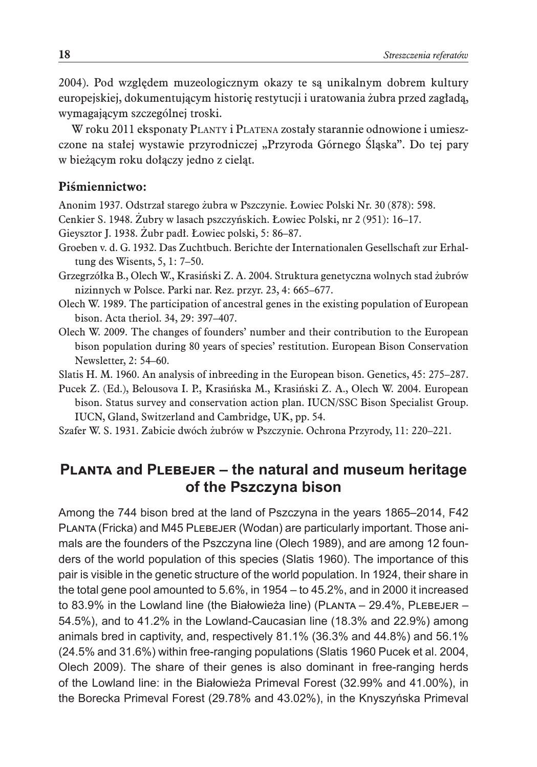2004). Pod względem muzeologicznym okazy te są unikalnym dobrem kultury europejskiej, dokumentującym historię restytucji i uratowania żubra przed zagładą, wymagającym szczególnej troski.

W roku 2011 eksponaty Planty i Platena zostały starannie odnowione i umieszczone na stałej wystawie przyrodniczej „Przyroda Górnego Śląska". Do tej pary w bieżącym roku dołączy jedno z cieląt.

### Piśmiennictwo:

Anonim 1937. Odstrzał starego żubra w Pszczynie. Łowiec Polski Nr. 30 (878): 598.

Cenkier S. 1948. Żubry w lasach pszczyńskich. Łowiec Polski, nr 2 (951): 16–17.

Gieysztor J. 1938. Żubr padł. Łowiec polski, 5: 86–87.

Groeben v. d. G. 1932. Das Zuchtbuch. Berichte der Internationalen Gesellschaft zur Erhaltung des Wisents, 5, 1: 7–50.

Grzegrzółka B., Olech W., Krasiński Z. A. 2004. Struktura genetyczna wolnych stad żubrów nizinnych w Polsce. Parki nar. Rez. przyr. 23, 4: 665–677.

Olech W. 1989. The participation of ancestral genes in the existing population of European bison. Acta theriol. 34, 29: 397–407.

Olech W. 2009. The changes of founders' number and their contribution to the European bison population during 80 years of species' restitution. European Bison Conservation Newsletter, 2: 54–60.

Slatis H. M. 1960. An analysis of inbreeding in the European bison. Genetics, 45: 275–287.

Pucek Z. (Ed.), Belousova I. P., Krasińska M., Krasiński Z. A., Olech W. 2004. European bison. Status survey and conservation action plan. IUCN/SSC Bison Specialist Group. IUCN, Gland, Switzerland and Cambridge, UK, pp. 54.

Szafer W. S. 1931. Zabicie dwóch żubrów w Pszczynie. Ochrona Przyrody, 11: 220–221.

## Planta and Plebejer – the natural and museum heritage of the Pszczyna bison

Among the 744 bison bred at the land of Pszczyna in the years 1865–2014, F42 Planta (Fricka) and M45 Plebejer (Wodan) are particularly important. Those animals are the founders of the Pszczyna line (Olech 1989), and are among 12 founders of the world population of this species (Slatis 1960). The importance of this pair is visible in the genetic structure of the world population. In 1924, their share in the total gene pool amounted to 5.6%, in 1954 – to 45.2%, and in 2000 it increased to 83.9% in the Lowland line (the Białowieża line) (Planta – 29.4%, Plebejer – 54.5%), and to 41.2% in the Lowland-Caucasian line (18.3% and 22.9%) among animals bred in captivity, and, respectively 81.1% (36.3% and 44.8%) and 56.1% (24.5% and 31.6%) within free-ranging populations (Slatis 1960 Pucek et al. 2004, Olech 2009). The share of their genes is also dominant in free-ranging herds of the Lowland line: in the Białowieża Primeval Forest (32.99% and 41.00%), in the Borecka Primeval Forest (29.78% and 43.02%), in the Knyszyńska Primeval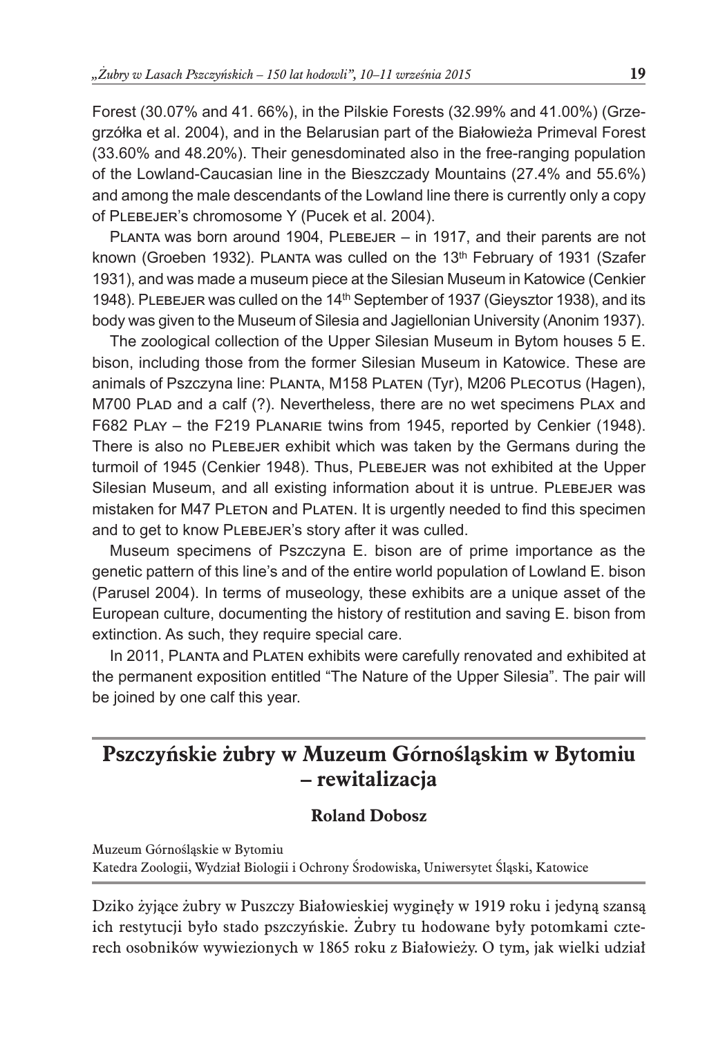Forest (30.07% and 41. 66%), in the Pilskie Forests (32.99% and 41.00%) (Grzegrzółka et al. 2004), and in the Belarusian part of the Białowieża Primeval Forest (33.60% and 48.20%). Their genesdominated also in the free-ranging population of the Lowland-Caucasian line in the Bieszczady Mountains (27.4% and 55.6%) and among the male descendants of the Lowland line there is currently only a copy of PLEBEJER's chromosome Y (Pucek et al. 2004).

PLANTA was born around 1904, PLEBEJER – in 1917, and their parents are not known (Groeben 1932). PLANTA was culled on the 13th February of 1931 (Szafer 1931), and was made a museum piece at the Silesian Museum in Katowice (Cenkier 1948). PLEBEJER was culled on the 14th September of 1937 (Gieysztor 1938), and its body was given to the Museum of Silesia and Jagiellonian University (Anonim 1937).

The zoological collection of the Upper Silesian Museum in Bytom houses 5 E. bison, including those from the former Silesian Museum in Katowice. These are animals of Pszczyna line: PLANTA, M158 PLATEN (Tyr), M206 PLECOTUS (Hagen), M700 PLAD and a calf (?). Nevertheless, there are no wet specimens PLAX and F682 PLAY – the F219 PLANARIE twins from 1945, reported by Cenkier (1948). There is also no PLEBEJER exhibit which was taken by the Germans during the turmoil of 1945 (Cenkier 1948). Thus, PLEBEJER was not exhibited at the Upper Silesian Museum, and all existing information about it is untrue. PLEBEJER was mistaken for M47 PLETON and PLATEN. It is urgently needed to find this specimen and to get to know PLEBEJER's story after it was culled.

Museum specimens of Pszczyna E. bison are of prime importance as the genetic pattern of this line's and of the entire world population of Lowland E. bison (Parusel 2004). In terms of museology, these exhibits are a unique asset of the European culture, documenting the history of restitution and saving E. bison from extinction. As such, they require special care.

In 2011, PLANTA and PLATEN exhibits were carefully renovated and exhibited at the permanent exposition entitled "The Nature of the Upper Silesia". The pair will be joined by one calf this year.

## Pszczyńskie żubry w Muzeum Górnośląskim w Bytomiu – rewitalizacja

**Roland Dobosz**

Muzeum Górnośląskie w Bytomiu
Katedra Zoologii, Wydział Biologii i Ochrony Środowiska, Uniwersytet Śląski, Katowice

Dziko żyjące żubry w Puszczy Białowieskiej wyginęły w 1919 roku i jedyną szansą ich restytucji było stado pszczyńskie. Żubry tu hodowane były potomkami czterech osobników wywiezionych w 1865 roku z Białowieży. O tym, jak wielki udział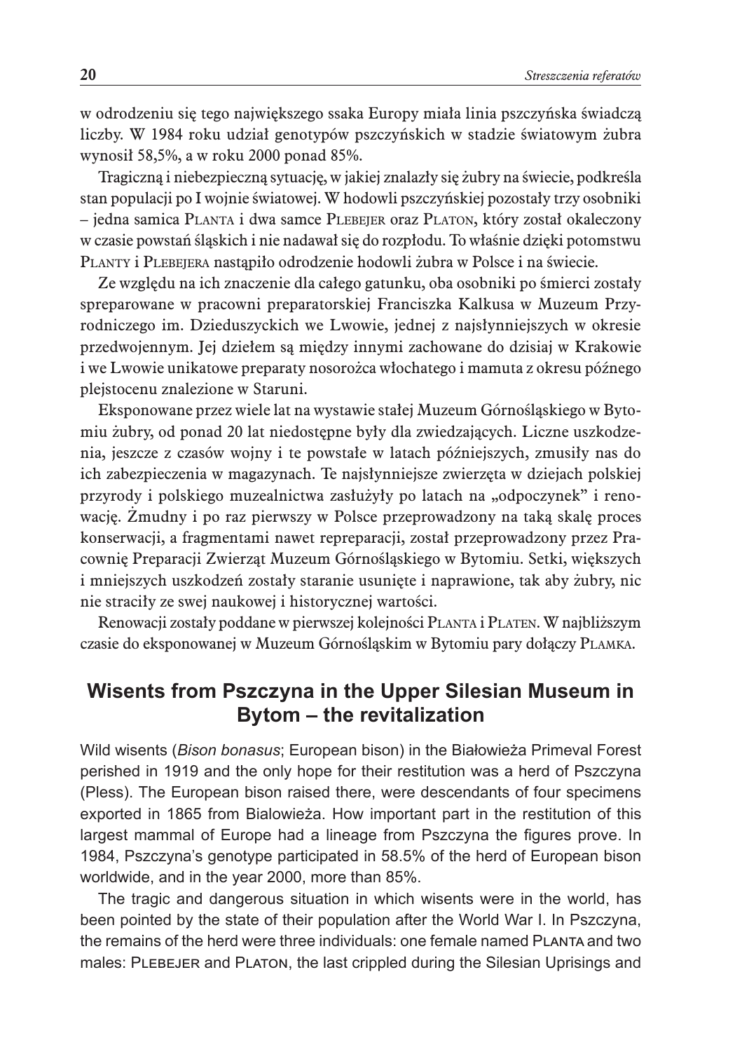w odrodzeniu się tego największego ssaka Europy miała linia pszczyńska świadczą liczby. W 1984 roku udział genotypów pszczyńskich w stadzie światowym żubra wynosił 58,5%, a w roku 2000 ponad 85%.

Tragiczną i niebezpieczną sytuację, w jakiej znalazły się żubry na świecie, podkreśla stan populacji po I wojnie światowej. W hodowli pszczyńskiej pozostały trzy osobniki – jedna samica Planta i dwa samce Plebejer oraz Platon, który został okaleczony w czasie powstań śląskich i nie nadawał się do rozpłodu. To właśnie dzięki potomstwu Planty i Plebejera nastąpiło odrodzenie hodowli żubra w Polsce i na świecie.

Ze względu na ich znaczenie dla całego gatunku, oba osobniki po śmierci zostały spreparowane w pracowni preparatorskiej Franciszka Kalkusa w Muzeum Przyrodniczego im. Dzieduszyckich we Lwowie, jednej z najsłynniejszych w okresie przedwojennym. Jej dziełem są między innymi zachowane do dzisiaj w Krakowie i we Lwowie unikatowe preparaty nosorożca włochatego i mamuta z okresu późnego plejstocenu znalezione w Staruni.

Eksponowane przez wiele lat na wystawie stałej Muzeum Górnośląskiego w Bytomiu żubry, od ponad 20 lat niedostępne były dla zwiedzających. Liczne uszkodzenia, jeszcze z czasów wojny i te powstałe w latach późniejszych, zmusiły nas do ich zabezpieczenia w magazynach. Te najsłynniejsze zwierzęta w dziejach polskiej przyrody i polskiego muzealnictwa zasłużyły po latach na „odpoczynek" i renowację. Żmudny i po raz pierwszy w Polsce przeprowadzony na taką skalę proces konserwacji, a fragmentami nawet repreparacji, został przeprowadzony przez Pracownię Preparacji Zwierząt Muzeum Górnośląskiego w Bytomiu. Setki, większych i mniejszych uszkodzeń zostały staranie usunięte i naprawione, tak aby żubry, nic nie straciły ze swej naukowej i historycznej wartości.

Renowacji zostały poddane w pierwszej kolejności Planta i Platen. W najbliższym czasie do eksponowanej w Muzeum Górnośląskim w Bytomiu pary dołączy Plamka.

## Wisents from Pszczyna in the Upper Silesian Museum in Bytom – the revitalization

Wild wisents (*Bison bonasus*; European bison) in the Białowieża Primeval Forest perished in 1919 and the only hope for their restitution was a herd of Pszczyna (Pless). The European bison raised there, were descendants of four specimens exported in 1865 from Bialowieża. How important part in the restitution of this largest mammal of Europe had a lineage from Pszczyna the figures prove. In 1984, Pszczyna's genotype participated in 58.5% of the herd of European bison worldwide, and in the year 2000, more than 85%.

The tragic and dangerous situation in which wisents were in the world, has been pointed by the state of their population after the World War I. In Pszczyna, the remains of the herd were three individuals: one female named Planta and two males: Plebejer and Platon, the last crippled during the Silesian Uprisings and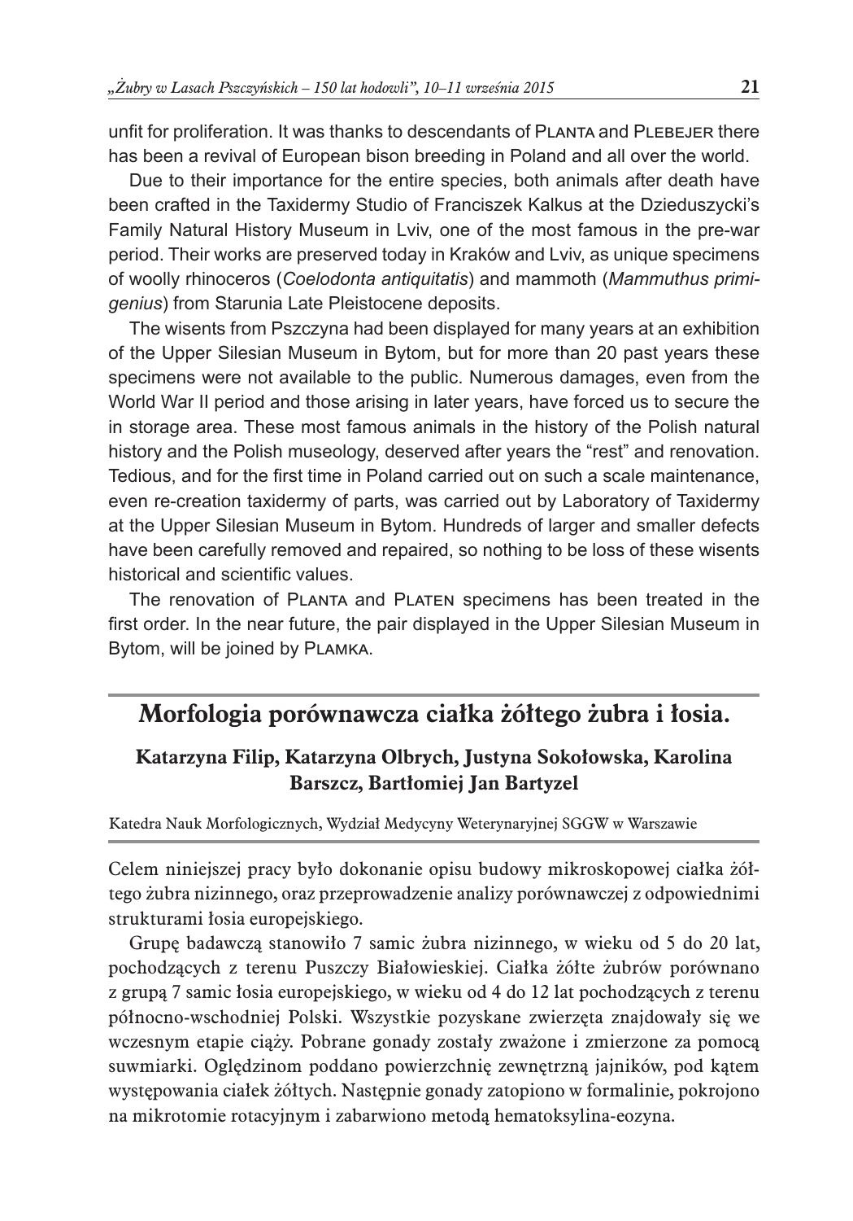unfit for proliferation. It was thanks to descendants of Planta and Plebejer there has been a revival of European bison breeding in Poland and all over the world.

Due to their importance for the entire species, both animals after death have been crafted in the Taxidermy Studio of Franciszek Kalkus at the Dzieduszycki's Family Natural History Museum in Lviv, one of the most famous in the pre-war period. Their works are preserved today in Kraków and Lviv, as unique specimens of woolly rhinoceros (*Coelodonta antiquitatis*) and mammoth (*Mammuthus primigenius*) from Starunia Late Pleistocene deposits.

The wisents from Pszczyna had been displayed for many years at an exhibition of the Upper Silesian Museum in Bytom, but for more than 20 past years these specimens were not available to the public. Numerous damages, even from the World War II period and those arising in later years, have forced us to secure the in storage area. These most famous animals in the history of the Polish natural history and the Polish museology, deserved after years the "rest" and renovation. Tedious, and for the first time in Poland carried out on such a scale maintenance, even re-creation taxidermy of parts, was carried out by Laboratory of Taxidermy at the Upper Silesian Museum in Bytom. Hundreds of larger and smaller defects have been carefully removed and repaired, so nothing to be loss of these wisents historical and scientific values.

The renovation of Planta and Platen specimens has been treated in the first order. In the near future, the pair displayed in the Upper Silesian Museum in Bytom, will be joined by Plamka.

## Morfologia porównawcza ciałka żółtego żubra i łosia.

**Katarzyna Filip, Katarzyna Olbrych, Justyna Sokołowska, Karolina Barszcz, Bartłomiej Jan Bartyzel**

Katedra Nauk Morfologicznych, Wydział Medycyny Weterynaryjnej SGGW w Warszawie

Celem niniejszej pracy było dokonanie opisu budowy mikroskopowej ciałka żółtego żubra nizinnego, oraz przeprowadzenie analizy porównawczej z odpowiednimi strukturami łosia europejskiego.

Grupę badawczą stanowiło 7 samic żubra nizinnego, w wieku od 5 do 20 lat, pochodzących z terenu Puszczy Białowieskiej. Ciałka żółte żubrów porównano z grupą 7 samic łosia europejskiego, w wieku od 4 do 12 lat pochodzących z terenu północno-wschodniej Polski. Wszystkie pozyskane zwierzęta znajdowały się we wczesnym etapie ciąży. Pobrane gonady zostały zważone i zmierzone za pomocą suwmiarki. Oględzinom poddano powierzchnię zewnętrzną jajników, pod kątem występowania ciałek żółtych. Następnie gonady zatopiono w formalinie, pokrojono na mikrotomie rotacyjnym i zabarwiono metodą hematoksylina-eozyna.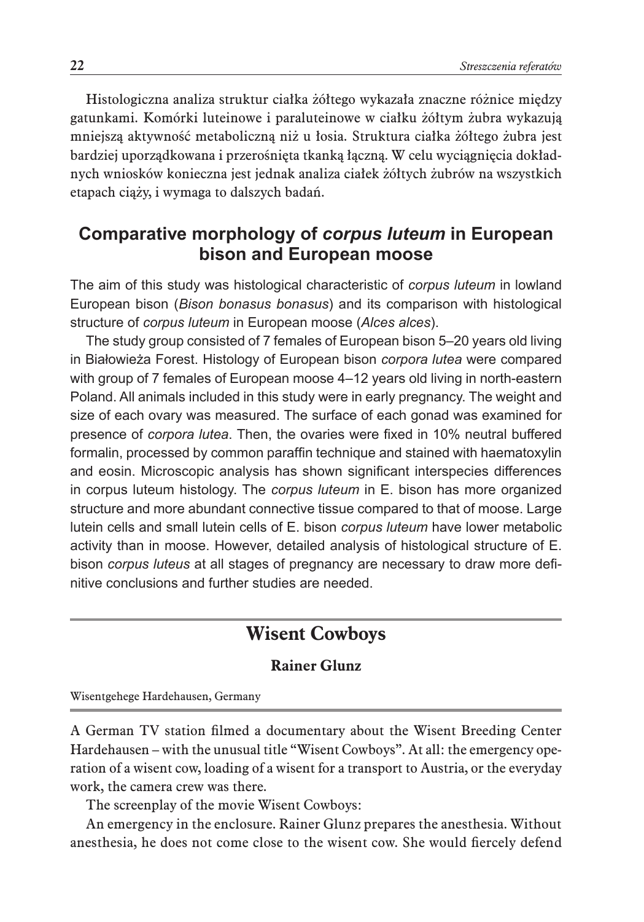Histologiczna analiza struktur ciałka żółtego wykazała znaczne różnice między gatunkami. Komórki luteinowe i paraluteinowe w ciałku żółtym żubra wykazują mniejszą aktywność metaboliczną niż u łosia. Struktura ciałka żółtego żubra jest bardziej uporządkowana i przerośnięta tkanką łączną. W celu wyciągnięcia dokładnych wniosków konieczna jest jednak analiza ciałek żółtych żubrów na wszystkich etapach ciąży, i wymaga to dalszych badań.

## Comparative morphology of *corpus luteum* in European bison and European moose

The aim of this study was histological characteristic of *corpus luteum* in lowland European bison (*Bison bonasus bonasus*) and its comparison with histological structure of *corpus luteum* in European moose (*Alces alces*).

The study group consisted of 7 females of European bison 5–20 years old living in Białowieża Forest. Histology of European bison *corpora lutea* were compared with group of 7 females of European moose 4–12 years old living in north-eastern Poland. All animals included in this study were in early pregnancy. The weight and size of each ovary was measured. The surface of each gonad was examined for presence of *corpora lutea*. Then, the ovaries were fixed in 10% neutral buffered formalin, processed by common paraffin technique and stained with haematoxylin and eosin. Microscopic analysis has shown significant interspecies differences in corpus luteum histology. The *corpus luteum* in E. bison has more organized structure and more abundant connective tissue compared to that of moose. Large lutein cells and small lutein cells of E. bison *corpus luteum* have lower metabolic activity than in moose. However, detailed analysis of histological structure of E. bison *corpus luteus* at all stages of pregnancy are necessary to draw more definitive conclusions and further studies are needed.

## Wisent Cowboys

**Rainer Glunz**

Wisentgehege Hardehausen, Germany

A German TV station filmed a documentary about the Wisent Breeding Center Hardehausen – with the unusual title "Wisent Cowboys". At all: the emergency operation of a wisent cow, loading of a wisent for a transport to Austria, or the everyday work, the camera crew was there.

The screenplay of the movie Wisent Cowboys:

An emergency in the enclosure. Rainer Glunz prepares the anesthesia. Without anesthesia, he does not come close to the wisent cow. She would fiercely defend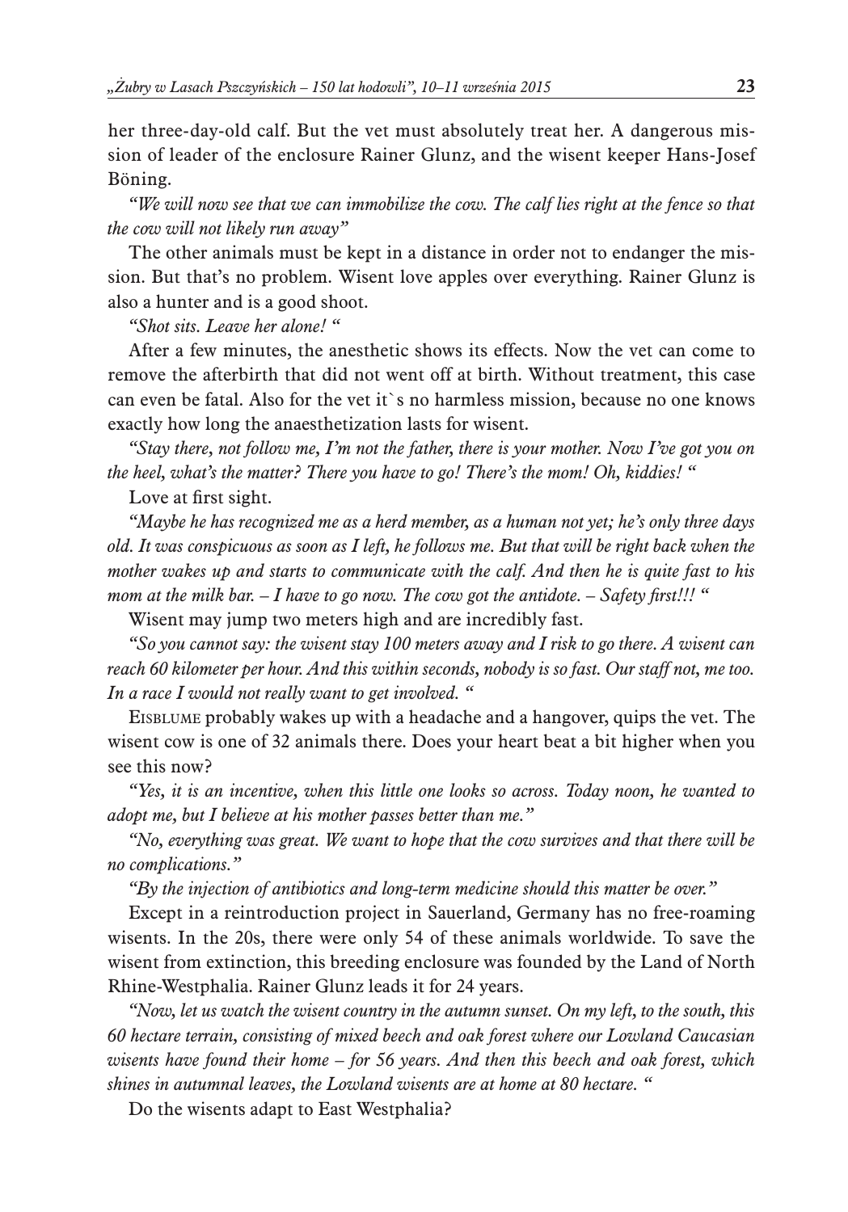her three-day-old calf. But the vet must absolutely treat her. A dangerous mission of leader of the enclosure Rainer Glunz, and the wisent keeper Hans-Josef Böning.

*"We will now see that we can immobilize the cow. The calf lies right at the fence so that the cow will not likely run away"*

The other animals must be kept in a distance in order not to endanger the mission. But that's no problem. Wisent love apples over everything. Rainer Glunz is also a hunter and is a good shoot.

*"Shot sits. Leave her alone! "*

After a few minutes, the anesthetic shows its effects. Now the vet can come to remove the afterbirth that did not went off at birth. Without treatment, this case can even be fatal. Also for the vet it`s no harmless mission, because no one knows exactly how long the anaesthetization lasts for wisent.

*"Stay there, not follow me, I'm not the father, there is your mother. Now I've got you on the heel, what's the matter? There you have to go! There's the mom! Oh, kiddies! "*

Love at first sight.

*"Maybe he has recognized me as a herd member, as a human not yet; he's only three days old. It was conspicuous as soon as I left, he follows me. But that will be right back when the mother wakes up and starts to communicate with the calf. And then he is quite fast to his mom at the milk bar. – I have to go now. The cow got the antidote. – Safety first!!! "*

Wisent may jump two meters high and are incredibly fast.

*"So you cannot say: the wisent stay 100 meters away and I risk to go there. A wisent can reach 60 kilometer per hour. And this within seconds, nobody is so fast. Our staff not, me too. In a race I would not really want to get involved. "*

EISBLUME probably wakes up with a headache and a hangover, quips the vet. The wisent cow is one of 32 animals there. Does your heart beat a bit higher when you see this now?

*"Yes, it is an incentive, when this little one looks so across. Today noon, he wanted to adopt me, but I believe at his mother passes better than me."*

*"No, everything was great. We want to hope that the cow survives and that there will be no complications."*

*"By the injection of antibiotics and long-term medicine should this matter be over."*

Except in a reintroduction project in Sauerland, Germany has no free-roaming wisents. In the 20s, there were only 54 of these animals worldwide. To save the wisent from extinction, this breeding enclosure was founded by the Land of North Rhine-Westphalia. Rainer Glunz leads it for 24 years.

*"Now, let us watch the wisent country in the autumn sunset. On my left, to the south, this 60 hectare terrain, consisting of mixed beech and oak forest where our Lowland Caucasian wisents have found their home – for 56 years. And then this beech and oak forest, which shines in autumnal leaves, the Lowland wisents are at home at 80 hectare. "*

Do the wisents adapt to East Westphalia?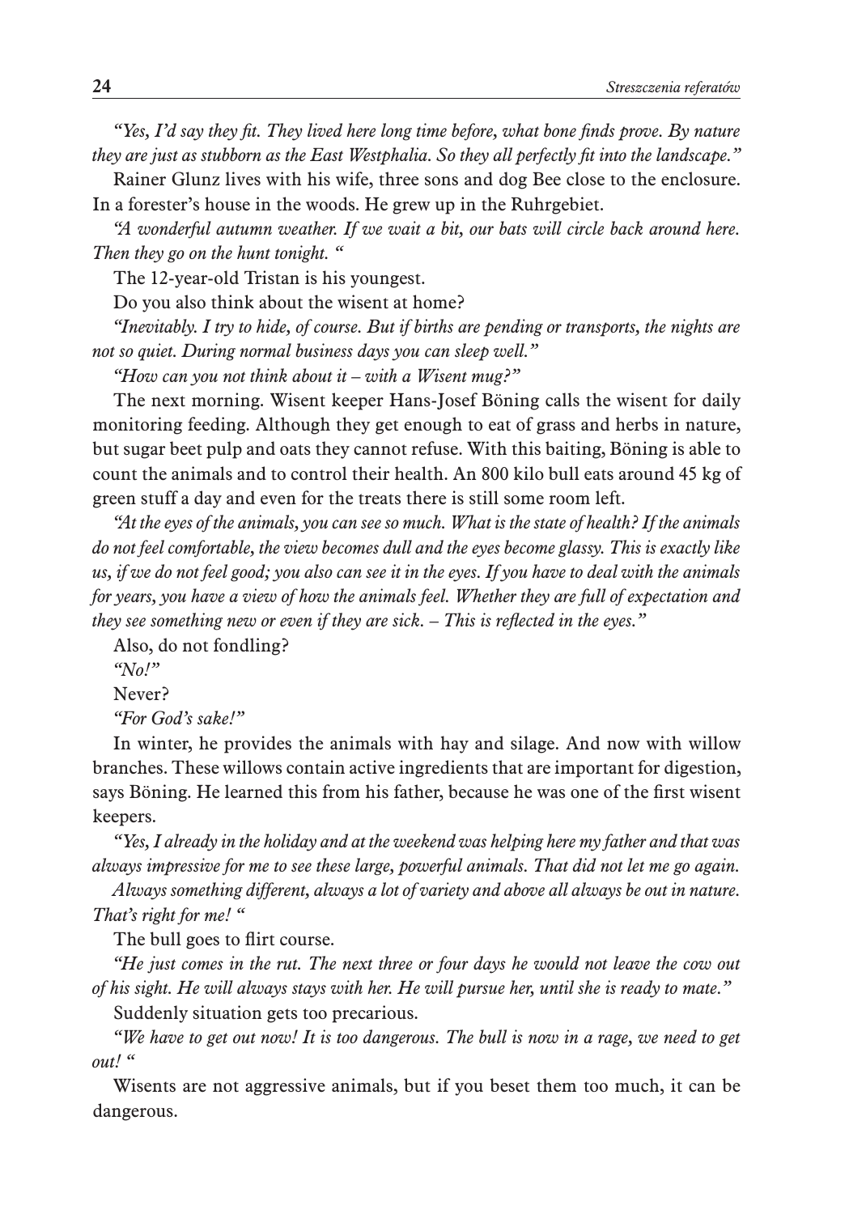*"Yes, I'd say they fit. They lived here long time before, what bone finds prove. By nature they are just as stubborn as the East Westphalia. So they all perfectly fit into the landscape."*

Rainer Glunz lives with his wife, three sons and dog Bee close to the enclosure. In a forester's house in the woods. He grew up in the Ruhrgebiet.

*"A wonderful autumn weather. If we wait a bit, our bats will circle back around here. Then they go on the hunt tonight. "*

The 12-year-old Tristan is his youngest.

Do you also think about the wisent at home?

*"Inevitably. I try to hide, of course. But if births are pending or transports, the nights are not so quiet. During normal business days you can sleep well."*

*"How can you not think about it – with a Wisent mug?"*

The next morning. Wisent keeper Hans-Josef Böning calls the wisent for daily monitoring feeding. Although they get enough to eat of grass and herbs in nature, but sugar beet pulp and oats they cannot refuse. With this baiting, Böning is able to count the animals and to control their health. An 800 kilo bull eats around 45 kg of green stuff a day and even for the treats there is still some room left.

*"At the eyes of the animals, you can see so much. What is the state of health? If the animals do not feel comfortable, the view becomes dull and the eyes become glassy. This is exactly like us, if we do not feel good; you also can see it in the eyes. If you have to deal with the animals for years, you have a view of how the animals feel. Whether they are full of expectation and they see something new or even if they are sick. – This is reflected in the eyes."*

Also, do not fondling?

*"No!"*

Never?

*"For God's sake!"*

In winter, he provides the animals with hay and silage. And now with willow branches. These willows contain active ingredients that are important for digestion, says Böning. He learned this from his father, because he was one of the first wisent keepers.

*"Yes, I already in the holiday and at the weekend was helping here my father and that was always impressive for me to see these large, powerful animals. That did not let me go again.*

*Always something different, always a lot of variety and above all always be out in nature. That's right for me! "*

The bull goes to flirt course.

*"He just comes in the rut. The next three or four days he would not leave the cow out of his sight. He will always stays with her. He will pursue her, until she is ready to mate."*

Suddenly situation gets too precarious.

*"We have to get out now! It is too dangerous. The bull is now in a rage, we need to get out! "*

Wisents are not aggressive animals, but if you beset them too much, it can be dangerous.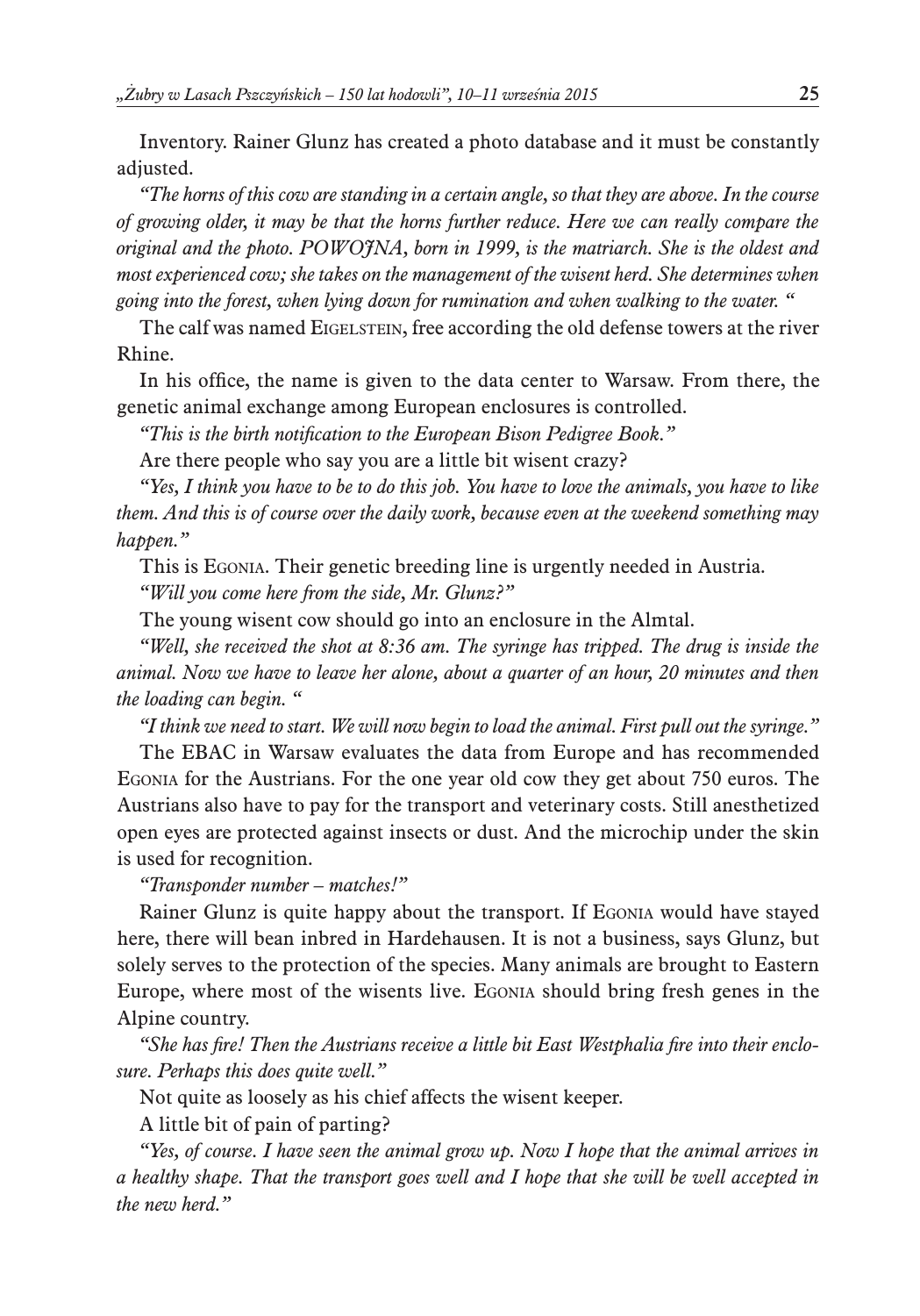Inventory. Rainer Glunz has created a photo database and it must be constantly adjusted.

*"The horns of this cow are standing in a certain angle, so that they are above. In the course of growing older, it may be that the horns further reduce. Here we can really compare the original and the photo. POWOJNA, born in 1999, is the matriarch. She is the oldest and most experienced cow; she takes on the management of the wisent herd. She determines when going into the forest, when lying down for rumination and when walking to the water. "*

The calf was named Eigelstein, free according the old defense towers at the river Rhine.

In his office, the name is given to the data center to Warsaw. From there, the genetic animal exchange among European enclosures is controlled.

*"This is the birth notification to the European Bison Pedigree Book."*

Are there people who say you are a little bit wisent crazy?

*"Yes, I think you have to be to do this job. You have to love the animals, you have to like them. And this is of course over the daily work, because even at the weekend something may happen."*

This is Egonia. Their genetic breeding line is urgently needed in Austria.

*"Will you come here from the side, Mr. Glunz?"*

The young wisent cow should go into an enclosure in the Almtal.

*"Well, she received the shot at 8:36 am. The syringe has tripped. The drug is inside the animal. Now we have to leave her alone, about a quarter of an hour, 20 minutes and then the loading can begin. "*

*"I think we need to start. We will now begin to load the animal. First pull out the syringe."*

The EBAC in Warsaw evaluates the data from Europe and has recommended Egonia for the Austrians. For the one year old cow they get about 750 euros. The Austrians also have to pay for the transport and veterinary costs. Still anesthetized open eyes are protected against insects or dust. And the microchip under the skin is used for recognition.

*"Transponder number – matches!"*

Rainer Glunz is quite happy about the transport. If Egonia would have stayed here, there will bean inbred in Hardehausen. It is not a business, says Glunz, but solely serves to the protection of the species. Many animals are brought to Eastern Europe, where most of the wisents live. Egonia should bring fresh genes in the Alpine country.

*"She has fire! Then the Austrians receive a little bit East Westphalia fire into their enclosure. Perhaps this does quite well."*

Not quite as loosely as his chief affects the wisent keeper.

A little bit of pain of parting?

*"Yes, of course. I have seen the animal grow up. Now I hope that the animal arrives in a healthy shape. That the transport goes well and I hope that she will be well accepted in the new herd."*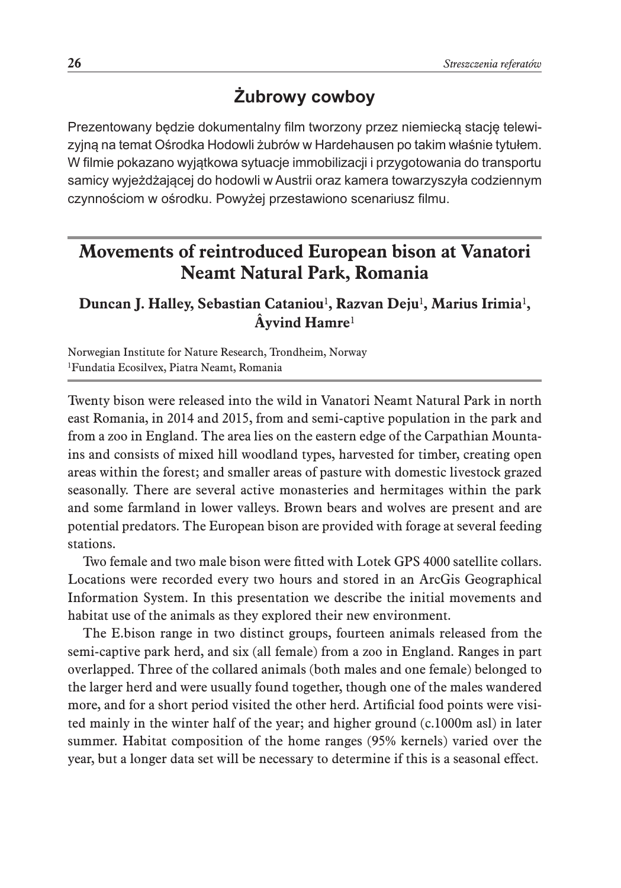## Żubrowy cowboy

Prezentowany będzie dokumentalny film tworzony przez niemiecką stację telewizyjną na temat Ośrodka Hodowli żubrów w Hardehausen po takim właśnie tytułem. W filmie pokazano wyjątkowa sytuacje immobilizacji i przygotowania do transportu samicy wyjeżdżającej do hodowli w Austrii oraz kamera towarzyszyła codziennym czynnościom w ośrodku. Powyżej przestawiono scenariusz filmu.

## Movements of reintroduced European bison at Vanatori Neamt Natural Park, Romania

**Duncan J. Halley, Sebastian Cataniou[1], Razvan Deju[1], Marius Irimia[1], Âyvind Hamre[1]**

Norwegian Institute for Nature Research, Trondheim, Norway
[1]Fundatia Ecosilvex, Piatra Neamt, Romania

Twenty bison were released into the wild in Vanatori Neamt Natural Park in north east Romania, in 2014 and 2015, from and semi-captive population in the park and from a zoo in England. The area lies on the eastern edge of the Carpathian Mountains and consists of mixed hill woodland types, harvested for timber, creating open areas within the forest; and smaller areas of pasture with domestic livestock grazed seasonally. There are several active monasteries and hermitages within the park and some farmland in lower valleys. Brown bears and wolves are present and are potential predators. The European bison are provided with forage at several feeding stations.

Two female and two male bison were fitted with Lotek GPS 4000 satellite collars. Locations were recorded every two hours and stored in an ArcGis Geographical Information System. In this presentation we describe the initial movements and habitat use of the animals as they explored their new environment.

The E.bison range in two distinct groups, fourteen animals released from the semi-captive park herd, and six (all female) from a zoo in England. Ranges in part overlapped. Three of the collared animals (both males and one female) belonged to the larger herd and were usually found together, though one of the males wandered more, and for a short period visited the other herd. Artificial food points were visited mainly in the winter half of the year; and higher ground (c.1000m asl) in later summer. Habitat composition of the home ranges (95% kernels) varied over the year, but a longer data set will be necessary to determine if this is a seasonal effect.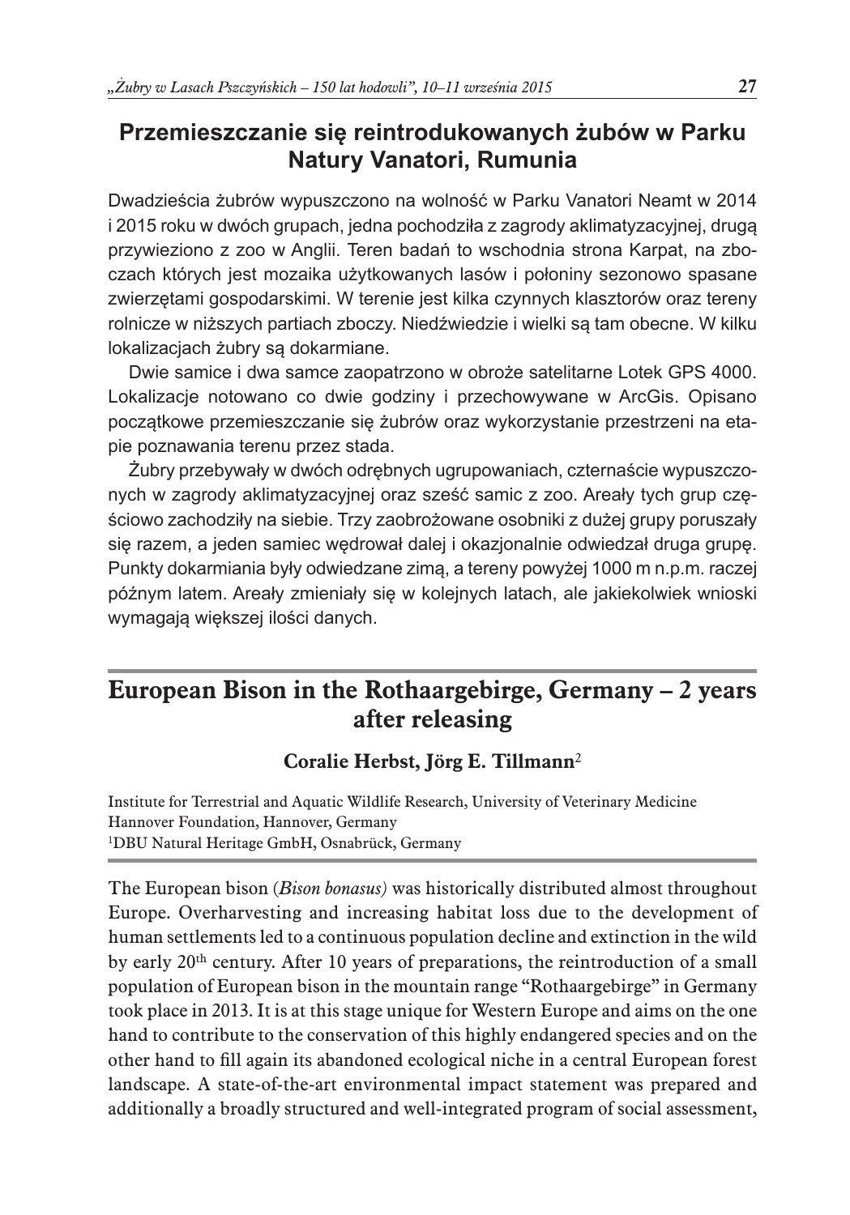## Przemieszczanie się reintrodukowanych żubów w Parku Natury Vanatori, Rumunia

Dwadzieścia żubrów wypuszczono na wolność w Parku Vanatori Neamt w 2014 i 2015 roku w dwóch grupach, jedna pochodziła z zagrody aklimatyzacyjnej, drugą przywieziono z zoo w Anglii. Teren badań to wschodnia strona Karpat, na zboczach których jest mozaika użytkowanych lasów i połoniny sezonowo spasane zwierzętami gospodarskimi. W terenie jest kilka czynnych klasztorów oraz tereny rolnicze w niższych partiach zboczy. Niedźwiedzie i wielki są tam obecne. W kilku lokalizacjach żubry są dokarmiane.

Dwie samice i dwa samce zaopatrzono w obroże satelitarne Lotek GPS 4000. Lokalizacje notowano co dwie godziny i przechowywane w ArcGis. Opisano początkowe przemieszczanie się żubrów oraz wykorzystanie przestrzeni na etapie poznawania terenu przez stada.

Żubry przebywały w dwóch odrębnych ugrupowaniach, czternaście wypuszczonych w zagrody aklimatyzacyjnej oraz sześć samic z zoo. Areały tych grup częściowo zachodziły na siebie. Trzy zaobrożowane osobniki z dużej grupy poruszały się razem, a jeden samiec wędrował dalej i okazjonalnie odwiedzał druga grupę. Punkty dokarmiania były odwiedzane zimą, a tereny powyżej 1000 m n.p.m. raczej późnym latem. Areały zmieniały się w kolejnych latach, ale jakiekolwiek wnioski wymagają większej ilości danych.

## European Bison in the Rothaargebirge, Germany – 2 years after releasing

**Coralie Herbst, Jörg E. Tillmann**[2]

Institute for Terrestrial and Aquatic Wildlife Research, University of Veterinary Medicine Hannover Foundation, Hannover, Germany
[1]DBU Natural Heritage GmbH, Osnabrück, Germany

The European bison (*Bison bonasus)* was historically distributed almost throughout Europe. Overharvesting and increasing habitat loss due to the development of human settlements led to a continuous population decline and extinction in the wild by early 20th century. After 10 years of preparations, the reintroduction of a small population of European bison in the mountain range "Rothaargebirge" in Germany took place in 2013. It is at this stage unique for Western Europe and aims on the one hand to contribute to the conservation of this highly endangered species and on the other hand to fill again its abandoned ecological niche in a central European forest landscape. A state-of-the-art environmental impact statement was prepared and additionally a broadly structured and well-integrated program of social assessment,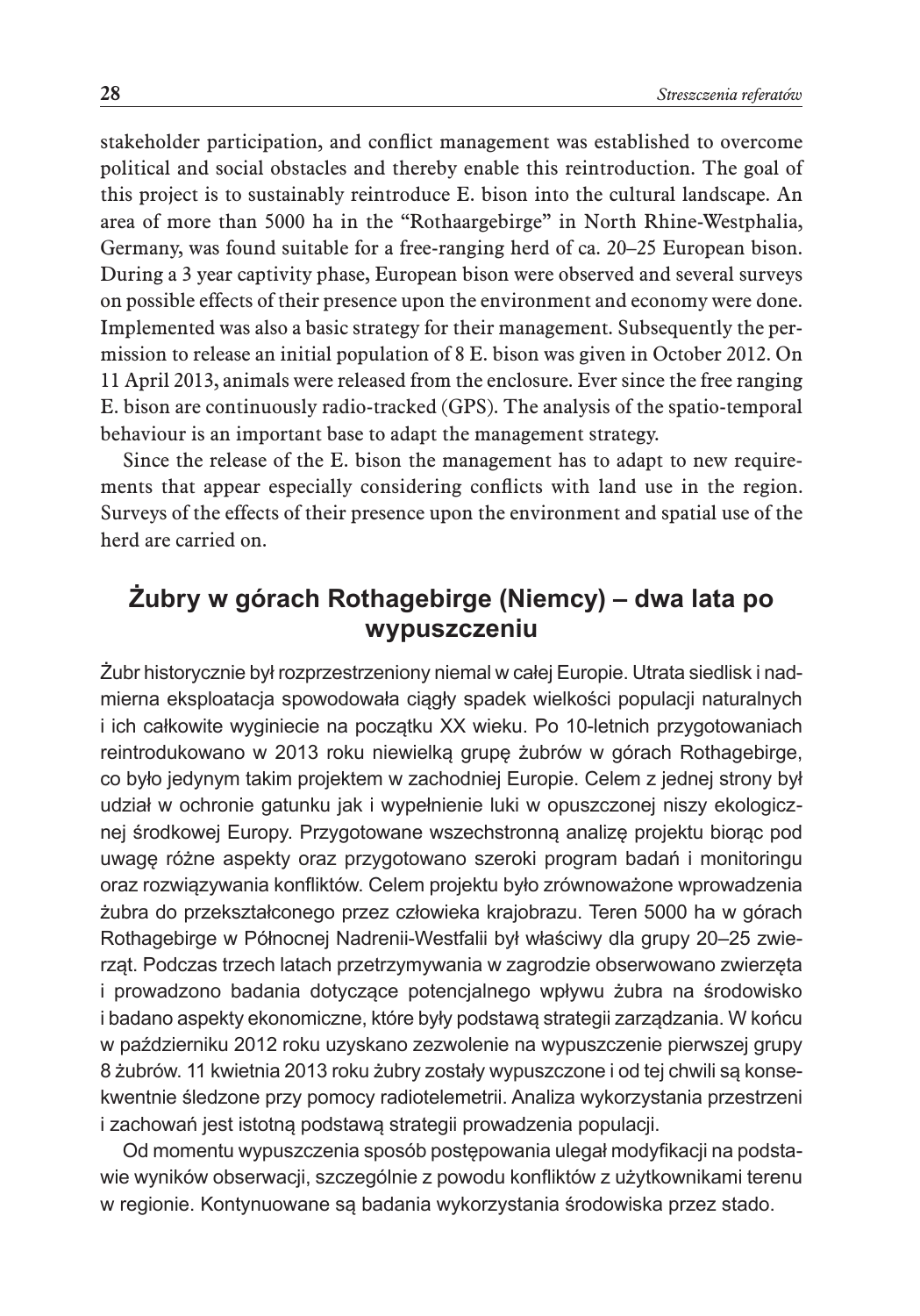stakeholder participation, and conflict management was established to overcome political and social obstacles and thereby enable this reintroduction. The goal of this project is to sustainably reintroduce E. bison into the cultural landscape. An area of more than 5000 ha in the "Rothaargebirge" in North Rhine-Westphalia, Germany, was found suitable for a free-ranging herd of ca. 20–25 European bison. During a 3 year captivity phase, European bison were observed and several surveys on possible effects of their presence upon the environment and economy were done. Implemented was also a basic strategy for their management. Subsequently the permission to release an initial population of 8 E. bison was given in October 2012. On 11 April 2013, animals were released from the enclosure. Ever since the free ranging E. bison are continuously radio-tracked (GPS). The analysis of the spatio-temporal behaviour is an important base to adapt the management strategy.

Since the release of the E. bison the management has to adapt to new requirements that appear especially considering conflicts with land use in the region. Surveys of the effects of their presence upon the environment and spatial use of the herd are carried on.

## Żubry w górach Rothagebirge (Niemcy) – dwa lata po wypuszczeniu

Żubr historycznie był rozprzestrzeniony niemal w całej Europie. Utrata siedlisk i nadmierna eksploatacja spowodowała ciągły spadek wielkości populacji naturalnych i ich całkowite wyginiecie na początku XX wieku. Po 10-letnich przygotowaniach reintrodukowano w 2013 roku niewielką grupę żubrów w górach Rothagebirge, co było jedynym takim projektem w zachodniej Europie. Celem z jednej strony był udział w ochronie gatunku jak i wypełnienie luki w opuszczonej niszy ekologicznej środkowej Europy. Przygotowane wszechstronną analizę projektu biorąc pod uwagę różne aspekty oraz przygotowano szeroki program badań i monitoringu oraz rozwiązywania konfliktów. Celem projektu było zrównoważone wprowadzenia żubra do przekształconego przez człowieka krajobrazu. Teren 5000 ha w górach Rothagebirge w Północnej Nadrenii-Westfalii był właściwy dla grupy 20–25 zwierząt. Podczas trzech latach przetrzymywania w zagrodzie obserwowano zwierzęta i prowadzono badania dotyczące potencjalnego wpływu żubra na środowisko i badano aspekty ekonomiczne, które były podstawą strategii zarządzania. W końcu w październiku 2012 roku uzyskano zezwolenie na wypuszczenie pierwszej grupy 8 żubrów. 11 kwietnia 2013 roku żubry zostały wypuszczone i od tej chwili są konsekwentnie śledzone przy pomocy radiotelemetrii. Analiza wykorzystania przestrzeni i zachowań jest istotną podstawą strategii prowadzenia populacji.

Od momentu wypuszczenia sposób postępowania ulegał modyfikacji na podstawie wyników obserwacji, szczególnie z powodu konfliktów z użytkownikami terenu w regionie. Kontynuowane są badania wykorzystania środowiska przez stado.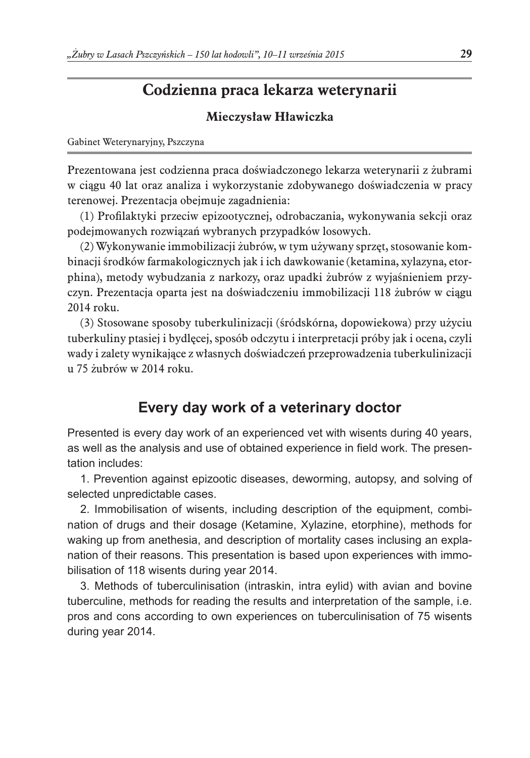## Codzienna praca lekarza weterynarii

**Mieczysław Hławiczka**

Gabinet Weterynaryjny, Pszczyna

Prezentowana jest codzienna praca doświadczonego lekarza weterynarii z żubrami w ciągu 40 lat oraz analiza i wykorzystanie zdobywanego doświadczenia w pracy terenowej. Prezentacja obejmuje zagadnienia:

(1) Profilaktyki przeciw epizootycznej, odrobaczania, wykonywania sekcji oraz podejmowanych rozwiązań wybranych przypadków losowych.

(2) Wykonywanie immobilizacji żubrów, w tym używany sprzęt, stosowanie kombinacji środków farmakologicznych jak i ich dawkowanie (ketamina, xylazyna, etorphina), metody wybudzania z narkozy, oraz upadki żubrów z wyjaśnieniem przyczyn. Prezentacja oparta jest na doświadczeniu immobilizacji 118 żubrów w ciągu 2014 roku.

(3) Stosowane sposoby tuberkulinizacji (śródskórna, dopowiekowa) przy użyciu tuberkuliny ptasiej i bydlęcej, sposób odczytu i interpretacji próby jak i ocena, czyli wady i zalety wynikające z własnych doświadczeń przeprowadzenia tuberkulinizacji u 75 żubrów w 2014 roku.

## Every day work of a veterinary doctor

Presented is every day work of an experienced vet with wisents during 40 years, as well as the analysis and use of obtained experience in field work. The presentation includes:

1. Prevention against epizootic diseases, deworming, autopsy, and solving of selected unpredictable cases.

2. Immobilisation of wisents, including description of the equipment, combination of drugs and their dosage (Ketamine, Xylazine, etorphine), methods for waking up from anethesia, and description of mortality cases inclusing an explanation of their reasons. This presentation is based upon experiences with immobilisation of 118 wisents during year 2014.

3. Methods of tuberculinisation (intraskin, intra eylid) with avian and bovine tuberculine, methods for reading the results and interpretation of the sample, i.e. pros and cons according to own experiences on tuberculinisation of 75 wisents during year 2014.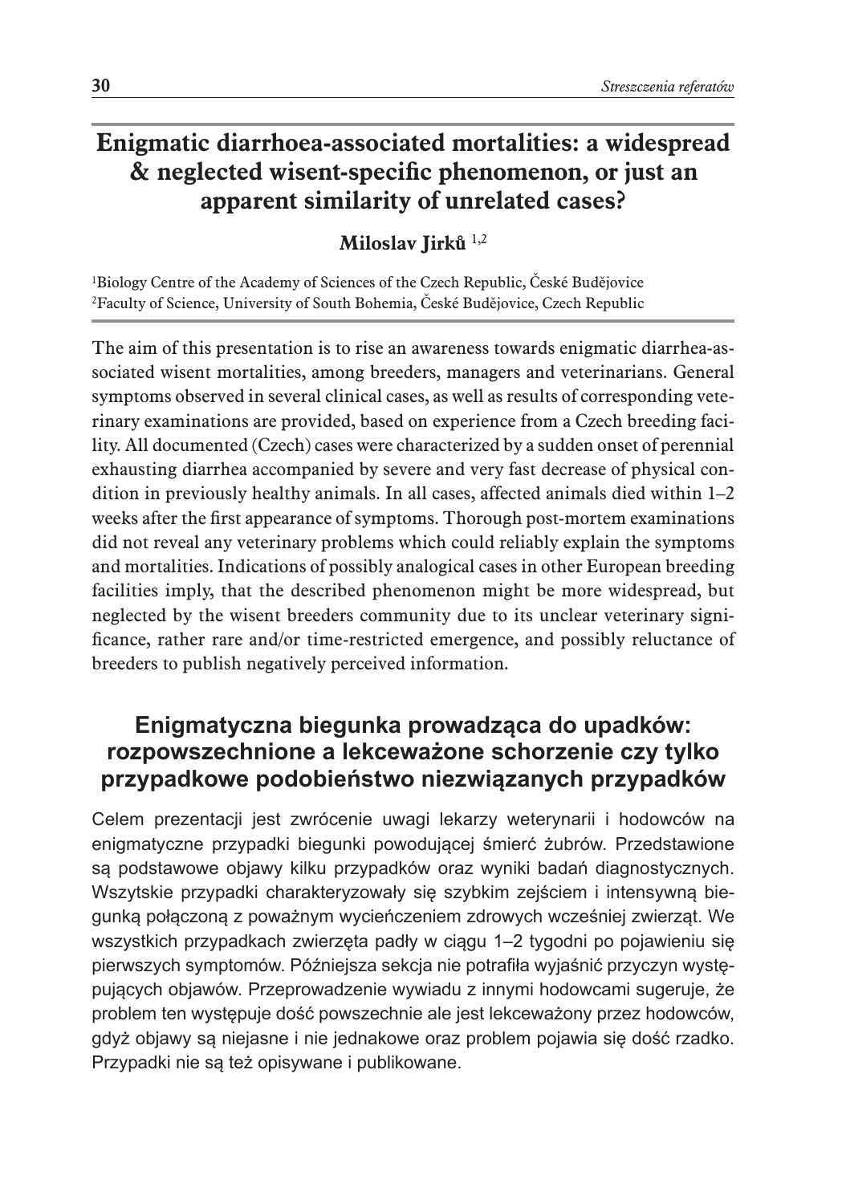# Enigmatic diarrhoea-associated mortalities: a widespread & neglected wisent-specific phenomenon, or just an apparent similarity of unrelated cases?

**Miloslav Jirků** [1,2]

[1]Biology Centre of the Academy of Sciences of the Czech Republic, České Budějovice
[2]Faculty of Science, University of South Bohemia, České Budějovice, Czech Republic

The aim of this presentation is to rise an awareness towards enigmatic diarrhea-associated wisent mortalities, among breeders, managers and veterinarians. General symptoms observed in several clinical cases, as well as results of corresponding veterinary examinations are provided, based on experience from a Czech breeding facility. All documented (Czech) cases were characterized by a sudden onset of perennial exhausting diarrhea accompanied by severe and very fast decrease of physical condition in previously healthy animals. In all cases, affected animals died within 1–2 weeks after the first appearance of symptoms. Thorough post-mortem examinations did not reveal any veterinary problems which could reliably explain the symptoms and mortalities. Indications of possibly analogical cases in other European breeding facilities imply, that the described phenomenon might be more widespread, but neglected by the wisent breeders community due to its unclear veterinary significance, rather rare and/or time-restricted emergence, and possibly reluctance of breeders to publish negatively perceived information.

## Enigmatyczna biegunka prowadząca do upadków: rozpowszechnione a lekceważone schorzenie czy tylko przypadkowe podobieństwo niezwiązanych przypadków

Celem prezentacji jest zwrócenie uwagi lekarzy weterynarii i hodowców na enigmatyczne przypadki biegunki powodującej śmierć żubrów. Przedstawione są podstawowe objawy kilku przypadków oraz wyniki badań diagnostycznych. Wszytskie przypadki charakteryzowały się szybkim zejściem i intensywną biegunką połączoną z poważnym wycieńczeniem zdrowych wcześniej zwierząt. We wszystkich przypadkach zwierzęta padły w ciągu 1–2 tygodni po pojawieniu się pierwszych symptomów. Późniejsza sekcja nie potrafiła wyjaśnić przyczyn występujących objawów. Przeprowadzenie wywiadu z innymi hodowcami sugeruje, że problem ten występuje dość powszechnie ale jest lekceważony przez hodowców, gdyż objawy są niejasne i nie jednakowe oraz problem pojawia się dość rzadko. Przypadki nie są też opisywane i publikowane.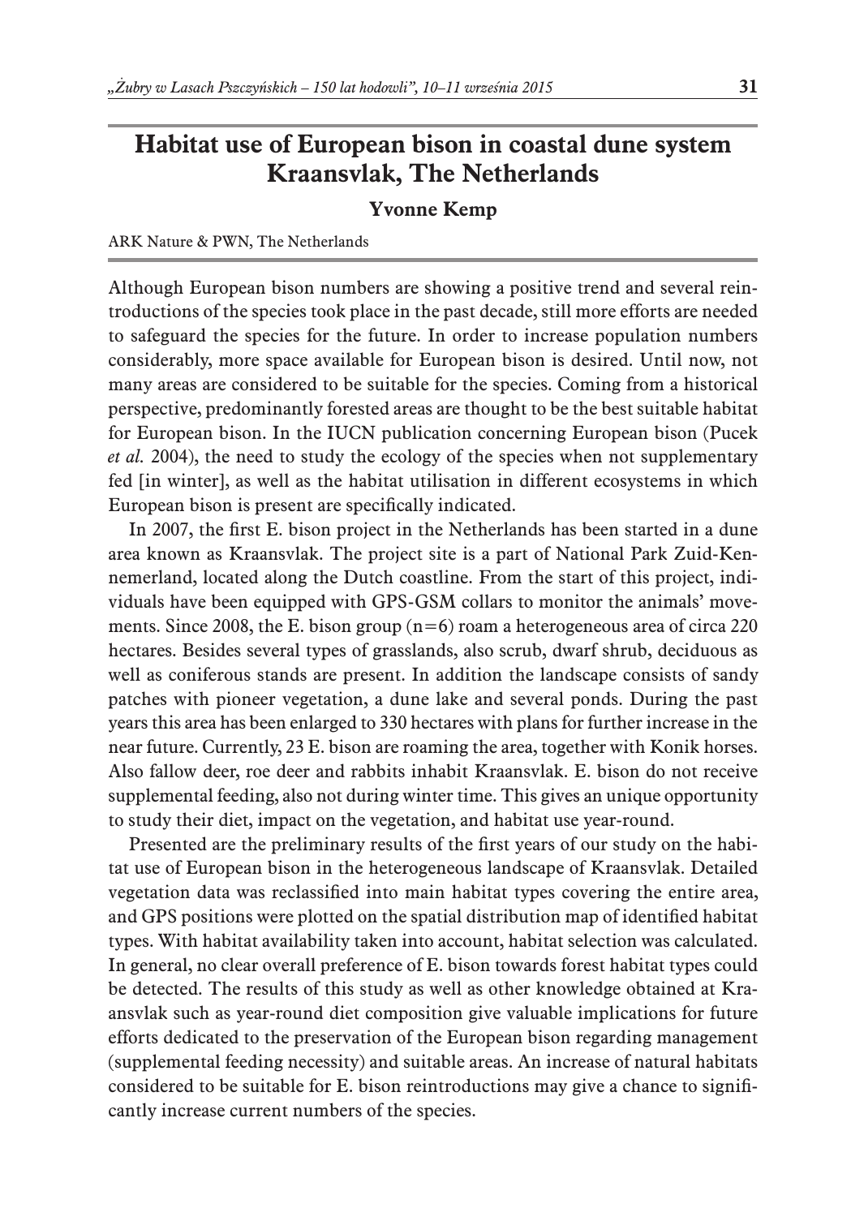# Habitat use of European bison in coastal dune system Kraansvlak, The Netherlands

**Yvonne Kemp**

ARK Nature & PWN, The Netherlands

Although European bison numbers are showing a positive trend and several reintroductions of the species took place in the past decade, still more efforts are needed to safeguard the species for the future. In order to increase population numbers considerably, more space available for European bison is desired. Until now, not many areas are considered to be suitable for the species. Coming from a historical perspective, predominantly forested areas are thought to be the best suitable habitat for European bison. In the IUCN publication concerning European bison (Pucek *et al.* 2004), the need to study the ecology of the species when not supplementary fed [in winter], as well as the habitat utilisation in different ecosystems in which European bison is present are specifically indicated.

In 2007, the first E. bison project in the Netherlands has been started in a dune area known as Kraansvlak. The project site is a part of National Park Zuid-Kennemerland, located along the Dutch coastline. From the start of this project, individuals have been equipped with GPS-GSM collars to monitor the animals' movements. Since 2008, the E. bison group (n=6) roam a heterogeneous area of circa 220 hectares. Besides several types of grasslands, also scrub, dwarf shrub, deciduous as well as coniferous stands are present. In addition the landscape consists of sandy patches with pioneer vegetation, a dune lake and several ponds. During the past years this area has been enlarged to 330 hectares with plans for further increase in the near future. Currently, 23 E. bison are roaming the area, together with Konik horses. Also fallow deer, roe deer and rabbits inhabit Kraansvlak. E. bison do not receive supplemental feeding, also not during winter time. This gives an unique opportunity to study their diet, impact on the vegetation, and habitat use year-round.

Presented are the preliminary results of the first years of our study on the habitat use of European bison in the heterogeneous landscape of Kraansvlak. Detailed vegetation data was reclassified into main habitat types covering the entire area, and GPS positions were plotted on the spatial distribution map of identified habitat types. With habitat availability taken into account, habitat selection was calculated. In general, no clear overall preference of E. bison towards forest habitat types could be detected. The results of this study as well as other knowledge obtained at Kraansvlak such as year-round diet composition give valuable implications for future efforts dedicated to the preservation of the European bison regarding management (supplemental feeding necessity) and suitable areas. An increase of natural habitats considered to be suitable for E. bison reintroductions may give a chance to significantly increase current numbers of the species.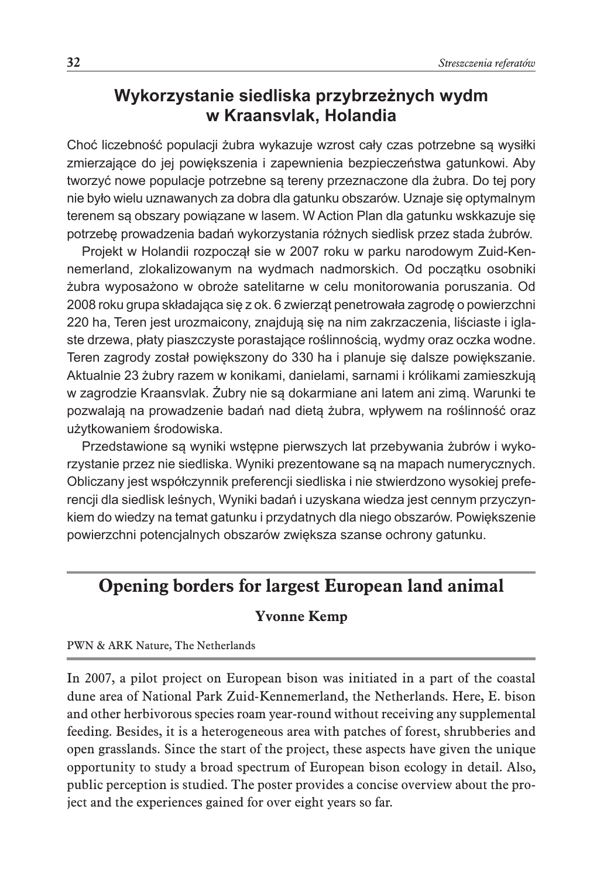## Wykorzystanie siedliska przybrzeżnych wydm w Kraansvlak, Holandia

Choć liczebność populacji żubra wykazuje wzrost cały czas potrzebne są wysiłki zmierzające do jej powiększenia i zapewnienia bezpieczeństwa gatunkowi. Aby tworzyć nowe populacje potrzebne są tereny przeznaczone dla żubra. Do tej pory nie było wielu uznawanych za dobra dla gatunku obszarów. Uznaje się optymalnym terenem są obszary powiązane w lasem. W Action Plan dla gatunku wskkazuje się potrzebę prowadzenia badań wykorzystania różnych siedlisk przez stada żubrów.

Projekt w Holandii rozpoczął sie w 2007 roku w parku narodowym Zuid-Kennemerland, zlokalizowanym na wydmach nadmorskich. Od początku osobniki żubra wyposażono w obroże satelitarne w celu monitorowania poruszania. Od 2008 roku grupa składająca się z ok. 6 zwierząt penetrowała zagrodę o powierzchni 220 ha, Teren jest urozmaicony, znajdują się na nim zakrzaczenia, liściaste i iglaste drzewa, płaty piaszczyste porastające roślinnością, wydmy oraz oczka wodne. Teren zagrody został powiększony do 330 ha i planuje się dalsze powiększanie. Aktualnie 23 żubry razem w konikami, danielami, sarnami i królikami zamieszkują w zagrodzie Kraansvlak. Żubry nie są dokarmiane ani latem ani zimą. Warunki te pozwalają na prowadzenie badań nad dietą żubra, wpływem na roślinność oraz użytkowaniem środowiska.

Przedstawione są wyniki wstępne pierwszych lat przebywania żubrów i wykorzystanie przez nie siedliska. Wyniki prezentowane są na mapach numerycznych. Obliczany jest współczynnik preferencji siedliska i nie stwierdzono wysokiej preferencji dla siedlisk leśnych, Wyniki badań i uzyskana wiedza jest cennym przyczynkiem do wiedzy na temat gatunku i przydatnych dla niego obszarów. Powiększenie powierzchni potencjalnych obszarów zwiększa szanse ochrony gatunku.

---

## Opening borders for largest European land animal

**Yvonne Kemp**

PWN & ARK Nature, The Netherlands

In 2007, a pilot project on European bison was initiated in a part of the coastal dune area of National Park Zuid-Kennemerland, the Netherlands. Here, E. bison and other herbivorous species roam year-round without receiving any supplemental feeding. Besides, it is a heterogeneous area with patches of forest, shrubberies and open grasslands. Since the start of the project, these aspects have given the unique opportunity to study a broad spectrum of European bison ecology in detail. Also, public perception is studied. The poster provides a concise overview about the project and the experiences gained for over eight years so far.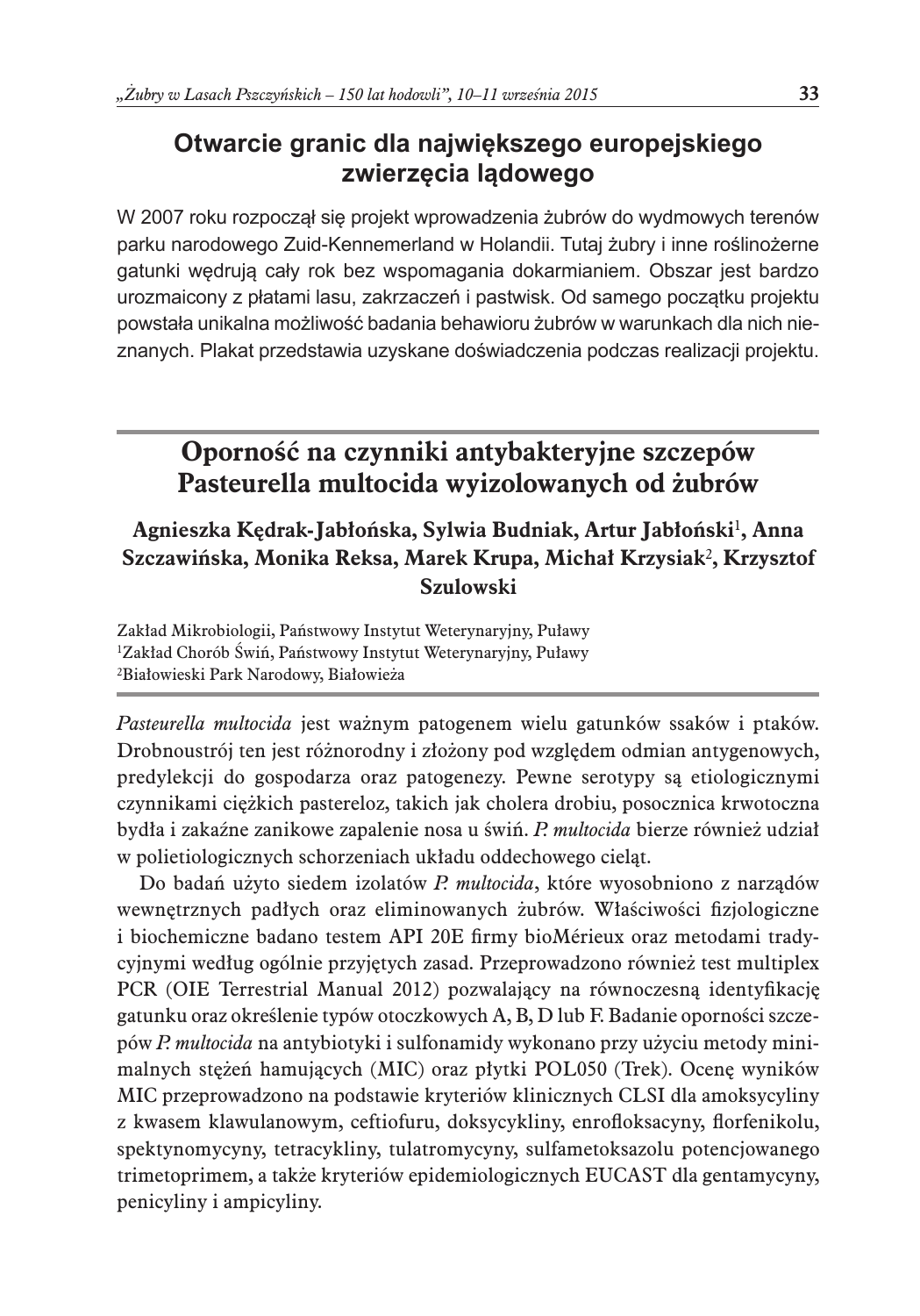## Otwarcie granic dla największego europejskiego zwierzęcia lądowego

W 2007 roku rozpoczął się projekt wprowadzenia żubrów do wydmowych terenów parku narodowego Zuid-Kennemerland w Holandii. Tutaj żubry i inne roślinożerne gatunki wędrują cały rok bez wspomagania dokarmianiem. Obszar jest bardzo urozmaicony z płatami lasu, zakrzaczeń i pastwisk. Od samego początku projektu powstała unikalna możliwość badania behawioru żubrów w warunkach dla nich nieznanych. Plakat przedstawia uzyskane doświadczenia podczas realizacji projektu.

## Oporność na czynniki antybakteryjne szczepów Pasteurella multocida wyizolowanych od żubrów

**Agnieszka Kędrak-Jabłońska, Sylwia Budniak, Artur Jabłoński[1], Anna Szczawińska, Monika Reksa, Marek Krupa, Michał Krzysiak[2], Krzysztof Szulowski**

Zakład Mikrobiologii, Państwowy Instytut Weterynaryjny, Puławy
[1]Zakład Chorób Świń, Państwowy Instytut Weterynaryjny, Puławy
[2]Białowieski Park Narodowy, Białowieża

*Pasteurella multocida* jest ważnym patogenem wielu gatunków ssaków i ptaków. Drobnoustrój ten jest różnorodny i złożony pod względem odmian antygenowych, predylekcji do gospodarza oraz patogenezy. Pewne serotypy są etiologicznymi czynnikami ciężkich pastereloz, takich jak cholera drobiu, posocznica krwotoczna bydła i zakaźne zanikowe zapalenie nosa u świń. *P. multocida* bierze również udział w polietiologicznych schorzeniach układu oddechowego cieląt.

Do badań użyto siedem izolatów *P. multocida*, które wyosobniono z narządów wewnętrznych padłych oraz eliminowanych żubrów. Właściwości fizjologiczne i biochemiczne badano testem API 20E firmy bioMérieux oraz metodami tradycyjnymi według ogólnie przyjętych zasad. Przeprowadzono również test multiplex PCR (OIE Terrestrial Manual 2012) pozwalający na równoczesną identyfikację gatunku oraz określenie typów otoczkowych A, B, D lub F. Badanie oporności szczepów *P. multocida* na antybiotyki i sulfonamidy wykonano przy użyciu metody minimalnych stężeń hamujących (MIC) oraz płytki POL050 (Trek). Ocenę wyników MIC przeprowadzono na podstawie kryteriów klinicznych CLSI dla amoksycyliny z kwasem klawulanowym, ceftiofuru, doksycykliny, enrofloksacyny, florfenikolu, spektynomycyny, tetracykliny, tulatromycyny, sulfametoksazolu potencjowanego trimetoprimem, a także kryteriów epidemiologicznych EUCAST dla gentamycyny, penicyliny i ampicyliny.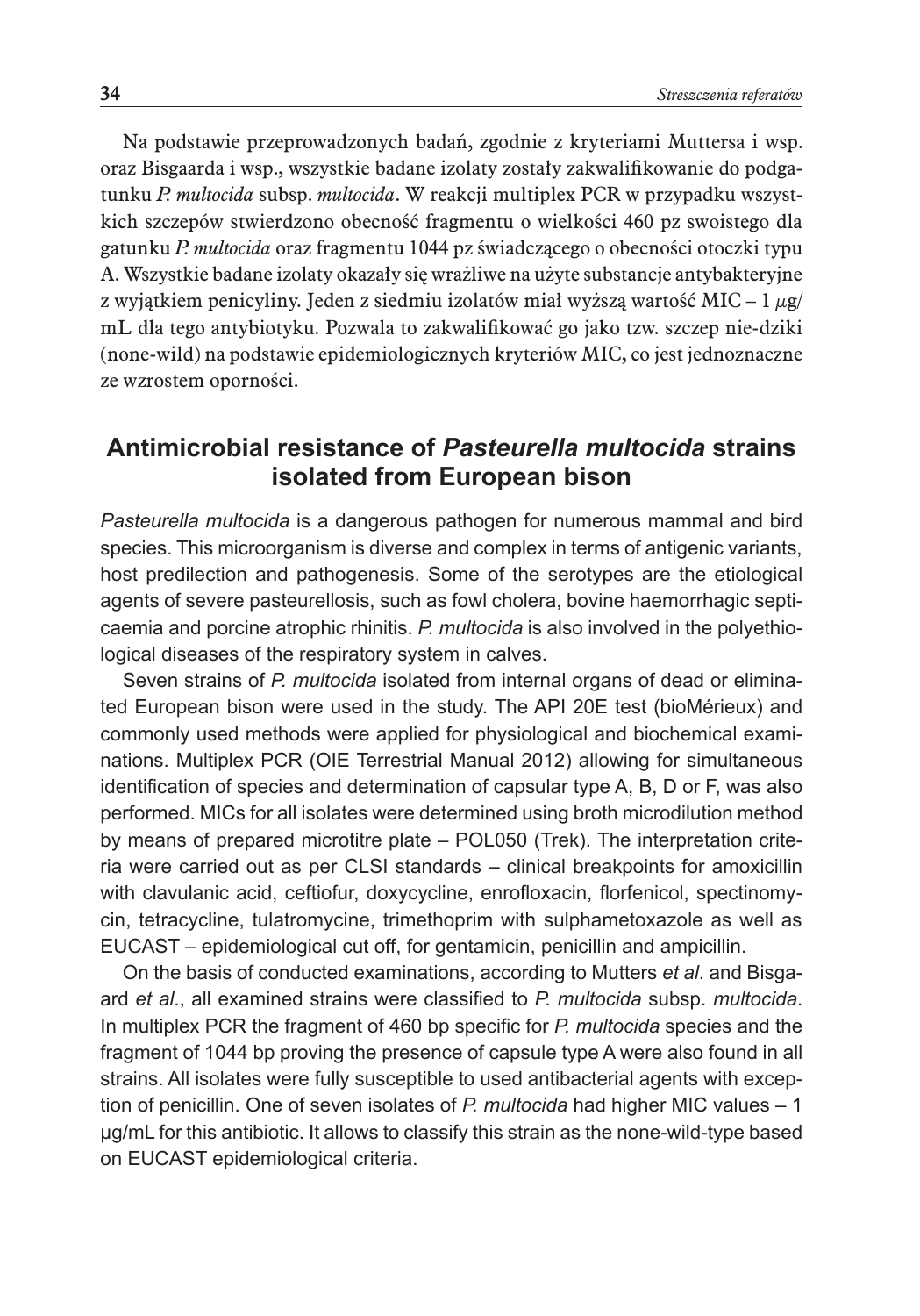Na podstawie przeprowadzonych badań, zgodnie z kryteriami Muttersa i wsp. oraz Bisgaarda i wsp., wszystkie badane izolaty zostały zakwalifikowanie do podgatunku *P. multocida* subsp. *multocida*. W reakcji multiplex PCR w przypadku wszystkich szczepów stwierdzono obecność fragmentu o wielkości 460 pz swoistego dla gatunku *P. multocida* oraz fragmentu 1044 pz świadczącego o obecności otoczki typu A. Wszystkie badane izolaty okazały się wrażliwe na użyte substancje antybakteryjne z wyjątkiem penicyliny. Jeden z siedmiu izolatów miał wyższą wartość MIC – 1 μg/mL dla tego antybiotyku. Pozwala to zakwalifikować go jako tzw. szczep nie-dziki (none-wild) na podstawie epidemiologicznych kryteriów MIC, co jest jednoznaczne ze wzrostem oporności.

## Antimicrobial resistance of *Pasteurella multocida* strains isolated from European bison

*Pasteurella multocida* is a dangerous pathogen for numerous mammal and bird species. This microorganism is diverse and complex in terms of antigenic variants, host predilection and pathogenesis. Some of the serotypes are the etiological agents of severe pasteurellosis, such as fowl cholera, bovine haemorrhagic septicaemia and porcine atrophic rhinitis. *P. multocida* is also involved in the polyethiological diseases of the respiratory system in calves.

Seven strains of *P. multocida* isolated from internal organs of dead or eliminated European bison were used in the study. The API 20E test (bioMérieux) and commonly used methods were applied for physiological and biochemical examinations. Multiplex PCR (OIE Terrestrial Manual 2012) allowing for simultaneous identification of species and determination of capsular type A, B, D or F, was also performed. MICs for all isolates were determined using broth microdilution method by means of prepared microtitre plate – POL050 (Trek). The interpretation criteria were carried out as per CLSI standards – clinical breakpoints for amoxicillin with clavulanic acid, ceftiofur, doxycycline, enrofloxacin, florfenicol, spectinomycin, tetracycline, tulatromycine, trimethoprim with sulphametoxazole as well as EUCAST – epidemiological cut off, for gentamicin, penicillin and ampicillin.

On the basis of conducted examinations, according to Mutters *et al*. and Bisgaard *et al*., all examined strains were classified to *P. multocida* subsp. *multocida*. In multiplex PCR the fragment of 460 bp specific for *P. multocida* species and the fragment of 1044 bp proving the presence of capsule type A were also found in all strains. All isolates were fully susceptible to used antibacterial agents with exception of penicillin. One of seven isolates of *P. multocida* had higher MIC values – 1 μg/mL for this antibiotic. It allows to classify this strain as the none-wild-type based on EUCAST epidemiological criteria.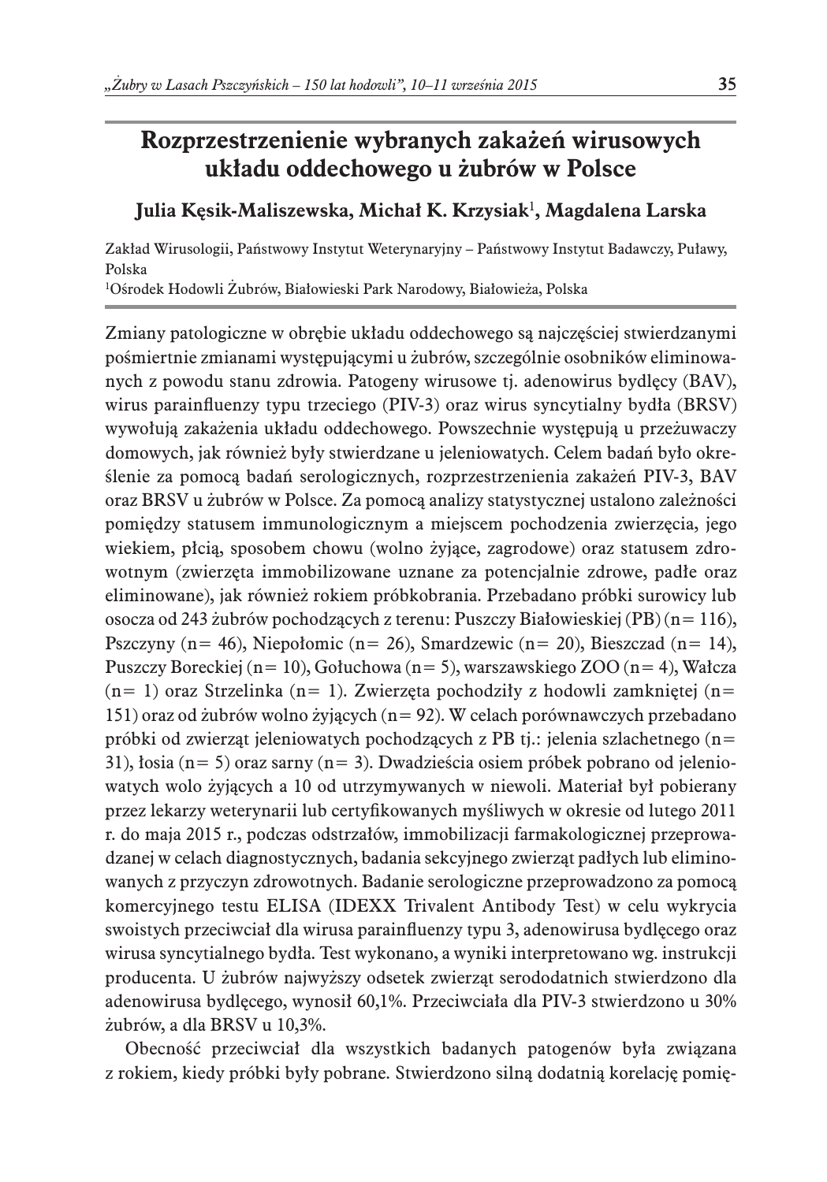# Rozprzestrzenienie wybranych zakażeń wirusowych układu oddechowego u żubrów w Polsce

**Julia Kęsik-Maliszewska, Michał K. Krzysiak[1], Magdalena Larska**

Zakład Wirusologii, Państwowy Instytut Weterynaryjny – Państwowy Instytut Badawczy, Puławy, Polska

[1]Ośrodek Hodowli Żubrów, Białowieski Park Narodowy, Białowieża, Polska

Zmiany patologiczne w obrębie układu oddechowego są najczęściej stwierdzanymi pośmiertnie zmianami występującymi u żubrów, szczególnie osobników eliminowanych z powodu stanu zdrowia. Patogeny wirusowe tj. adenowirus bydlęcy (BAV), wirus parainfluenzy typu trzeciego (PIV-3) oraz wirus syncytialny bydła (BRSV) wywołują zakażenia układu oddechowego. Powszechnie występują u przeżuwaczy domowych, jak również były stwierdzane u jeleniowatych. Celem badań było określenie za pomocą badań serologicznych, rozprzestrzenienia zakażeń PIV-3, BAV oraz BRSV u żubrów w Polsce. Za pomocą analizy statystycznej ustalono zależności pomiędzy statusem immunologicznym a miejscem pochodzenia zwierzęcia, jego wiekiem, płcią, sposobem chowu (wolno żyjące, zagrodowe) oraz statusem zdrowotnym (zwierzęta immobilizowane uznane za potencjalnie zdrowe, padłe oraz eliminowane), jak również rokiem próbkobrania. Przebadano próbki surowicy lub osocza od 243 żubrów pochodzących z terenu: Puszczy Białowieskiej (PB) (n= 116), Pszczyny (n= 46), Niepołomic (n= 26), Smardzewic (n= 20), Bieszczad (n= 14), Puszczy Boreckiej (n= 10), Gołuchowa (n= 5), warszawskiego ZOO (n= 4), Wałcza (n= 1) oraz Strzelinka (n= 1). Zwierzęta pochodziły z hodowli zamkniętej (n= 151) oraz od żubrów wolno żyjących (n= 92). W celach porównawczych przebadano próbki od zwierząt jeleniowatych pochodzących z PB tj.: jelenia szlachetnego (n= 31), łosia (n= 5) oraz sarny (n= 3). Dwadzieścia osiem próbek pobrano od jeleniowatych wolo żyjących a 10 od utrzymywanych w niewoli. Materiał był pobierany przez lekarzy weterynarii lub certyfikowanych myśliwych w okresie od lutego 2011 r. do maja 2015 r., podczas odstrzałów, immobilizacji farmakologicznej przeprowadzanej w celach diagnostycznych, badania sekcyjnego zwierząt padłych lub eliminowanych z przyczyn zdrowotnych. Badanie serologiczne przeprowadzono za pomocą komercyjnego testu ELISA (IDEXX Trivalent Antibody Test) w celu wykrycia swoistych przeciwciał dla wirusa parainfluenzy typu 3, adenowirusa bydlęcego oraz wirusa syncytialnego bydła. Test wykonano, a wyniki interpretowano wg. instrukcji producenta. U żubrów najwyższy odsetek zwierząt serododatnich stwierdzono dla adenowirusa bydlęcego, wynosił 60,1%. Przeciwciała dla PIV-3 stwierdzono u 30% żubrów, a dla BRSV u 10,3%.

Obecność przeciwciał dla wszystkich badanych patogenów była związana z rokiem, kiedy próbki były pobrane. Stwierdzono silną dodatnią korelację pomię-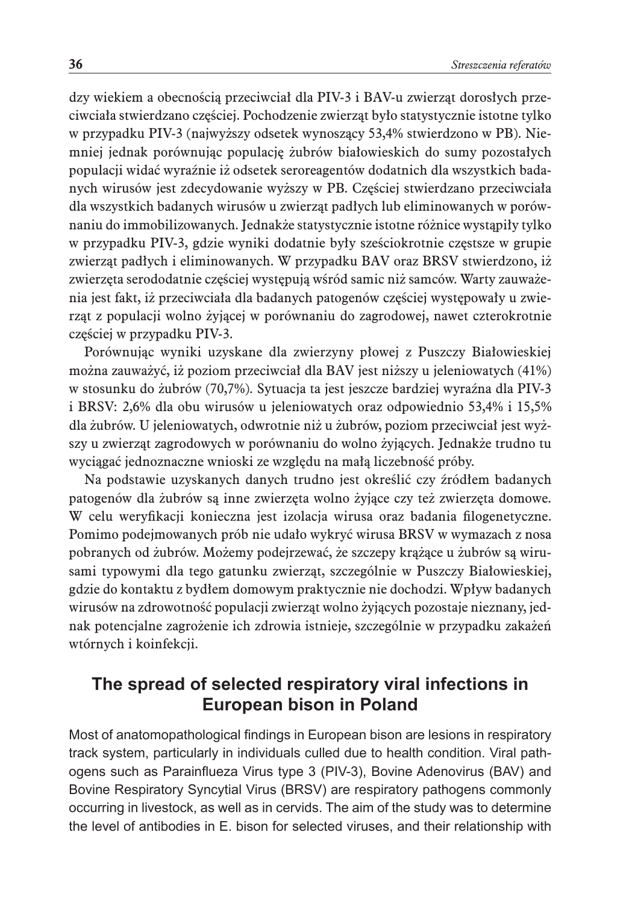dzy wiekiem a obecnością przeciwciał dla PIV-3 i BAV-u zwierząt dorosłych przeciwciała stwierdzano częściej. Pochodzenie zwierząt było statystycznie istotne tylko w przypadku PIV-3 (najwyższy odsetek wynoszący 53,4% stwierdzono w PB). Niemniej jednak porównując populację żubrów białowieskich do sumy pozostałych populacji widać wyraźnie iż odsetek seroreagentów dodatnich dla wszystkich badanych wirusów jest zdecydowanie wyższy w PB. Częściej stwierdzano przeciwciała dla wszystkich badanych wirusów u zwierząt padłych lub eliminowanych w porównaniu do immobilizowanych. Jednakże statystycznie istotne różnice wystąpiły tylko w przypadku PIV-3, gdzie wyniki dodatnie były sześciokrotnie częstsze w grupie zwierząt padłych i eliminowanych. W przypadku BAV oraz BRSV stwierdzono, iż zwierzęta serododatnie częściej występują wśród samic niż samców. Warty zauważenia jest fakt, iż przeciwciała dla badanych patogenów częściej występowały u zwierząt z populacji wolno żyjącej w porównaniu do zagrodowej, nawet czterokrotnie częściej w przypadku PIV-3.

Porównując wyniki uzyskane dla zwierzyny płowej z Puszczy Białowieskiej można zauważyć, iż poziom przeciwciał dla BAV jest niższy u jeleniowatych (41%) w stosunku do żubrów (70,7%). Sytuacja ta jest jeszcze bardziej wyraźna dla PIV-3 i BRSV: 2,6% dla obu wirusów u jeleniowatych oraz odpowiednio 53,4% i 15,5% dla żubrów. U jeleniowatych, odwrotnie niż u żubrów, poziom przeciwciał jest wyższy u zwierząt zagrodowych w porównaniu do wolno żyjących. Jednakże trudno tu wyciągać jednoznaczne wnioski ze względu na małą liczebność próby.

Na podstawie uzyskanych danych trudno jest określić czy źródłem badanych patogenów dla żubrów są inne zwierzęta wolno żyjące czy też zwierzęta domowe. W celu weryfikacji konieczna jest izolacja wirusa oraz badania filogenetyczne. Pomimo podejmowanych prób nie udało wykryć wirusa BRSV w wymazach z nosa pobranych od żubrów. Możemy podejrzewać, że szczepy krążące u żubrów są wirusami typowymi dla tego gatunku zwierząt, szczególnie w Puszczy Białowieskiej, gdzie do kontaktu z bydłem domowym praktycznie nie dochodzi. Wpływ badanych wirusów na zdrowotność populacji zwierząt wolno żyjących pozostaje nieznany, jednak potencjalne zagrożenie ich zdrowia istnieje, szczególnie w przypadku zakażeń wtórnych i koinfekcji.

## The spread of selected respiratory viral infections in European bison in Poland

Most of anatomopathological findings in European bison are lesions in respiratory track system, particularly in individuals culled due to health condition. Viral pathogens such as Parainflueza Virus type 3 (PIV-3), Bovine Adenovirus (BAV) and Bovine Respiratory Syncytial Virus (BRSV) are respiratory pathogens commonly occurring in livestock, as well as in cervids. The aim of the study was to determine the level of antibodies in E. bison for selected viruses, and their relationship with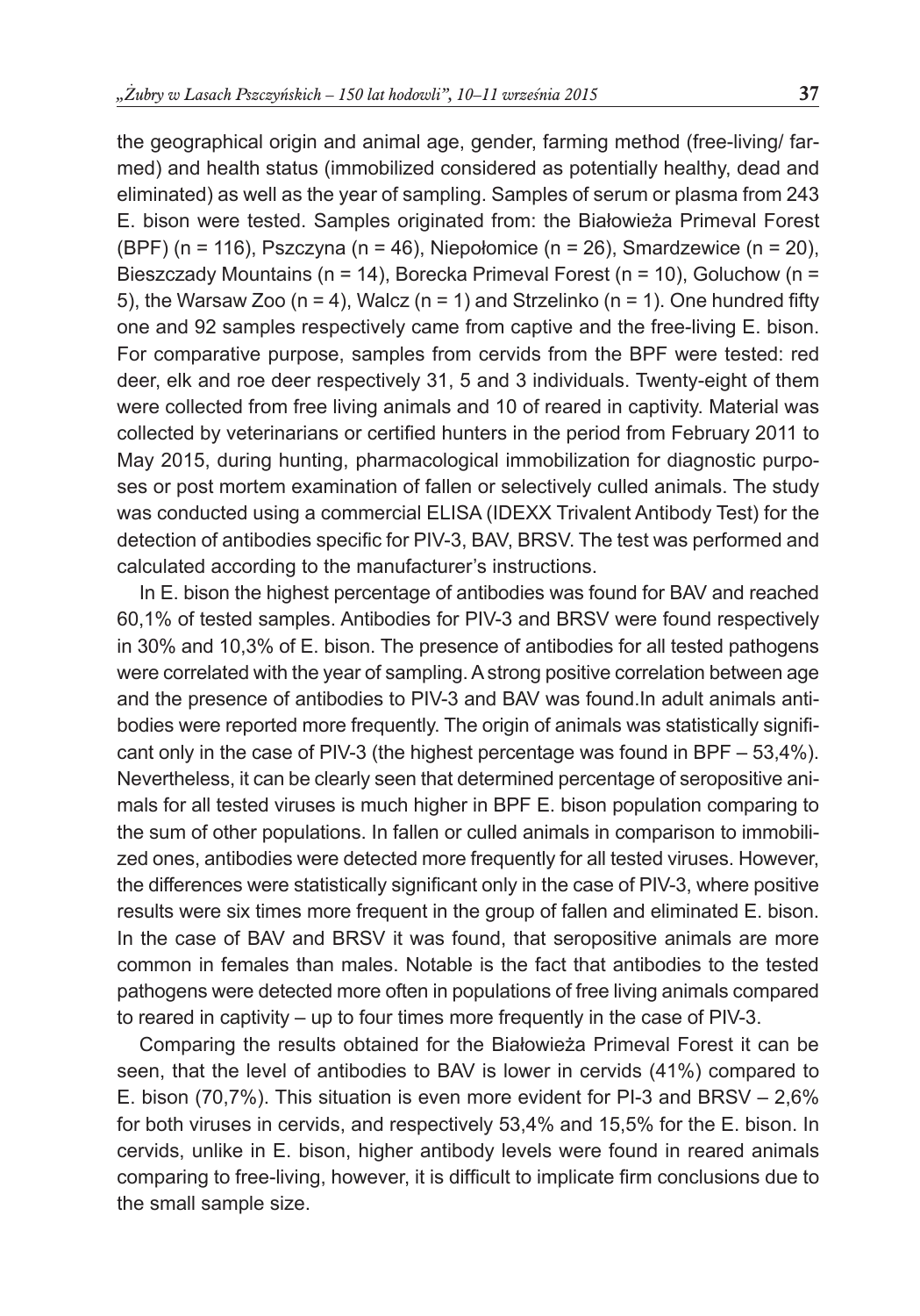the geographical origin and animal age, gender, farming method (free-living/ farmed) and health status (immobilized considered as potentially healthy, dead and eliminated) as well as the year of sampling. Samples of serum or plasma from 243 E. bison were tested. Samples originated from: the Białowieża Primeval Forest (BPF) (n = 116), Pszczyna (n = 46), Niepołomice (n = 26), Smardzewice (n = 20), Bieszczady Mountains (n = 14), Borecka Primeval Forest (n = 10), Goluchow (n = 5), the Warsaw Zoo (n = 4), Walcz (n = 1) and Strzelinko (n = 1). One hundred fifty one and 92 samples respectively came from captive and the free-living E. bison. For comparative purpose, samples from cervids from the BPF were tested: red deer, elk and roe deer respectively 31, 5 and 3 individuals. Twenty-eight of them were collected from free living animals and 10 of reared in captivity. Material was collected by veterinarians or certified hunters in the period from February 2011 to May 2015, during hunting, pharmacological immobilization for diagnostic purposes or post mortem examination of fallen or selectively culled animals. The study was conducted using a commercial ELISA (IDEXX Trivalent Antibody Test) for the detection of antibodies specific for PIV-3, BAV, BRSV. The test was performed and calculated according to the manufacturer's instructions.

In E. bison the highest percentage of antibodies was found for BAV and reached 60,1% of tested samples. Antibodies for PIV-3 and BRSV were found respectively in 30% and 10,3% of E. bison. The presence of antibodies for all tested pathogens were correlated with the year of sampling. A strong positive correlation between age and the presence of antibodies to PIV-3 and BAV was found.In adult animals antibodies were reported more frequently. The origin of animals was statistically significant only in the case of PIV-3 (the highest percentage was found in BPF – 53,4%). Nevertheless, it can be clearly seen that determined percentage of seropositive animals for all tested viruses is much higher in BPF E. bison population comparing to the sum of other populations. In fallen or culled animals in comparison to immobilized ones, antibodies were detected more frequently for all tested viruses. However, the differences were statistically significant only in the case of PIV-3, where positive results were six times more frequent in the group of fallen and eliminated E. bison. In the case of BAV and BRSV it was found, that seropositive animals are more common in females than males. Notable is the fact that antibodies to the tested pathogens were detected more often in populations of free living animals compared to reared in captivity – up to four times more frequently in the case of PIV-3.

Comparing the results obtained for the Białowieża Primeval Forest it can be seen, that the level of antibodies to BAV is lower in cervids (41%) compared to E. bison (70,7%). This situation is even more evident for PI-3 and BRSV – 2,6% for both viruses in cervids, and respectively 53,4% and 15,5% for the E. bison. In cervids, unlike in E. bison, higher antibody levels were found in reared animals comparing to free-living, however, it is difficult to implicate firm conclusions due to the small sample size.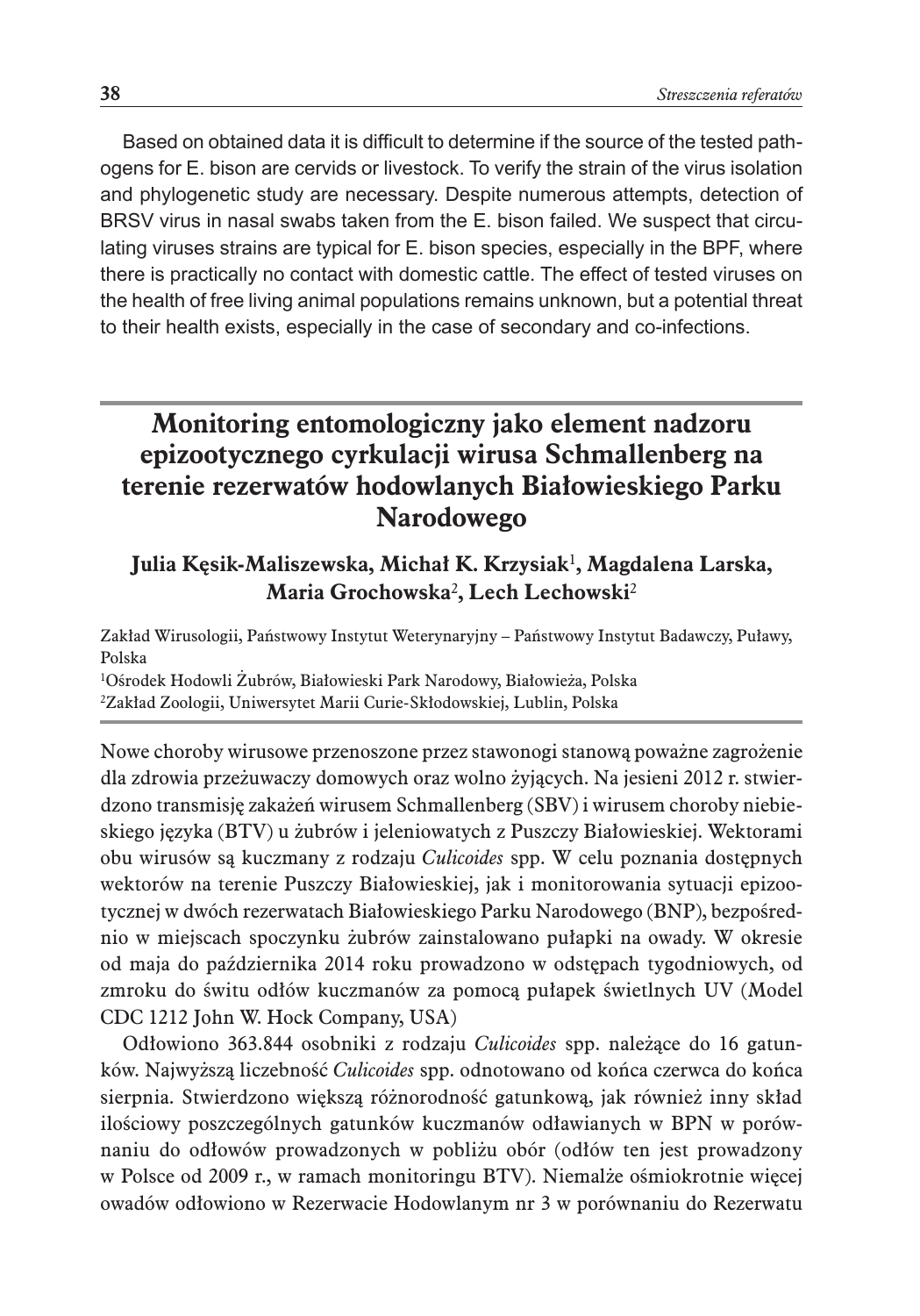Based on obtained data it is difficult to determine if the source of the tested pathogens for E. bison are cervids or livestock. To verify the strain of the virus isolation and phylogenetic study are necessary. Despite numerous attempts, detection of BRSV virus in nasal swabs taken from the E. bison failed. We suspect that circulating viruses strains are typical for E. bison species, especially in the BPF, where there is practically no contact with domestic cattle. The effect of tested viruses on the health of free living animal populations remains unknown, but a potential threat to their health exists, especially in the case of secondary and co-infections.

## Monitoring entomologiczny jako element nadzoru epizootycznego cyrkulacji wirusa Schmallenberg na terenie rezerwatów hodowlanych Białowieskiego Parku Narodowego

**Julia Kęsik-Maliszewska, Michał K. Krzysiak[1], Magdalena Larska, Maria Grochowska[2], Lech Lechowski[2]**

Zakład Wirusologii, Państwowy Instytut Weterynaryjny – Państwowy Instytut Badawczy, Puławy, Polska
[1]Ośrodek Hodowli Żubrów, Białowieski Park Narodowy, Białowieża, Polska
[2]Zakład Zoologii, Uniwersytet Marii Curie-Skłodowskiej, Lublin, Polska

Nowe choroby wirusowe przenoszone przez stawonogi stanową poważne zagrożenie dla zdrowia przeżuwaczy domowych oraz wolno żyjących. Na jesieni 2012 r. stwierdzono transmisję zakażeń wirusem Schmallenberg (SBV) i wirusem choroby niebieskiego języka (BTV) u żubrów i jeleniowatych z Puszczy Białowieskiej. Wektorami obu wirusów są kuczmany z rodzaju *Culicoides* spp. W celu poznania dostępnych wektorów na terenie Puszczy Białowieskiej, jak i monitorowania sytuacji epizootycznej w dwóch rezerwatach Białowieskiego Parku Narodowego (BNP), bezpośrednio w miejscach spoczynku żubrów zainstalowano pułapki na owady. W okresie od maja do października 2014 roku prowadzono w odstępach tygodniowych, od zmroku do świtu odłów kuczmanów za pomocą pułapek świetlnych UV (Model CDC 1212 John W. Hock Company, USA)

Odłowiono 363.844 osobniki z rodzaju *Culicoides* spp. należące do 16 gatunków. Najwyższą liczebność *Culicoides* spp. odnotowano od końca czerwca do końca sierpnia. Stwierdzono większą różnorodność gatunkową, jak również inny skład ilościowy poszczególnych gatunków kuczmanów odławianych w BPN w porównaniu do odłowów prowadzonych w pobliżu obór (odłów ten jest prowadzony w Polsce od 2009 r., w ramach monitoringu BTV). Niemalże ośmiokrotnie więcej owadów odłowiono w Rezerwacie Hodowlanym nr 3 w porównaniu do Rezerwatu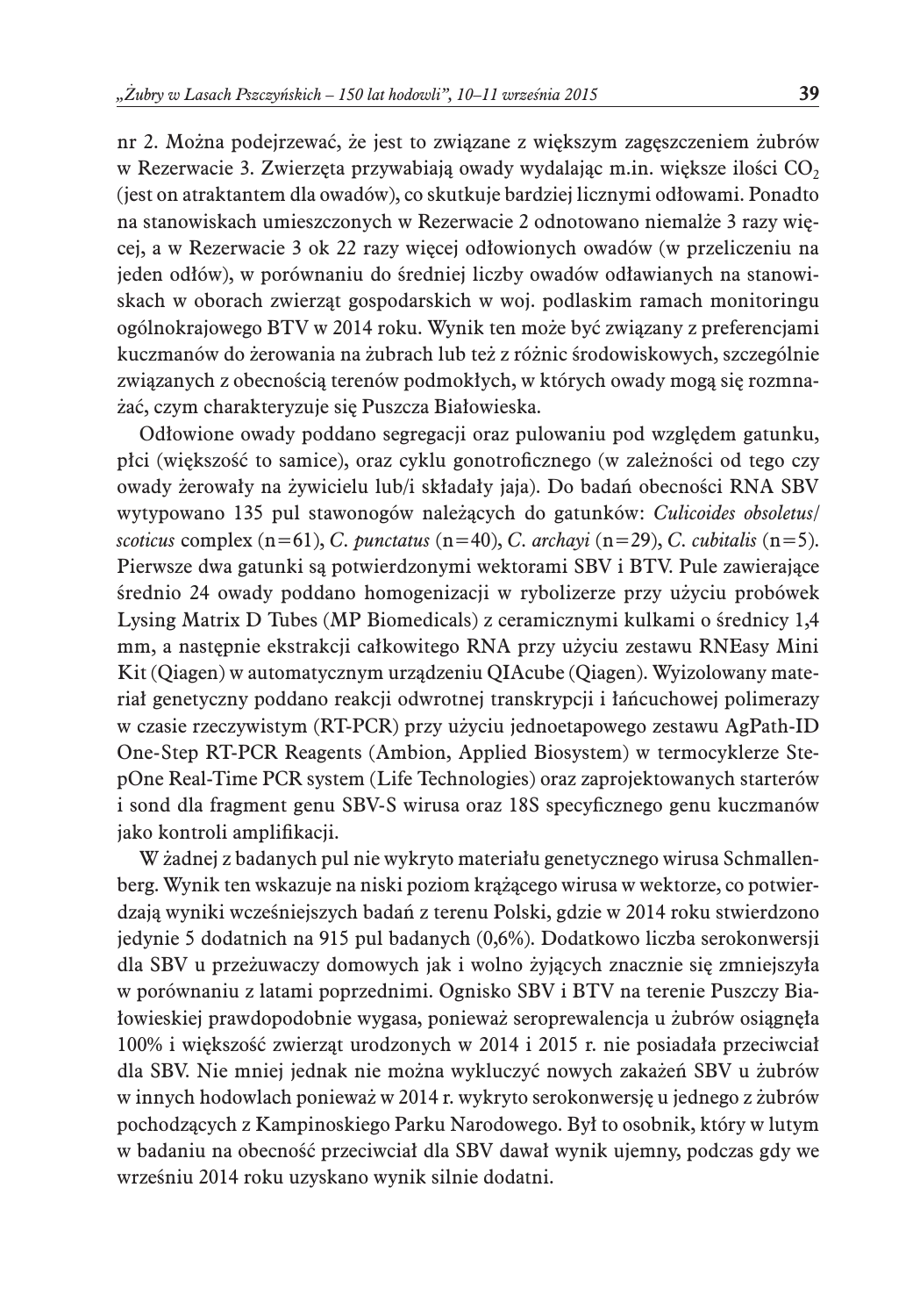nr 2. Można podejrzewać, że jest to związane z większym zagęszczeniem żubrów w Rezerwacie 3. Zwierzęta przywabiają owady wydalając m.in. większe ilości $CO_2$ (jest on atraktantem dla owadów), co skutkuje bardziej licznymi odłowami. Ponadto na stanowiskach umieszczonych w Rezerwacie 2 odnotowano niemalże 3 razy więcej, a w Rezerwacie 3 ok 22 razy więcej odłowionych owadów (w przeliczeniu na jeden odłów), w porównaniu do średniej liczby owadów odławianych na stanowiskach w oborach zwierząt gospodarskich w woj. podlaskim ramach monitoringu ogólnokrajowego BTV w 2014 roku. Wynik ten może być związany z preferencjami kuczmanów do żerowania na żubrach lub też z różnic środowiskowych, szczególnie związanych z obecnością terenów podmokłych, w których owady mogą się rozmnażać, czym charakteryzuje się Puszcza Białowieska.

Odłowione owady poddano segregacji oraz pulowaniu pod względem gatunku, płci (większość to samice), oraz cyklu gonotroficznego (w zależności od tego czy owady żerowały na żywicielu lub/i składały jaja). Do badań obecności RNA SBV wytypowano 135 pul stawonogów należących do gatunków: *Culicoides obsoletus/scoticus* complex (n=61), *C. punctatus* (n=40), *C. archayi* (n=29), *C. cubitalis* (n=5). Pierwsze dwa gatunki są potwierdzonymi wektorami SBV i BTV. Pule zawierające średnio 24 owady poddano homogenizacji w rybolizerze przy użyciu probówek Lysing Matrix D Tubes (MP Biomedicals) z ceramicznymi kulkami o średnicy 1,4 mm, a następnie ekstrakcji całkowitego RNA przy użyciu zestawu RNEasy Mini Kit (Qiagen) w automatycznym urządzeniu QIAcube (Qiagen). Wyizolowany materiał genetyczny poddano reakcji odwrotnej transkrypcji i łańcuchowej polimerazy w czasie rzeczywistym (RT-PCR) przy użyciu jednoetapowego zestawu AgPath-ID One-Step RT-PCR Reagents (Ambion, Applied Biosystem) w termocyklerze StepOne Real-Time PCR system (Life Technologies) oraz zaprojektowanych starterów i sond dla fragment genu SBV-S wirusa oraz 18S specyficznego genu kuczmanów jako kontroli amplifikacji.

W żadnej z badanych pul nie wykryto materiału genetycznego wirusa Schmallenberg. Wynik ten wskazuje na niski poziom krążącego wirusa w wektorze, co potwierdzają wyniki wcześniejszych badań z terenu Polski, gdzie w 2014 roku stwierdzono jedynie 5 dodatnich na 915 pul badanych (0,6%). Dodatkowo liczba serokonwersji dla SBV u przeżuwaczy domowych jak i wolno żyjących znacznie się zmniejszyła w porównaniu z latami poprzednimi. Ognisko SBV i BTV na terenie Puszczy Białowieskiej prawdopodobnie wygasa, ponieważ seroprewalencja u żubrów osiągnęła 100% i większość zwierząt urodzonych w 2014 i 2015 r. nie posiadała przeciwciał dla SBV. Nie mniej jednak nie można wykluczyć nowych zakażeń SBV u żubrów w innych hodowlach ponieważ w 2014 r. wykryto serokonwersję u jednego z żubrów pochodzących z Kampinoskiego Parku Narodowego. Był to osobnik, który w lutym w badaniu na obecność przeciwciał dla SBV dawał wynik ujemny, podczas gdy we wrześniu 2014 roku uzyskano wynik silnie dodatni.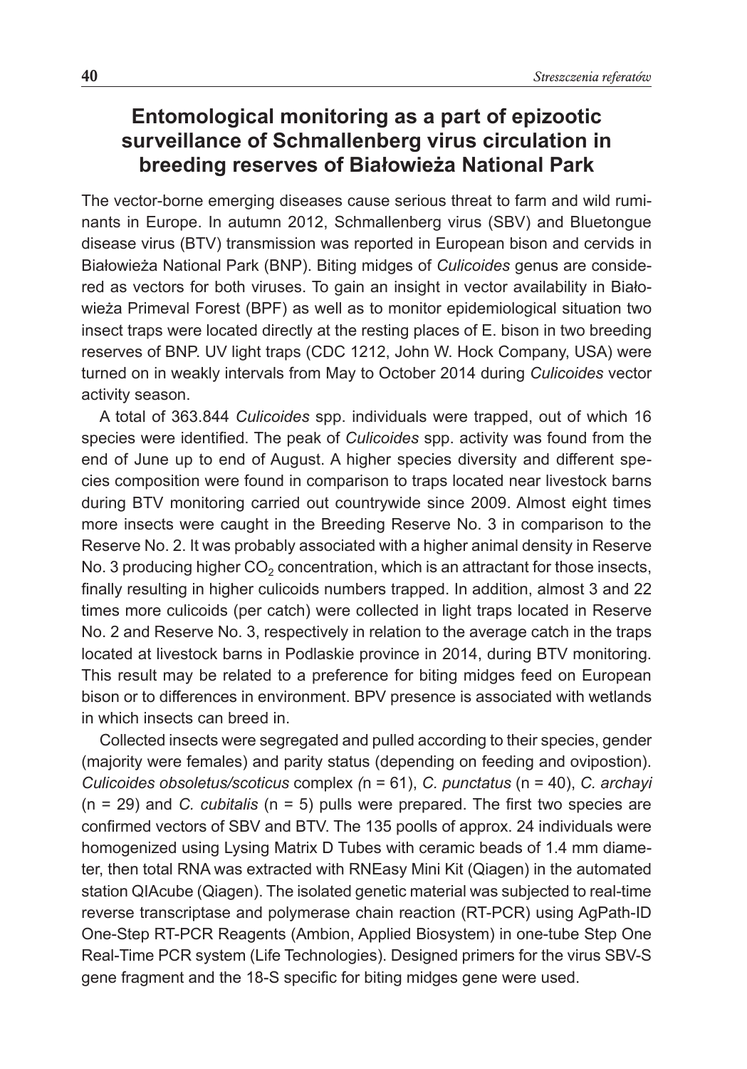## Entomological monitoring as a part of epizootic surveillance of Schmallenberg virus circulation in breeding reserves of Białowieża National Park

The vector-borne emerging diseases cause serious threat to farm and wild ruminants in Europe. In autumn 2012, Schmallenberg virus (SBV) and Bluetongue disease virus (BTV) transmission was reported in European bison and cervids in Białowieża National Park (BNP). Biting midges of *Culicoides* genus are considered as vectors for both viruses. To gain an insight in vector availability in Białowieża Primeval Forest (BPF) as well as to monitor epidemiological situation two insect traps were located directly at the resting places of E. bison in two breeding reserves of BNP. UV light traps (CDC 1212, John W. Hock Company, USA) were turned on in weakly intervals from May to October 2014 during *Culicoides* vector activity season.

A total of 363.844 *Culicoides* spp. individuals were trapped, out of which 16 species were identified. The peak of *Culicoides* spp. activity was found from the end of June up to end of August. A higher species diversity and different species composition were found in comparison to traps located near livestock barns during BTV monitoring carried out countrywide since 2009. Almost eight times more insects were caught in the Breeding Reserve No. 3 in comparison to the Reserve No. 2. It was probably associated with a higher animal density in Reserve No. 3 producing higher $CO_2$ concentration, which is an attractant for those insects, finally resulting in higher culicoids numbers trapped. In addition, almost 3 and 22 times more culicoids (per catch) were collected in light traps located in Reserve No. 2 and Reserve No. 3, respectively in relation to the average catch in the traps located at livestock barns in Podlaskie province in 2014, during BTV monitoring. This result may be related to a preference for biting midges feed on European bison or to differences in environment. BPV presence is associated with wetlands in which insects can breed in.

Collected insects were segregated and pulled according to their species, gender (majority were females) and parity status (depending on feeding and ovipostion). *Culicoides obsoletus/scoticus* complex *(*n = 61), *C. punctatus* (n = 40), *C. archayi* (n = 29) and *C. cubitalis* (n = 5) pulls were prepared. The first two species are confirmed vectors of SBV and BTV. The 135 poolls of approx. 24 individuals were homogenized using Lysing Matrix D Tubes with ceramic beads of 1.4 mm diameter, then total RNA was extracted with RNEasy Mini Kit (Qiagen) in the automated station QIAcube (Qiagen). The isolated genetic material was subjected to real-time reverse transcriptase and polymerase chain reaction (RT-PCR) using AgPath-ID One-Step RT-PCR Reagents (Ambion, Applied Biosystem) in one-tube Step One Real-Time PCR system (Life Technologies). Designed primers for the virus SBV-S gene fragment and the 18-S specific for biting midges gene were used.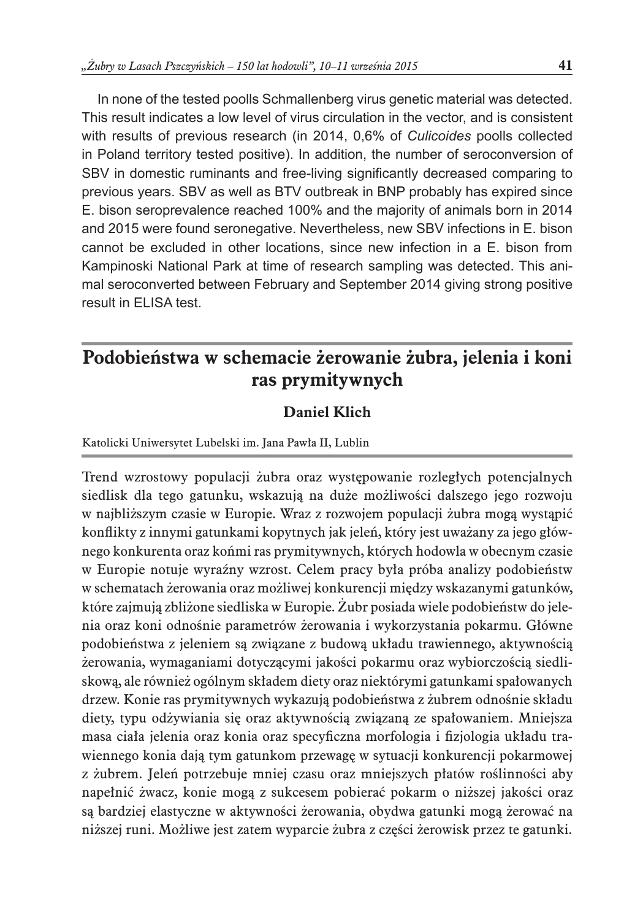In none of the tested poolls Schmallenberg virus genetic material was detected. This result indicates a low level of virus circulation in the vector, and is consistent with results of previous research (in 2014, 0,6% of *Culicoides* poolls collected in Poland territory tested positive). In addition, the number of seroconversion of SBV in domestic ruminants and free-living significantly decreased comparing to previous years. SBV as well as BTV outbreak in BNP probably has expired since E. bison seroprevalence reached 100% and the majority of animals born in 2014 and 2015 were found seronegative. Nevertheless, new SBV infections in E. bison cannot be excluded in other locations, since new infection in a E. bison from Kampinoski National Park at time of research sampling was detected. This animal seroconverted between February and September 2014 giving strong positive result in ELISA test.

## Podobieństwa w schemacie żerowanie żubra, jelenia i koni ras prymitywnych

**Daniel Klich**

Katolicki Uniwersytet Lubelski im. Jana Pawła II, Lublin

Trend wzrostowy populacji żubra oraz występowanie rozległych potencjalnych siedlisk dla tego gatunku, wskazują na duże możliwości dalszego jego rozwoju w najbliższym czasie w Europie. Wraz z rozwojem populacji żubra mogą wystąpić konflikty z innymi gatunkami kopytnych jak jeleń, który jest uważany za jego głównego konkurenta oraz końmi ras prymitywnych, których hodowla w obecnym czasie w Europie notuje wyraźny wzrost. Celem pracy była próba analizy podobieństw w schematach żerowania oraz możliwej konkurencji między wskazanymi gatunków, które zajmują zbliżone siedliska w Europie. Żubr posiada wiele podobieństw do jelenia oraz koni odnośnie parametrów żerowania i wykorzystania pokarmu. Główne podobieństwa z jeleniem są związane z budową układu trawiennego, aktywnością żerowania, wymaganiami dotyczącymi jakości pokarmu oraz wybiorczością siedliskową, ale również ogólnym składem diety oraz niektórymi gatunkami spałowanych drzew. Konie ras prymitywnych wykazują podobieństwa z żubrem odnośnie składu diety, typu odżywiania się oraz aktywnością związaną ze spałowaniem. Mniejsza masa ciała jelenia oraz konia oraz specyficzna morfologia i fizjologia układu trawiennego konia dają tym gatunkom przewagę w sytuacji konkurencji pokarmowej z żubrem. Jeleń potrzebuje mniej czasu oraz mniejszych płatów roślinności aby napełnić żwacz, konie mogą z sukcesem pobierać pokarm o niższej jakości oraz są bardziej elastyczne w aktywności żerowania, obydwa gatunki mogą żerować na niższej runi. Możliwe jest zatem wyparcie żubra z części żerowisk przez te gatunki.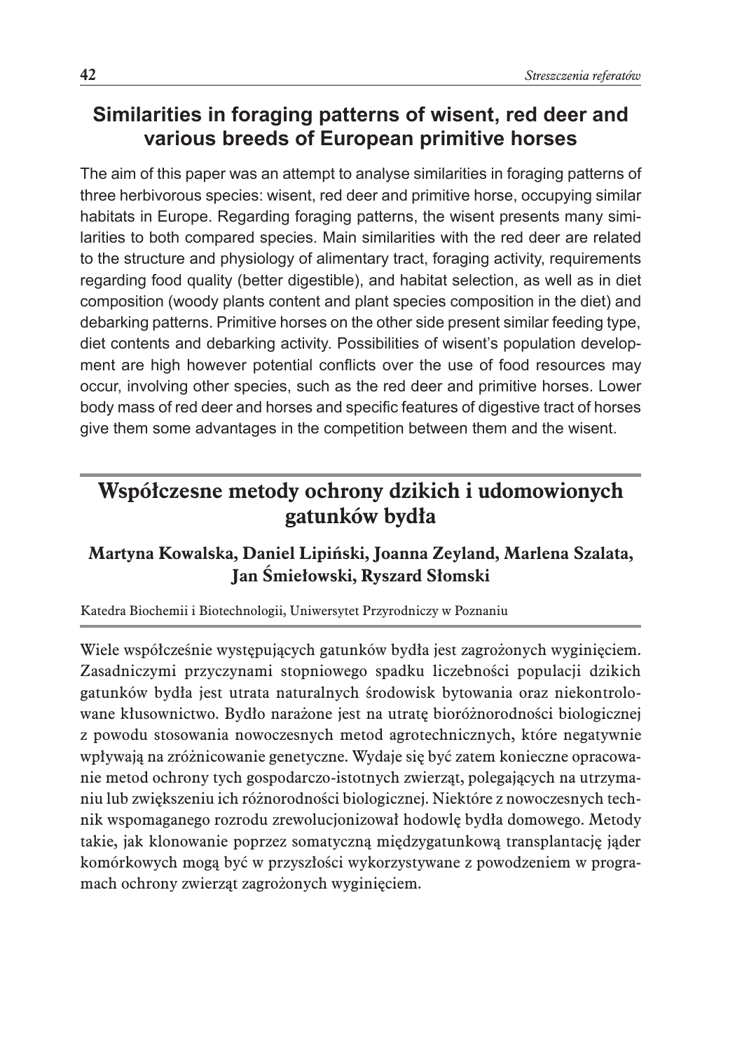## Similarities in foraging patterns of wisent, red deer and various breeds of European primitive horses

The aim of this paper was an attempt to analyse similarities in foraging patterns of three herbivorous species: wisent, red deer and primitive horse, occupying similar habitats in Europe. Regarding foraging patterns, the wisent presents many similarities to both compared species. Main similarities with the red deer are related to the structure and physiology of alimentary tract, foraging activity, requirements regarding food quality (better digestible), and habitat selection, as well as in diet composition (woody plants content and plant species composition in the diet) and debarking patterns. Primitive horses on the other side present similar feeding type, diet contents and debarking activity. Possibilities of wisent's population development are high however potential conflicts over the use of food resources may occur, involving other species, such as the red deer and primitive horses. Lower body mass of red deer and horses and specific features of digestive tract of horses give them some advantages in the competition between them and the wisent.

## Współczesne metody ochrony dzikich i udomowionych gatunków bydła

**Martyna Kowalska, Daniel Lipiński, Joanna Zeyland, Marlena Szalata, Jan Śmiełowski, Ryszard Słomski**

Katedra Biochemii i Biotechnologii, Uniwersytet Przyrodniczy w Poznaniu

Wiele współcześnie występujących gatunków bydła jest zagrożonych wyginięciem. Zasadniczymi przyczynami stopniowego spadku liczebności populacji dzikich gatunków bydła jest utrata naturalnych środowisk bytowania oraz niekontrolowane kłusownictwo. Bydło narażone jest na utratę bioróżnorodności biologicznej z powodu stosowania nowoczesnych metod agrotechnicznych, które negatywnie wpływają na zróżnicowanie genetyczne. Wydaje się być zatem konieczne opracowanie metod ochrony tych gospodarczo-istotnych zwierząt, polegających na utrzymaniu lub zwiększeniu ich różnorodności biologicznej. Niektóre z nowoczesnych technik wspomaganego rozrodu zrewolucjonizował hodowlę bydła domowego. Metody takie, jak klonowanie poprzez somatyczną międzygatunkową transplantację jąder komórkowych mogą być w przyszłości wykorzystywane z powodzeniem w programach ochrony zwierząt zagrożonych wyginięciem.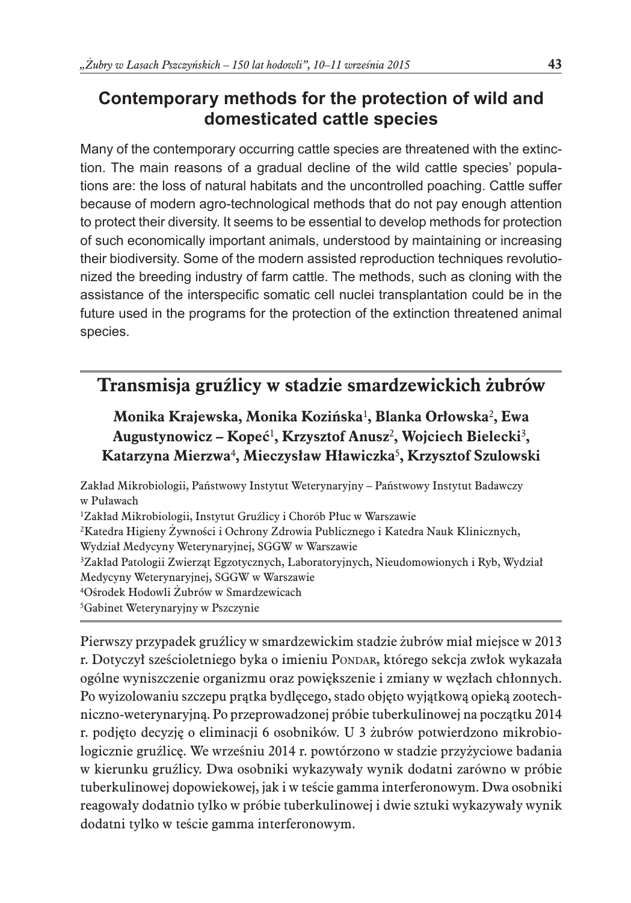## Contemporary methods for the protection of wild and domesticated cattle species

Many of the contemporary occurring cattle species are threatened with the extinction. The main reasons of a gradual decline of the wild cattle species' populations are: the loss of natural habitats and the uncontrolled poaching. Cattle suffer because of modern agro-technological methods that do not pay enough attention to protect their diversity. It seems to be essential to develop methods for protection of such economically important animals, understood by maintaining or increasing their biodiversity. Some of the modern assisted reproduction techniques revolutionized the breeding industry of farm cattle. The methods, such as cloning with the assistance of the interspecific somatic cell nuclei transplantation could be in the future used in the programs for the protection of the extinction threatened animal species.

## Transmisja gruźlicy w stadzie smardzewickich żubrów

**Monika Krajewska, Monika Kozińska[1], Blanka Orłowska[2], Ewa Augustynowicz – Kopeć[1], Krzysztof Anusz[2], Wojciech Bielecki[3], Katarzyna Mierzwa[4], Mieczysław Hławiczka[5], Krzysztof Szulowski**

Zakład Mikrobiologii, Państwowy Instytut Weterynaryjny – Państwowy Instytut Badawczy w Puławach
[1]Zakład Mikrobiologii, Instytut Gruźlicy i Chorób Płuc w Warszawie
[2]Katedra Higieny Żywności i Ochrony Zdrowia Publicznego i Katedra Nauk Klinicznych, Wydział Medycyny Weterynaryjnej, SGGW w Warszawie
[3]Zakład Patologii Zwierząt Egzotycznych, Laboratoryjnych, Nieudomowionych i Ryb, Wydział Medycyny Weterynaryjnej, SGGW w Warszawie
[4]Ośrodek Hodowli Żubrów w Smardzewicach
[5]Gabinet Weterynaryjny w Pszczynie

Pierwszy przypadek gruźlicy w smardzewickim stadzie żubrów miał miejsce w 2013 r. Dotyczył sześcioletniego byka o imieniu Pondar, którego sekcja zwłok wykazała ogólne wyniszczenie organizmu oraz powiększenie i zmiany w węzłach chłonnych. Po wyizolowaniu szczepu prątka bydlęcego, stado objęto wyjątkową opieką zootechniczno-weterynaryjną. Po przeprowadzonej próbie tuberkulinowej na początku 2014 r. podjęto decyzję o eliminacji 6 osobników. U 3 żubrów potwierdzono mikrobiologicznie gruźlicę. We wrześniu 2014 r. powtórzono w stadzie przyżyciowe badania w kierunku gruźlicy. Dwa osobniki wykazywały wynik dodatni zarówno w próbie tuberkulinowej dopowiekowej, jak i w teście gamma interferonowym. Dwa osobniki reagowały dodatnio tylko w próbie tuberkulinowej i dwie sztuki wykazywały wynik dodatni tylko w teście gamma interferonowym.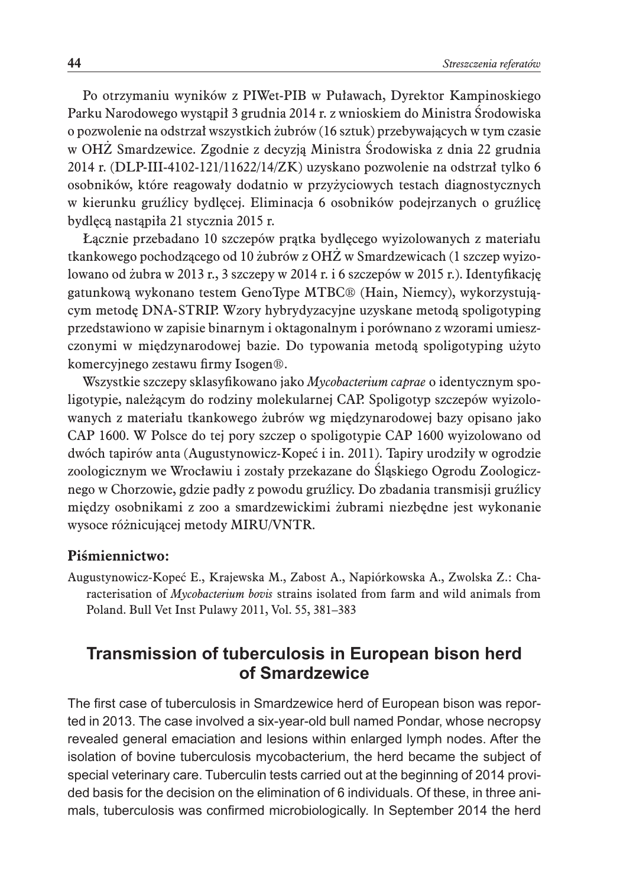Po otrzymaniu wyników z PIWet-PIB w Puławach, Dyrektor Kampinoskiego Parku Narodowego wystąpił 3 grudnia 2014 r. z wnioskiem do Ministra Środowiska o pozwolenie na odstrzał wszystkich żubrów (16 sztuk) przebywających w tym czasie w OHŻ Smardzewice. Zgodnie z decyzją Ministra Środowiska z dnia 22 grudnia 2014 r. (DLP-III-4102-121/11622/14/ZK) uzyskano pozwolenie na odstrzał tylko 6 osobników, które reagowały dodatnio w przyżyciowych testach diagnostycznych w kierunku gruźlicy bydlęcej. Eliminacja 6 osobników podejrzanych o gruźlicę bydlęcą nastąpiła 21 stycznia 2015 r.

Łącznie przebadano 10 szczepów prątka bydlęcego wyizolowanych z materiału tkankowego pochodzącego od 10 żubrów z OHŻ w Smardzewicach (1 szczep wyizolowano od żubra w 2013 r., 3 szczepy w 2014 r. i 6 szczepów w 2015 r.). Identyfikację gatunkową wykonano testem GenoType MTBC® (Hain, Niemcy), wykorzystującym metodę DNA-STRIP. Wzory hybrydyzacyjne uzyskane metodą spoligotyping przedstawiono w zapisie binarnym i oktagonalnym i porównano z wzorami umieszczonymi w międzynarodowej bazie. Do typowania metodą spoligotyping użyto komercyjnego zestawu firmy Isogen®.

Wszystkie szczepy sklasyfikowano jako *Mycobacterium caprae* o identycznym spoligotypie, należącym do rodziny molekularnej CAP. Spoligotyp szczepów wyizolowanych z materiału tkankowego żubrów wg międzynarodowej bazy opisano jako CAP 1600. W Polsce do tej pory szczep o spoligotypie CAP 1600 wyizolowano od dwóch tapirów anta (Augustynowicz-Kopeć i in. 2011). Tapiry urodziły w ogrodzie zoologicznym we Wrocławiu i zostały przekazane do Śląskiego Ogrodu Zoologicznego w Chorzowie, gdzie padły z powodu gruźlicy. Do zbadania transmisji gruźlicy między osobnikami z zoo a smardzewickimi żubrami niezbędne jest wykonanie wysoce różnicującej metody MIRU/VNTR.

**Piśmiennictwo:**

Augustynowicz-Kopeć E., Krajewska M., Zabost A., Napiórkowska A., Zwolska Z.: Characterisation of *Mycobacterium bovis* strains isolated from farm and wild animals from Poland. Bull Vet Inst Pulawy 2011, Vol. 55, 381–383

## Transmission of tuberculosis in European bison herd of Smardzewice

The first case of tuberculosis in Smardzewice herd of European bison was reported in 2013. The case involved a six-year-old bull named Pondar, whose necropsy revealed general emaciation and lesions within enlarged lymph nodes. After the isolation of bovine tuberculosis mycobacterium, the herd became the subject of special veterinary care. Tuberculin tests carried out at the beginning of 2014 provided basis for the decision on the elimination of 6 individuals. Of these, in three animals, tuberculosis was confirmed microbiologically. In September 2014 the herd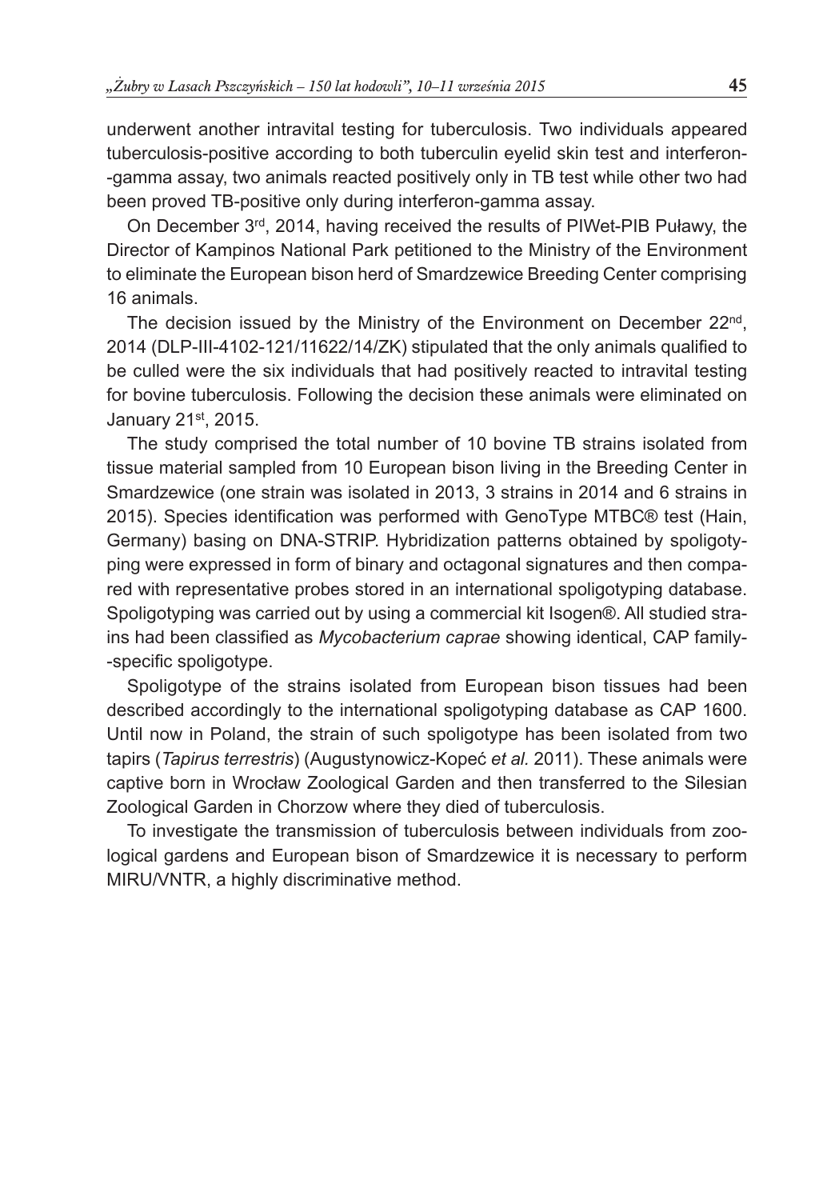underwent another intravital testing for tuberculosis. Two individuals appeared tuberculosis-positive according to both tuberculin eyelid skin test and interferon-gamma assay, two animals reacted positively only in TB test while other two had been proved TB-positive only during interferon-gamma assay.

On December 3rd, 2014, having received the results of PIWet-PIB Puławy, the Director of Kampinos National Park petitioned to the Ministry of the Environment to eliminate the European bison herd of Smardzewice Breeding Center comprising 16 animals.

The decision issued by the Ministry of the Environment on December 22nd, 2014 (DLP-III-4102-121/11622/14/ZK) stipulated that the only animals qualified to be culled were the six individuals that had positively reacted to intravital testing for bovine tuberculosis. Following the decision these animals were eliminated on January 21st, 2015.

The study comprised the total number of 10 bovine TB strains isolated from tissue material sampled from 10 European bison living in the Breeding Center in Smardzewice (one strain was isolated in 2013, 3 strains in 2014 and 6 strains in 2015). Species identification was performed with GenoType MTBC® test (Hain, Germany) basing on DNA-STRIP. Hybridization patterns obtained by spoligotyping were expressed in form of binary and octagonal signatures and then compared with representative probes stored in an international spoligotyping database. Spoligotyping was carried out by using a commercial kit Isogen®. All studied strains had been classified as *Mycobacterium caprae* showing identical, CAP family-specific spoligotype.

Spoligotype of the strains isolated from European bison tissues had been described accordingly to the international spoligotyping database as CAP 1600. Until now in Poland, the strain of such spoligotype has been isolated from two tapirs (*Tapirus terrestris*) (Augustynowicz-Kopeć *et al.* 2011). These animals were captive born in Wrocław Zoological Garden and then transferred to the Silesian Zoological Garden in Chorzow where they died of tuberculosis.

To investigate the transmission of tuberculosis between individuals from zoological gardens and European bison of Smardzewice it is necessary to perform MIRU/VNTR, a highly discriminative method.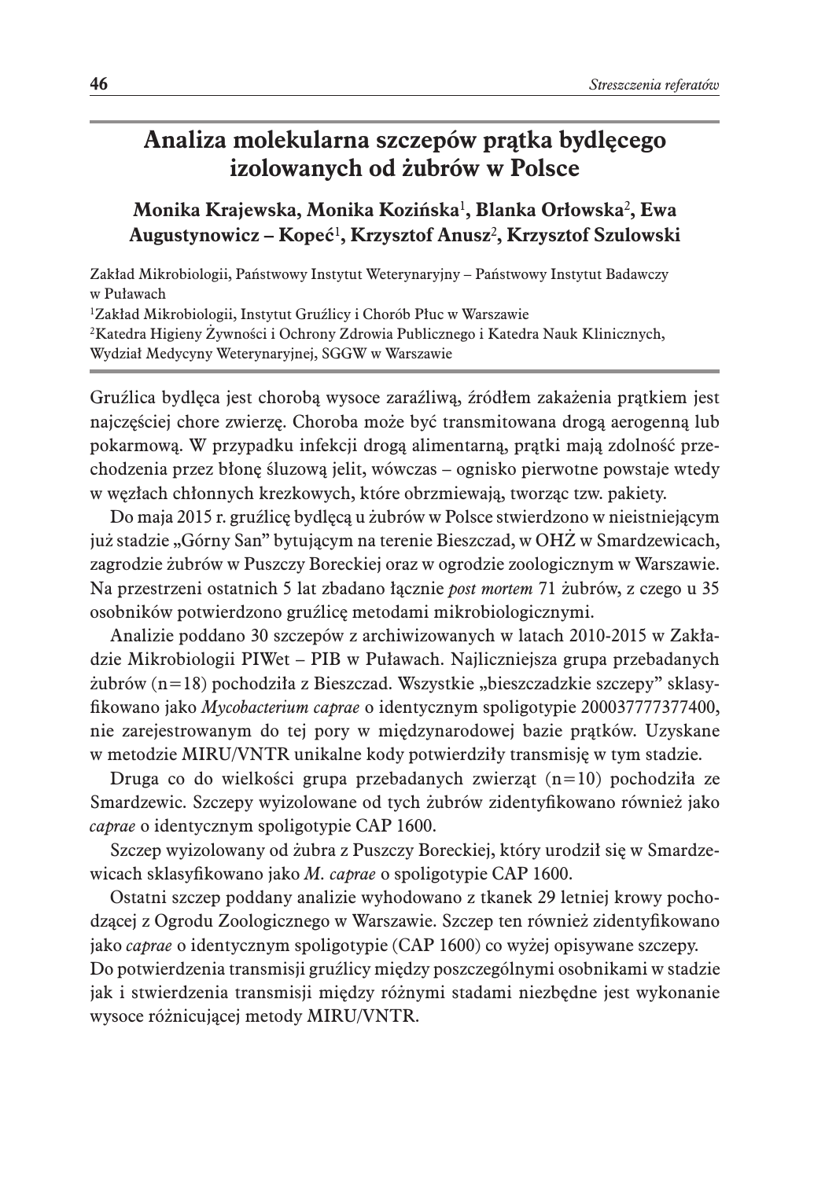# Analiza molekularna szczepów prątka bydlęcego izolowanych od żubrów w Polsce

**Monika Krajewska, Monika Kozińska[1], Blanka Orłowska[2], Ewa Augustynowicz – Kopeć[1], Krzysztof Anusz[2], Krzysztof Szulowski**

Zakład Mikrobiologii, Państwowy Instytut Weterynaryjny – Państwowy Instytut Badawczy w Puławach

[1]Zakład Mikrobiologii, Instytut Gruźlicy i Chorób Płuc w Warszawie

[2]Katedra Higieny Żywności i Ochrony Zdrowia Publicznego i Katedra Nauk Klinicznych, Wydział Medycyny Weterynaryjnej, SGGW w Warszawie

Gruźlica bydlęca jest chorobą wysoce zaraźliwą, źródłem zakażenia prątkiem jest najczęściej chore zwierzę. Choroba może być transmitowana drogą aerogenną lub pokarmową. W przypadku infekcji drogą alimentarną, prątki mają zdolność przechodzenia przez błonę śluzową jelit, wówczas – ognisko pierwotne powstaje wtedy w węzłach chłonnych krezkowych, które obrzmiewają, tworząc tzw. pakiety.

Do maja 2015 r. gruźlicę bydlęcą u żubrów w Polsce stwierdzono w nieistniejącym już stadzie „Górny San" bytującym na terenie Bieszczad, w OHŻ w Smardzewicach, zagrodzie żubrów w Puszczy Boreckiej oraz w ogrodzie zoologicznym w Warszawie. Na przestrzeni ostatnich 5 lat zbadano łącznie *post mortem* 71 żubrów, z czego u 35 osobników potwierdzono gruźlicę metodami mikrobiologicznymi.

Analizie poddano 30 szczepów z archiwizowanych w latach 2010-2015 w Zakładzie Mikrobiologii PIWet – PIB w Puławach. Najliczniejsza grupa przebadanych żubrów (n=18) pochodziła z Bieszczad. Wszystkie „bieszczadzkie szczepy" sklasyfikowano jako *Mycobacterium caprae* o identycznym spoligotypie 200037777377400, nie zarejestrowanym do tej pory w międzynarodowej bazie prątków. Uzyskane w metodzie MIRU/VNTR unikalne kody potwierdziły transmisję w tym stadzie.

Druga co do wielkości grupa przebadanych zwierząt (n=10) pochodziła ze Smardzewic. Szczepy wyizolowane od tych żubrów zidentyfikowano również jako *caprae* o identycznym spoligotypie CAP 1600.

Szczep wyizolowany od żubra z Puszczy Boreckiej, który urodził się w Smardzewicach sklasyfikowano jako *M. caprae* o spoligotypie CAP 1600.

Ostatni szczep poddany analizie wyhodowano z tkanek 29 letniej krowy pochodzącej z Ogrodu Zoologicznego w Warszawie. Szczep ten również zidentyfikowano jako *caprae* o identycznym spoligotypie (CAP 1600) co wyżej opisywane szczepy.
Do potwierdzenia transmisji gruźlicy między poszczególnymi osobnikami w stadzie jak i stwierdzenia transmisji między różnymi stadami niezbędne jest wykonanie wysoce różnicującej metody MIRU/VNTR.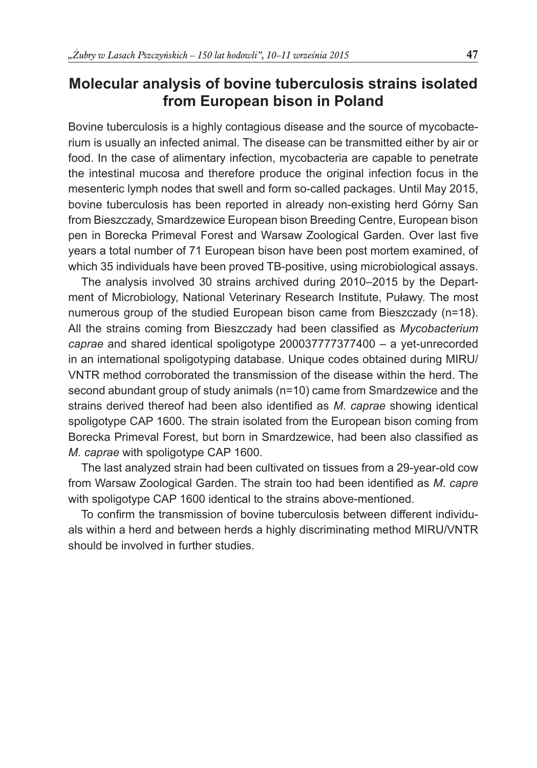## Molecular analysis of bovine tuberculosis strains isolated from European bison in Poland

Bovine tuberculosis is a highly contagious disease and the source of mycobacterium is usually an infected animal. The disease can be transmitted either by air or food. In the case of alimentary infection, mycobacteria are capable to penetrate the intestinal mucosa and therefore produce the original infection focus in the mesenteric lymph nodes that swell and form so-called packages. Until May 2015, bovine tuberculosis has been reported in already non-existing herd Górny San from Bieszczady, Smardzewice European bison Breeding Centre, European bison pen in Borecka Primeval Forest and Warsaw Zoological Garden. Over last five years a total number of 71 European bison have been post mortem examined, of which 35 individuals have been proved TB-positive, using microbiological assays.

The analysis involved 30 strains archived during 2010–2015 by the Department of Microbiology, National Veterinary Research Institute, Puławy. The most numerous group of the studied European bison came from Bieszczady (n=18). All the strains coming from Bieszczady had been classified as *Mycobacterium caprae* and shared identical spoligotype 200037777377400 – a yet-unrecorded in an international spoligotyping database. Unique codes obtained during MIRU/VNTR method corroborated the transmission of the disease within the herd. The second abundant group of study animals (n=10) came from Smardzewice and the strains derived thereof had been also identified as *M. caprae* showing identical spoligotype CAP 1600. The strain isolated from the European bison coming from Borecka Primeval Forest, but born in Smardzewice, had been also classified as *M. caprae* with spoligotype CAP 1600.

The last analyzed strain had been cultivated on tissues from a 29-year-old cow from Warsaw Zoological Garden. The strain too had been identified as *M. capre* with spoligotype CAP 1600 identical to the strains above-mentioned.

To confirm the transmission of bovine tuberculosis between different individuals within a herd and between herds a highly discriminating method MIRU/VNTR should be involved in further studies.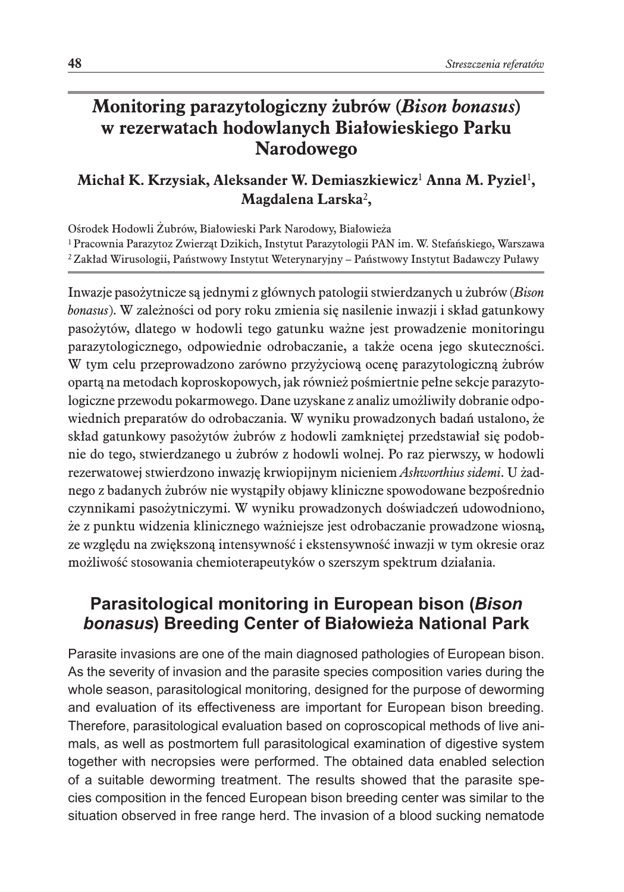# Monitoring parazytologiczny żubrów (*Bison bonasus*) w rezerwatach hodowlanych Białowieskiego Parku Narodowego

**Michał K. Krzysiak, Aleksander W. Demiaszkiewicz[1] Anna M. Pyziel[1], Magdalena Larska[2],**

Ośrodek Hodowli Żubrów, Białowieski Park Narodowy, Białowieża
[1] Pracownia Parazytoz Zwierząt Dzikich, Instytut Parazytologii PAN im. W. Stefańskiego, Warszawa
[2] Zakład Wirusologii, Państwowy Instytut Weterynaryjny – Państwowy Instytut Badawczy Puławy

Inwazje pasożytnicze są jednymi z głównych patologii stwierdzanych u żubrów (*Bison bonasus*). W zależności od pory roku zmienia się nasilenie inwazji i skład gatunkowy pasożytów, dlatego w hodowli tego gatunku ważne jest prowadzenie monitoringu parazytologicznego, odpowiednie odrobaczanie, a także ocena jego skuteczności. W tym celu przeprowadzono zarówno przyżyciową ocenę parazytologiczną żubrów opartą na metodach koproskopowych, jak również pośmiertnie pełne sekcje parazytologiczne przewodu pokarmowego. Dane uzyskane z analiz umożliwiły dobranie odpowiednich preparatów do odrobaczania. W wyniku prowadzonych badań ustalono, że skład gatunkowy pasożytów żubrów z hodowli zamkniętej przedstawiał się podobnie do tego, stwierdzanego u żubrów z hodowli wolnej. Po raz pierwszy, w hodowli rezerwatowej stwierdzono inwazję krwiopijnym nicieniem *Ashworthius sidemi*. U żadnego z badanych żubrów nie wystąpiły objawy kliniczne spowodowane bezpośrednio czynnikami pasożytniczymi. W wyniku prowadzonych doświadczeń udowodniono, że z punktu widzenia klinicznego ważniejsze jest odrobaczanie prowadzone wiosną, ze względu na zwiększoną intensywność i ekstensywność inwazji w tym okresie oraz możliwość stosowania chemioterapeutyków o szerszym spektrum działania.

## Parasitological monitoring in European bison (*Bison bonasus*) Breeding Center of Białowieża National Park

Parasite invasions are one of the main diagnosed pathologies of European bison. As the severity of invasion and the parasite species composition varies during the whole season, parasitological monitoring, designed for the purpose of deworming and evaluation of its effectiveness are important for European bison breeding. Therefore, parasitological evaluation based on coproscopical methods of live animals, as well as postmortem full parasitological examination of digestive system together with necropsies were performed. The obtained data enabled selection of a suitable deworming treatment. The results showed that the parasite species composition in the fenced European bison breeding center was similar to the situation observed in free range herd. The invasion of a blood sucking nematode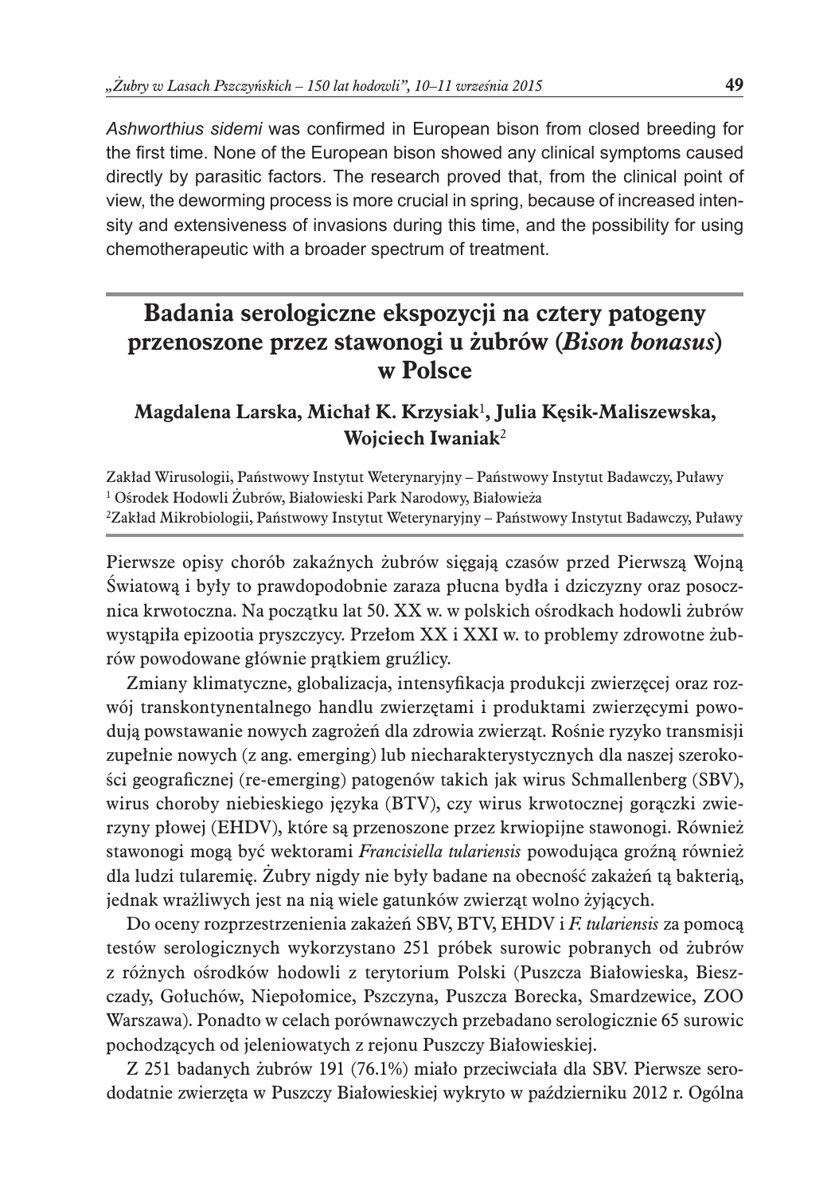*Ashworthius sidemi* was confirmed in European bison from closed breeding for the first time. None of the European bison showed any clinical symptoms caused directly by parasitic factors. The research proved that, from the clinical point of view, the deworming process is more crucial in spring, because of increased intensity and extensiveness of invasions during this time, and the possibility for using chemotherapeutic with a broader spectrum of treatment.

## Badania serologiczne ekspozycji na cztery patogeny przenoszone przez stawonogi u żubrów (*Bison bonasus*) w Polsce

**Magdalena Larska, Michał K. Krzysiak[1], Julia Kęsik-Maliszewska, Wojciech Iwaniak[2]**

Zakład Wirusologii, Państwowy Instytut Weterynaryjny – Państwowy Instytut Badawczy, Puławy
[1] Ośrodek Hodowli Żubrów, Białowieski Park Narodowy, Białowieża
[2] Zakład Mikrobiologii, Państwowy Instytut Weterynaryjny – Państwowy Instytut Badawczy, Puławy

Pierwsze opisy chorób zakaźnych żubrów sięgają czasów przed Pierwszą Wojną Światową i były to prawdopodobnie zaraza płucna bydła i dziczyzny oraz posocznica krwotoczna. Na początku lat 50. XX w. w polskich ośrodkach hodowli żubrów wystąpiła epizootia pryszczycy. Przełom XX i XXI w. to problemy zdrowotne żubrów powodowane głównie prątkiem gruźlicy.

Zmiany klimatyczne, globalizacja, intensyfikacja produkcji zwierzęcej oraz rozwój transkontynentalnego handlu zwierzętami i produktami zwierzęcymi powodują powstawanie nowych zagrożeń dla zdrowia zwierząt. Rośnie ryzyko transmisji zupełnie nowych (z ang. emerging) lub niecharakterystycznych dla naszej szerokości geograficznej (re-emerging) patogenów takich jak wirus Schmallenberg (SBV), wirus choroby niebieskiego języka (BTV), czy wirus krwotocznej gorączki zwierzyny płowej (EHDV), które są przenoszone przez krwiopijne stawonogi. Również stawonogi mogą być wektorami *Francisiella tulariensis* powodująca groźną również dla ludzi tularemię. Żubry nigdy nie były badane na obecność zakażeń tą bakterią, jednak wrażliwych jest na nią wiele gatunków zwierząt wolno żyjących.

Do oceny rozprzestrzenienia zakażeń SBV, BTV, EHDV i *F. tulariensis* za pomocą testów serologicznych wykorzystano 251 próbek surowic pobranych od żubrów z różnych ośrodków hodowli z terytorium Polski (Puszcza Białowieska, Bieszczady, Gołuchów, Niepołomice, Pszczyna, Puszcza Borecka, Smardzewice, ZOO Warszawa). Ponadto w celach porównawczych przebadano serologicznie 65 surowic pochodzących od jeleniowatych z rejonu Puszczy Białowieskiej.

Z 251 badanych żubrów 191 (76.1%) miało przeciwciała dla SBV. Pierwsze serododatnie zwierzęta w Puszczy Białowieskiej wykryto w październiku 2012 r. Ogólna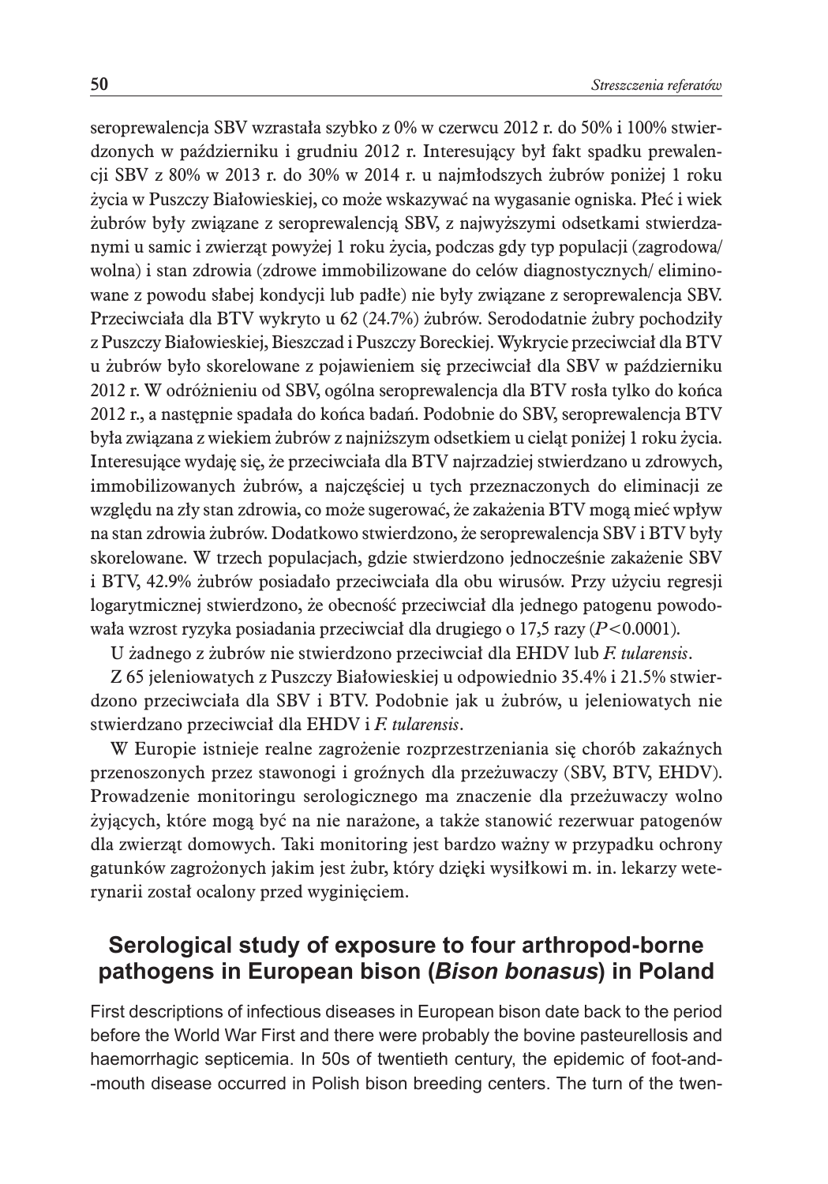seroprewalencja SBV wzrastała szybko z 0% w czerwcu 2012 r. do 50% i 100% stwierdzonych w październiku i grudniu 2012 r. Interesujący był fakt spadku prewalencji SBV z 80% w 2013 r. do 30% w 2014 r. u najmłodszych żubrów poniżej 1 roku życia w Puszczy Białowieskiej, co może wskazywać na wygasanie ogniska. Płeć i wiek żubrów były związane z seroprewalencją SBV, z najwyższymi odsetkami stwierdzanymi u samic i zwierząt powyżej 1 roku życia, podczas gdy typ populacji (zagrodowa/ wolna) i stan zdrowia (zdrowe immobilizowane do celów diagnostycznych/ eliminowane z powodu słabej kondycji lub padłe) nie były związane z seroprewalencja SBV. Przeciwciała dla BTV wykryto u 62 (24.7%) żubrów. Serododatnie żubry pochodziły z Puszczy Białowieskiej, Bieszczad i Puszczy Boreckiej. Wykrycie przeciwciał dla BTV u żubrów było skorelowane z pojawieniem się przeciwciał dla SBV w październiku 2012 r. W odróżnieniu od SBV, ogólna seroprewalencja dla BTV rosła tylko do końca 2012 r., a następnie spadała do końca badań. Podobnie do SBV, seroprewalencja BTV była związana z wiekiem żubrów z najniższym odsetkiem u cieląt poniżej 1 roku życia. Interesujące wydaję się, że przeciwciała dla BTV najrzadziej stwierdzano u zdrowych, immobilizowanych żubrów, a najczęściej u tych przeznaczonych do eliminacji ze względu na zły stan zdrowia, co może sugerować, że zakażenia BTV mogą mieć wpływ na stan zdrowia żubrów. Dodatkowo stwierdzono, że seroprewalencja SBV i BTV były skorelowane. W trzech populacjach, gdzie stwierdzono jednocześnie zakażenie SBV i BTV, 42.9% żubrów posiadało przeciwciała dla obu wirusów. Przy użyciu regresji logarytmicznej stwierdzono, że obecność przeciwciał dla jednego patogenu powodowała wzrost ryzyka posiadania przeciwciał dla drugiego o 17,5 razy ($P<0.0001$).

U żadnego z żubrów nie stwierdzono przeciwciał dla EHDV lub *F. tularensis*.

Z 65 jeleniowatych z Puszczy Białowieskiej u odpowiednio 35.4% i 21.5% stwierdzono przeciwciała dla SBV i BTV. Podobnie jak u żubrów, u jeleniowatych nie stwierdzano przeciwciał dla EHDV i *F. tularensis*.

W Europie istnieje realne zagrożenie rozprzestrzeniania się chorób zakaźnych przenoszonych przez stawonogi i groźnych dla przeżuwaczy (SBV, BTV, EHDV). Prowadzenie monitoringu serologicznego ma znaczenie dla przeżuwaczy wolno żyjących, które mogą być na nie narażone, a także stanowić rezerwuar patogenów dla zwierząt domowych. Taki monitoring jest bardzo ważny w przypadku ochrony gatunków zagrożonych jakim jest żubr, który dzięki wysiłkowi m. in. lekarzy weterynarii został ocalony przed wyginięciem.

## Serological study of exposure to four arthropod-borne pathogens in European bison (*Bison bonasus*) in Poland

First descriptions of infectious diseases in European bison date back to the period before the World War First and there were probably the bovine pasteurellosis and haemorrhagic septicemia. In 50s of twentieth century, the epidemic of foot-and--mouth disease occurred in Polish bison breeding centers. The turn of the twen-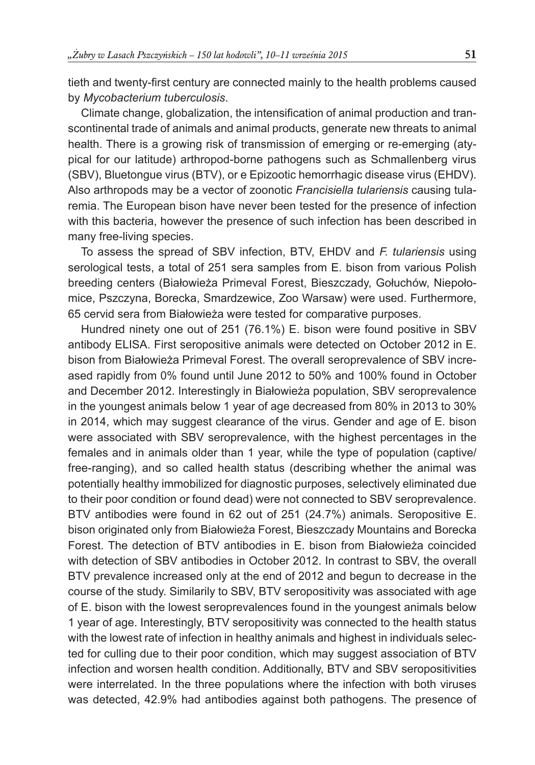tieth and twenty-first century are connected mainly to the health problems caused by *Mycobacterium tuberculosis*.

Climate change, globalization, the intensification of animal production and transcontinental trade of animals and animal products, generate new threats to animal health. There is a growing risk of transmission of emerging or re-emerging (atypical for our latitude) arthropod-borne pathogens such as Schmallenberg virus (SBV), Bluetongue virus (BTV), or e Epizootic hemorrhagic disease virus (EHDV). Also arthropods may be a vector of zoonotic *Francisiella tulariensis* causing tularemia. The European bison have never been tested for the presence of infection with this bacteria, however the presence of such infection has been described in many free-living species.

To assess the spread of SBV infection, BTV, EHDV and *F. tulariensis* using serological tests, a total of 251 sera samples from E. bison from various Polish breeding centers (Białowieża Primeval Forest, Bieszczady, Gołuchów, Niepołomice, Pszczyna, Borecka, Smardzewice, Zoo Warsaw) were used. Furthermore, 65 cervid sera from Białowieża were tested for comparative purposes.

Hundred ninety one out of 251 (76.1%) E. bison were found positive in SBV antibody ELISA. First seropositive animals were detected on October 2012 in E. bison from Białowieża Primeval Forest. The overall seroprevalence of SBV increased rapidly from 0% found until June 2012 to 50% and 100% found in October and December 2012. Interestingly in Białowieża population, SBV seroprevalence in the youngest animals below 1 year of age decreased from 80% in 2013 to 30% in 2014, which may suggest clearance of the virus. Gender and age of E. bison were associated with SBV seroprevalence, with the highest percentages in the females and in animals older than 1 year, while the type of population (captive/free-ranging), and so called health status (describing whether the animal was potentially healthy immobilized for diagnostic purposes, selectively eliminated due to their poor condition or found dead) were not connected to SBV seroprevalence. BTV antibodies were found in 62 out of 251 (24.7%) animals. Seropositive E. bison originated only from Białowieża Forest, Bieszczady Mountains and Borecka Forest. The detection of BTV antibodies in E. bison from Białowieża coincided with detection of SBV antibodies in October 2012. In contrast to SBV, the overall BTV prevalence increased only at the end of 2012 and begun to decrease in the course of the study. Similarily to SBV, BTV seropositivity was associated with age of E. bison with the lowest seroprevalences found in the youngest animals below 1 year of age. Interestingly, BTV seropositivity was connected to the health status with the lowest rate of infection in healthy animals and highest in individuals selected for culling due to their poor condition, which may suggest association of BTV infection and worsen health condition. Additionally, BTV and SBV seropositivities were interrelated. In the three populations where the infection with both viruses was detected, 42.9% had antibodies against both pathogens. The presence of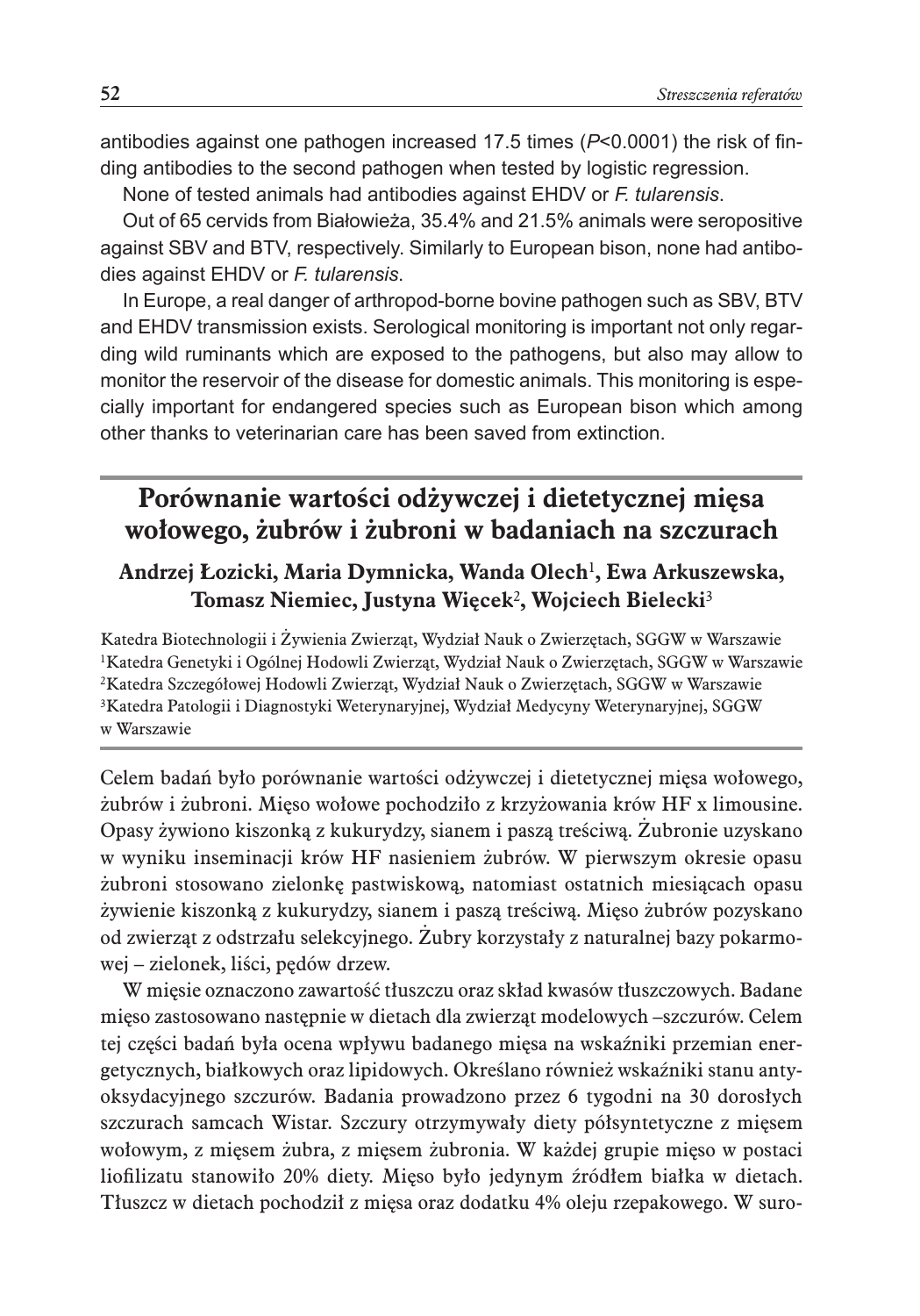antibodies against one pathogen increased 17.5 times ($P<0.0001$) the risk of finding antibodies to the second pathogen when tested by logistic regression.

None of tested animals had antibodies against EHDV or *F. tularensis*.

Out of 65 cervids from Białowieża, 35.4% and 21.5% animals were seropositive against SBV and BTV, respectively. Similarly to European bison, none had antibodies against EHDV or *F. tularensis*.

In Europe, a real danger of arthropod-borne bovine pathogen such as SBV, BTV and EHDV transmission exists. Serological monitoring is important not only regarding wild ruminants which are exposed to the pathogens, but also may allow to monitor the reservoir of the disease for domestic animals. This monitoring is especially important for endangered species such as European bison which among other thanks to veterinarian care has been saved from extinction.

## Porównanie wartości odżywczej i dietetycznej mięsa wołowego, żubrów i żubroni w badaniach na szczurach

**Andrzej Łozicki, Maria Dymnicka, Wanda Olech[1], Ewa Arkuszewska, Tomasz Niemiec, Justyna Więcek[2], Wojciech Bielecki[3]**

Katedra Biotechnologii i Żywienia Zwierząt, Wydział Nauk o Zwierzętach, SGGW w Warszawie
[1]Katedra Genetyki i Ogólnej Hodowli Zwierząt, Wydział Nauk o Zwierzętach, SGGW w Warszawie
[2]Katedra Szczegółowej Hodowli Zwierząt, Wydział Nauk o Zwierzętach, SGGW w Warszawie
[3]Katedra Patologii i Diagnostyki Weterynaryjnej, Wydział Medycyny Weterynaryjnej, SGGW w Warszawie

Celem badań było porównanie wartości odżywczej i dietetycznej mięsa wołowego, żubrów i żubroni. Mięso wołowe pochodziło z krzyżowania krów HF x limousine. Opasy żywiono kiszonką z kukurydzy, sianem i paszą treściwą. Żubronie uzyskano w wyniku inseminacji krów HF nasieniem żubrów. W pierwszym okresie opasu żubroni stosowano zielonkę pastwiskową, natomiast ostatnich miesiącach opasu żywienie kiszonką z kukurydzy, sianem i paszą treściwą. Mięso żubrów pozyskano od zwierząt z odstrzału selekcyjnego. Żubry korzystały z naturalnej bazy pokarmowej – zielonek, liści, pędów drzew.

W mięsie oznaczono zawartość tłuszczu oraz skład kwasów tłuszczowych. Badane mięso zastosowano następnie w dietach dla zwierząt modelowych –szczurów. Celem tej części badań była ocena wpływu badanego mięsa na wskaźniki przemian energetycznych, białkowych oraz lipidowych. Określano również wskaźniki stanu antyoksydacyjnego szczurów. Badania prowadzono przez 6 tygodni na 30 dorosłych szczurach samcach Wistar. Szczury otrzymywały diety półsyntetyczne z mięsem wołowym, z mięsem żubra, z mięsem żubronia. W każdej grupie mięso w postaci liofilizatu stanowiło 20% diety. Mięso było jedynym źródłem białka w dietach. Tłuszcz w dietach pochodził z mięsa oraz dodatku 4% oleju rzepakowego. W suro-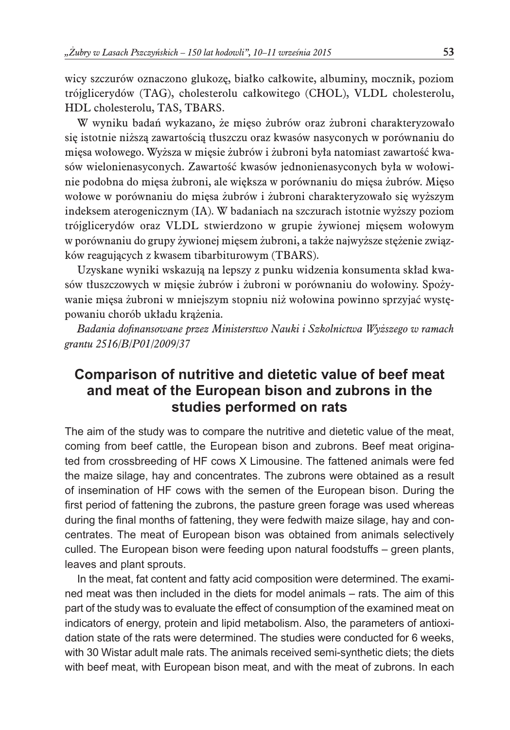wicy szczurów oznaczono glukozę, białko całkowite, albuminy, mocznik, poziom trójglicerydów (TAG), cholesterolu całkowitego (CHOL), VLDL cholesterolu, HDL cholesterolu, TAS, TBARS.

W wyniku badań wykazano, że mięso żubrów oraz żubroni charakteryzowało się istotnie niższą zawartością tłuszczu oraz kwasów nasyconych w porównaniu do mięsa wołowego. Wyższa w mięsie żubrów i żubroni była natomiast zawartość kwasów wielonienasyconych. Zawartość kwasów jednonienasyconych była w wołowinie podobna do mięsa żubroni, ale większa w porównaniu do mięsa żubrów. Mięso wołowe w porównaniu do mięsa żubrów i żubroni charakteryzowało się wyższym indeksem aterogenicznym (IA). W badaniach na szczurach istotnie wyższy poziom trójglicerydów oraz VLDL stwierdzono w grupie żywionej mięsem wołowym w porównaniu do grupy żywionej mięsem żubroni, a także najwyższe stężenie związków reagujących z kwasem tibarbiturowym (TBARS).

Uzyskane wyniki wskazują na lepszy z punku widzenia konsumenta skład kwasów tłuszczowych w mięsie żubrów i żubroni w porównaniu do wołowiny. Spożywanie mięsa żubroni w mniejszym stopniu niż wołowina powinno sprzyjać występowaniu chorób układu krążenia.

*Badania dofinansowane przez Ministerstwo Nauki i Szkolnictwa Wyższego w ramach grantu 2516/B/P01/2009/37*

## Comparison of nutritive and dietetic value of beef meat and meat of the European bison and zubrons in the studies performed on rats

The aim of the study was to compare the nutritive and dietetic value of the meat, coming from beef cattle, the European bison and zubrons. Beef meat originated from crossbreeding of HF cows X Limousine. The fattened animals were fed the maize silage, hay and concentrates. The zubrons were obtained as a result of insemination of HF cows with the semen of the European bison. During the first period of fattening the zubrons, the pasture green forage was used whereas during the final months of fattening, they were fedwith maize silage, hay and concentrates. The meat of European bison was obtained from animals selectively culled. The European bison were feeding upon natural foodstuffs – green plants, leaves and plant sprouts.

In the meat, fat content and fatty acid composition were determined. The examined meat was then included in the diets for model animals – rats. The aim of this part of the study was to evaluate the effect of consumption of the examined meat on indicators of energy, protein and lipid metabolism. Also, the parameters of antioxidation state of the rats were determined. The studies were conducted for 6 weeks, with 30 Wistar adult male rats. The animals received semi-synthetic diets; the diets with beef meat, with European bison meat, and with the meat of zubrons. In each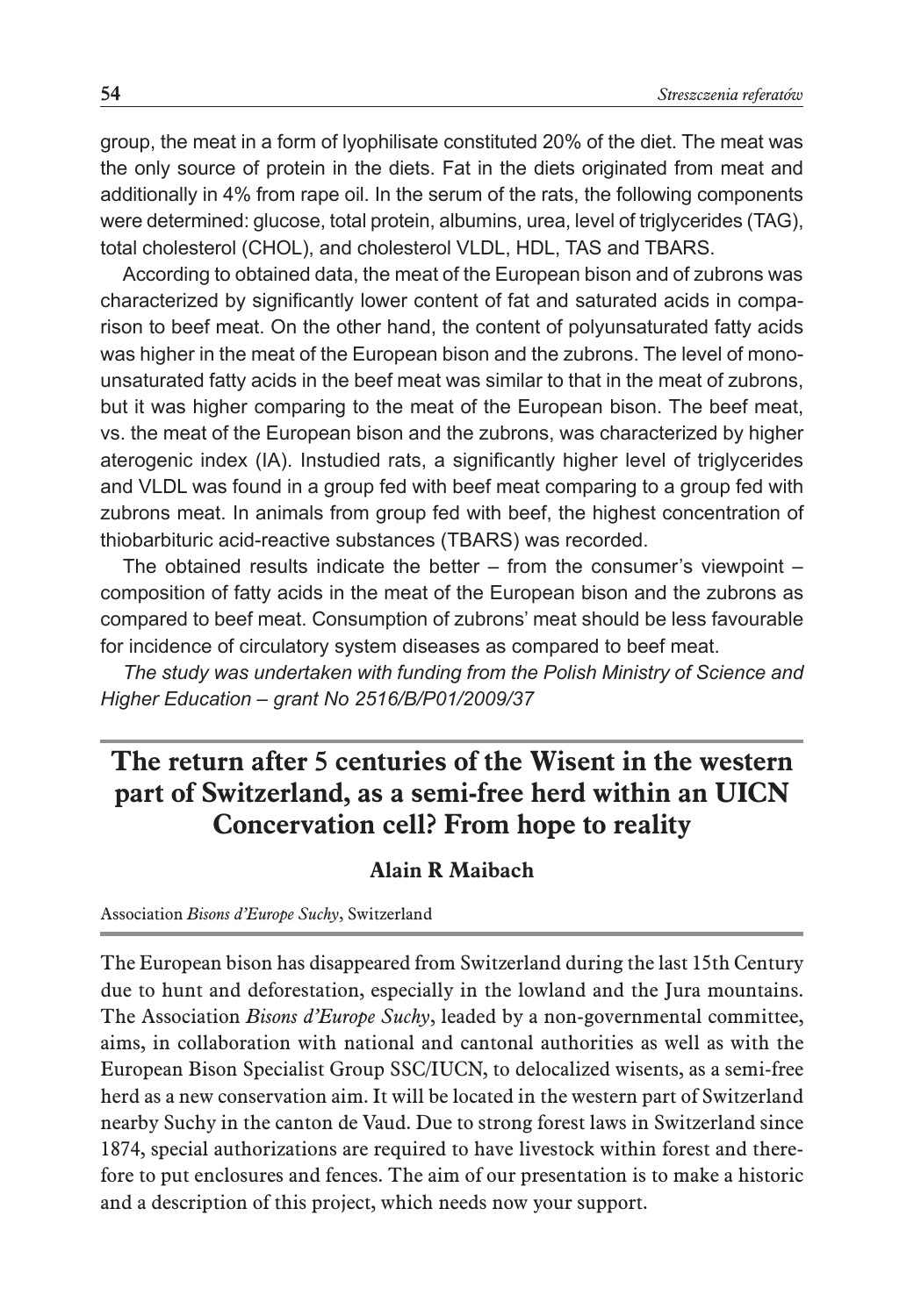group, the meat in a form of lyophilisate constituted 20% of the diet. The meat was the only source of protein in the diets. Fat in the diets originated from meat and additionally in 4% from rape oil. In the serum of the rats, the following components were determined: glucose, total protein, albumins, urea, level of triglycerides (TAG), total cholesterol (CHOL), and cholesterol VLDL, HDL, TAS and TBARS.

According to obtained data, the meat of the European bison and of zubrons was characterized by significantly lower content of fat and saturated acids in comparison to beef meat. On the other hand, the content of polyunsaturated fatty acids was higher in the meat of the European bison and the zubrons. The level of monounsaturated fatty acids in the beef meat was similar to that in the meat of zubrons, but it was higher comparing to the meat of the European bison. The beef meat, vs. the meat of the European bison and the zubrons, was characterized by higher aterogenic index (IA). Instudied rats, a significantly higher level of triglycerides and VLDL was found in a group fed with beef meat comparing to a group fed with zubrons meat. In animals from group fed with beef, the highest concentration of thiobarbituric acid-reactive substances (TBARS) was recorded.

The obtained results indicate the better – from the consumer's viewpoint – composition of fatty acids in the meat of the European bison and the zubrons as compared to beef meat. Consumption of zubrons' meat should be less favourable for incidence of circulatory system diseases as compared to beef meat.

*The study was undertaken with funding from the Polish Ministry of Science and Higher Education – grant No 2516/B/P01/2009/37*

## The return after 5 centuries of the Wisent in the western part of Switzerland, as a semi-free herd within an UICN Concervation cell? From hope to reality

**Alain R Maibach**

Association *Bisons d'Europe Suchy*, Switzerland

The European bison has disappeared from Switzerland during the last 15th Century due to hunt and deforestation, especially in the lowland and the Jura mountains. The Association *Bisons d'Europe Suchy*, leaded by a non-governmental committee, aims, in collaboration with national and cantonal authorities as well as with the European Bison Specialist Group SSC/IUCN, to delocalized wisents, as a semi-free herd as a new conservation aim. It will be located in the western part of Switzerland nearby Suchy in the canton de Vaud. Due to strong forest laws in Switzerland since 1874, special authorizations are required to have livestock within forest and therefore to put enclosures and fences. The aim of our presentation is to make a historic and a description of this project, which needs now your support.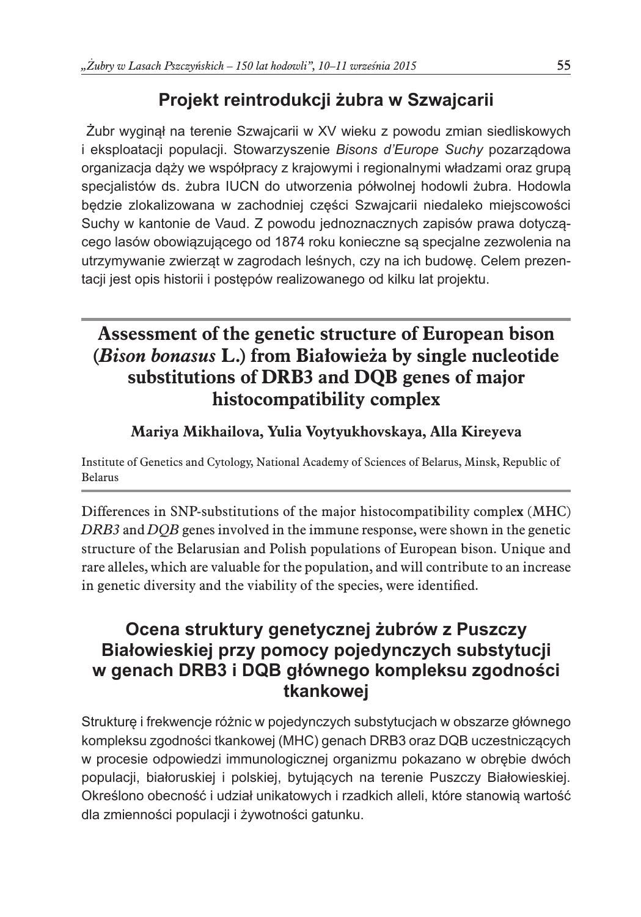## Projekt reintrodukcji żubra w Szwajcarii

Żubr wyginął na terenie Szwajcarii w XV wieku z powodu zmian siedliskowych i eksploatacji populacji. Stowarzyszenie *Bisons d'Europe Suchy* pozarządowa organizacja dąży we współpracy z krajowymi i regionalnymi władzami oraz grupą specjalistów ds. żubra IUCN do utworzenia półwolnej hodowli żubra. Hodowla będzie zlokalizowana w zachodniej części Szwajcarii niedaleko miejscowości Suchy w kantonie de Vaud. Z powodu jednoznacznych zapisów prawa dotyczącego lasów obowiązującego od 1874 roku konieczne są specjalne zezwolenia na utrzymywanie zwierząt w zagrodach leśnych, czy na ich budowę. Celem prezentacji jest opis historii i postępów realizowanego od kilku lat projektu.

## Assessment of the genetic structure of European bison (*Bison bonasus* L.) from Białowieża by single nucleotide substitutions of DRB3 and DQB genes of major histocompatibility complex

**Mariya Mikhailova, Yulia Voytyukhovskaya, Alla Kireyeva**

Institute of Genetics and Cytology, National Academy of Sciences of Belarus, Minsk, Republic of Belarus

Differences in SNP-substitutions of the major histocompatibility complex (MHC) *DRB3* and *DQB* genes involved in the immune response, were shown in the genetic structure of the Belarusian and Polish populations of European bison. Unique and rare alleles, which are valuable for the population, and will contribute to an increase in genetic diversity and the viability of the species, were identified.

## Ocena struktury genetycznej żubrów z Puszczy Białowieskiej przy pomocy pojedynczych substytucji w genach DRB3 i DQB głównego kompleksu zgodności tkankowej

Strukturę i frekwencje różnic w pojedynczych substytucjach w obszarze głównego kompleksu zgodności tkankowej (MHC) genach DRB3 oraz DQB uczestniczących w procesie odpowiedzi immunologicznej organizmu pokazano w obrębie dwóch populacji, białoruskiej i polskiej, bytujących na terenie Puszczy Białowieskiej. Określono obecność i udział unikatowych i rzadkich alleli, które stanowią wartość dla zmienności populacji i żywotności gatunku.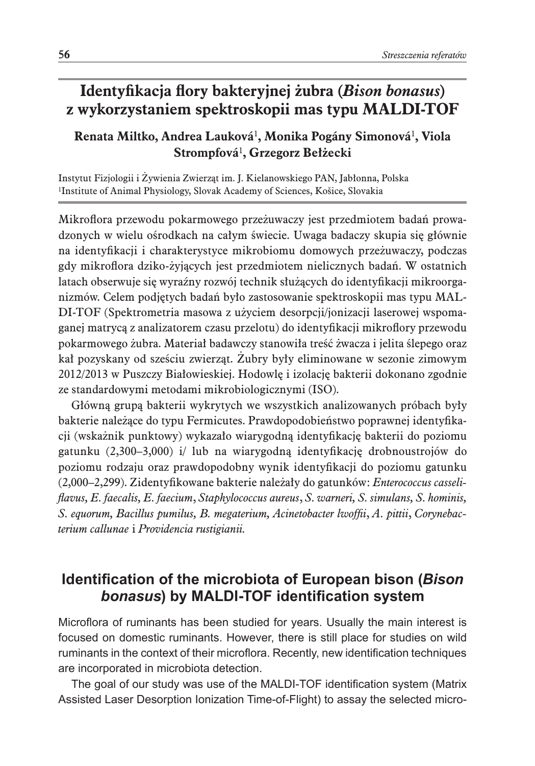# Identyfikacja flory bakteryjnej żubra (*Bison bonasus*) z wykorzystaniem spektroskopii mas typu MALDI-TOF

**Renata Miltko, Andrea Lauková[1], Monika Pogány Simonová[1], Viola Strompfová[1], Grzegorz Bełżecki**

Instytut Fizjologii i Żywienia Zwierząt im. J. Kielanowskiego PAN, Jabłonna, Polska
[1]Institute of Animal Physiology, Slovak Academy of Sciences, Košice, Slovakia

Mikroflora przewodu pokarmowego przeżuwaczy jest przedmiotem badań prowadzonych w wielu ośrodkach na całym świecie. Uwaga badaczy skupia się głównie na identyfikacji i charakterystyce mikrobiomu domowych przeżuwaczy, podczas gdy mikroflora dziko-żyjących jest przedmiotem nielicznych badań. W ostatnich latach obserwuje się wyraźny rozwój technik służących do identyfikacji mikroorganizmów. Celem podjętych badań było zastosowanie spektroskopii mas typu MALDI-TOF (Spektrometria masowa z użyciem desorpcji/jonizacji laserowej wspomaganej matrycą z analizatorem czasu przelotu) do identyfikacji mikroflory przewodu pokarmowego żubra. Materiał badawczy stanowiła treść żwacza i jelita ślepego oraz kał pozyskany od sześciu zwierząt. Żubry były eliminowane w sezonie zimowym 2012/2013 w Puszczy Białowieskiej. Hodowlę i izolację bakterii dokonano zgodnie ze standardowymi metodami mikrobiologicznymi (ISO).

Główną grupą bakterii wykrytych we wszystkich analizowanych próbach były bakterie należące do typu Fermicutes. Prawdopodobieństwo poprawnej identyfikacji (wskaźnik punktowy) wykazało wiarygodną identyfikację bakterii do poziomu gatunku (2,300–3,000) i/ lub na wiarygodną identyfikację drobnoustrojów do poziomu rodzaju oraz prawdopodobny wynik identyfikacji do poziomu gatunku (2,000–2,299). Zidentyfikowane bakterie należały do gatunków: *Enterococcus casseliflavus*, *E. faecalis*, *E. faecium*, *Staphylococcus aureus*, *S. warneri*, *S. simulans*, *S. hominis*, *S. equorum*, *Bacillus pumilus*, *B. megaterium*, *Acinetobacter lwoffii*, *A. pittii*, *Corynebacterium callunae* i *Providencia rustigianii.*

## Identification of the microbiota of European bison (*Bison bonasus*) by MALDI-TOF identification system

Microflora of ruminants has been studied for years. Usually the main interest is focused on domestic ruminants. However, there is still place for studies on wild ruminants in the context of their microflora. Recently, new identification techniques are incorporated in microbiota detection.

The goal of our study was use of the MALDI-TOF identification system (Matrix Assisted Laser Desorption Ionization Time-of-Flight) to assay the selected micro-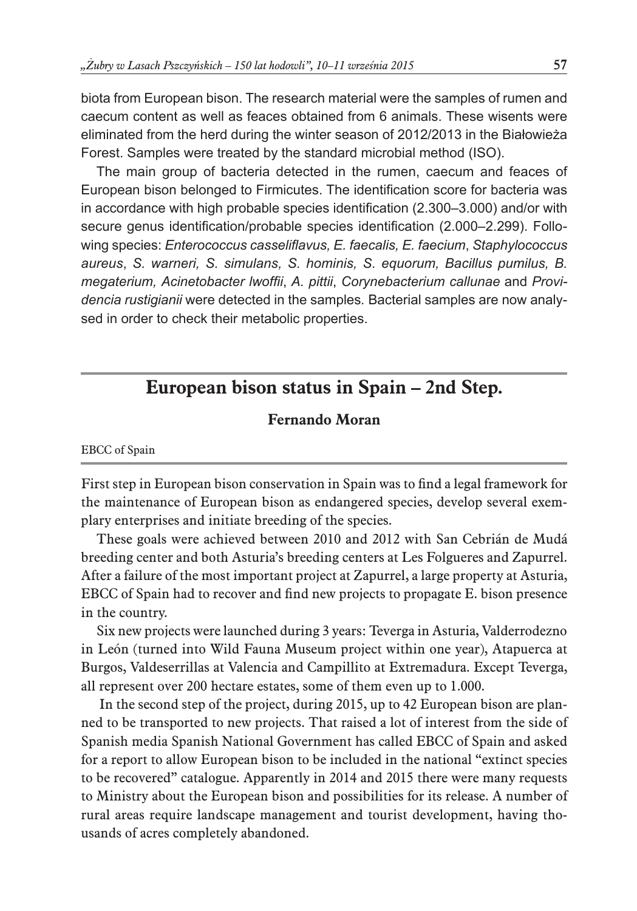biota from European bison. The research material were the samples of rumen and caecum content as well as feaces obtained from 6 animals. These wisents were eliminated from the herd during the winter season of 2012/2013 in the Białowieża Forest. Samples were treated by the standard microbial method (ISO).

The main group of bacteria detected in the rumen, caecum and feaces of European bison belonged to Firmicutes. The identification score for bacteria was in accordance with high probable species identification (2.300–3.000) and/or with secure genus identification/probable species identification (2.000–2.299). Following species: *Enterococcus casseliflavus, E. faecalis, E. faecium*, *Staphylococcus aureus*, *S. warneri, S. simulans, S. hominis, S. equorum, Bacillus pumilus, B. megaterium, Acinetobacter lwoffii*, *A. pittii*, *Corynebacterium callunae* and *Providencia rustigianii* were detected in the samples. Bacterial samples are now analysed in order to check their metabolic properties.

## European bison status in Spain – 2nd Step.

**Fernando Moran**

EBCC of Spain

First step in European bison conservation in Spain was to find a legal framework for the maintenance of European bison as endangered species, develop several exemplary enterprises and initiate breeding of the species.

These goals were achieved between 2010 and 2012 with San Cebrián de Mudá breeding center and both Asturia's breeding centers at Les Folgueres and Zapurrel. After a failure of the most important project at Zapurrel, a large property at Asturia, EBCC of Spain had to recover and find new projects to propagate E. bison presence in the country.

Six new projects were launched during 3 years: Teverga in Asturia, Valderrodezno in León (turned into Wild Fauna Museum project within one year), Atapuerca at Burgos, Valdeserrillas at Valencia and Campillito at Extremadura. Except Teverga, all represent over 200 hectare estates, some of them even up to 1.000.

In the second step of the project, during 2015, up to 42 European bison are planned to be transported to new projects. That raised a lot of interest from the side of Spanish media Spanish National Government has called EBCC of Spain and asked for a report to allow European bison to be included in the national "extinct species to be recovered" catalogue. Apparently in 2014 and 2015 there were many requests to Ministry about the European bison and possibilities for its release. A number of rural areas require landscape management and tourist development, having thousands of acres completely abandoned.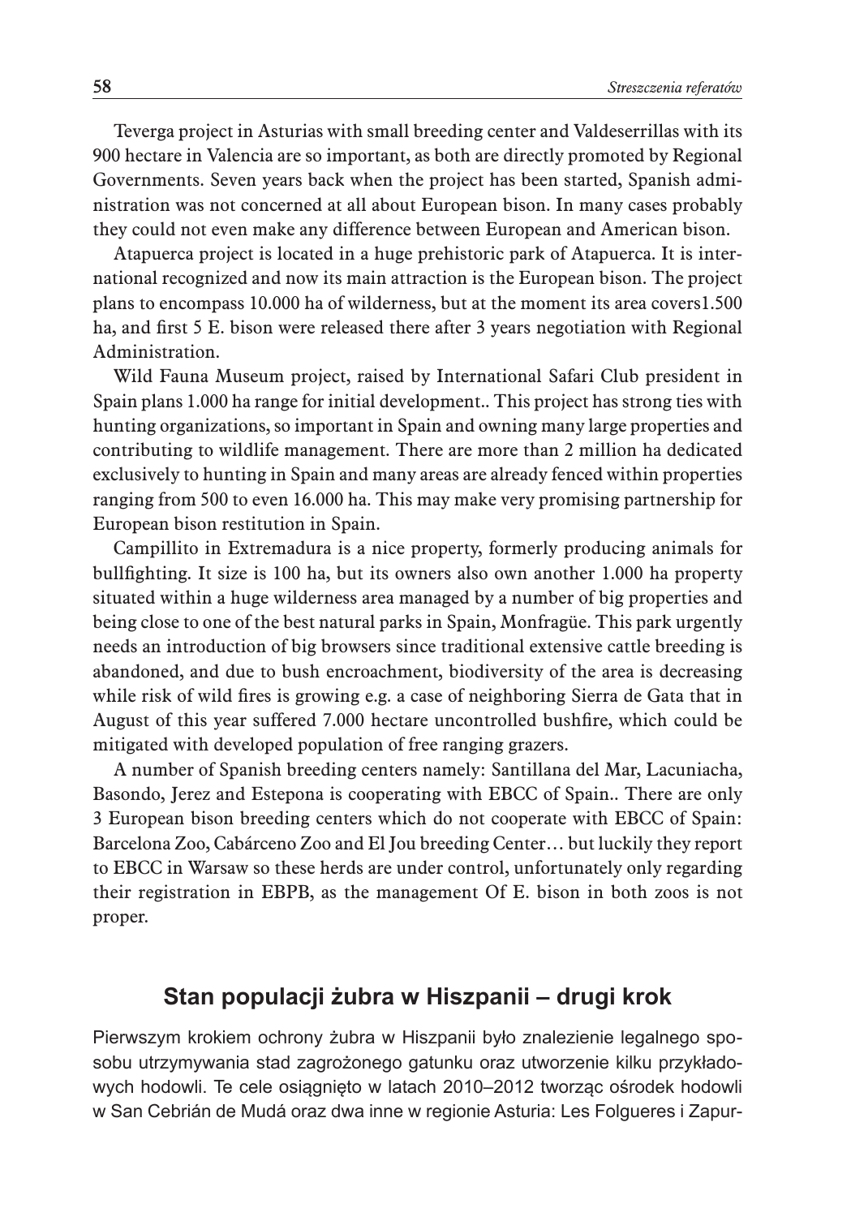Teverga project in Asturias with small breeding center and Valdeserrillas with its 900 hectare in Valencia are so important, as both are directly promoted by Regional Governments. Seven years back when the project has been started, Spanish administration was not concerned at all about European bison. In many cases probably they could not even make any difference between European and American bison.

Atapuerca project is located in a huge prehistoric park of Atapuerca. It is international recognized and now its main attraction is the European bison. The project plans to encompass 10.000 ha of wilderness, but at the moment its area covers1.500 ha, and first 5 E. bison were released there after 3 years negotiation with Regional Administration.

Wild Fauna Museum project, raised by International Safari Club president in Spain plans 1.000 ha range for initial development.. This project has strong ties with hunting organizations, so important in Spain and owning many large properties and contributing to wildlife management. There are more than 2 million ha dedicated exclusively to hunting in Spain and many areas are already fenced within properties ranging from 500 to even 16.000 ha. This may make very promising partnership for European bison restitution in Spain.

Campillito in Extremadura is a nice property, formerly producing animals for bullfighting. It size is 100 ha, but its owners also own another 1.000 ha property situated within a huge wilderness area managed by a number of big properties and being close to one of the best natural parks in Spain, Monfragüe. This park urgently needs an introduction of big browsers since traditional extensive cattle breeding is abandoned, and due to bush encroachment, biodiversity of the area is decreasing while risk of wild fires is growing e.g. a case of neighboring Sierra de Gata that in August of this year suffered 7.000 hectare uncontrolled bushfire, which could be mitigated with developed population of free ranging grazers.

A number of Spanish breeding centers namely: Santillana del Mar, Lacuniacha, Basondo, Jerez and Estepona is cooperating with EBCC of Spain.. There are only 3 European bison breeding centers which do not cooperate with EBCC of Spain: Barcelona Zoo, Cabárceno Zoo and El Jou breeding Center… but luckily they report to EBCC in Warsaw so these herds are under control, unfortunately only regarding their registration in EBPB, as the management Of E. bison in both zoos is not proper.

## Stan populacji żubra w Hiszpanii – drugi krok

Pierwszym krokiem ochrony żubra w Hiszpanii było znalezienie legalnego sposobu utrzymywania stad zagrożonego gatunku oraz utworzenie kilku przykładowych hodowli. Te cele osiągnięto w latach 2010–2012 tworząc ośrodek hodowli w San Cebrián de Mudá oraz dwa inne w regionie Asturia: Les Folgueres i Zapur-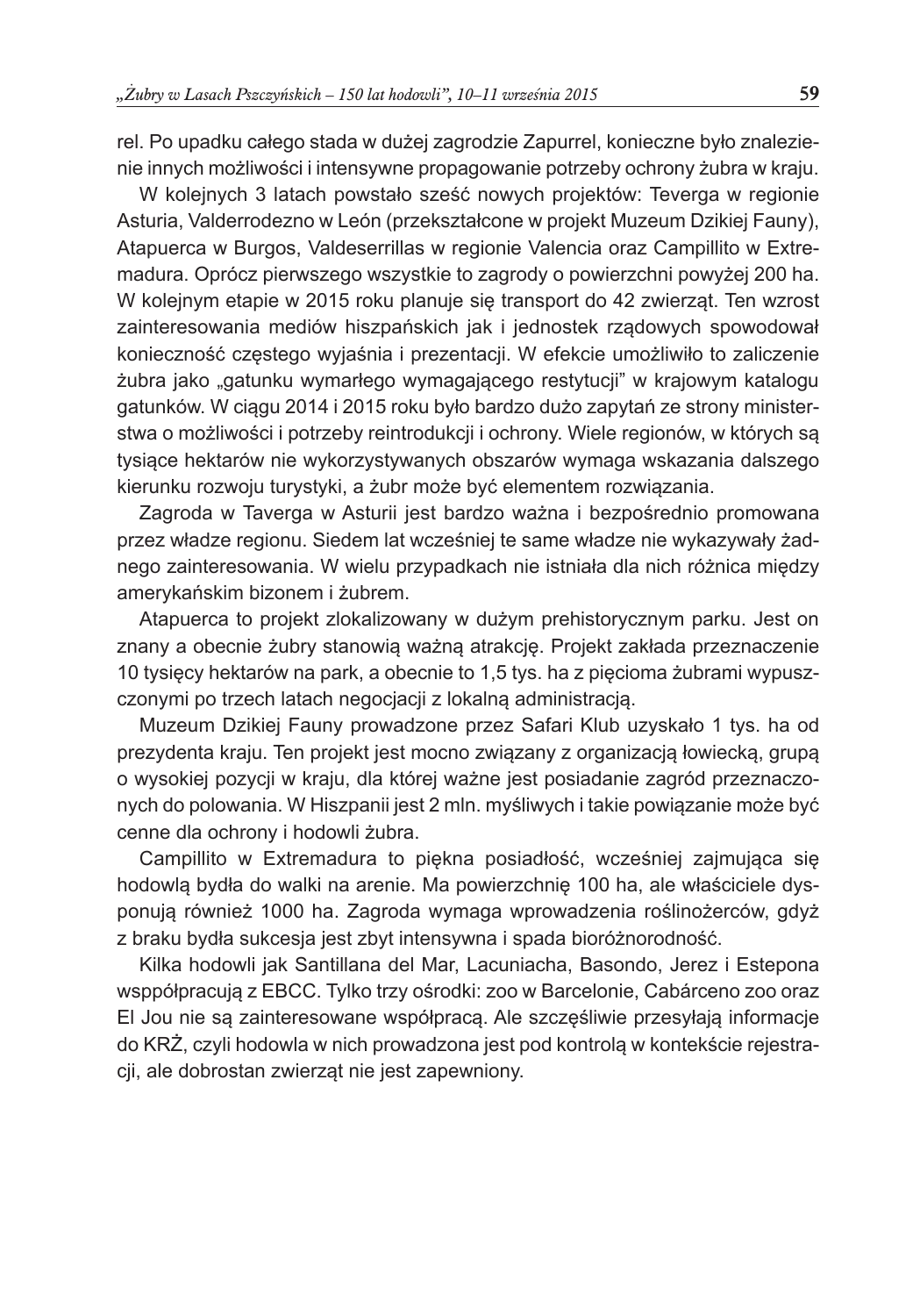rel. Po upadku całego stada w dużej zagrodzie Zapurrel, konieczne było znalezienie innych możliwości i intensywne propagowanie potrzeby ochrony żubra w kraju.

W kolejnych 3 latach powstało sześć nowych projektów: Teverga w regionie Asturia, Valderrodezno w León (przekształcone w projekt Muzeum Dzikiej Fauny), Atapuerca w Burgos, Valdeserrillas w regionie Valencia oraz Campillito w Extremadura. Oprócz pierwszego wszystkie to zagrody o powierzchni powyżej 200 ha. W kolejnym etapie w 2015 roku planuje się transport do 42 zwierząt. Ten wzrost zainteresowania mediów hiszpańskich jak i jednostek rządowych spowodował konieczność częstego wyjaśnia i prezentacji. W efekcie umożliwiło to zaliczenie żubra jako „gatunku wymarłego wymagającego restytucji" w krajowym katalogu gatunków. W ciągu 2014 i 2015 roku było bardzo dużo zapytań ze strony ministerstwa o możliwości i potrzeby reintrodukcji i ochrony. Wiele regionów, w których są tysiące hektarów nie wykorzystywanych obszarów wymaga wskazania dalszego kierunku rozwoju turystyki, a żubr może być elementem rozwiązania.

Zagroda w Taverga w Asturii jest bardzo ważna i bezpośrednio promowana przez władze regionu. Siedem lat wcześniej te same władze nie wykazywały żadnego zainteresowania. W wielu przypadkach nie istniała dla nich różnica między amerykańskim bizonem i żubrem.

Atapuerca to projekt zlokalizowany w dużym prehistorycznym parku. Jest on znany a obecnie żubry stanowią ważną atrakcję. Projekt zakłada przeznaczenie 10 tysięcy hektarów na park, a obecnie to 1,5 tys. ha z pięcioma żubrami wypuszczonymi po trzech latach negocjacji z lokalną administracją.

Muzeum Dzikiej Fauny prowadzone przez Safari Klub uzyskało 1 tys. ha od prezydenta kraju. Ten projekt jest mocno związany z organizacją łowiecką, grupą o wysokiej pozycji w kraju, dla której ważne jest posiadanie zagród przeznaczonych do polowania. W Hiszpanii jest 2 mln. myśliwych i takie powiązanie może być cenne dla ochrony i hodowli żubra.

Campillito w Extremadura to piękna posiadłość, wcześniej zajmująca się hodowlą bydła do walki na arenie. Ma powierzchnię 100 ha, ale właściciele dysponują również 1000 ha. Zagroda wymaga wprowadzenia roślinożerców, gdyż z braku bydła sukcesja jest zbyt intensywna i spada bioróżnorodność.

Kilka hodowli jak Santillana del Mar, Lacuniacha, Basondo, Jerez i Estepona wsppółpracują z EBCC. Tylko trzy ośrodki: zoo w Barcelonie, Cabárceno zoo oraz El Jou nie są zainteresowane współpracą. Ale szczęśliwie przesyłają informacje do KRŻ, czyli hodowla w nich prowadzona jest pod kontrolą w kontekście rejestracji, ale dobrostan zwierząt nie jest zapewniony.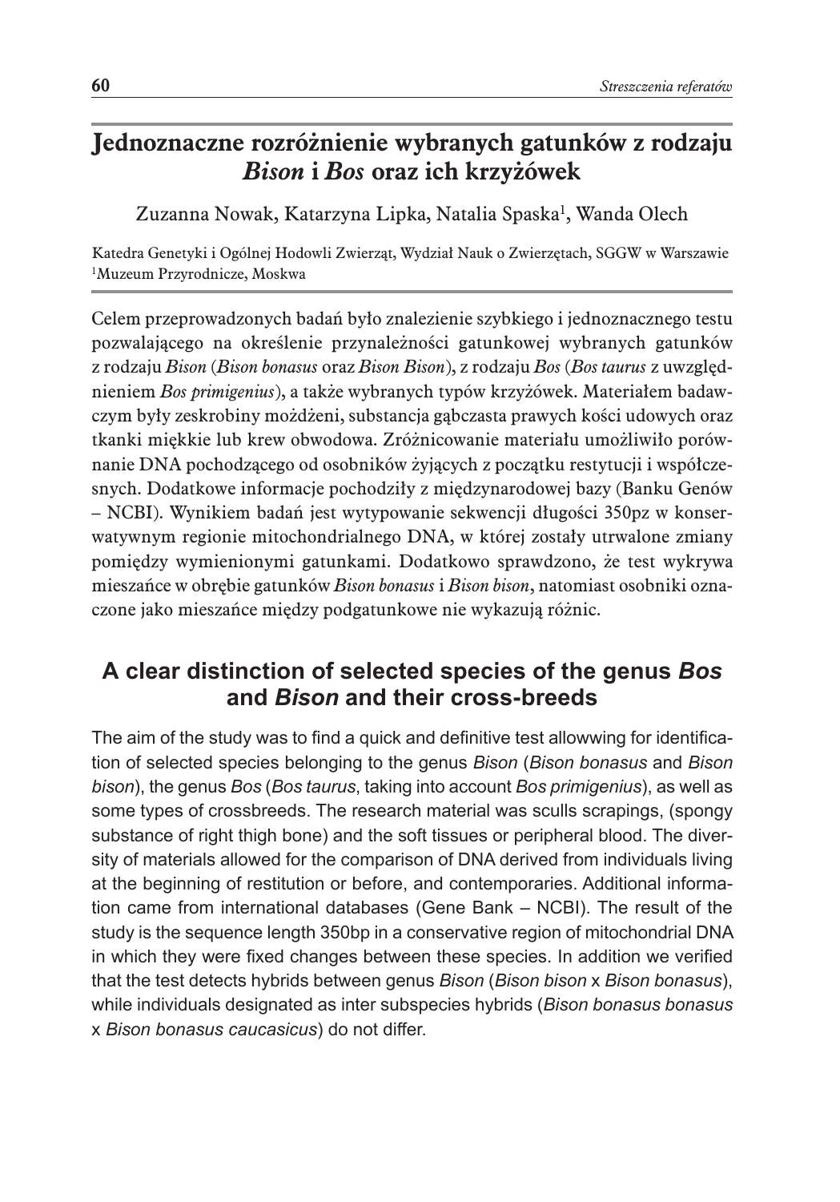# Jednoznaczne rozróżnienie wybranych gatunków z rodzaju *Bison* i *Bos* oraz ich krzyżówek

Zuzanna Nowak, Katarzyna Lipka, Natalia Spaska[1], Wanda Olech

Katedra Genetyki i Ogólnej Hodowli Zwierząt, Wydział Nauk o Zwierzętach, SGGW w Warszawie
[1]Muzeum Przyrodnicze, Moskwa

Celem przeprowadzonych badań było znalezienie szybkiego i jednoznacznego testu pozwalającego na określenie przynależności gatunkowej wybranych gatunków z rodzaju *Bison* (*Bison bonasus* oraz *Bison Bison*), z rodzaju *Bos* (*Bos taurus* z uwzględnieniem *Bos primigenius*), a także wybranych typów krzyżówek. Materiałem badawczym były zeskrobiny możdżeni, substancja gąbczasta prawych kości udowych oraz tkanki miękkie lub krew obwodowa. Zróżnicowanie materiału umożliwiło porównanie DNA pochodzącego od osobników żyjących z początku restytucji i współczesnych. Dodatkowe informacje pochodziły z międzynarodowej bazy (Banku Genów – NCBI). Wynikiem badań jest wytypowanie sekwencji długości 350pz w konserwatywnym regionie mitochondrialnego DNA, w której zostały utrwalone zmiany pomiędzy wymienionymi gatunkami. Dodatkowo sprawdzono, że test wykrywa mieszańce w obrębie gatunków *Bison bonasus* i *Bison bison*, natomiast osobniki oznaczone jako mieszańce między podgatunkowe nie wykazują różnic.

## A clear distinction of selected species of the genus *Bos* and *Bison* and their cross-breeds

The aim of the study was to find a quick and definitive test allowwing for identification of selected species belonging to the genus *Bison* (*Bison bonasus* and *Bison bison*), the genus *Bos* (*Bos taurus*, taking into account *Bos primigenius*), as well as some types of crossbreeds. The research material was sculls scrapings, (spongy substance of right thigh bone) and the soft tissues or peripheral blood. The diversity of materials allowed for the comparison of DNA derived from individuals living at the beginning of restitution or before, and contemporaries. Additional information came from international databases (Gene Bank – NCBI). The result of the study is the sequence length 350bp in a conservative region of mitochondrial DNA in which they were fixed changes between these species. In addition we verified that the test detects hybrids between genus *Bison* (*Bison bison* x *Bison bonasus*), while individuals designated as inter subspecies hybrids (*Bison bonasus bonasus* x *Bison bonasus caucasicus*) do not differ.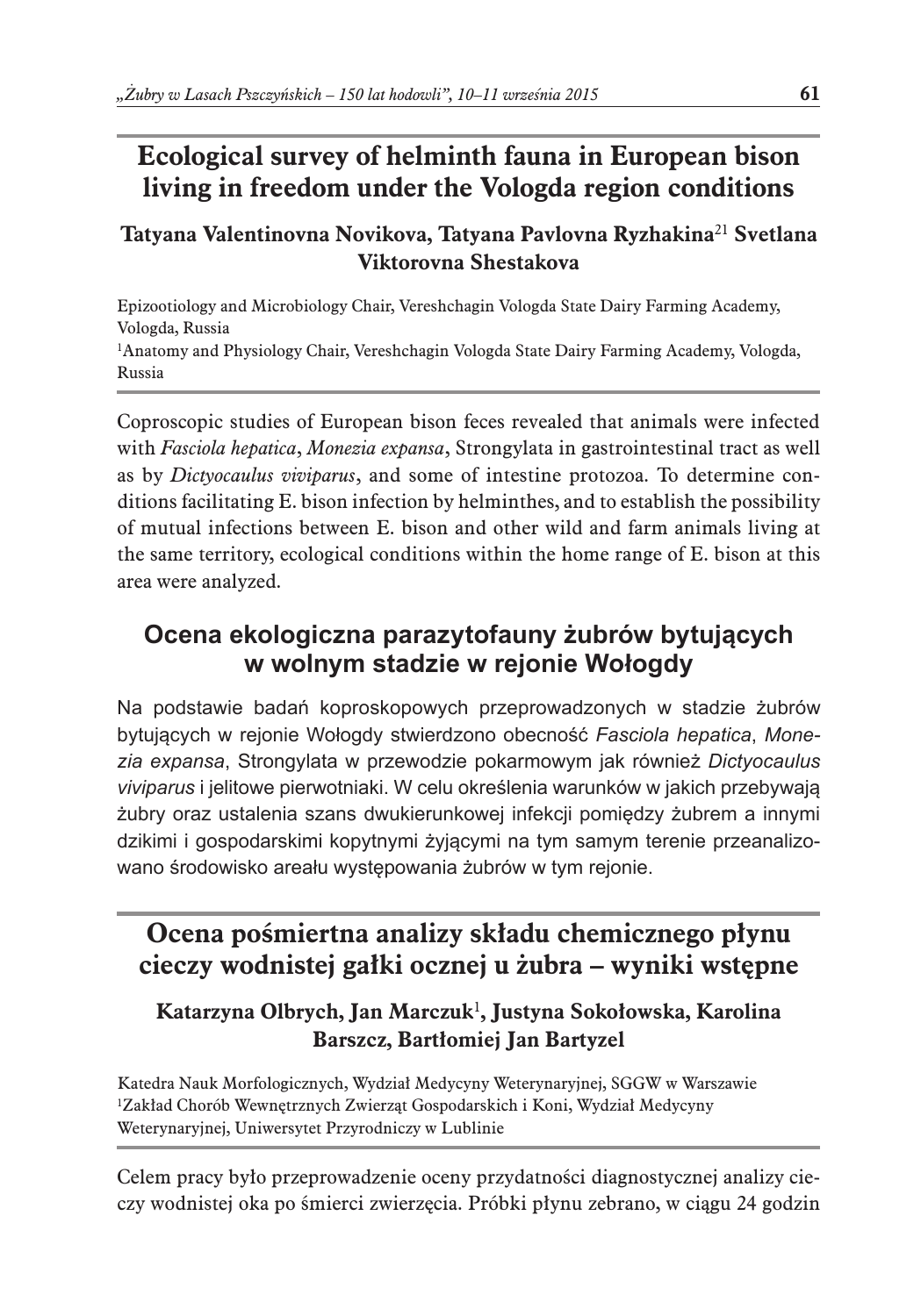# Ecological survey of helminth fauna in European bison living in freedom under the Vologda region conditions

**Tatyana Valentinovna Novikova, Tatyana Pavlovna Ryzhakina[21] Svetlana Viktorovna Shestakova**

Epizootiology and Microbiology Chair, Vereshchagin Vologda State Dairy Farming Academy, Vologda, Russia
[1]Anatomy and Physiology Chair, Vereshchagin Vologda State Dairy Farming Academy, Vologda, Russia

Coproscopic studies of European bison feces revealed that animals were infected with *Fasciola hepatica*, *Monezia expansa*, Strongylata in gastrointestinal tract as well as by *Dictyocaulus viviparus*, and some of intestine protozoa. To determine conditions facilitating E. bison infection by helminthes, and to establish the possibility of mutual infections between E. bison and other wild and farm animals living at the same territory, ecological conditions within the home range of E. bison at this area were analyzed.

## Ocena ekologiczna parazytofauny żubrów bytujących w wolnym stadzie w rejonie Wołogdy

Na podstawie badań koproskopowych przeprowadzonych w stadzie żubrów bytujących w rejonie Wołogdy stwierdzono obecność *Fasciola hepatica*, *Monezia expansa*, Strongylata w przewodzie pokarmowym jak również *Dictyocaulus viviparus* i jelitowe pierwotniaki. W celu określenia warunków w jakich przebywają żubry oraz ustalenia szans dwukierunkowej infekcji pomiędzy żubrem a innymi dzikimi i gospodarskimi kopytnymi żyjącymi na tym samym terenie przeanalizowano środowisko areału występowania żubrów w tym rejonie.

# Ocena pośmiertna analizy składu chemicznego płynu cieczy wodnistej gałki ocznej u żubra – wyniki wstępne

**Katarzyna Olbrych, Jan Marczuk[1], Justyna Sokołowska, Karolina Barszcz, Bartłomiej Jan Bartyzel**

Katedra Nauk Morfologicznych, Wydział Medycyny Weterynaryjnej, SGGW w Warszawie
[1]Zakład Chorób Wewnętrznych Zwierząt Gospodarskich i Koni, Wydział Medycyny Weterynaryjnej, Uniwersytet Przyrodniczy w Lublinie

Celem pracy było przeprowadzenie oceny przydatności diagnostycznej analizy cieczy wodnistej oka po śmierci zwierzęcia. Próbki płynu zebrano, w ciągu 24 godzin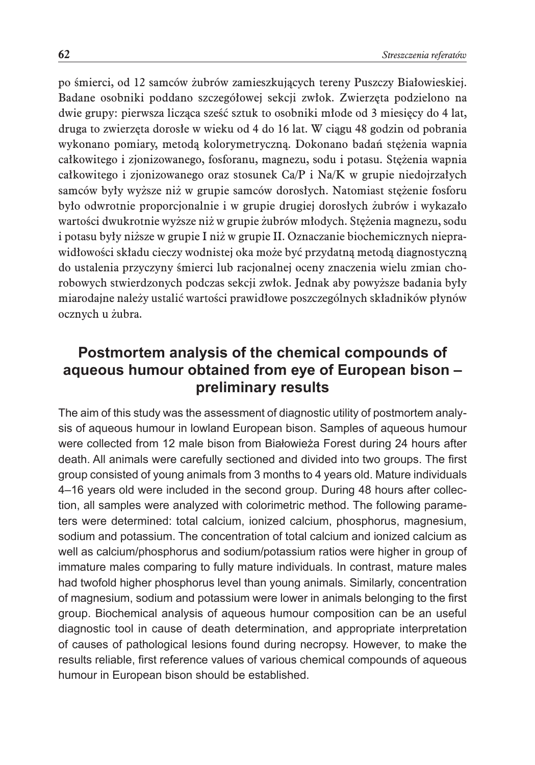po śmierci, od 12 samców żubrów zamieszkujących tereny Puszczy Białowieskiej. Badane osobniki poddano szczegółowej sekcji zwłok. Zwierzęta podzielono na dwie grupy: pierwsza licząca sześć sztuk to osobniki młode od 3 miesięcy do 4 lat, druga to zwierzęta dorosłe w wieku od 4 do 16 lat. W ciągu 48 godzin od pobrania wykonano pomiary, metodą kolorymetryczną. Dokonano badań stężenia wapnia całkowitego i zjonizowanego, fosforanu, magnezu, sodu i potasu. Stężenia wapnia całkowitego i zjonizowanego oraz stosunek Ca/P i Na/K w grupie niedojrzałych samców były wyższe niż w grupie samców dorosłych. Natomiast stężenie fosforu było odwrotnie proporcjonalnie i w grupie drugiej dorosłych żubrów i wykazało wartości dwukrotnie wyższe niż w grupie żubrów młodych. Stężenia magnezu, sodu i potasu były niższe w grupie I niż w grupie II. Oznaczanie biochemicznych nieprawidłowości składu cieczy wodnistej oka może być przydatną metodą diagnostyczną do ustalenia przyczyny śmierci lub racjonalnej oceny znaczenia wielu zmian chorobowych stwierdzonych podczas sekcji zwłok. Jednak aby powyższe badania były miarodajne należy ustalić wartości prawidłowe poszczególnych składników płynów ocznych u żubra.

## Postmortem analysis of the chemical compounds of aqueous humour obtained from eye of European bison – preliminary results

The aim of this study was the assessment of diagnostic utility of postmortem analysis of aqueous humour in lowland European bison. Samples of aqueous humour were collected from 12 male bison from Białowieża Forest during 24 hours after death. All animals were carefully sectioned and divided into two groups. The first group consisted of young animals from 3 months to 4 years old. Mature individuals 4–16 years old were included in the second group. During 48 hours after collection, all samples were analyzed with colorimetric method. The following parameters were determined: total calcium, ionized calcium, phosphorus, magnesium, sodium and potassium. The concentration of total calcium and ionized calcium as well as calcium/phosphorus and sodium/potassium ratios were higher in group of immature males comparing to fully mature individuals. In contrast, mature males had twofold higher phosphorus level than young animals. Similarly, concentration of magnesium, sodium and potassium were lower in animals belonging to the first group. Biochemical analysis of aqueous humour composition can be an useful diagnostic tool in cause of death determination, and appropriate interpretation of causes of pathological lesions found during necropsy. However, to make the results reliable, first reference values of various chemical compounds of aqueous humour in European bison should be established.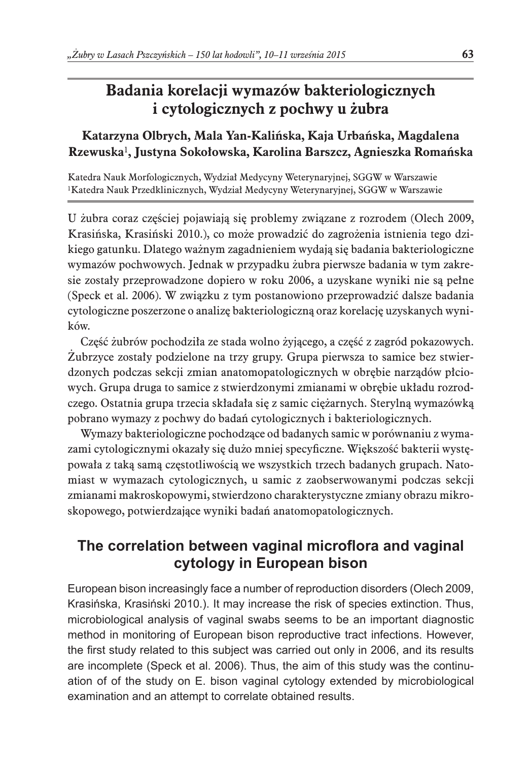# Badania korelacji wymazów bakteriologicznych i cytologicznych z pochwy u żubra

**Katarzyna Olbrych, Mala Yan-Kalińska, Kaja Urbańska, Magdalena Rzewuska[1], Justyna Sokołowska, Karolina Barszcz, Agnieszka Romańska**

Katedra Nauk Morfologicznych, Wydział Medycyny Weterynaryjnej, SGGW w Warszawie
[1]Katedra Nauk Przedklinicznych, Wydział Medycyny Weterynaryjnej, SGGW w Warszawie

U żubra coraz częściej pojawiają się problemy związane z rozrodem (Olech 2009, Krasińska, Krasiński 2010.), co może prowadzić do zagrożenia istnienia tego dzikiego gatunku. Dlatego ważnym zagadnieniem wydają się badania bakteriologiczne wymazów pochwowych. Jednak w przypadku żubra pierwsze badania w tym zakresie zostały przeprowadzone dopiero w roku 2006, a uzyskane wyniki nie są pełne (Speck et al. 2006). W związku z tym postanowiono przeprowadzić dalsze badania cytologiczne poszerzone o analizę bakteriologiczną oraz korelację uzyskanych wyników.

Część żubrów pochodziła ze stada wolno żyjącego, a część z zagród pokazowych. Żubrzyce zostały podzielone na trzy grupy. Grupa pierwsza to samice bez stwierdzonych podczas sekcji zmian anatomopatologicznych w obrębie narządów płciowych. Grupa druga to samice z stwierdzonymi zmianami w obrębie układu rozrodczego. Ostatnia grupa trzecia składała się z samic ciężarnych. Sterylną wymazówką pobrano wymazy z pochwy do badań cytologicznych i bakteriologicznych.

Wymazy bakteriologiczne pochodzące od badanych samic w porównaniu z wymazami cytologicznymi okazały się dużo mniej specyficzne. Większość bakterii występowała z taką samą częstotliwością we wszystkich trzech badanych grupach. Natomiast w wymazach cytologicznych, u samic z zaobserwowanymi podczas sekcji zmianami makroskopowymi, stwierdzono charakterystyczne zmiany obrazu mikroskopowego, potwierdzające wyniki badań anatomopatologicznych.

## The correlation between vaginal microflora and vaginal cytology in European bison

European bison increasingly face a number of reproduction disorders (Olech 2009, Krasińska, Krasiński 2010.). It may increase the risk of species extinction. Thus, microbiological analysis of vaginal swabs seems to be an important diagnostic method in monitoring of European bison reproductive tract infections. However, the first study related to this subject was carried out only in 2006, and its results are incomplete (Speck et al. 2006). Thus, the aim of this study was the continuation of of the study on E. bison vaginal cytology extended by microbiological examination and an attempt to correlate obtained results.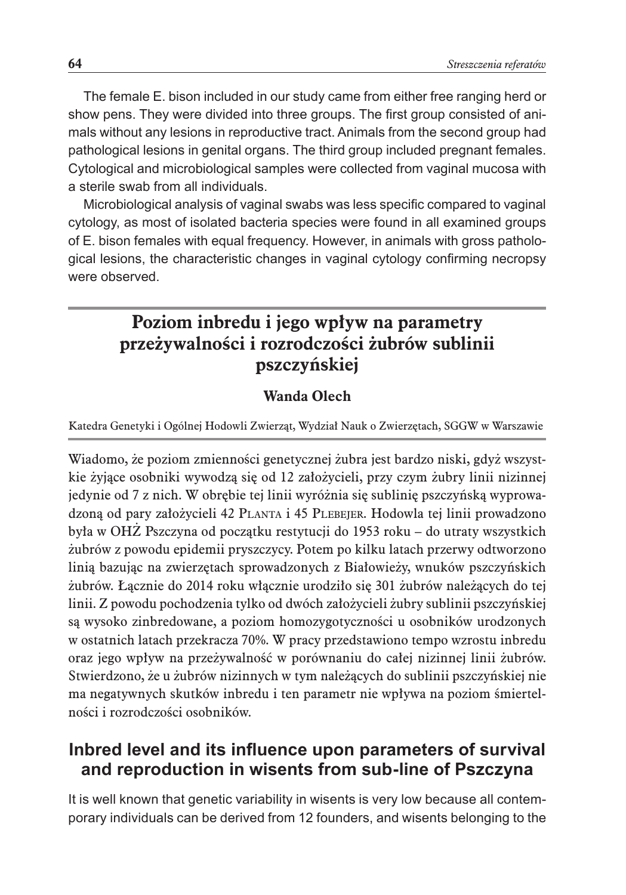The female E. bison included in our study came from either free ranging herd or show pens. They were divided into three groups. The first group consisted of animals without any lesions in reproductive tract. Animals from the second group had pathological lesions in genital organs. The third group included pregnant females. Cytological and microbiological samples were collected from vaginal mucosa with a sterile swab from all individuals.

Microbiological analysis of vaginal swabs was less specific compared to vaginal cytology, as most of isolated bacteria species were found in all examined groups of E. bison females with equal frequency. However, in animals with gross pathological lesions, the characteristic changes in vaginal cytology confirming necropsy were observed.

## Poziom inbredu i jego wpływ na parametry przeżywalności i rozrodczości żubrów sublinii pszczyńskiej

**Wanda Olech**

Katedra Genetyki i Ogólnej Hodowli Zwierząt, Wydział Nauk o Zwierzętach, SGGW w Warszawie

Wiadomo, że poziom zmienności genetycznej żubra jest bardzo niski, gdyż wszystkie żyjące osobniki wywodzą się od 12 założycieli, przy czym żubry linii nizinnej jedynie od 7 z nich. W obrębie tej linii wyróżnia się sublinię pszczyńską wyprowadzoną od pary założycieli 42 Planta i 45 Plebejer. Hodowla tej linii prowadzono była w OHŻ Pszczyna od początku restytucji do 1953 roku – do utraty wszystkich żubrów z powodu epidemii pryszczycy. Potem po kilku latach przerwy odtworzono linią bazując na zwierzętach sprowadzonych z Białowieży, wnuków pszczyńskich żubrów. Łącznie do 2014 roku włącznie urodziło się 301 żubrów należących do tej linii. Z powodu pochodzenia tylko od dwóch założycieli żubry sublinii pszczyńskiej są wysoko zinbredowane, a poziom homozygotyczności u osobników urodzonych w ostatnich latach przekracza 70%. W pracy przedstawiono tempo wzrostu inbredu oraz jego wpływ na przeżywalność w porównaniu do całej nizinnej linii żubrów. Stwierdzono, że u żubrów nizinnych w tym należących do sublinii pszczyńskiej nie ma negatywnych skutków inbredu i ten parametr nie wpływa na poziom śmiertelności i rozrodczości osobników.

## Inbred level and its influence upon parameters of survival and reproduction in wisents from sub-line of Pszczyna

It is well known that genetic variability in wisents is very low because all contemporary individuals can be derived from 12 founders, and wisents belonging to the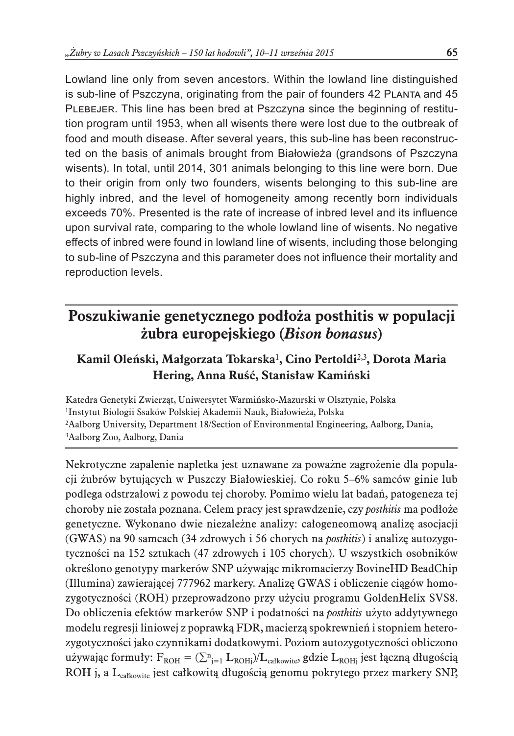Lowland line only from seven ancestors. Within the lowland line distinguished is sub-line of Pszczyna, originating from the pair of founders 42 Planta and 45 Plebejer. This line has been bred at Pszczyna since the beginning of restitution program until 1953, when all wisents there were lost due to the outbreak of food and mouth disease. After several years, this sub-line has been reconstructed on the basis of animals brought from Białowieża (grandsons of Pszczyna wisents). In total, until 2014, 301 animals belonging to this line were born. Due to their origin from only two founders, wisents belonging to this sub-line are highly inbred, and the level of homogeneity among recently born individuals exceeds 70%. Presented is the rate of increase of inbred level and its influence upon survival rate, comparing to the whole lowland line of wisents. No negative effects of inbred were found in lowland line of wisents, including those belonging to sub-line of Pszczyna and this parameter does not influence their mortality and reproduction levels.

## Poszukiwanie genetycznego podłoża posthitis w populacji żubra europejskiego (*Bison bonasus*)

**Kamil Oleński, Małgorzata Tokarska[1], Cino Pertoldi[2,3], Dorota Maria Hering, Anna Ruść, Stanisław Kamiński**

Katedra Genetyki Zwierząt, Uniwersytet Warmińsko-Mazurski w Olsztynie, Polska
[1]Instytut Biologii Ssaków Polskiej Akademii Nauk, Białowieża, Polska
[2]Aalborg University, Department 18/Section of Environmental Engineering, Aalborg, Dania,
[3]Aalborg Zoo, Aalborg, Dania

Nekrotyczne zapalenie napletka jest uznawane za poważne zagrożenie dla populacji żubrów bytujących w Puszczy Białowieskiej. Co roku 5–6% samców ginie lub podlega odstrzałowi z powodu tej choroby. Pomimo wielu lat badań, patogeneza tej choroby nie została poznana. Celem pracy jest sprawdzenie, czy *posthitis* ma podłoże genetyczne. Wykonano dwie niezależne analizy: całogeneomową analizę asocjacji (GWAS) na 90 samcach (34 zdrowych i 56 chorych na *posthitis*) i analizę autozygotyczności na 152 sztukach (47 zdrowych i 105 chorych). U wszystkich osobników określono genotypy markerów SNP używając mikromacierzy BovineHD BeadChip (Illumina) zawierającej 777962 markery. Analizę GWAS i obliczenie ciągów homozygotyczności (ROH) przeprowadzono przy użyciu programu GoldenHelix SVS8. Do obliczenia efektów markerów SNP i podatności na *posthitis* użyto addytywnego modelu regresji liniowej z poprawką FDR, macierzą spokrewnień i stopniem heterozygotyczności jako czynnikami dodatkowymi. Poziom autozygotyczności obliczono używając formuły: $F_{ROH} = (\sum^{n}_{j=1} L_{ROHj})/L_{całkowite}$, gdzie $L_{ROHj}$ jest łączną długością ROH j, a $L_{całkowite}$ jest całkowitą długością genomu pokrytego przez markery SNP,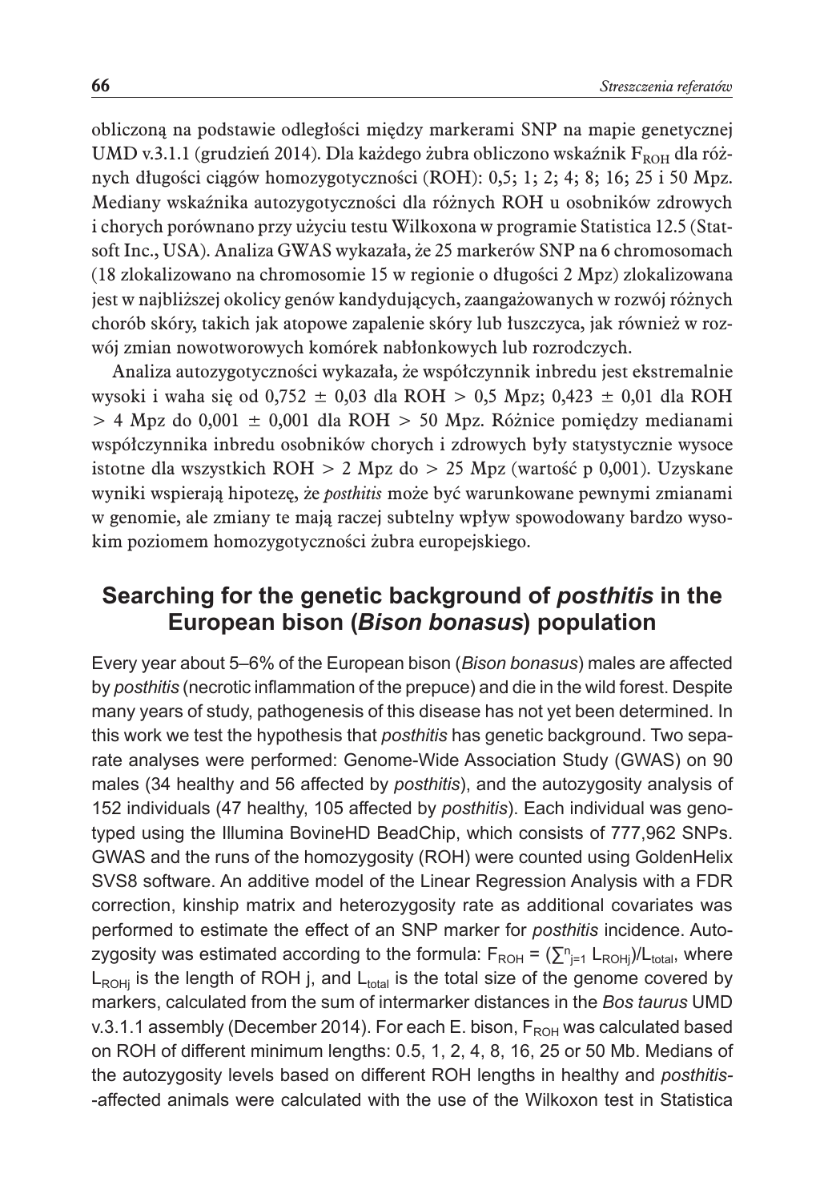obliczoną na podstawie odległości między markerami SNP na mapie genetycznej UMD v.3.1.1 (grudzień 2014). Dla każdego żubra obliczono wskaźnik $F_{ROH}$ dla różnych długości ciągów homozygotyczności (ROH): 0,5; 1; 2; 4; 8; 16; 25 i 50 Mpz. Mediany wskaźnika autozygotyczności dla różnych ROH u osobników zdrowych i chorych porównano przy użyciu testu Wilkoxona w programie Statistica 12.5 (Statsoft Inc., USA). Analiza GWAS wykazała, że 25 markerów SNP na 6 chromosomach (18 zlokalizowano na chromosomie 15 w regionie o długości 2 Mpz) zlokalizowana jest w najbliższej okolicy genów kandydujących, zaangażowanych w rozwój różnych chorób skóry, takich jak atopowe zapalenie skóry lub łuszczyca, jak również w rozwój zmian nowotworowych komórek nabłonkowych lub rozrodczych.

Analiza autozygotyczności wykazała, że współczynnik inbredu jest ekstremalnie wysoki i waha się od 0,752 ± 0,03 dla ROH > 0,5 Mpz; 0,423 ± 0,01 dla ROH > 4 Mpz do 0,001 ± 0,001 dla ROH > 50 Mpz. Różnice pomiędzy medianami współczynnika inbredu osobników chorych i zdrowych były statystycznie wysoce istotne dla wszystkich ROH > 2 Mpz do > 25 Mpz (wartość p 0,001). Uzyskane wyniki wspierają hipotezę, że *posthitis* może być warunkowane pewnymi zmianami w genomie, ale zmiany te mają raczej subtelny wpływ spowodowany bardzo wysokim poziomem homozygotyczności żubra europejskiego.

## Searching for the genetic background of *posthitis* in the European bison (*Bison bonasus*) population

Every year about 5–6% of the European bison (*Bison bonasus*) males are affected by *posthitis* (necrotic inflammation of the prepuce) and die in the wild forest. Despite many years of study, pathogenesis of this disease has not yet been determined. In this work we test the hypothesis that *posthitis* has genetic background. Two separate analyses were performed: Genome-Wide Association Study (GWAS) on 90 males (34 healthy and 56 affected by *posthitis*), and the autozygosity analysis of 152 individuals (47 healthy, 105 affected by *posthitis*). Each individual was genotyped using the Illumina BovineHD BeadChip, which consists of 777,962 SNPs. GWAS and the runs of the homozygosity (ROH) were counted using GoldenHelix SVS8 software. An additive model of the Linear Regression Analysis with a FDR correction, kinship matrix and heterozygosity rate as additional covariates was performed to estimate the effect of an SNP marker for *posthitis* incidence. Autozygosity was estimated according to the formula: $F_{ROH} = (\sum^{n}_{j=1} L_{ROHj})/L_{total}$, where $L_{ROHj}$ is the length of ROH j, and $L_{total}$ is the total size of the genome covered by markers, calculated from the sum of intermarker distances in the *Bos taurus* UMD v.3.1.1 assembly (December 2014). For each E. bison, $F_{ROH}$ was calculated based on ROH of different minimum lengths: 0.5, 1, 2, 4, 8, 16, 25 or 50 Mb. Medians of the autozygosity levels based on different ROH lengths in healthy and *posthitis*-affected animals were calculated with the use of the Wilkoxon test in Statistica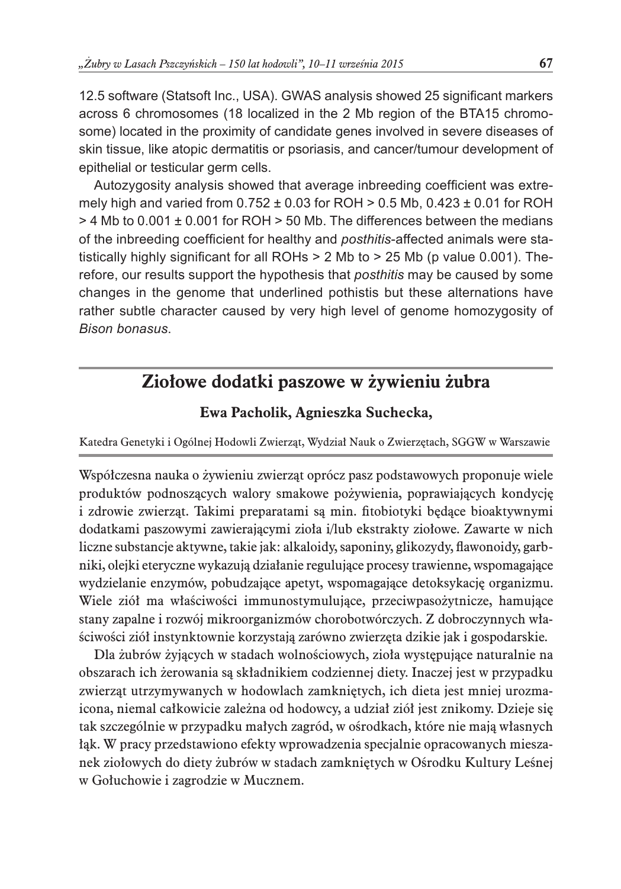12.5 software (Statsoft Inc., USA). GWAS analysis showed 25 significant markers across 6 chromosomes (18 localized in the 2 Mb region of the BTA15 chromosome) located in the proximity of candidate genes involved in severe diseases of skin tissue, like atopic dermatitis or psoriasis, and cancer/tumour development of epithelial or testicular germ cells.

Autozygosity analysis showed that average inbreeding coefficient was extremely high and varied from $0.752 \pm 0.03$ for ROH > 0.5 Mb, $0.423 \pm 0.01$ for ROH > 4 Mb to $0.001 \pm 0.001$ for ROH > 50 Mb. The differences between the medians of the inbreeding coefficient for healthy and *posthitis*-affected animals were statistically highly significant for all ROHs > 2 Mb to > 25 Mb (p value 0.001). Therefore, our results support the hypothesis that *posthitis* may be caused by some changes in the genome that underlined pothistis but these alternations have rather subtle character caused by very high level of genome homozygosity of *Bison bonasus*.

## Ziołowe dodatki paszowe w żywieniu żubra

**Ewa Pacholik, Agnieszka Suchecka,**

Katedra Genetyki i Ogólnej Hodowli Zwierząt, Wydział Nauk o Zwierzętach, SGGW w Warszawie

Współczesna nauka o żywieniu zwierząt oprócz pasz podstawowych proponuje wiele produktów podnoszących walory smakowe pożywienia, poprawiających kondycję i zdrowie zwierząt. Takimi preparatami są min. fitobiotyki będące bioaktywnymi dodatkami paszowymi zawierającymi zioła i/lub ekstrakty ziołowe. Zawarte w nich liczne substancje aktywne, takie jak: alkaloidy, saponiny, glikozydy, flawonoidy, garbniki, olejki eteryczne wykazują działanie regulujące procesy trawienne, wspomagające wydzielanie enzymów, pobudzające apetyt, wspomagające detoksykację organizmu. Wiele ziół ma właściwości immunostymulujące, przeciwpasożytnicze, hamujące stany zapalne i rozwój mikroorganizmów chorobotwórczych. Z dobroczynnych właściwości ziół instynktownie korzystają zarówno zwierzęta dzikie jak i gospodarskie.

Dla żubrów żyjących w stadach wolnościowych, zioła występujące naturalnie na obszarach ich żerowania są składnikiem codziennej diety. Inaczej jest w przypadku zwierząt utrzymywanych w hodowlach zamkniętych, ich dieta jest mniej urozmaicona, niemal całkowicie zależna od hodowcy, a udział ziół jest znikomy. Dzieje się tak szczególnie w przypadku małych zagród, w ośrodkach, które nie mają własnych łąk. W pracy przedstawiono efekty wprowadzenia specjalnie opracowanych mieszanek ziołowych do diety żubrów w stadach zamkniętych w Ośrodku Kultury Leśnej w Gołuchowie i zagrodzie w Mucznem.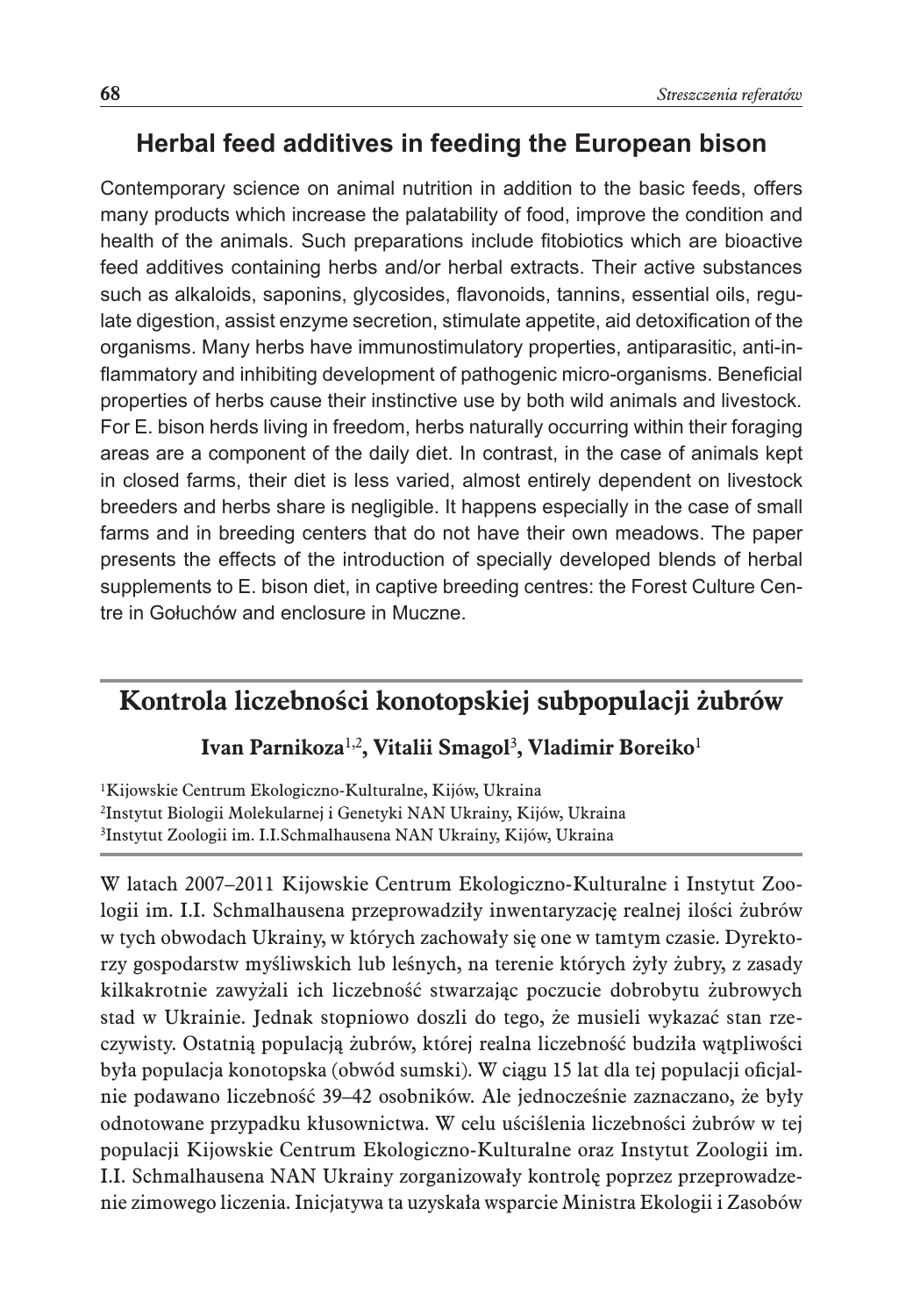## Herbal feed additives in feeding the European bison

Contemporary science on animal nutrition in addition to the basic feeds, offers many products which increase the palatability of food, improve the condition and health of the animals. Such preparations include fitobiotics which are bioactive feed additives containing herbs and/or herbal extracts. Their active substances such as alkaloids, saponins, glycosides, flavonoids, tannins, essential oils, regulate digestion, assist enzyme secretion, stimulate appetite, aid detoxification of the organisms. Many herbs have immunostimulatory properties, antiparasitic, anti-inflammatory and inhibiting development of pathogenic micro-organisms. Beneficial properties of herbs cause their instinctive use by both wild animals and livestock. For E. bison herds living in freedom, herbs naturally occurring within their foraging areas are a component of the daily diet. In contrast, in the case of animals kept in closed farms, their diet is less varied, almost entirely dependent on livestock breeders and herbs share is negligible. It happens especially in the case of small farms and in breeding centers that do not have their own meadows. The paper presents the effects of the introduction of specially developed blends of herbal supplements to E. bison diet, in captive breeding centres: the Forest Culture Centre in Gołuchów and enclosure in Muczne.

## Kontrola liczebności konotopskiej subpopulacji żubrów

**Ivan Parnikoza[1,2], Vitalii Smagol[3], Vladimir Boreiko[1]**

[1]Kijowskie Centrum Ekologiczno-Kulturalne, Kijów, Ukraina
[2]Instytut Biologii Molekularnej i Genetyki NAN Ukrainy, Kijów, Ukraina
[3]Instytut Zoologii im. I.I.Schmalhausena NAN Ukrainy, Kijów, Ukraina

W latach 2007–2011 Kijowskie Centrum Ekologiczno-Kulturalne i Instytut Zoologii im. I.I. Schmalhausena przeprowadziły inwentaryzację realnej ilości żubrów w tych obwodach Ukrainy, w których zachowały się one w tamtym czasie. Dyrektorzy gospodarstw myśliwskich lub leśnych, na terenie których żyły żubry, z zasady kilkakrotnie zawyżali ich liczebność stwarzając poczucie dobrobytu żubrowych stad w Ukrainie. Jednak stopniowo doszli do tego, że musieli wykazać stan rzeczywisty. Ostatnią populacją żubrów, której realna liczebność budziła wątpliwości była populacja konotopska (obwód sumski). W ciągu 15 lat dla tej populacji oficjalnie podawano liczebność 39–42 osobników. Ale jednocześnie zaznaczano, że były odnotowane przypadku kłusownictwa. W celu uściślenia liczebności żubrów w tej populacji Kijowskie Centrum Ekologiczno-Kulturalne oraz Instytut Zoologii im. I.I. Schmalhausena NAN Ukrainy zorganizowały kontrolę poprzez przeprowadzenie zimowego liczenia. Inicjatywa ta uzyskała wsparcie Ministra Ekologii i Zasobów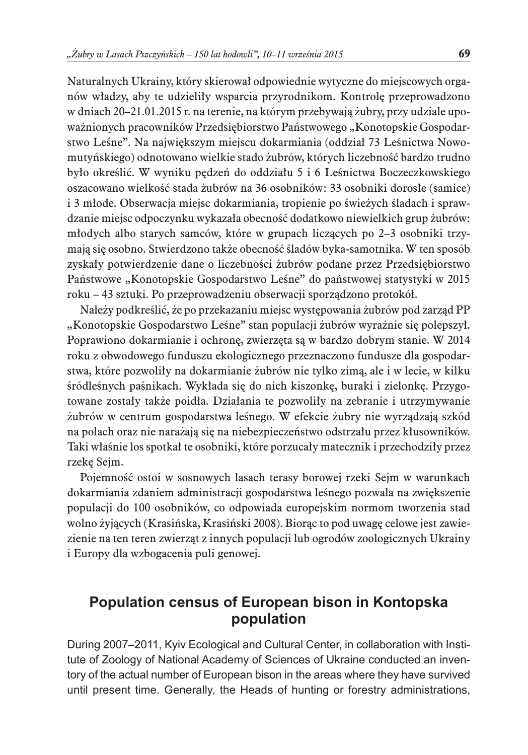Naturalnych Ukrainy, który skierował odpowiednie wytyczne do miejscowych organów władzy, aby te udzieliły wsparcia przyrodnikom. Kontrolę przeprowadzono w dniach 20–21.01.2015 r. na terenie, na którym przebywają żubry, przy udziale upoważnionych pracowników Przedsiębiorstwo Państwowego „Konotopskie Gospodarstwo Leśne". Na największym miejscu dokarmiania (oddział 73 Leśnictwa Nowomutyńskiego) odnotowano wielkie stado żubrów, których liczebność bardzo trudno było określić. W wyniku pędzeń do oddziału 5 i 6 Leśnictwa Boczeczkowskiego oszacowano wielkość stada żubrów na 36 osobników: 33 osobniki dorosłe (samice) i 3 młode. Obserwacja miejsc dokarmiania, tropienie po świeżych śladach i sprawdzanie miejsc odpoczynku wykazała obecność dodatkowo niewielkich grup żubrów: młodych albo starych samców, które w grupach liczących po 2–3 osobniki trzymają się osobno. Stwierdzono także obecność śladów byka-samotnika. W ten sposób zyskały potwierdzenie dane o liczebności żubrów podane przez Przedsiębiorstwo Państwowe „Konotopskie Gospodarstwo Leśne" do państwowej statystyki w 2015 roku – 43 sztuki. Po przeprowadzeniu obserwacji sporządzono protokół.

Należy podkreślić, że po przekazaniu miejsc występowania żubrów pod zarząd PP „Konotopskie Gospodarstwo Leśne" stan populacji żubrów wyraźnie się polepszył. Poprawiono dokarmianie i ochronę, zwierzęta są w bardzo dobrym stanie. W 2014 roku z obwodowego funduszu ekologicznego przeznaczono fundusze dla gospodarstwa, które pozwoliły na dokarmianie żubrów nie tylko zimą, ale i w lecie, w kilku śródleśnych paśnikach. Wykłada się do nich kiszonkę, buraki i zielonkę. Przygotowane zostały także poidła. Działania te pozwoliły na zebranie i utrzymywanie żubrów w centrum gospodarstwa leśnego. W efekcie żubry nie wyrządzają szkód na polach oraz nie narażają się na niebezpieczeństwo odstrzału przez kłusowników. Taki właśnie los spotkał te osobniki, które porzucały matecznik i przechodziły przez rzekę Sejm.

Pojemność ostoi w sosnowych lasach terasy borowej rzeki Sejm w warunkach dokarmiania zdaniem administracji gospodarstwa leśnego pozwala na zwiększenie populacji do 100 osobników, co odpowiada europejskim normom tworzenia stad wolno żyjących (Krasińska, Krasiński 2008). Biorąc to pod uwagę celowe jest zawiezienie na ten teren zwierząt z innych populacji lub ogrodów zoologicznych Ukrainy i Europy dla wzbogacenia puli genowej.

## Population census of European bison in Kontopska population

During 2007–2011, Kyiv Ecological and Cultural Center, in collaboration with Institute of Zoology of National Academy of Sciences of Ukraine conducted an inventory of the actual number of European bison in the areas where they have survived until present time. Generally, the Heads of hunting or forestry administrations,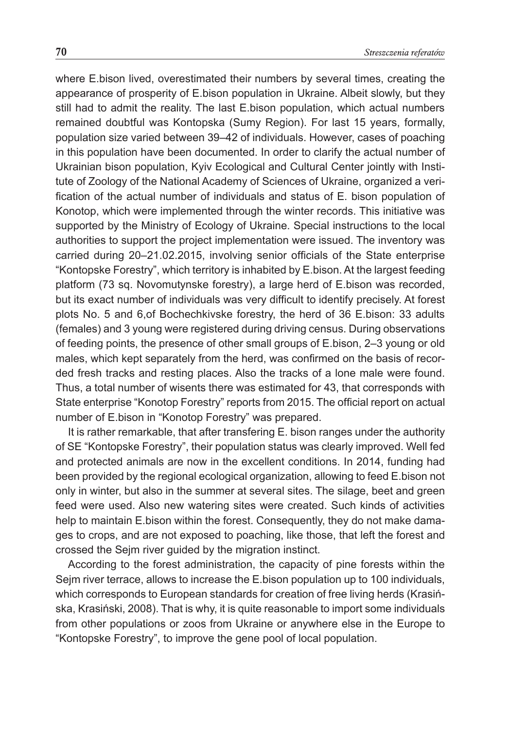where E.bison lived, overestimated their numbers by several times, creating the appearance of prosperity of E.bison population in Ukraine. Albeit slowly, but they still had to admit the reality. The last E.bison population, which actual numbers remained doubtful was Kontopska (Sumy Region). For last 15 years, formally, population size varied between 39–42 of individuals. However, cases of poaching in this population have been documented. In order to clarify the actual number of Ukrainian bison population, Kyiv Ecological and Cultural Center jointly with Institute of Zoology of the National Academy of Sciences of Ukraine, organized a verification of the actual number of individuals and status of E. bison population of Konotop, which were implemented through the winter records. This initiative was supported by the Ministry of Ecology of Ukraine. Special instructions to the local authorities to support the project implementation were issued. The inventory was carried during 20–21.02.2015, involving senior officials of the State enterprise "Kontopske Forestry", which territory is inhabited by E.bison. At the largest feeding platform (73 sq. Novomutynske forestry), a large herd of E.bison was recorded, but its exact number of individuals was very difficult to identify precisely. At forest plots No. 5 and 6,of Bochechkivske forestry, the herd of 36 E.bison: 33 adults (females) and 3 young were registered during driving census. During observations of feeding points, the presence of other small groups of E.bison, 2–3 young or old males, which kept separately from the herd, was confirmed on the basis of recorded fresh tracks and resting places. Also the tracks of a lone male were found. Thus, a total number of wisents there was estimated for 43, that corresponds with State enterprise "Konotop Forestry" reports from 2015. The official report on actual number of E.bison in "Konotop Forestry" was prepared.

It is rather remarkable, that after transfering E. bison ranges under the authority of SE "Kontopske Forestry", their population status was clearly improved. Well fed and protected animals are now in the excellent conditions. In 2014, funding had been provided by the regional ecological organization, allowing to feed E.bison not only in winter, but also in the summer at several sites. The silage, beet and green feed were used. Also new watering sites were created. Such kinds of activities help to maintain E.bison within the forest. Consequently, they do not make damages to crops, and are not exposed to poaching, like those, that left the forest and crossed the Sejm river guided by the migration instinct.

According to the forest administration, the capacity of pine forests within the Sejm river terrace, allows to increase the E.bison population up to 100 individuals, which corresponds to European standards for creation of free living herds (Krasińska, Krasiński, 2008). That is why, it is quite reasonable to import some individuals from other populations or zoos from Ukraine or anywhere else in the Europe to "Kontopske Forestry", to improve the gene pool of local population.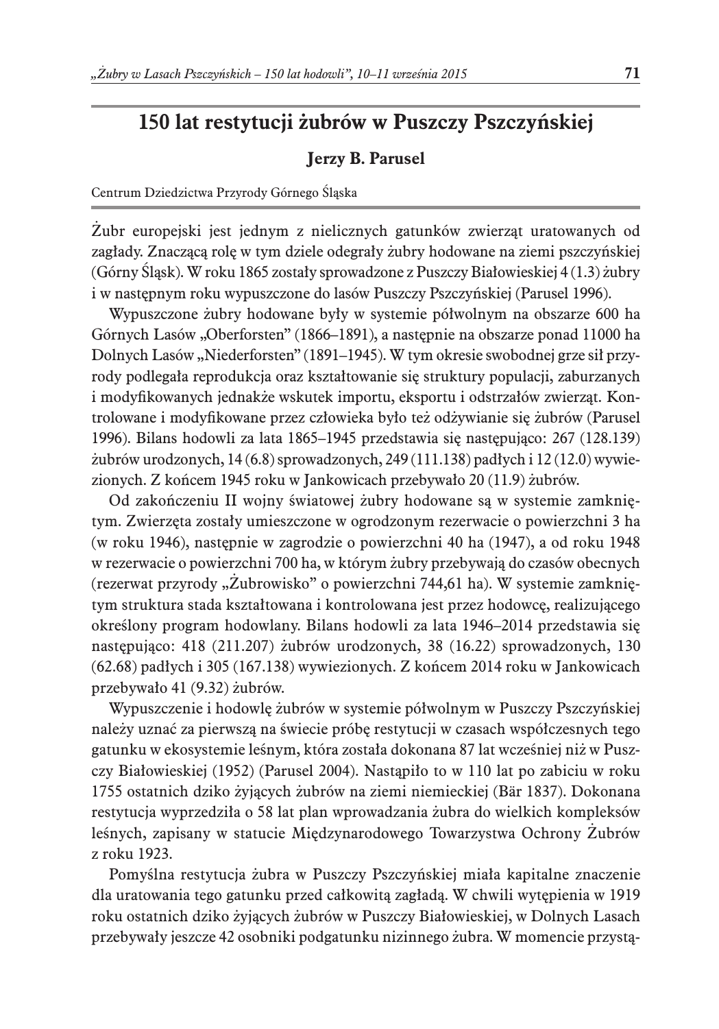# 150 lat restytucji żubrów w Puszczy Pszczyńskiej

**Jerzy B. Parusel**

Centrum Dziedzictwa Przyrody Górnego Śląska

Żubr europejski jest jednym z nielicznych gatunków zwierząt uratowanych od zagłady. Znaczącą rolę w tym dziele odegrały żubry hodowane na ziemi pszczyńskiej (Górny Śląsk). W roku 1865 zostały sprowadzone z Puszczy Białowieskiej 4 (1.3) żubry i w następnym roku wypuszczone do lasów Puszczy Pszczyńskiej (Parusel 1996).

Wypuszczone żubry hodowane były w systemie półwolnym na obszarze 600 ha Górnych Lasów „Oberforsten" (1866–1891), a następnie na obszarze ponad 11000 ha Dolnych Lasów „Niederforsten" (1891–1945). W tym okresie swobodnej grze sił przyrody podlegała reprodukcja oraz kształtowanie się struktury populacji, zaburzanych i modyfikowanych jednakże wskutek importu, eksportu i odstrzałów zwierząt. Kontrolowane i modyfikowane przez człowieka było też odżywianie się żubrów (Parusel 1996). Bilans hodowli za lata 1865–1945 przedstawia się następująco: 267 (128.139) żubrów urodzonych, 14 (6.8) sprowadzonych, 249 (111.138) padłych i 12 (12.0) wywiezionych. Z końcem 1945 roku w Jankowicach przebywało 20 (11.9) żubrów.

Od zakończeniu II wojny światowej żubry hodowane są w systemie zamkniętym. Zwierzęta zostały umieszczone w ogrodzonym rezerwacie o powierzchni 3 ha (w roku 1946), następnie w zagrodzie o powierzchni 40 ha (1947), a od roku 1948 w rezerwacie o powierzchni 700 ha, w którym żubry przebywają do czasów obecnych (rezerwat przyrody „Żubrowisko" o powierzchni 744,61 ha). W systemie zamkniętym struktura stada kształtowana i kontrolowana jest przez hodowcę, realizującego określony program hodowlany. Bilans hodowli za lata 1946–2014 przedstawia się następująco: 418 (211.207) żubrów urodzonych, 38 (16.22) sprowadzonych, 130 (62.68) padłych i 305 (167.138) wywiezionych. Z końcem 2014 roku w Jankowicach przebywało 41 (9.32) żubrów.

Wypuszczenie i hodowlę żubrów w systemie półwolnym w Puszczy Pszczyńskiej należy uznać za pierwszą na świecie próbę restytucji w czasach współczesnych tego gatunku w ekosystemie leśnym, która została dokonana 87 lat wcześniej niż w Puszczy Białowieskiej (1952) (Parusel 2004). Nastąpiło to w 110 lat po zabiciu w roku 1755 ostatnich dziko żyjących żubrów na ziemi niemieckiej (Bär 1837). Dokonana restytucja wyprzedziła o 58 lat plan wprowadzania żubra do wielkich kompleksów leśnych, zapisany w statucie Międzynarodowego Towarzystwa Ochrony Żubrów z roku 1923.

Pomyślna restytucja żubra w Puszczy Pszczyńskiej miała kapitalne znaczenie dla uratowania tego gatunku przed całkowitą zagładą. W chwili wytępienia w 1919 roku ostatnich dziko żyjących żubrów w Puszczy Białowieskiej, w Dolnych Lasach przebywały jeszcze 42 osobniki podgatunku nizinnego żubra. W momencie przystą-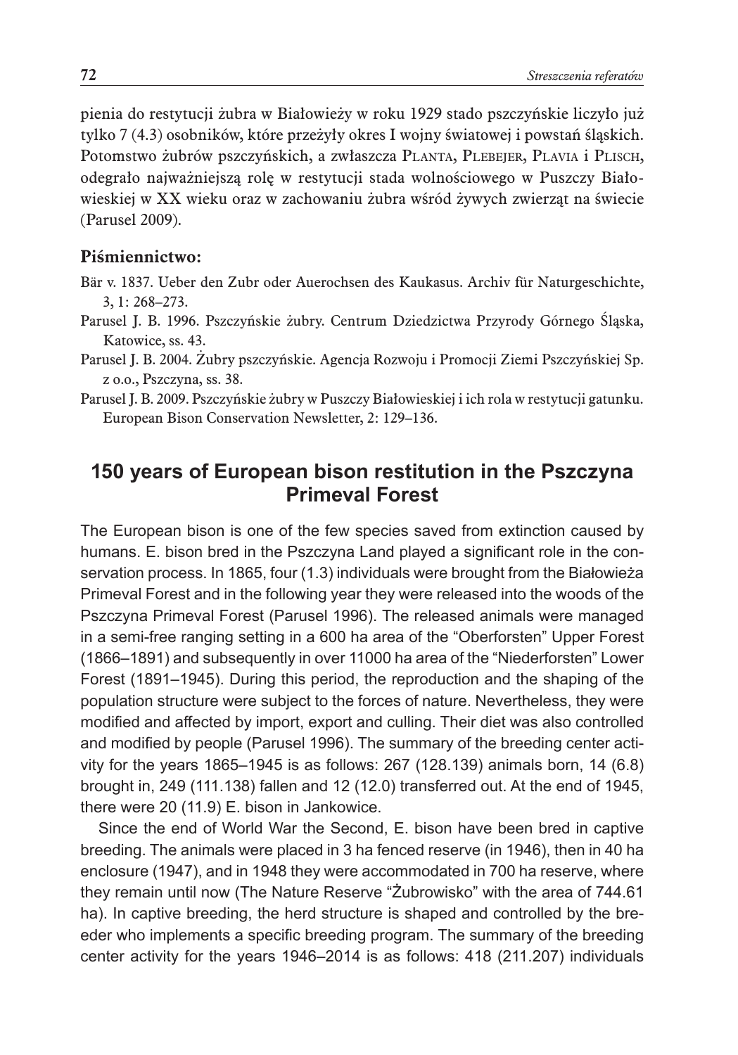pienia do restytucji żubra w Białowieży w roku 1929 stado pszczyńskie liczyło już tylko 7 (4.3) osobników, które przeżyły okres I wojny światowej i powstań śląskich. Potomstwo żubrów pszczyńskich, a zwłaszcza Planta, Plebejer, Plavia i Plisch, odegrało najważniejszą rolę w restytucji stada wolnościowego w Puszczy Białowieskiej w XX wieku oraz w zachowaniu żubra wśród żywych zwierząt na świecie (Parusel 2009).

### Piśmiennictwo:

Bär v. 1837. Ueber den Zubr oder Auerochsen des Kaukasus. Archiv für Naturgeschichte, 3, 1: 268–273.

Parusel J. B. 1996. Pszczyńskie żubry. Centrum Dziedzictwa Przyrody Górnego Śląska, Katowice, ss. 43.

Parusel J. B. 2004. Żubry pszczyńskie. Agencja Rozwoju i Promocji Ziemi Pszczyńskiej Sp. z o.o., Pszczyna, ss. 38.

Parusel J. B. 2009. Pszczyńskie żubry w Puszczy Białowieskiej i ich rola w restytucji gatunku. European Bison Conservation Newsletter, 2: 129–136.

## 150 years of European bison restitution in the Pszczyna Primeval Forest

The European bison is one of the few species saved from extinction caused by humans. E. bison bred in the Pszczyna Land played a significant role in the conservation process. In 1865, four (1.3) individuals were brought from the Białowieża Primeval Forest and in the following year they were released into the woods of the Pszczyna Primeval Forest (Parusel 1996). The released animals were managed in a semi-free ranging setting in a 600 ha area of the "Oberforsten" Upper Forest (1866–1891) and subsequently in over 11000 ha area of the "Niederforsten" Lower Forest (1891–1945). During this period, the reproduction and the shaping of the population structure were subject to the forces of nature. Nevertheless, they were modified and affected by import, export and culling. Their diet was also controlled and modified by people (Parusel 1996). The summary of the breeding center activity for the years 1865–1945 is as follows: 267 (128.139) animals born, 14 (6.8) brought in, 249 (111.138) fallen and 12 (12.0) transferred out. At the end of 1945, there were 20 (11.9) E. bison in Jankowice.

Since the end of World War the Second, E. bison have been bred in captive breeding. The animals were placed in 3 ha fenced reserve (in 1946), then in 40 ha enclosure (1947), and in 1948 they were accommodated in 700 ha reserve, where they remain until now (The Nature Reserve "Żubrowisko" with the area of 744.61 ha). In captive breeding, the herd structure is shaped and controlled by the breeder who implements a specific breeding program. The summary of the breeding center activity for the years 1946–2014 is as follows: 418 (211.207) individuals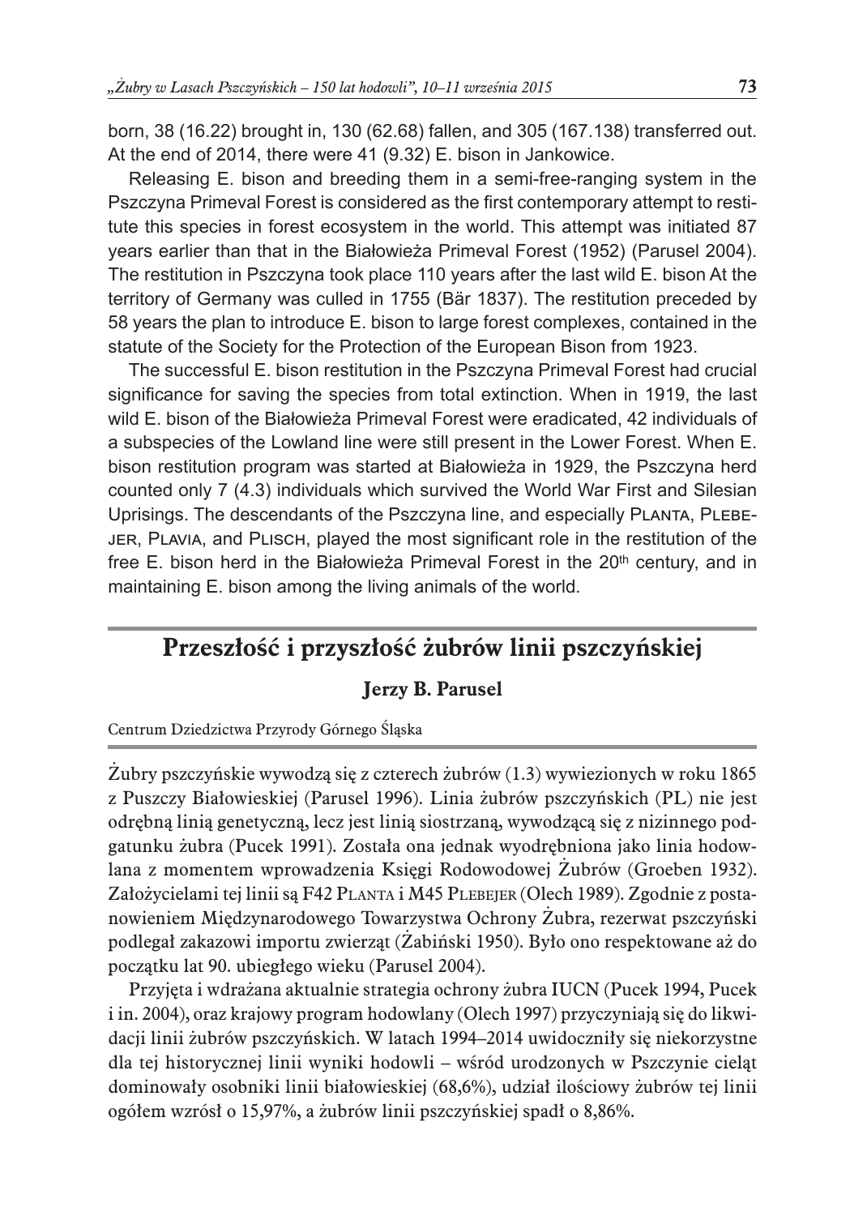born, 38 (16.22) brought in, 130 (62.68) fallen, and 305 (167.138) transferred out. At the end of 2014, there were 41 (9.32) E. bison in Jankowice.

Releasing E. bison and breeding them in a semi-free-ranging system in the Pszczyna Primeval Forest is considered as the first contemporary attempt to restitute this species in forest ecosystem in the world. This attempt was initiated 87 years earlier than that in the Białowieża Primeval Forest (1952) (Parusel 2004). The restitution in Pszczyna took place 110 years after the last wild E. bison At the territory of Germany was culled in 1755 (Bär 1837). The restitution preceded by 58 years the plan to introduce E. bison to large forest complexes, contained in the statute of the Society for the Protection of the European Bison from 1923.

The successful E. bison restitution in the Pszczyna Primeval Forest had crucial significance for saving the species from total extinction. When in 1919, the last wild E. bison of the Białowieża Primeval Forest were eradicated, 42 individuals of a subspecies of the Lowland line were still present in the Lower Forest. When E. bison restitution program was started at Białowieża in 1929, the Pszczyna herd counted only 7 (4.3) individuals which survived the World War First and Silesian Uprisings. The descendants of the Pszczyna line, and especially Planta, Plebejer, Plavia, and Plisch, played the most significant role in the restitution of the free E. bison herd in the Białowieża Primeval Forest in the 20th century, and in maintaining E. bison among the living animals of the world.

## Przeszłość i przyszłość żubrów linii pszczyńskiej

**Jerzy B. Parusel**

Centrum Dziedzictwa Przyrody Górnego Śląska

Żubry pszczyńskie wywodzą się z czterech żubrów (1.3) wywiezionych w roku 1865 z Puszczy Białowieskiej (Parusel 1996). Linia żubrów pszczyńskich (PL) nie jest odrębną linią genetyczną, lecz jest linią siostrzaną, wywodzącą się z nizinnego podgatunku żubra (Pucek 1991). Została ona jednak wyodrębniona jako linia hodowlana z momentem wprowadzenia Księgi Rodowodowej Żubrów (Groeben 1932). Założycielami tej linii są F42 Planta i M45 Plebejer (Olech 1989). Zgodnie z postanowieniem Międzynarodowego Towarzystwa Ochrony Żubra, rezerwat pszczyński podlegał zakazowi importu zwierząt (Żabiński 1950). Było ono respektowane aż do początku lat 90. ubiegłego wieku (Parusel 2004).

Przyjęta i wdrażana aktualnie strategia ochrony żubra IUCN (Pucek 1994, Pucek i in. 2004), oraz krajowy program hodowlany (Olech 1997) przyczyniają się do likwidacji linii żubrów pszczyńskich. W latach 1994–2014 uwidoczniły się niekorzystne dla tej historycznej linii wyniki hodowli – wśród urodzonych w Pszczynie cieląt dominowały osobniki linii białowieskiej (68,6%), udział ilościowy żubrów tej linii ogółem wzrósł o 15,97%, a żubrów linii pszczyńskiej spadł o 8,86%.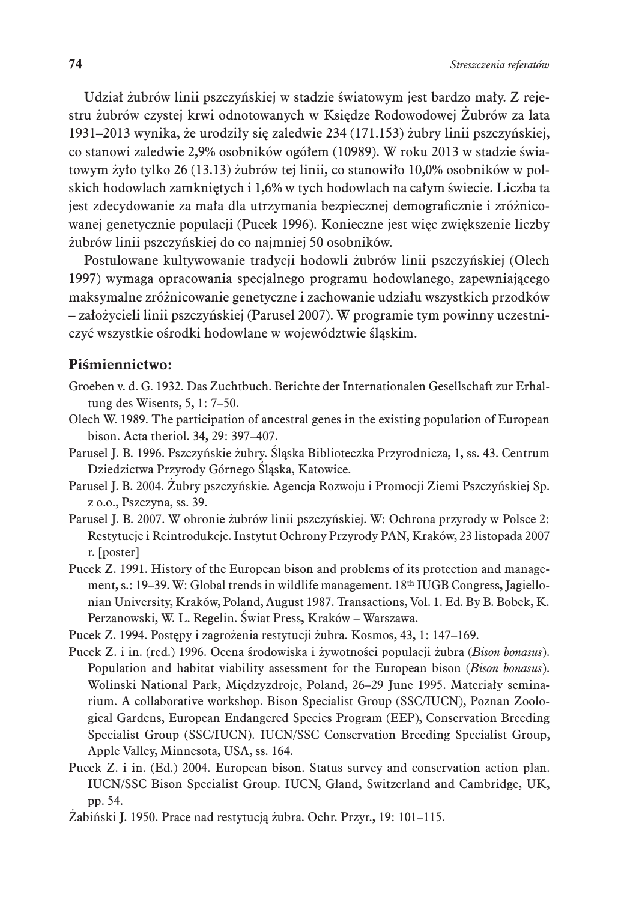Udział żubrów linii pszczyńskiej w stadzie światowym jest bardzo mały. Z rejestru żubrów czystej krwi odnotowanych w Księdze Rodowodowej Żubrów za lata 1931–2013 wynika, że urodziły się zaledwie 234 (171.153) żubry linii pszczyńskiej, co stanowi zaledwie 2,9% osobników ogółem (10989). W roku 2013 w stadzie światowym żyło tylko 26 (13.13) żubrów tej linii, co stanowiło 10,0% osobników w polskich hodowlach zamkniętych i 1,6% w tych hodowlach na całym świecie. Liczba ta jest zdecydowanie za mała dla utrzymania bezpiecznej demograficznie i zróżnicowanej genetycznie populacji (Pucek 1996). Konieczne jest więc zwiększenie liczby żubrów linii pszczyńskiej do co najmniej 50 osobników.

Postulowane kultywowanie tradycji hodowli żubrów linii pszczyńskiej (Olech 1997) wymaga opracowania specjalnego programu hodowlanego, zapewniającego maksymalne zróżnicowanie genetyczne i zachowanie udziału wszystkich przodków – założycieli linii pszczyńskiej (Parusel 2007). W programie tym powinny uczestniczyć wszystkie ośrodki hodowlane w województwie śląskim.

## Piśmiennictwo:

Groeben v. d. G. 1932. Das Zuchtbuch. Berichte der Internationalen Gesellschaft zur Erhaltung des Wisents, 5, 1: 7–50.

Olech W. 1989. The participation of ancestral genes in the existing population of European bison. Acta theriol. 34, 29: 397–407.

Parusel J. B. 1996. Pszczyńskie żubry. Śląska Biblioteczka Przyrodnicza, 1, ss. 43. Centrum Dziedzictwa Przyrody Górnego Śląska, Katowice.

Parusel J. B. 2004. Żubry pszczyńskie. Agencja Rozwoju i Promocji Ziemi Pszczyńskiej Sp. z o.o., Pszczyna, ss. 39.

Parusel J. B. 2007. W obronie żubrów linii pszczyńskiej. W: Ochrona przyrody w Polsce 2: Restytucje i Reintrodukcje. Instytut Ochrony Przyrody PAN, Kraków, 23 listopada 2007 r. [poster]

Pucek Z. 1991. History of the European bison and problems of its protection and management, s.: 19–39. W: Global trends in wildlife management. 18th IUGB Congress, Jagiellonian University, Kraków, Poland, August 1987. Transactions, Vol. 1. Ed. By B. Bobek, K. Perzanowski, W. L. Regelin. Świat Press, Kraków – Warszawa.

Pucek Z. 1994. Postępy i zagrożenia restytucji żubra. Kosmos, 43, 1: 147–169.

Pucek Z. i in. (red.) 1996. Ocena środowiska i żywotności populacji żubra (*Bison bonasus*). Population and habitat viability assessment for the European bison (*Bison bonasus*). Wolinski National Park, Międzyzdroje, Poland, 26–29 June 1995. Materiały seminarium. A collaborative workshop. Bison Specialist Group (SSC/IUCN), Poznan Zoological Gardens, European Endangered Species Program (EEP), Conservation Breeding Specialist Group (SSC/IUCN). IUCN/SSC Conservation Breeding Specialist Group, Apple Valley, Minnesota, USA, ss. 164.

Pucek Z. i in. (Ed.) 2004. European bison. Status survey and conservation action plan. IUCN/SSC Bison Specialist Group. IUCN, Gland, Switzerland and Cambridge, UK, pp. 54.

Żabiński J. 1950. Prace nad restytucją żubra. Ochr. Przyr., 19: 101–115.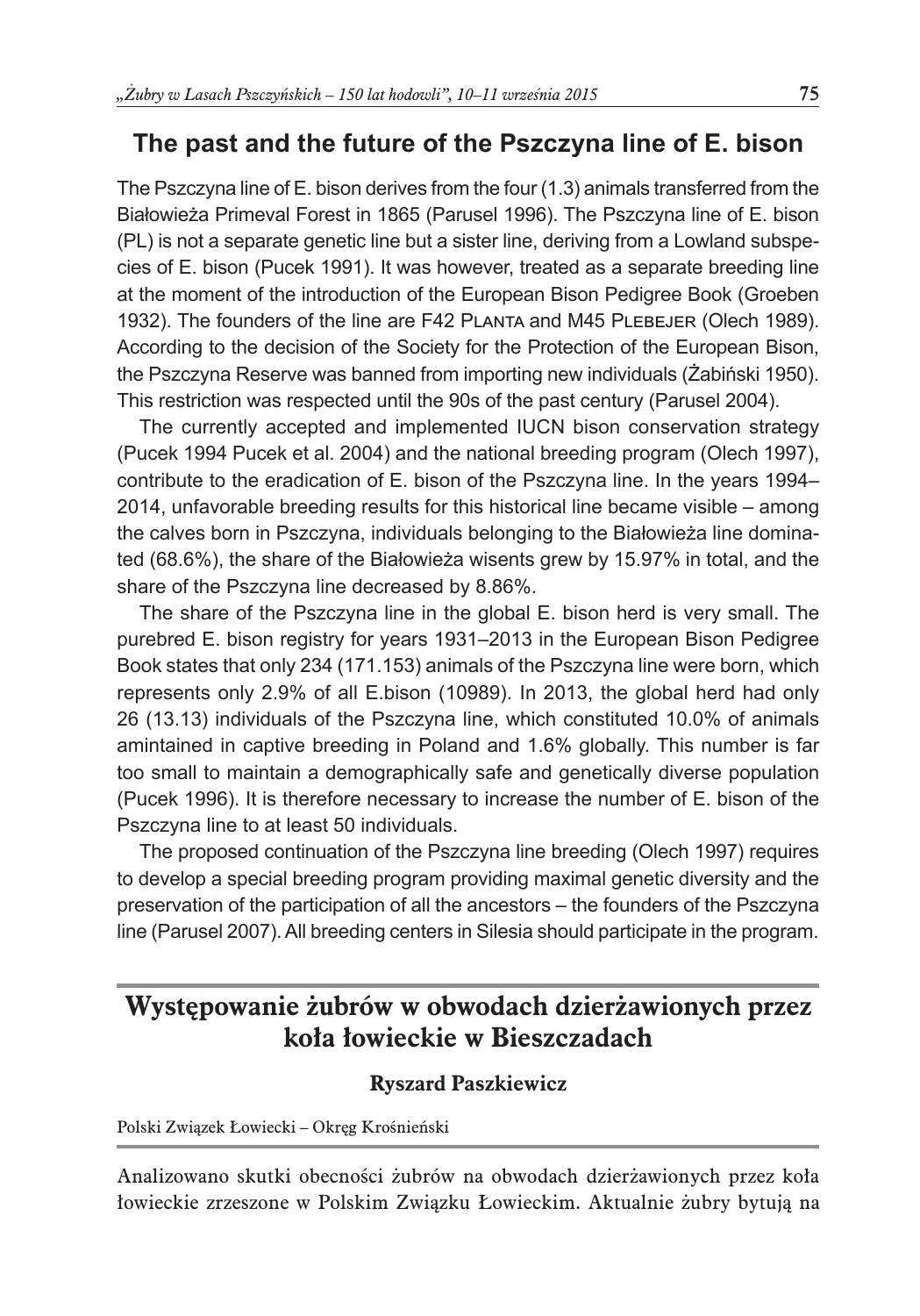## The past and the future of the Pszczyna line of E. bison

The Pszczyna line of E. bison derives from the four (1.3) animals transferred from the Białowieża Primeval Forest in 1865 (Parusel 1996). The Pszczyna line of E. bison (PL) is not a separate genetic line but a sister line, deriving from a Lowland subspecies of E. bison (Pucek 1991). It was however, treated as a separate breeding line at the moment of the introduction of the European Bison Pedigree Book (Groeben 1932). The founders of the line are F42 Planta and M45 Plebejer (Olech 1989). According to the decision of the Society for the Protection of the European Bison, the Pszczyna Reserve was banned from importing new individuals (Żabiński 1950). This restriction was respected until the 90s of the past century (Parusel 2004).

The currently accepted and implemented IUCN bison conservation strategy (Pucek 1994 Pucek et al. 2004) and the national breeding program (Olech 1997), contribute to the eradication of E. bison of the Pszczyna line. In the years 1994–2014, unfavorable breeding results for this historical line became visible – among the calves born in Pszczyna, individuals belonging to the Białowieża line dominated (68.6%), the share of the Białowieża wisents grew by 15.97% in total, and the share of the Pszczyna line decreased by 8.86%.

The share of the Pszczyna line in the global E. bison herd is very small. The purebred E. bison registry for years 1931–2013 in the European Bison Pedigree Book states that only 234 (171.153) animals of the Pszczyna line were born, which represents only 2.9% of all E.bison (10989). In 2013, the global herd had only 26 (13.13) individuals of the Pszczyna line, which constituted 10.0% of animals amintained in captive breeding in Poland and 1.6% globally. This number is far too small to maintain a demographically safe and genetically diverse population (Pucek 1996). It is therefore necessary to increase the number of E. bison of the Pszczyna line to at least 50 individuals.

The proposed continuation of the Pszczyna line breeding (Olech 1997) requires to develop a special breeding program providing maximal genetic diversity and the preservation of the participation of all the ancestors – the founders of the Pszczyna line (Parusel 2007). All breeding centers in Silesia should participate in the program.

# Występowanie żubrów w obwodach dzierżawionych przez koła łowieckie w Bieszczadach

**Ryszard Paszkiewicz**

Polski Związek Łowiecki – Okręg Krośnieński

Analizowano skutki obecności żubrów na obwodach dzierżawionych przez koła łowieckie zrzeszone w Polskim Związku Łowieckim. Aktualnie żubry bytują na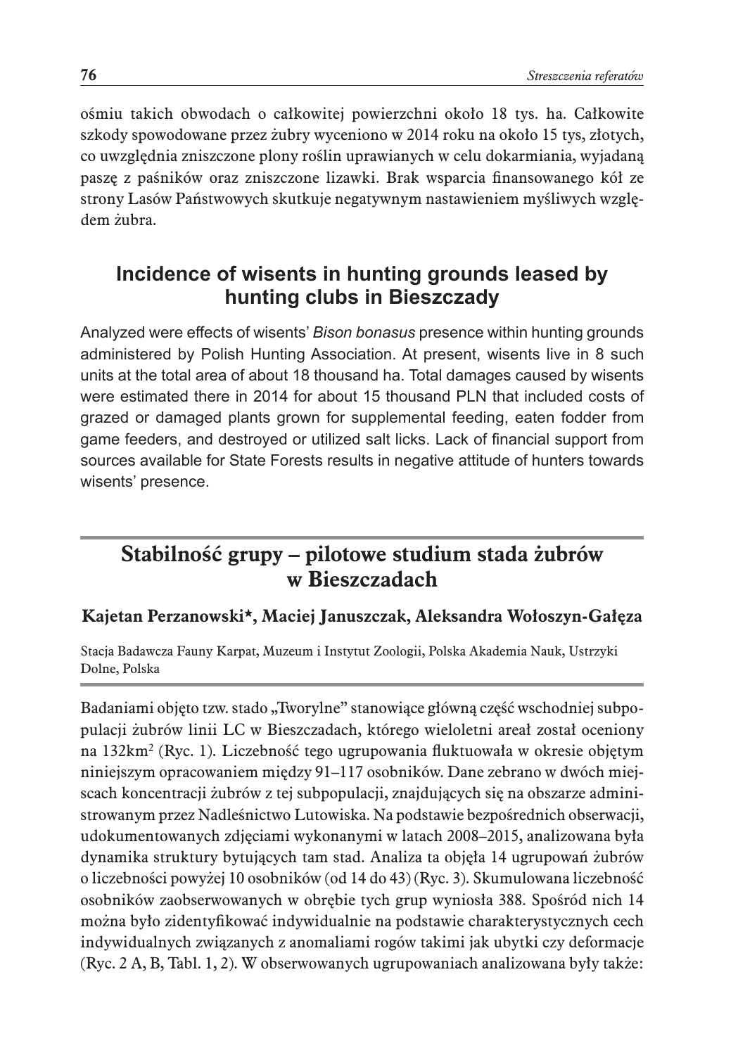ośmiu takich obwodach o całkowitej powierzchni około 18 tys. ha. Całkowite szkody spowodowane przez żubry wyceniono w 2014 roku na około 15 tys, złotych, co uwzględnia zniszczone plony roślin uprawianych w celu dokarmiania, wyjadaną paszę z paśników oraz zniszczone lizawki. Brak wsparcia finansowanego kół ze strony Lasów Państwowych skutkuje negatywnym nastawieniem myśliwych względem żubra.

## Incidence of wisents in hunting grounds leased by hunting clubs in Bieszczady

Analyzed were effects of wisents' *Bison bonasus* presence within hunting grounds administered by Polish Hunting Association. At present, wisents live in 8 such units at the total area of about 18 thousand ha. Total damages caused by wisents were estimated there in 2014 for about 15 thousand PLN that included costs of grazed or damaged plants grown for supplemental feeding, eaten fodder from game feeders, and destroyed or utilized salt licks. Lack of financial support from sources available for State Forests results in negative attitude of hunters towards wisents' presence.

## Stabilność grupy – pilotowe studium stada żubrów w Bieszczadach

**Kajetan Perzanowski\*, Maciej Januszczak, Aleksandra Wołoszyn-Gałęza**

Stacja Badawcza Fauny Karpat, Muzeum i Instytut Zoologii, Polska Akademia Nauk, Ustrzyki Dolne, Polska

Badaniami objęto tzw. stado „Tworylne" stanowiące główną część wschodniej subpopulacji żubrów linii LC w Bieszczadach, którego wieloletni areał został oceniony na 132km$^2$ (Ryc. 1). Liczebność tego ugrupowania fluktuowała w okresie objętym niniejszym opracowaniem między 91–117 osobników. Dane zebrano w dwóch miejscach koncentracji żubrów z tej subpopulacji, znajdujących się na obszarze administrowanym przez Nadleśnictwo Lutowiska. Na podstawie bezpośrednich obserwacji, udokumentowanych zdjęciami wykonanymi w latach 2008–2015, analizowana była dynamika struktury bytujących tam stad. Analiza ta objęła 14 ugrupowań żubrów o liczebności powyżej 10 osobników (od 14 do 43) (Ryc. 3). Skumulowana liczebność osobników zaobserwowanych w obrębie tych grup wyniosła 388. Spośród nich 14 można było zidentyfikować indywidualnie na podstawie charakterystycznych cech indywidualnych związanych z anomaliami rogów takimi jak ubytki czy deformacje (Ryc. 2 A, B, Tabl. 1, 2). W obserwowanych ugrupowaniach analizowana były także: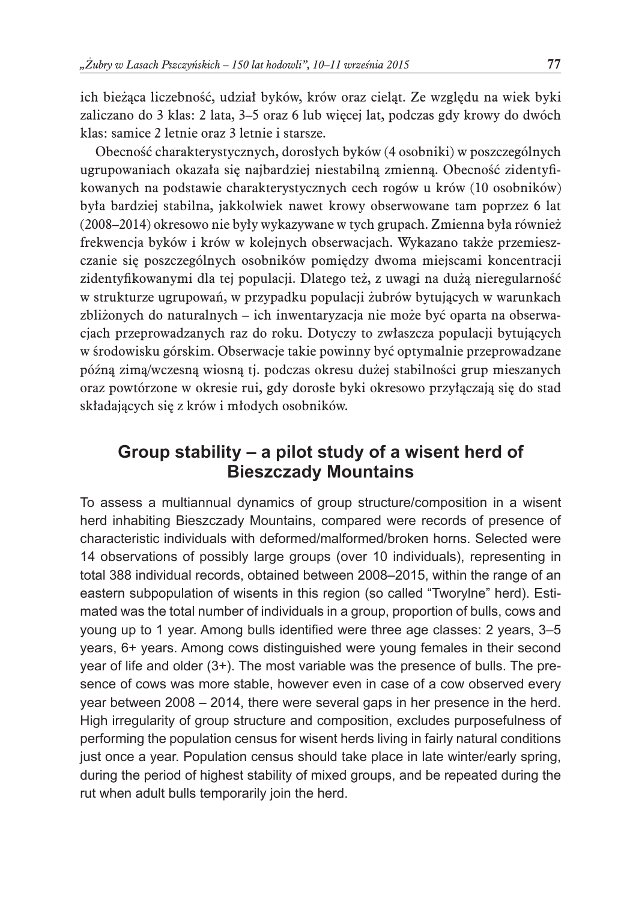ich bieżąca liczebność, udział byków, krów oraz cieląt. Ze względu na wiek byki zaliczano do 3 klas: 2 lata, 3–5 oraz 6 lub więcej lat, podczas gdy krowy do dwóch klas: samice 2 letnie oraz 3 letnie i starsze.

Obecność charakterystycznych, dorosłych byków (4 osobniki) w poszczególnych ugrupowaniach okazała się najbardziej niestabilną zmienną. Obecność zidentyfikowanych na podstawie charakterystycznych cech rogów u krów (10 osobników) była bardziej stabilna, jakkolwiek nawet krowy obserwowane tam poprzez 6 lat (2008–2014) okresowo nie były wykazywane w tych grupach. Zmienna była również frekwencja byków i krów w kolejnych obserwacjach. Wykazano także przemieszczanie się poszczególnych osobników pomiędzy dwoma miejscami koncentracji zidentyfikowanymi dla tej populacji. Dlatego też, z uwagi na dużą nieregularność w strukturze ugrupowań, w przypadku populacji żubrów bytujących w warunkach zbliżonych do naturalnych – ich inwentaryzacja nie może być oparta na obserwacjach przeprowadzanych raz do roku. Dotyczy to zwłaszcza populacji bytujących w środowisku górskim. Obserwacje takie powinny być optymalnie przeprowadzane późną zimą/wczesną wiosną tj. podczas okresu dużej stabilności grup mieszanych oraz powtórzone w okresie rui, gdy dorosłe byki okresowo przyłączają się do stad składających się z krów i młodych osobników.

## Group stability – a pilot study of a wisent herd of Bieszczady Mountains

To assess a multiannual dynamics of group structure/composition in a wisent herd inhabiting Bieszczady Mountains, compared were records of presence of characteristic individuals with deformed/malformed/broken horns. Selected were 14 observations of possibly large groups (over 10 individuals), representing in total 388 individual records, obtained between 2008–2015, within the range of an eastern subpopulation of wisents in this region (so called "Tworylne" herd). Estimated was the total number of individuals in a group, proportion of bulls, cows and young up to 1 year. Among bulls identified were three age classes: 2 years, 3–5 years, 6+ years. Among cows distinguished were young females in their second year of life and older (3+). The most variable was the presence of bulls. The presence of cows was more stable, however even in case of a cow observed every year between 2008 – 2014, there were several gaps in her presence in the herd. High irregularity of group structure and composition, excludes purposefulness of performing the population census for wisent herds living in fairly natural conditions just once a year. Population census should take place in late winter/early spring, during the period of highest stability of mixed groups, and be repeated during the rut when adult bulls temporarily join the herd.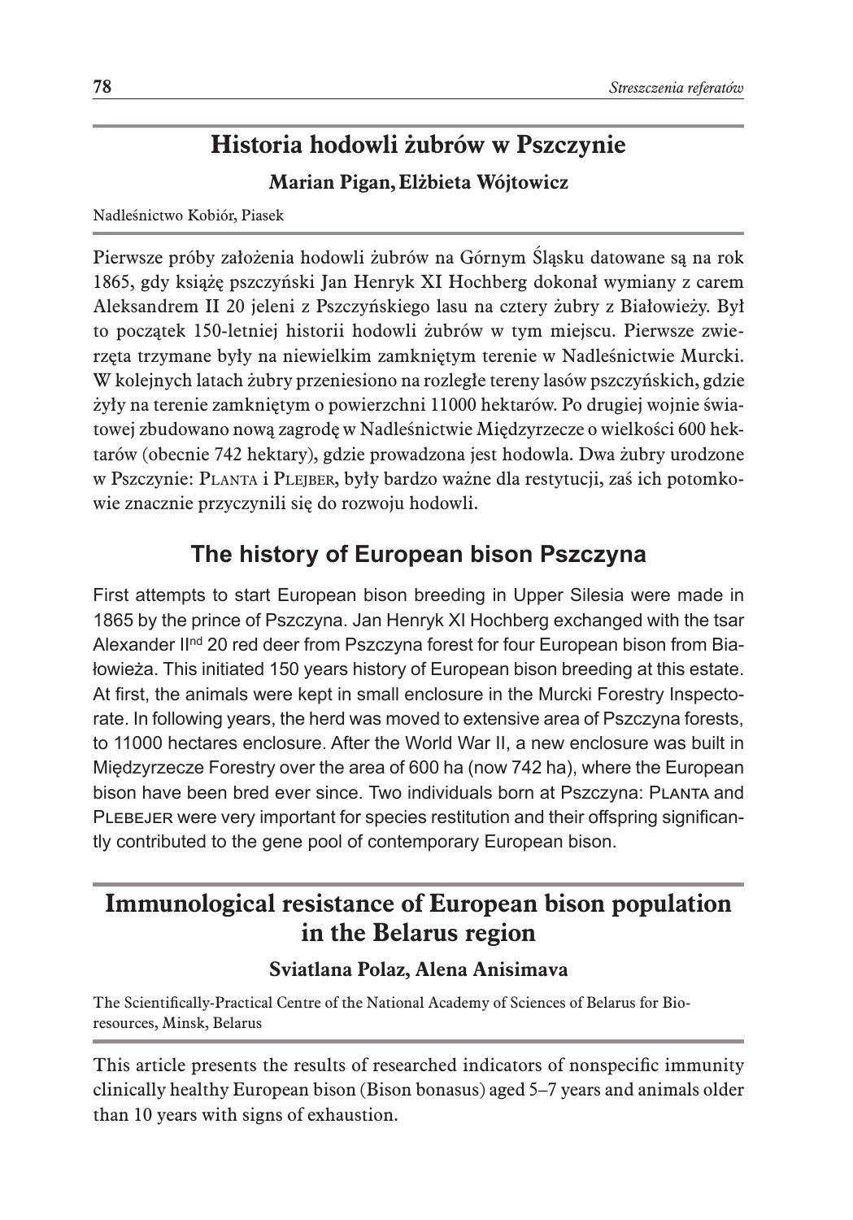## Historia hodowli żubrów w Pszczynie

**Marian Pigan, Elżbieta Wójtowicz**

Nadleśnictwo Kobiór, Piasek

Pierwsze próby założenia hodowli żubrów na Górnym Śląsku datowane są na rok 1865, gdy książę pszczyński Jan Henryk XI Hochberg dokonał wymiany z carem Aleksandrem II 20 jeleni z Pszczyńskiego lasu na cztery żubry z Białowieży. Był to początek 150-letniej historii hodowli żubrów w tym miejscu. Pierwsze zwierzęta trzymane były na niewielkim zamkniętym terenie w Nadleśnictwie Murcki. W kolejnych latach żubry przeniesiono na rozległe tereny lasów pszczyńskich, gdzie żyły na terenie zamkniętym o powierzchni 11000 hektarów. Po drugiej wojnie światowej zbudowano nową zagrodę w Nadleśnictwie Międzyrzecze o wielkości 600 hektarów (obecnie 742 hektary), gdzie prowadzona jest hodowla. Dwa żubry urodzone w Pszczynie: PLANTA i PLEJBER, były bardzo ważne dla restytucji, zaś ich potomkowie znacznie przyczynili się do rozwoju hodowli.

## The history of European bison Pszczyna

First attempts to start European bison breeding in Upper Silesia were made in 1865 by the prince of Pszczyna. Jan Henryk XI Hochberg exchanged with the tsar Alexander II$^{nd}$ 20 red deer from Pszczyna forest for four European bison from Białowieża. This initiated 150 years history of European bison breeding at this estate. At first, the animals were kept in small enclosure in the Murcki Forestry Inspectorate. In following years, the herd was moved to extensive area of Pszczyna forests, to 11000 hectares enclosure. After the World War II, a new enclosure was built in Międzyrzecze Forestry over the area of 600 ha (now 742 ha), where the European bison have been bred ever since. Two individuals born at Pszczyna: PLANTA and PLEBEJER were very important for species restitution and their offspring significantly contributed to the gene pool of contemporary European bison.

## Immunological resistance of European bison population in the Belarus region

**Sviatlana Polaz, Alena Anisimava**

The Scientifically-Practical Centre of the National Academy of Sciences of Belarus for Bioresources, Minsk, Belarus

This article presents the results of researched indicators of nonspecific immunity clinically healthy European bison (Bison bonasus) aged 5–7 years and animals older than 10 years with signs of exhaustion.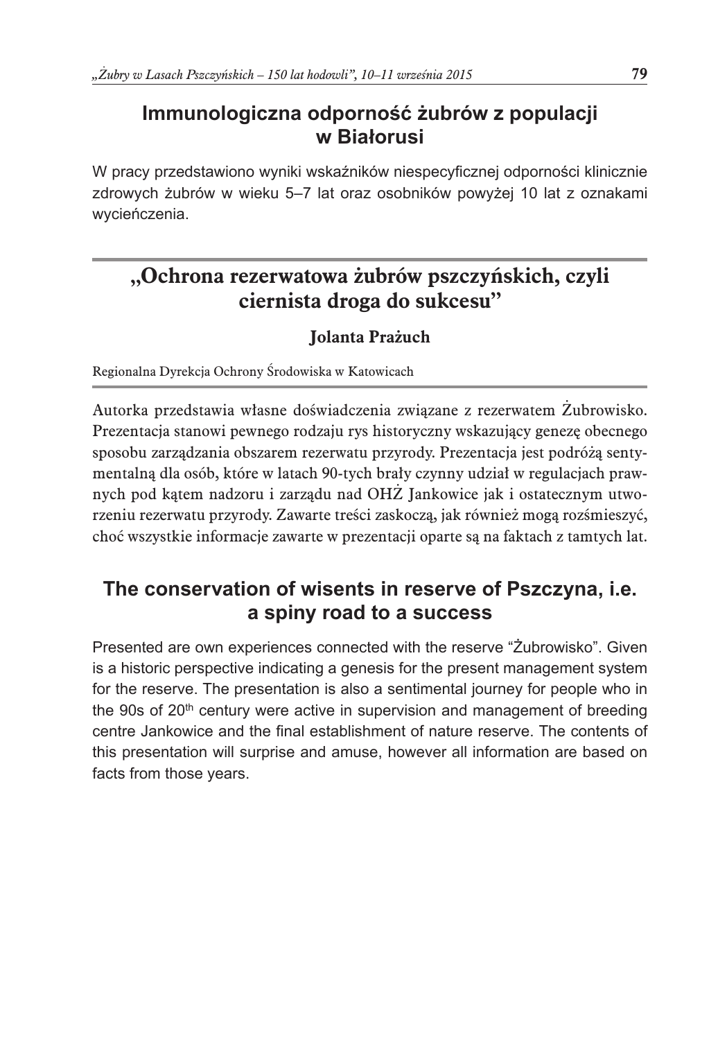## Immunologiczna odporność żubrów z populacji w Białorusi

W pracy przedstawiono wyniki wskaźników niespecyficznej odporności klinicznie zdrowych żubrów w wieku 5–7 lat oraz osobników powyżej 10 lat z oznakami wycieńczenia.

## „Ochrona rezerwatowa żubrów pszczyńskich, czyli ciernista droga do sukcesu”

**Jolanta Prażuch**

Regionalna Dyrekcja Ochrony Środowiska w Katowicach

Autorka przedstawia własne doświadczenia związane z rezerwatem Żubrowisko. Prezentacja stanowi pewnego rodzaju rys historyczny wskazujący genezę obecnego sposobu zarządzania obszarem rezerwatu przyrody. Prezentacja jest podróżą sentymentalną dla osób, które w latach 90-tych brały czynny udział w regulacjach prawnych pod kątem nadzoru i zarządu nad OHŻ Jankowice jak i ostatecznym utworzeniu rezerwatu przyrody. Zawarte treści zaskoczą, jak również mogą rozśmieszyć, choć wszystkie informacje zawarte w prezentacji oparte są na faktach z tamtych lat.

## The conservation of wisents in reserve of Pszczyna, i.e. a spiny road to a success

Presented are own experiences connected with the reserve “Żubrowisko”. Given is a historic perspective indicating a genesis for the present management system for the reserve. The presentation is also a sentimental journey for people who in the 90s of 20th century were active in supervision and management of breeding centre Jankowice and the final establishment of nature reserve. The contents of this presentation will surprise and amuse, however all information are based on facts from those years.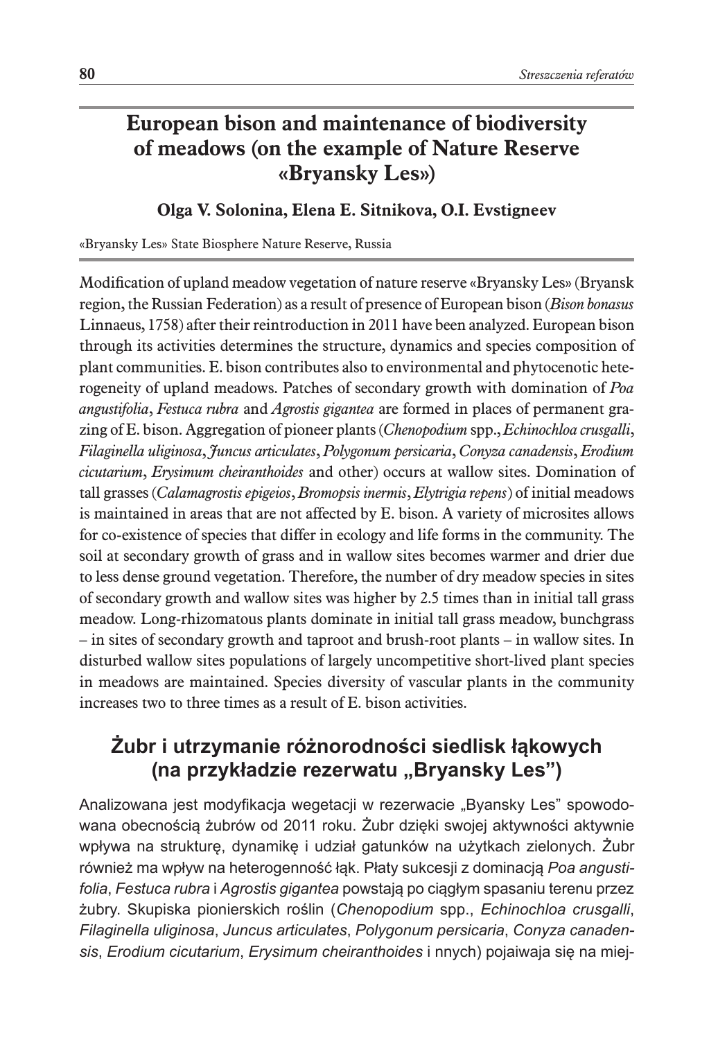## European bison and maintenance of biodiversity of meadows (on the example of Nature Reserve «Bryansky Les»)

**Olga V. Solonina, Elena E. Sitnikova, O.I. Evstigneev**

«Bryansky Les» State Biosphere Nature Reserve, Russia

Modification of upland meadow vegetation of nature reserve «Bryansky Les» (Bryansk region, the Russian Federation) as a result of presence of European bison (*Bison bonasus* Linnaeus, 1758) after their reintroduction in 2011 have been analyzed. European bison through its activities determines the structure, dynamics and species composition of plant communities. E. bison contributes also to environmental and phytocenotic heterogeneity of upland meadows. Patches of secondary growth with domination of *Poa angustifolia*, *Festuca rubra* and *Agrostis gigantea* are formed in places of permanent grazing of E. bison. Aggregation of pioneer plants (*Chenopodium* spp., *Echinochloa crusgalli*, *Filaginella uliginosa*, *Juncus articulates*, *Polygonum persicaria*, *Conyza canadensis*, *Erodium cicutarium*, *Erysimum cheiranthoides* and other) occurs at wallow sites. Domination of tall grasses (*Calamagrostis epigeios*, *Bromopsis inermis*, *Elytrigia repens*) of initial meadows is maintained in areas that are not affected by E. bison. A variety of microsites allows for co-existence of species that differ in ecology and life forms in the community. The soil at secondary growth of grass and in wallow sites becomes warmer and drier due to less dense ground vegetation. Therefore, the number of dry meadow species in sites of secondary growth and wallow sites was higher by 2.5 times than in initial tall grass meadow. Long-rhizomatous plants dominate in initial tall grass meadow, bunchgrass – in sites of secondary growth and taproot and brush-root plants – in wallow sites. In disturbed wallow sites populations of largely uncompetitive short-lived plant species in meadows are maintained. Species diversity of vascular plants in the community increases two to three times as a result of E. bison activities.

## Żubr i utrzymanie różnorodności siedlisk łąkowych (na przykładzie rezerwatu „Bryansky Les")

Analizowana jest modyfikacja wegetacji w rezerwacie „Byansky Les" spowodowana obecnością żubrów od 2011 roku. Żubr dzięki swojej aktywności aktywnie wpływa na strukturę, dynamikę i udział gatunków na użytkach zielonych. Żubr również ma wpływ na heterogenność łąk. Płaty sukcesji z dominacją *Poa angustifolia*, *Festuca rubra* i *Agrostis gigantea* powstają po ciągłym spasaniu terenu przez żubry. Skupiska pionierskich roślin (*Chenopodium* spp., *Echinochloa crusgalli*, *Filaginella uliginosa*, *Juncus articulates*, *Polygonum persicaria*, *Conyza canadensis*, *Erodium cicutarium*, *Erysimum cheiranthoides* i nnych) pojaiwaja się na miej-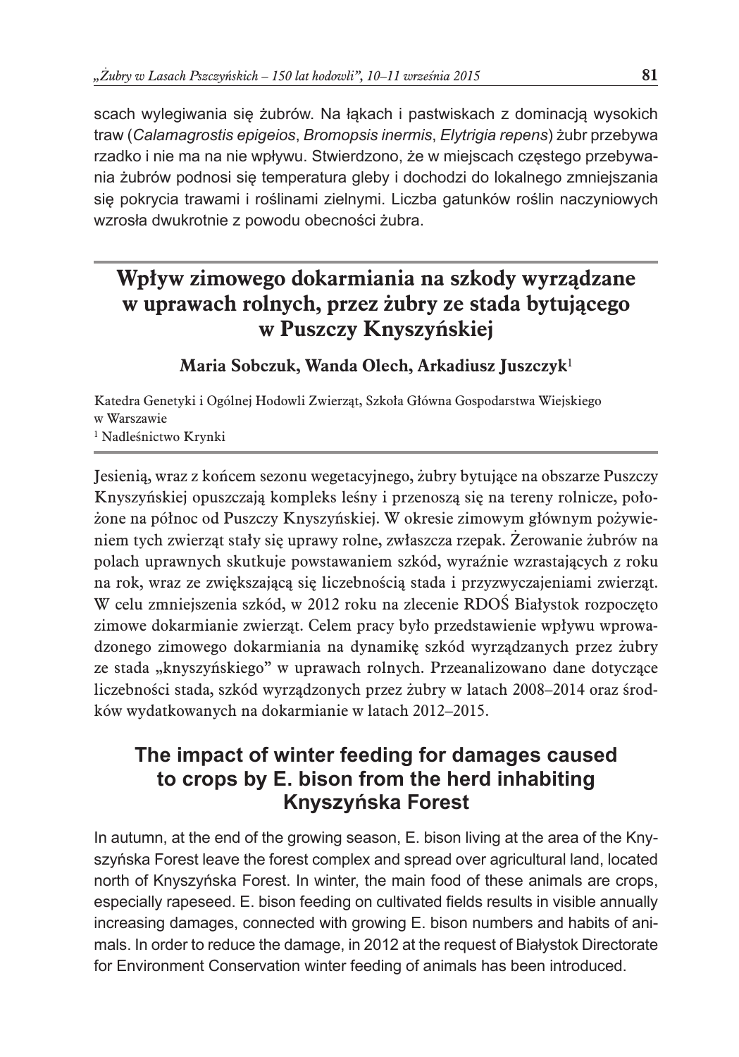scach wylegiwania się żubrów. Na łąkach i pastwiskach z dominacją wysokich traw (*Calamagrostis epigeios*, *Bromopsis inermis*, *Elytrigia repens*) żubr przebywa rzadko i nie ma na nie wpływu. Stwierdzono, że w miejscach częstego przebywania żubrów podnosi się temperatura gleby i dochodzi do lokalnego zmniejszania się pokrycia trawami i roślinami zielnymi. Liczba gatunków roślin naczyniowych wzrosła dwukrotnie z powodu obecności żubra.

## Wpływ zimowego dokarmiania na szkody wyrządzane w uprawach rolnych, przez żubry ze stada bytującego w Puszczy Knyszyńskiej

**Maria Sobczuk, Wanda Olech, Arkadiusz Juszczyk**[1]

Katedra Genetyki i Ogólnej Hodowli Zwierząt, Szkoła Główna Gospodarstwa Wiejskiego w Warszawie
[1] Nadleśnictwo Krynki

Jesienią, wraz z końcem sezonu wegetacyjnego, żubry bytujące na obszarze Puszczy Knyszyńskiej opuszczają kompleks leśny i przenoszą się na tereny rolnicze, położone na północ od Puszczy Knyszyńskiej. W okresie zimowym głównym pożywieniem tych zwierząt stały się uprawy rolne, zwłaszcza rzepak. Żerowanie żubrów na polach uprawnych skutkuje powstawaniem szkód, wyraźnie wzrastających z roku na rok, wraz ze zwiększającą się liczebnością stada i przyzwyczajeniami zwierząt. W celu zmniejszenia szkód, w 2012 roku na zlecenie RDOŚ Białystok rozpoczęto zimowe dokarmianie zwierząt. Celem pracy było przedstawienie wpływu wprowadzonego zimowego dokarmiania na dynamikę szkód wyrządzanych przez żubry ze stada „knyszyńskiego" w uprawach rolnych. Przeanalizowano dane dotyczące liczebności stada, szkód wyrządzonych przez żubry w latach 2008–2014 oraz środków wydatkowanych na dokarmianie w latach 2012–2015.

## The impact of winter feeding for damages caused to crops by E. bison from the herd inhabiting Knyszyńska Forest

In autumn, at the end of the growing season, E. bison living at the area of the Knyszyńska Forest leave the forest complex and spread over agricultural land, located north of Knyszyńska Forest. In winter, the main food of these animals are crops, especially rapeseed. E. bison feeding on cultivated fields results in visible annually increasing damages, connected with growing E. bison numbers and habits of animals. In order to reduce the damage, in 2012 at the request of Białystok Directorate for Environment Conservation winter feeding of animals has been introduced.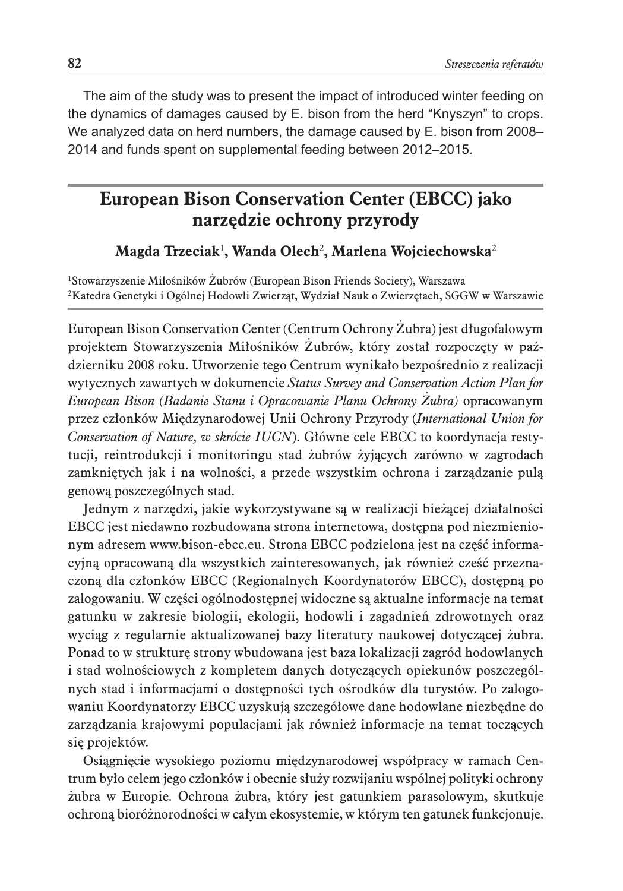The aim of the study was to present the impact of introduced winter feeding on the dynamics of damages caused by E. bison from the herd "Knyszyn" to crops. We analyzed data on herd numbers, the damage caused by E. bison from 2008–2014 and funds spent on supplemental feeding between 2012–2015.

## European Bison Conservation Center (EBCC) jako narzędzie ochrony przyrody

**Magda Trzeciak**[1]**, Wanda Olech**[2]**, Marlena Wojciechowska**[2]

[1]Stowarzyszenie Miłośników Żubrów (European Bison Friends Society), Warszawa
[2]Katedra Genetyki i Ogólnej Hodowli Zwierząt, Wydział Nauk o Zwierzętach, SGGW w Warszawie

European Bison Conservation Center (Centrum Ochrony Żubra) jest długofalowym projektem Stowarzyszenia Miłośników Żubrów, który został rozpoczęty w październiku 2008 roku. Utworzenie tego Centrum wynikało bezpośrednio z realizacji wytycznych zawartych w dokumencie *Status Survey and Conservation Action Plan for European Bison (Badanie Stanu i Opracowanie Planu Ochrony Żubra)* opracowanym przez członków Międzynarodowej Unii Ochrony Przyrody (*International Union for Conservation of Nature, w skrócie IUCN*). Główne cele EBCC to koordynacja restytucji, reintrodukcji i monitoringu stad żubrów żyjących zarówno w zagrodach zamkniętych jak i na wolności, a przede wszystkim ochrona i zarządzanie pulą genową poszczególnych stad.

Jednym z narzędzi, jakie wykorzystywane są w realizacji bieżącej działalności EBCC jest niedawno rozbudowana strona internetowa, dostępna pod niezmienionym adresem www.bison-ebcc.eu. Strona EBCC podzielona jest na część informacyjną opracowaną dla wszystkich zainteresowanych, jak również cześć przeznaczoną dla członków EBCC (Regionalnych Koordynatorów EBCC), dostępną po zalogowaniu. W części ogólnodostępnej widoczne są aktualne informacje na temat gatunku w zakresie biologii, ekologii, hodowli i zagadnień zdrowotnych oraz wyciąg z regularnie aktualizowanej bazy literatury naukowej dotyczącej żubra. Ponad to w strukturę strony wbudowana jest baza lokalizacji zagród hodowlanych i stad wolnościowych z kompletem danych dotyczących opiekunów poszczególnych stad i informacjami o dostępności tych ośrodków dla turystów. Po zalogowaniu Koordynatorzy EBCC uzyskują szczegółowe dane hodowlane niezbędne do zarządzania krajowymi populacjami jak również informacje na temat toczących się projektów.

Osiągnięcie wysokiego poziomu międzynarodowej współpracy w ramach Centrum było celem jego członków i obecnie służy rozwijaniu wspólnej polityki ochrony żubra w Europie. Ochrona żubra, który jest gatunkiem parasolowym, skutkuje ochroną bioróżnorodności w całym ekosystemie, w którym ten gatunek funkcjonuje.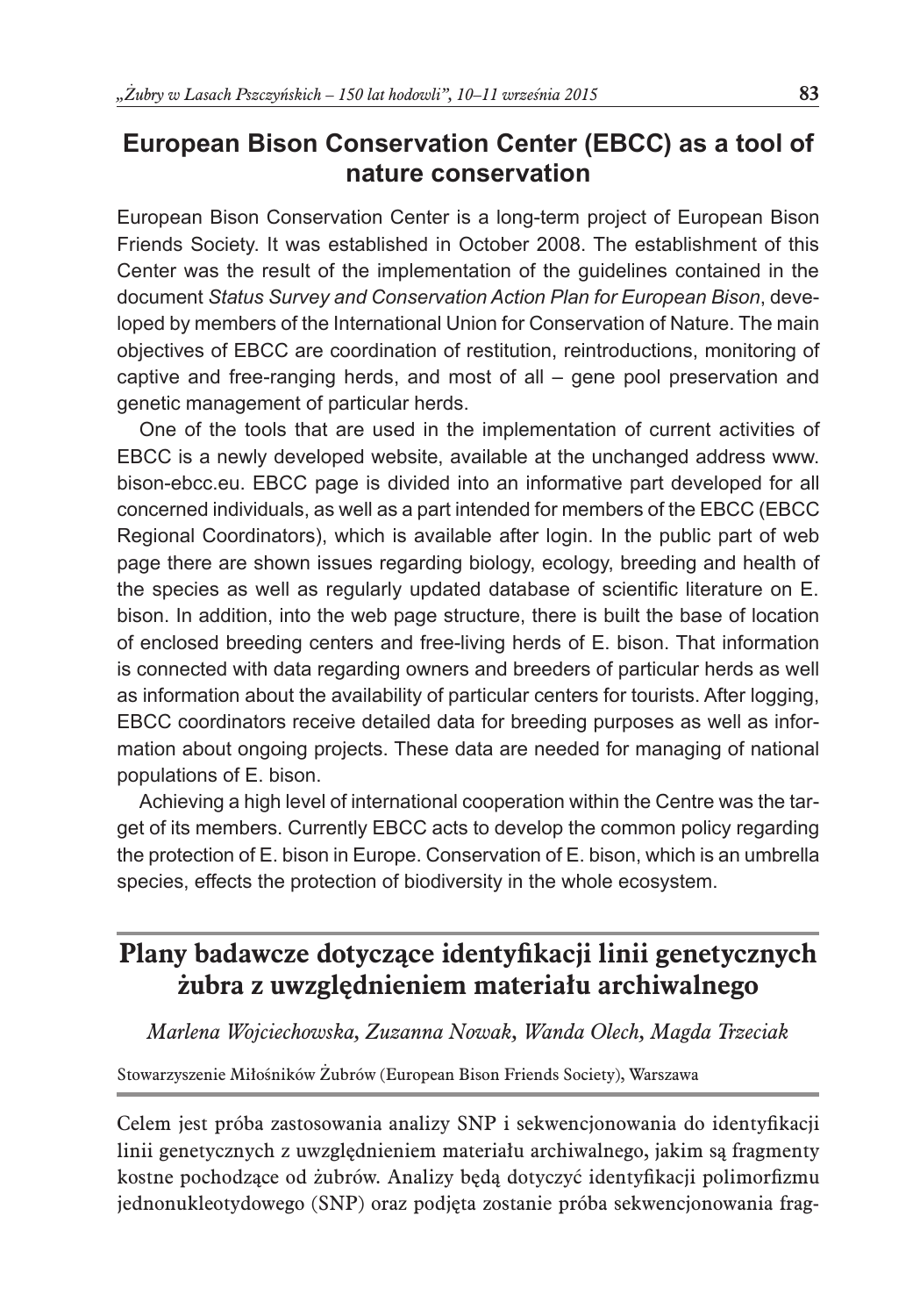## European Bison Conservation Center (EBCC) as a tool of nature conservation

European Bison Conservation Center is a long-term project of European Bison Friends Society. It was established in October 2008. The establishment of this Center was the result of the implementation of the guidelines contained in the document *Status Survey and Conservation Action Plan for European Bison*, developed by members of the International Union for Conservation of Nature. The main objectives of EBCC are coordination of restitution, reintroductions, monitoring of captive and free-ranging herds, and most of all – gene pool preservation and genetic management of particular herds.

One of the tools that are used in the implementation of current activities of EBCC is a newly developed website, available at the unchanged address www.bison-ebcc.eu. EBCC page is divided into an informative part developed for all concerned individuals, as well as a part intended for members of the EBCC (EBCC Regional Coordinators), which is available after login. In the public part of web page there are shown issues regarding biology, ecology, breeding and health of the species as well as regularly updated database of scientific literature on E. bison. In addition, into the web page structure, there is built the base of location of enclosed breeding centers and free-living herds of E. bison. That information is connected with data regarding owners and breeders of particular herds as well as information about the availability of particular centers for tourists. After logging, EBCC coordinators receive detailed data for breeding purposes as well as information about ongoing projects. These data are needed for managing of national populations of E. bison.

Achieving a high level of international cooperation within the Centre was the target of its members. Currently EBCC acts to develop the common policy regarding the protection of E. bison in Europe. Conservation of E. bison, which is an umbrella species, effects the protection of biodiversity in the whole ecosystem.

## Plany badawcze dotyczące identyfikacji linii genetycznych żubra z uwzględnieniem materiału archiwalnego

*Marlena Wojciechowska, Zuzanna Nowak, Wanda Olech, Magda Trzeciak*

Stowarzyszenie Miłośników Żubrów (European Bison Friends Society), Warszawa

Celem jest próba zastosowania analizy SNP i sekwencjonowania do identyfikacji linii genetycznych z uwzględnieniem materiału archiwalnego, jakim są fragmenty kostne pochodzące od żubrów. Analizy będą dotyczyć identyfikacji polimorfizmu jednonukleotydowego (SNP) oraz podjęta zostanie próba sekwencjonowania frag-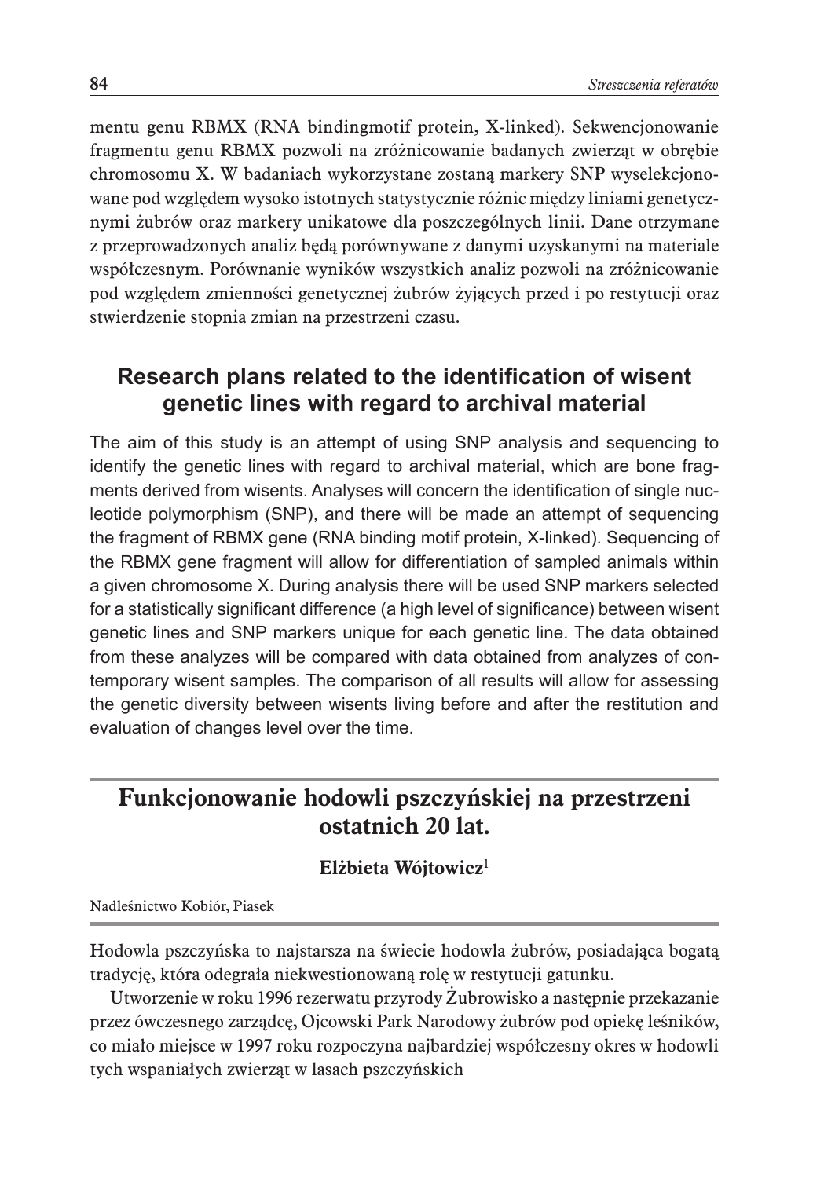mentu genu RBMX (RNA bindingmotif protein, X-linked). Sekwencjonowanie fragmentu genu RBMX pozwoli na zróżnicowanie badanych zwierząt w obrębie chromosomu X. W badaniach wykorzystane zostaną markery SNP wyselekcjonowane pod względem wysoko istotnych statystycznie różnic między liniami genetycznymi żubrów oraz markery unikatowe dla poszczególnych linii. Dane otrzymane z przeprowadzonych analiz będą porównywane z danymi uzyskanymi na materiale współczesnym. Porównanie wyników wszystkich analiz pozwoli na zróżnicowanie pod względem zmienności genetycznej żubrów żyjących przed i po restytucji oraz stwierdzenie stopnia zmian na przestrzeni czasu.

## Research plans related to the identification of wisent genetic lines with regard to archival material

The aim of this study is an attempt of using SNP analysis and sequencing to identify the genetic lines with regard to archival material, which are bone fragments derived from wisents. Analyses will concern the identification of single nucleotide polymorphism (SNP), and there will be made an attempt of sequencing the fragment of RBMX gene (RNA binding motif protein, X-linked). Sequencing of the RBMX gene fragment will allow for differentiation of sampled animals within a given chromosome X. During analysis there will be used SNP markers selected for a statistically significant difference (a high level of significance) between wisent genetic lines and SNP markers unique for each genetic line. The data obtained from these analyzes will be compared with data obtained from analyzes of contemporary wisent samples. The comparison of all results will allow for assessing the genetic diversity between wisents living before and after the restitution and evaluation of changes level over the time.

# Funkcjonowanie hodowli pszczyńskiej na przestrzeni ostatnich 20 lat.

**Elżbieta Wójtowicz**[1]

Nadleśnictwo Kobiór, Piasek

Hodowla pszczyńska to najstarsza na świecie hodowla żubrów, posiadająca bogatą tradycję, która odegrała niekwestionowaną rolę w restytucji gatunku.

Utworzenie w roku 1996 rezerwatu przyrody Żubrowisko a następnie przekazanie przez ówczesnego zarządcę, Ojcowski Park Narodowy żubrów pod opiekę leśników, co miało miejsce w 1997 roku rozpoczyna najbardziej współczesny okres w hodowli tych wspaniałych zwierząt w lasach pszczyńskich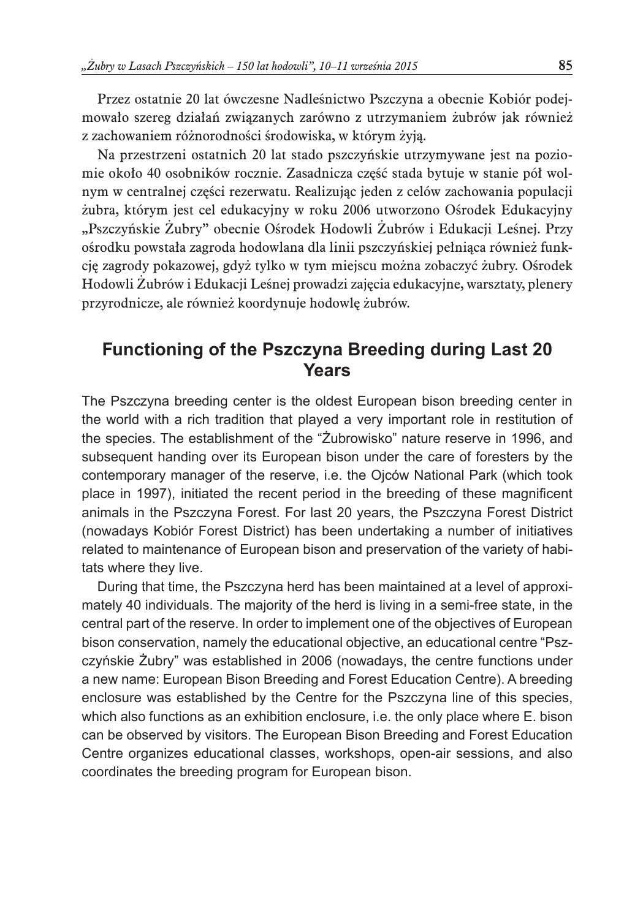Przez ostatnie 20 lat ówczesne Nadleśnictwo Pszczyna a obecnie Kobiór podejmowało szereg działań związanych zarówno z utrzymaniem żubrów jak również z zachowaniem różnorodności środowiska, w którym żyją.

Na przestrzeni ostatnich 20 lat stado pszczyńskie utrzymywane jest na poziomie około 40 osobników rocznie. Zasadnicza część stada bytuje w stanie pół wolnym w centralnej części rezerwatu. Realizując jeden z celów zachowania populacji żubra, którym jest cel edukacyjny w roku 2006 utworzono Ośrodek Edukacyjny „Pszczyńskie Żubry" obecnie Ośrodek Hodowli Żubrów i Edukacji Leśnej. Przy ośrodku powstała zagroda hodowlana dla linii pszczyńskiej pełniąca również funkcję zagrody pokazowej, gdyż tylko w tym miejscu można zobaczyć żubry. Ośrodek Hodowli Żubrów i Edukacji Leśnej prowadzi zajęcia edukacyjne, warsztaty, plenery przyrodnicze, ale również koordynuje hodowlę żubrów.

## Functioning of the Pszczyna Breeding during Last 20 Years

The Pszczyna breeding center is the oldest European bison breeding center in the world with a rich tradition that played a very important role in restitution of the species. The establishment of the "Żubrowisko" nature reserve in 1996, and subsequent handing over its European bison under the care of foresters by the contemporary manager of the reserve, i.e. the Ojców National Park (which took place in 1997), initiated the recent period in the breeding of these magnificent animals in the Pszczyna Forest. For last 20 years, the Pszczyna Forest District (nowadays Kobiór Forest District) has been undertaking a number of initiatives related to maintenance of European bison and preservation of the variety of habitats where they live.

During that time, the Pszczyna herd has been maintained at a level of approximately 40 individuals. The majority of the herd is living in a semi-free state, in the central part of the reserve. In order to implement one of the objectives of European bison conservation, namely the educational objective, an educational centre "Pszczyńskie Żubry" was established in 2006 (nowadays, the centre functions under a new name: European Bison Breeding and Forest Education Centre). A breeding enclosure was established by the Centre for the Pszczyna line of this species, which also functions as an exhibition enclosure, i.e. the only place where E. bison can be observed by visitors. The European Bison Breeding and Forest Education Centre organizes educational classes, workshops, open-air sessions, and also coordinates the breeding program for European bison.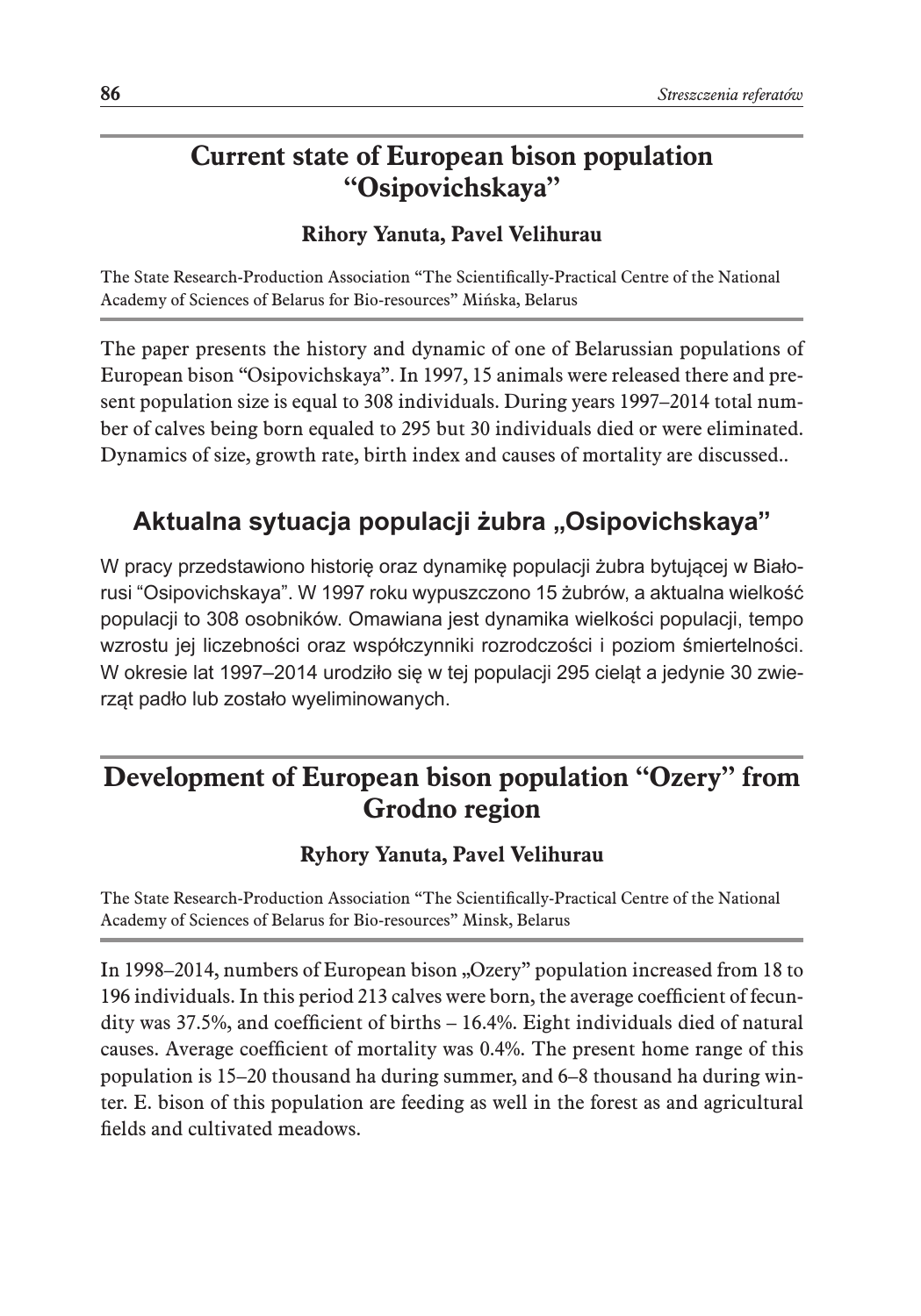## Current state of European bison population "Osipovichskaya"

**Rihory Yanuta, Pavel Velihurau**

The State Research-Production Association "The Scientifically-Practical Centre of the National Academy of Sciences of Belarus for Bio-resources" Mińska, Belarus

The paper presents the history and dynamic of one of Belarussian populations of European bison "Osipovichskaya". In 1997, 15 animals were released there and present population size is equal to 308 individuals. During years 1997–2014 total number of calves being born equaled to 295 but 30 individuals died or were eliminated. Dynamics of size, growth rate, birth index and causes of mortality are discussed..

### Aktualna sytuacja populacji żubra „Osipovichskaya"

W pracy przedstawiono historię oraz dynamikę populacji żubra bytującej w Białorusi "Osipovichskaya". W 1997 roku wypuszczono 15 żubrów, a aktualna wielkość populacji to 308 osobników. Omawiana jest dynamika wielkości populacji, tempo wzrostu jej liczebności oraz współczynniki rozrodczości i poziom śmiertelności. W okresie lat 1997–2014 urodziło się w tej populacji 295 cieląt a jedynie 30 zwierząt padło lub zostało wyeliminowanych.

## Development of European bison population "Ozery" from Grodno region

**Ryhory Yanuta, Pavel Velihurau**

The State Research-Production Association "The Scientifically-Practical Centre of the National Academy of Sciences of Belarus for Bio-resources" Minsk, Belarus

In 1998–2014, numbers of European bison „Ozery" population increased from 18 to 196 individuals. In this period 213 calves were born, the average coefficient of fecundity was 37.5%, and coefficient of births – 16.4%. Eight individuals died of natural causes. Average coefficient of mortality was 0.4%. The present home range of this population is 15–20 thousand ha during summer, and 6–8 thousand ha during winter. E. bison of this population are feeding as well in the forest as and agricultural fields and cultivated meadows.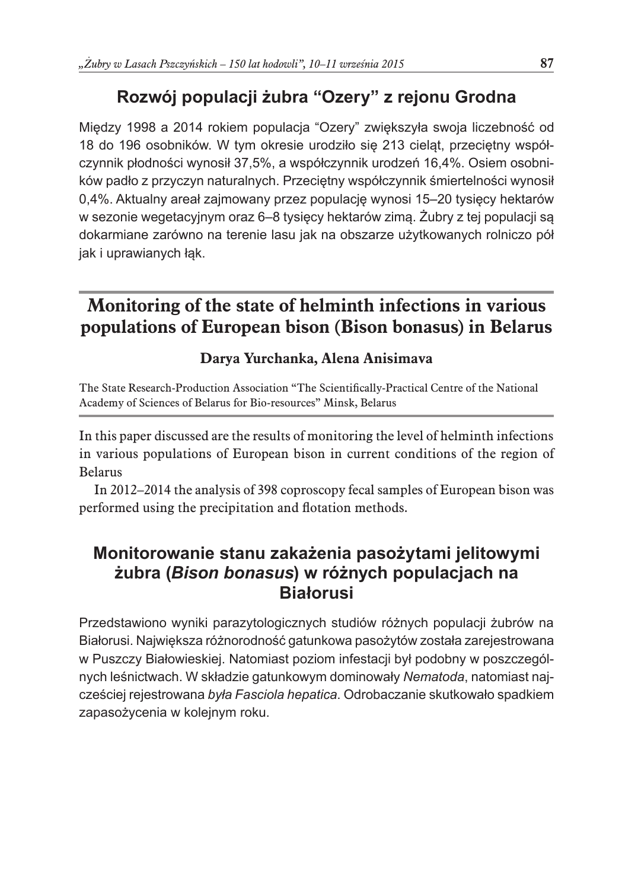## Rozwój populacji żubra "Ozery" z rejonu Grodna

Między 1998 a 2014 rokiem populacja "Ozery" zwiększyła swoja liczebność od 18 do 196 osobników. W tym okresie urodziło się 213 cieląt, przeciętny współczynnik płodności wynosił 37,5%, a współczynnik urodzeń 16,4%. Osiem osobników padło z przyczyn naturalnych. Przeciętny współczynnik śmiertelności wynosił 0,4%. Aktualny areał zajmowany przez populację wynosi 15–20 tysięcy hektarów w sezonie wegetacyjnym oraz 6–8 tysięcy hektarów zimą. Żubry z tej populacji są dokarmiane zarówno na terenie lasu jak na obszarze użytkowanych rolniczo pól jak i uprawianych łąk.

# Monitoring of the state of helminth infections in various populations of European bison (Bison bonasus) in Belarus

**Darya Yurchanka, Alena Anisimava**

The State Research-Production Association "The Scientifically-Practical Centre of the National Academy of Sciences of Belarus for Bio-resources" Minsk, Belarus

In this paper discussed are the results of monitoring the level of helminth infections in various populations of European bison in current conditions of the region of Belarus

In 2012–2014 the analysis of 398 coproscopy fecal samples of European bison was performed using the precipitation and flotation methods.

## Monitorowanie stanu zakażenia pasożytami jelitowymi żubra (*Bison bonasus*) w różnych populacjach na Białorusi

Przedstawiono wyniki parazytologicznych studiów różnych populacji żubrów na Białorusi. Największa różnorodność gatunkowa pasożytów została zarejestrowana w Puszczy Białowieskiej. Natomiast poziom infestacji był podobny w poszczególnych leśnictwach. W składzie gatunkowym dominowały *Nematoda*, natomiast najcześciej rejestrowana *była Fasciola hepatica*. Odrobaczanie skutkowało spadkiem zapasożycenia w kolejnym roku.